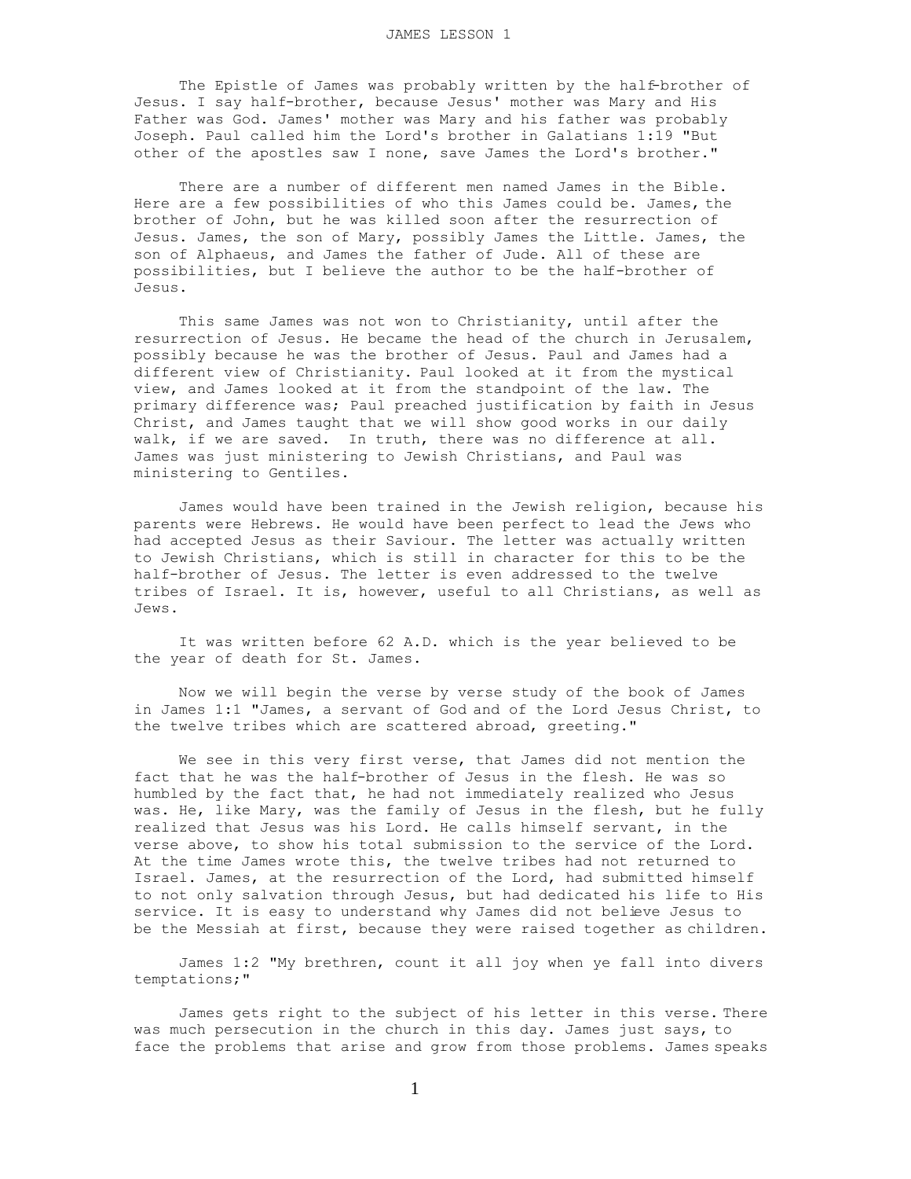# JAMES LESSON 1

The Epistle of James was probably written by the half-brother of Jesus. I say half-brother, because Jesus' mother was Mary and His Father was God. James' mother was Mary and his father was probably Joseph. Paul called him the Lord's brother in Galatians 1:19 "But other of the apostles saw I none, save James the Lord's brother."

There are a number of different men named James in the Bible. Here are a few possibilities of who this James could be. James, the brother of John, but he was killed soon after the resurrection of Jesus. James, the son of Mary, possibly James the Little. James, the son of Alphaeus, and James the father of Jude. All of these are possibilities, but I believe the author to be the half-brother of Jesus.

This same James was not won to Christianity, until after the resurrection of Jesus. He became the head of the church in Jerusalem, possibly because he was the brother of Jesus. Paul and James had a different view of Christianity. Paul looked at it from the mystical view, and James looked at it from the standpoint of the law. The primary difference was; Paul preached justification by faith in Jesus Christ, and James taught that we will show good works in our daily walk, if we are saved. In truth, there was no difference at all. James was just ministering to Jewish Christians, and Paul was ministering to Gentiles.

James would have been trained in the Jewish religion, because his parents were Hebrews. He would have been perfect to lead the Jews who had accepted Jesus as their Saviour. The letter was actually written to Jewish Christians, which is still in character for this to be the half-brother of Jesus. The letter is even addressed to the twelve tribes of Israel. It is, however, useful to all Christians, as well as Jews.

It was written before 62 A.D. which is the year believed to be the year of death for St. James.

Now we will begin the verse by verse study of the book of James in James 1:1 "James, a servant of God and of the Lord Jesus Christ, to the twelve tribes which are scattered abroad, greeting."

We see in this very first verse, that James did not mention the fact that he was the half-brother of Jesus in the flesh. He was so humbled by the fact that, he had not immediately realized who Jesus was. He, like Mary, was the family of Jesus in the flesh, but he fully realized that Jesus was his Lord. He calls himself servant, in the verse above, to show his total submission to the service of the Lord. At the time James wrote this, the twelve tribes had not returned to Israel. James, at the resurrection of the Lord, had submitted himself to not only salvation through Jesus, but had dedicated his life to His service. It is easy to understand why James did not believe Jesus to be the Messiah at first, because they were raised together as children.

James 1:2 "My brethren, count it all joy when ye fall into divers temptations;"

James gets right to the subject of his letter in this verse. There was much persecution in the church in this day. James just says, to face the problems that arise and grow from those problems. James speaks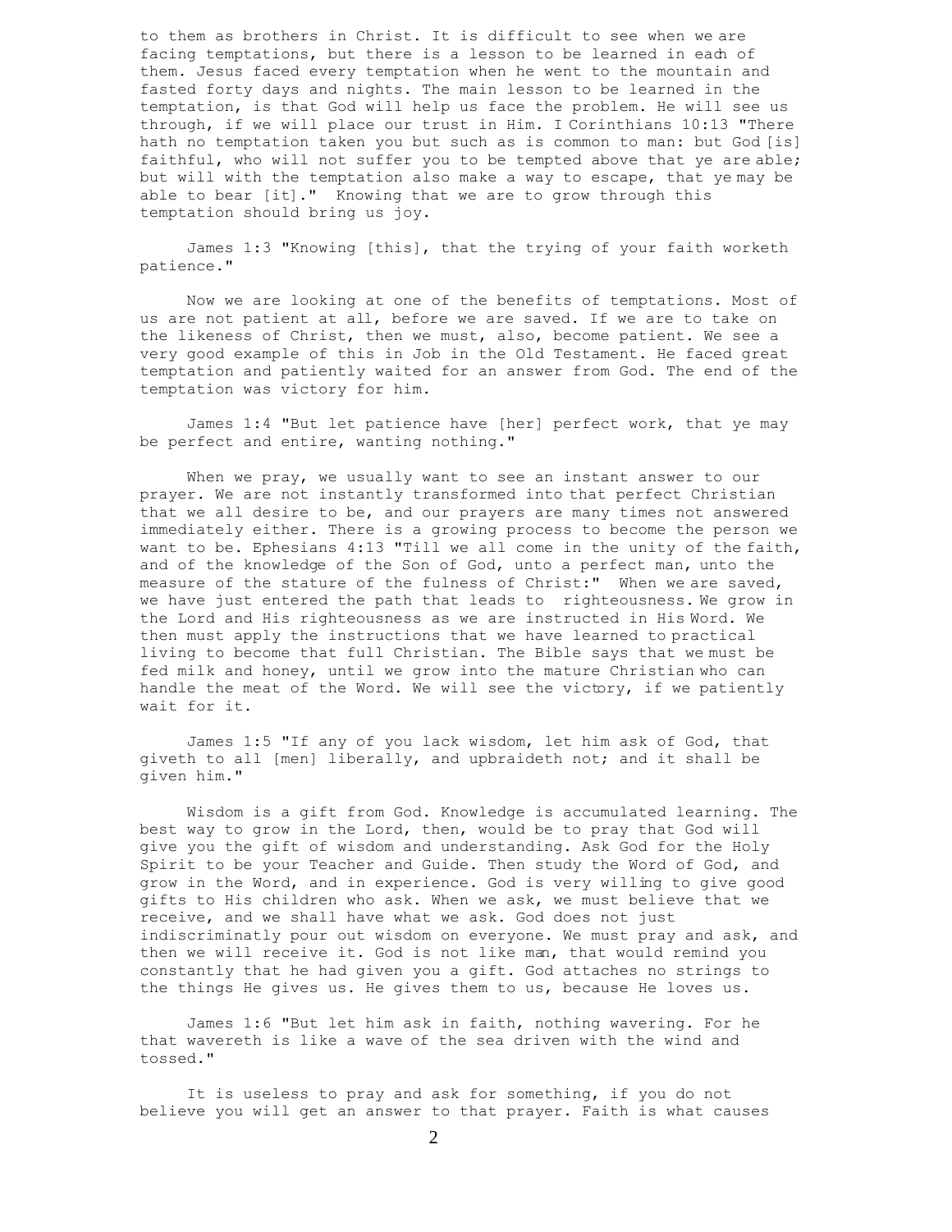to them as brothers in Christ. It is difficult to see when we are facing temptations, but there is a lesson to be learned in each of them. Jesus faced every temptation when he went to the mountain and fasted forty days and nights. The main lesson to be learned in the temptation, is that God will help us face the problem. He will see us through, if we will place our trust in Him. I Corinthians 10:13 "There hath no temptation taken you but such as is common to man: but God [is] faithful, who will not suffer you to be tempted above that ye are able; but will with the temptation also make a way to escape, that ye may be able to bear [it]." Knowing that we are to grow through this temptation should bring us joy.

James 1:3 "Knowing [this], that the trying of your faith worketh patience."

Now we are looking at one of the benefits of temptations. Most of us are not patient at all, before we are saved. If we are to take on the likeness of Christ, then we must, also, become patient. We see a very good example of this in Job in the Old Testament. He faced great temptation and patiently waited for an answer from God. The end of the temptation was victory for him.

James 1:4 "But let patience have [her] perfect work, that ye may be perfect and entire, wanting nothing."

When we pray, we usually want to see an instant answer to our prayer. We are not instantly transformed into that perfect Christian that we all desire to be, and our prayers are many times not answered immediately either. There is a growing process to become the person we want to be. Ephesians 4:13 "Till we all come in the unity of the faith, and of the knowledge of the Son of God, unto a perfect man, unto the measure of the stature of the fulness of Christ:" When we are saved, we have just entered the path that leads to righteousness. We grow in the Lord and His righteousness as we are instructed in His Word. We then must apply the instructions that we have learned to practical living to become that full Christian. The Bible says that we must be fed milk and honey, until we grow into the mature Christian who can handle the meat of the Word. We will see the victory, if we patiently wait for it.

James 1:5 "If any of you lack wisdom, let him ask of God, that giveth to all [men] liberally, and upbraideth not; and it shall be given him."

Wisdom is a gift from God. Knowledge is accumulated learning. The best way to grow in the Lord, then, would be to pray that God will give you the gift of wisdom and understanding. Ask God for the Holy Spirit to be your Teacher and Guide. Then study the Word of God, and grow in the Word, and in experience. God is very willing to give good gifts to His children who ask. When we ask, we must believe that we receive, and we shall have what we ask. God does not just indiscriminatly pour out wisdom on everyone. We must pray and ask, and then we will receive it. God is not like man, that would remind you constantly that he had given you a gift. God attaches no strings to the things He gives us. He gives them to us, because He loves us.

James 1:6 "But let him ask in faith, nothing wavering. For he that wavereth is like a wave of the sea driven with the wind and tossed."

It is useless to pray and ask for something, if you do not believe you will get an answer to that prayer. Faith is what causes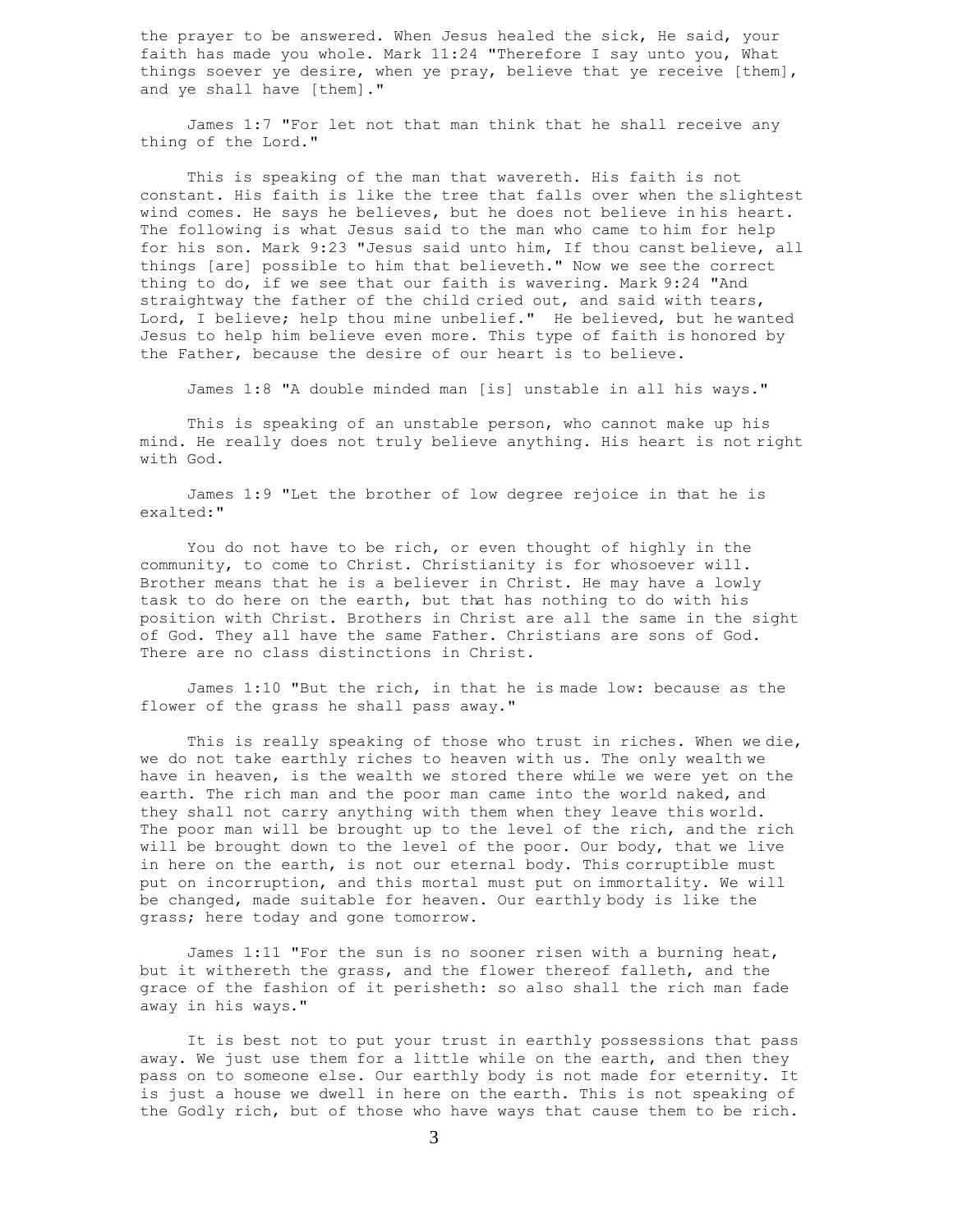the prayer to be answered. When Jesus healed the sick, He said, your faith has made you whole. Mark 11:24 "Therefore I say unto you, What things soever ye desire, when ye pray, believe that ye receive [them], and ye shall have [them]."

James 1:7 "For let not that man think that he shall receive any thing of the Lord."

This is speaking of the man that wavereth. His faith is not constant. His faith is like the tree that falls over when the slightest wind comes. He says he believes, but he does not believe in his heart. The following is what Jesus said to the man who came to him for help for his son. Mark 9:23 "Jesus said unto him, If thou canst believe, all things [are] possible to him that believeth." Now we see the correct thing to do, if we see that our faith is wavering. Mark 9:24 "And straightway the father of the child cried out, and said with tears, Lord, I believe; help thou mine unbelief." He believed, but he wanted Jesus to help him believe even more. This type of faith is honored by the Father, because the desire of our heart is to believe.

James 1:8 "A double minded man [is] unstable in all his ways."

This is speaking of an unstable person, who cannot make up his mind. He really does not truly believe anything. His heart is not right with God.

James 1:9 "Let the brother of low degree rejoice in that he is exalted:"

You do not have to be rich, or even thought of highly in the community, to come to Christ. Christianity is for whosoever will. Brother means that he is a believer in Christ. He may have a lowly task to do here on the earth, but that has nothing to do with his position with Christ. Brothers in Christ are all the same in the sight of God. They all have the same Father. Christians are sons of God. There are no class distinctions in Christ.

James 1:10 "But the rich, in that he is made low: because as the flower of the grass he shall pass away."

This is really speaking of those who trust in riches. When we die, we do not take earthly riches to heaven with us. The only wealth we have in heaven, is the wealth we stored there while we were yet on the earth. The rich man and the poor man came into the world naked, and they shall not carry anything with them when they leave this world. The poor man will be brought up to the level of the rich, and the rich will be brought down to the level of the poor. Our body, that we live in here on the earth, is not our eternal body. This corruptible must put on incorruption, and this mortal must put on immortality. We will be changed, made suitable for heaven. Our earthly body is like the grass; here today and gone tomorrow.

James 1:11 "For the sun is no sooner risen with a burning heat, but it withereth the grass, and the flower thereof falleth, and the grace of the fashion of it perisheth: so also shall the rich man fade away in his ways."

It is best not to put your trust in earthly possessions that pass away. We just use them for a little while on the earth, and then they pass on to someone else. Our earthly body is not made for eternity. It is just a house we dwell in here on the earth. This is not speaking of the Godly rich, but of those who have ways that cause them to be rich.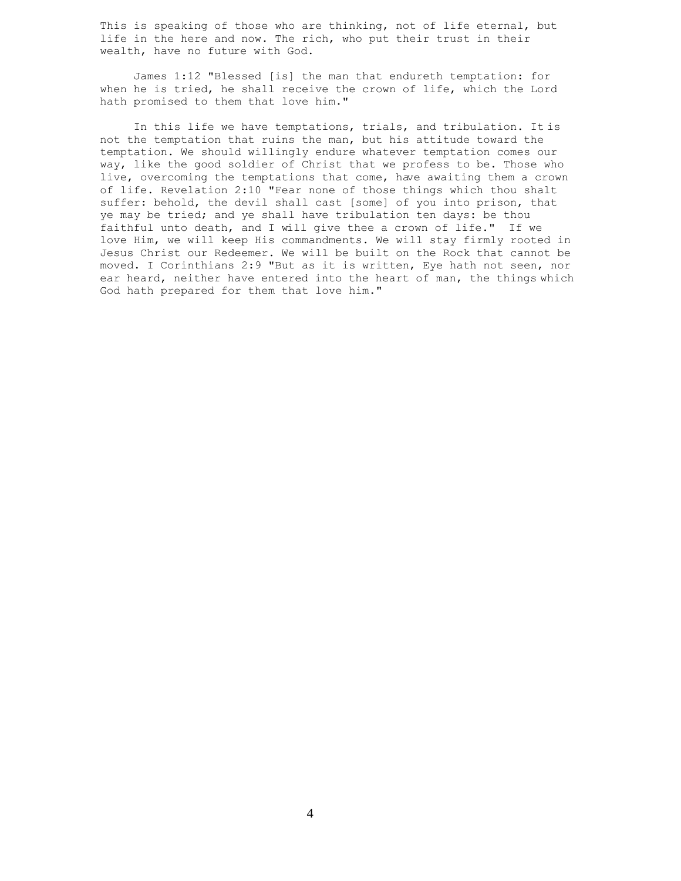This is speaking of those who are thinking, not of life eternal, but life in the here and now. The rich, who put their trust in their wealth, have no future with God.

James 1:12 "Blessed [is] the man that endureth temptation: for when he is tried, he shall receive the crown of life, which the Lord hath promised to them that love him."

In this life we have temptations, trials, and tribulation. It is not the temptation that ruins the man, but his attitude toward the temptation. We should willingly endure whatever temptation comes our way, like the good soldier of Christ that we profess to be. Those who live, overcoming the temptations that come, have awaiting them a crown of life. Revelation 2:10 "Fear none of those things which thou shalt suffer: behold, the devil shall cast [some] of you into prison, that ye may be tried; and ye shall have tribulation ten days: be thou faithful unto death, and I will give thee a crown of life." If we love Him, we will keep His commandments. We will stay firmly rooted in Jesus Christ our Redeemer. We will be built on the Rock that cannot be moved. I Corinthians 2:9 "But as it is written, Eye hath not seen, nor ear heard, neither have entered into the heart of man, the things which God hath prepared for them that love him."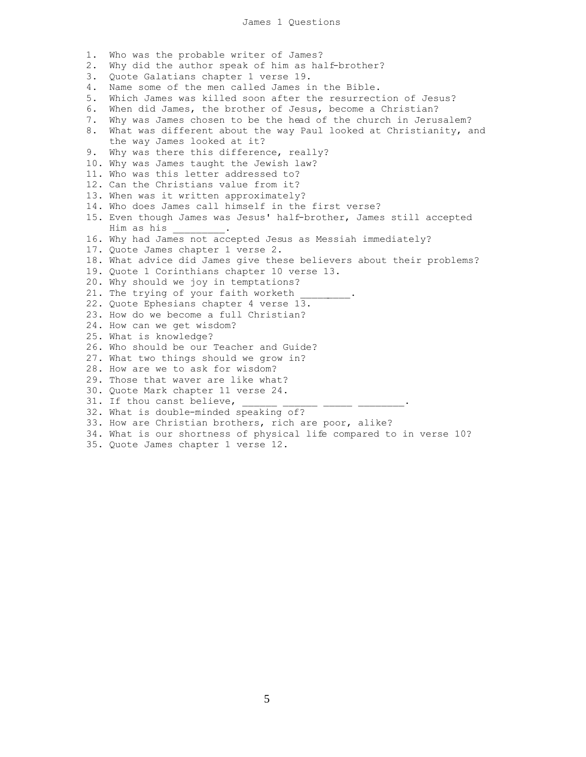# James 1 Questions

1. Who was the probable writer of James?
2. Why did the author speak of him as half-brother?
3. Quote Galatians chapter 1 verse 19.
4. Name some of the men called James in the Bible.
5. Which James was killed soon after the resurrection of Jesus?
6. When did James, the brother of Jesus, become a Christian?
7. Why was James chosen to be the head of the church in Jerusalem?
8. What was different about the way Paul looked at Christianity, and the way James looked at it?
9. Why was there this difference, really?
10. Why was James taught the Jewish law?
11. Who was this letter addressed to?
12. Can the Christians value from it?
13. When was it written approximately?
14. Who does James call himself in the first verse?
15. Even though James was Jesus' half-brother, James still accepted Him as his _________.
16. Why had James not accepted Jesus as Messiah immediately?
17. Quote James chapter 1 verse 2.
18. What advice did James give these believers about their problems?
19. Quote 1 Corinthians chapter 10 verse 13.
20. Why should we joy in temptations?
21. The trying of your faith worketh _________.
22. Quote Ephesians chapter 4 verse 13.
23. How do we become a full Christian?
24. How can we get wisdom?
25. What is knowledge?
26. Who should be our Teacher and Guide?
27. What two things should we grow in?
28. How are we to ask for wisdom?
29. Those that waver are like what?
30. Quote Mark chapter 11 verse 24.
31. If thou canst believe, ______ ______ _____ ________.
32. What is double-minded speaking of?
33. How are Christian brothers, rich are poor, alike?
34. What is our shortness of physical life compared to in verse 10?
35. Quote James chapter 1 verse 12.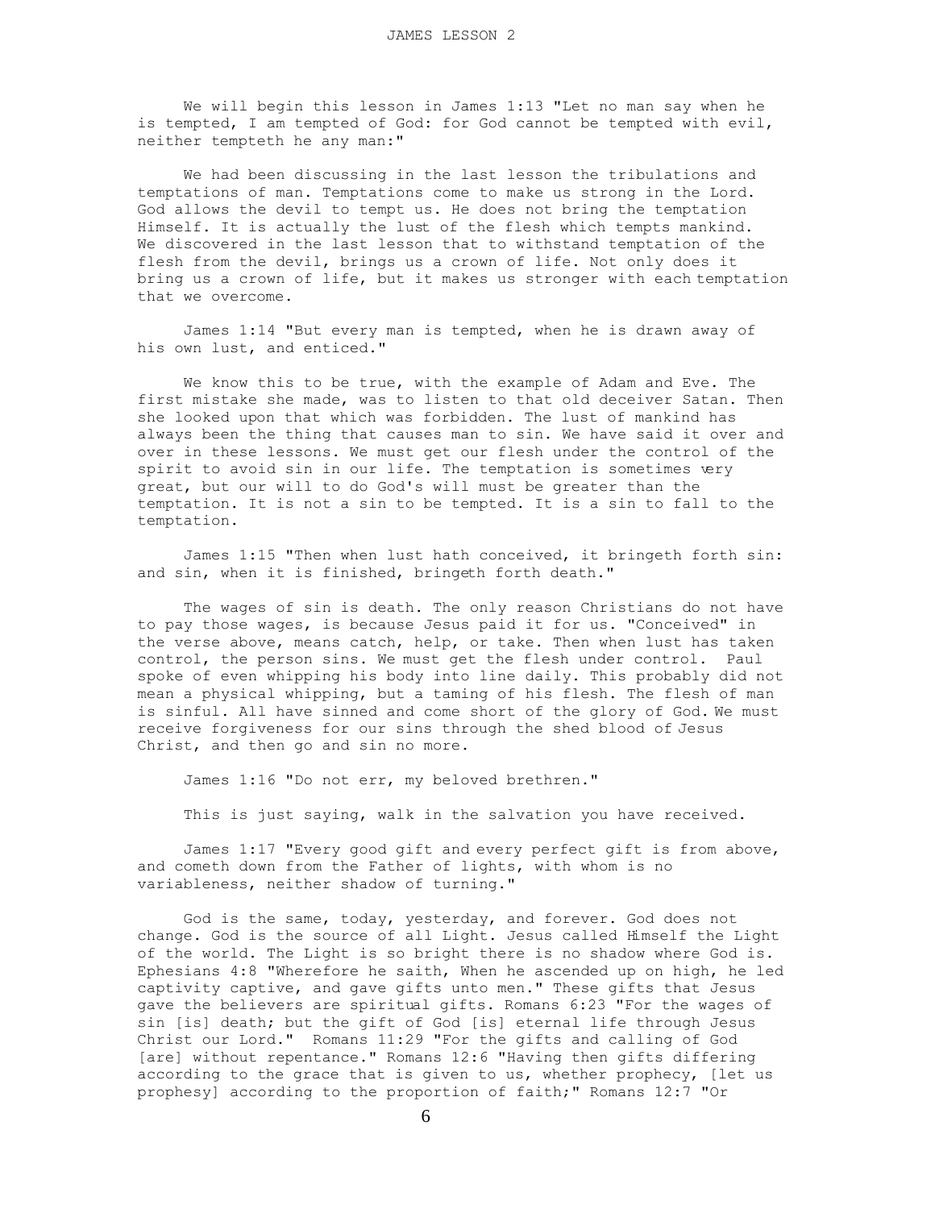# JAMES LESSON 2

We will begin this lesson in James 1:13 "Let no man say when he is tempted, I am tempted of God: for God cannot be tempted with evil, neither tempteth he any man:"

We had been discussing in the last lesson the tribulations and temptations of man. Temptations come to make us strong in the Lord. God allows the devil to tempt us. He does not bring the temptation Himself. It is actually the lust of the flesh which tempts mankind. We discovered in the last lesson that to withstand temptation of the flesh from the devil, brings us a crown of life. Not only does it bring us a crown of life, but it makes us stronger with each temptation that we overcome.

James 1:14 "But every man is tempted, when he is drawn away of his own lust, and enticed."

We know this to be true, with the example of Adam and Eve. The first mistake she made, was to listen to that old deceiver Satan. Then she looked upon that which was forbidden. The lust of mankind has always been the thing that causes man to sin. We have said it over and over in these lessons. We must get our flesh under the control of the spirit to avoid sin in our life. The temptation is sometimes very great, but our will to do God's will must be greater than the temptation. It is not a sin to be tempted. It is a sin to fall to the temptation.

James 1:15 "Then when lust hath conceived, it bringeth forth sin: and sin, when it is finished, bringeth forth death."

The wages of sin is death. The only reason Christians do not have to pay those wages, is because Jesus paid it for us. "Conceived" in the verse above, means catch, help, or take. Then when lust has taken control, the person sins. We must get the flesh under control. Paul spoke of even whipping his body into line daily. This probably did not mean a physical whipping, but a taming of his flesh. The flesh of man is sinful. All have sinned and come short of the glory of God. We must receive forgiveness for our sins through the shed blood of Jesus Christ, and then go and sin no more.

James 1:16 "Do not err, my beloved brethren."

This is just saying, walk in the salvation you have received.

James 1:17 "Every good gift and every perfect gift is from above, and cometh down from the Father of lights, with whom is no variableness, neither shadow of turning."

God is the same, today, yesterday, and forever. God does not change. God is the source of all Light. Jesus called Himself the Light of the world. The Light is so bright there is no shadow where God is. Ephesians 4:8 "Wherefore he saith, When he ascended up on high, he led captivity captive, and gave gifts unto men." These gifts that Jesus gave the believers are spiritual gifts. Romans 6:23 "For the wages of sin [is] death; but the gift of God [is] eternal life through Jesus Christ our Lord." Romans 11:29 "For the gifts and calling of God [are] without repentance." Romans 12:6 "Having then gifts differing according to the grace that is given to us, whether prophecy, [let us prophesy] according to the proportion of faith;" Romans 12:7 "Or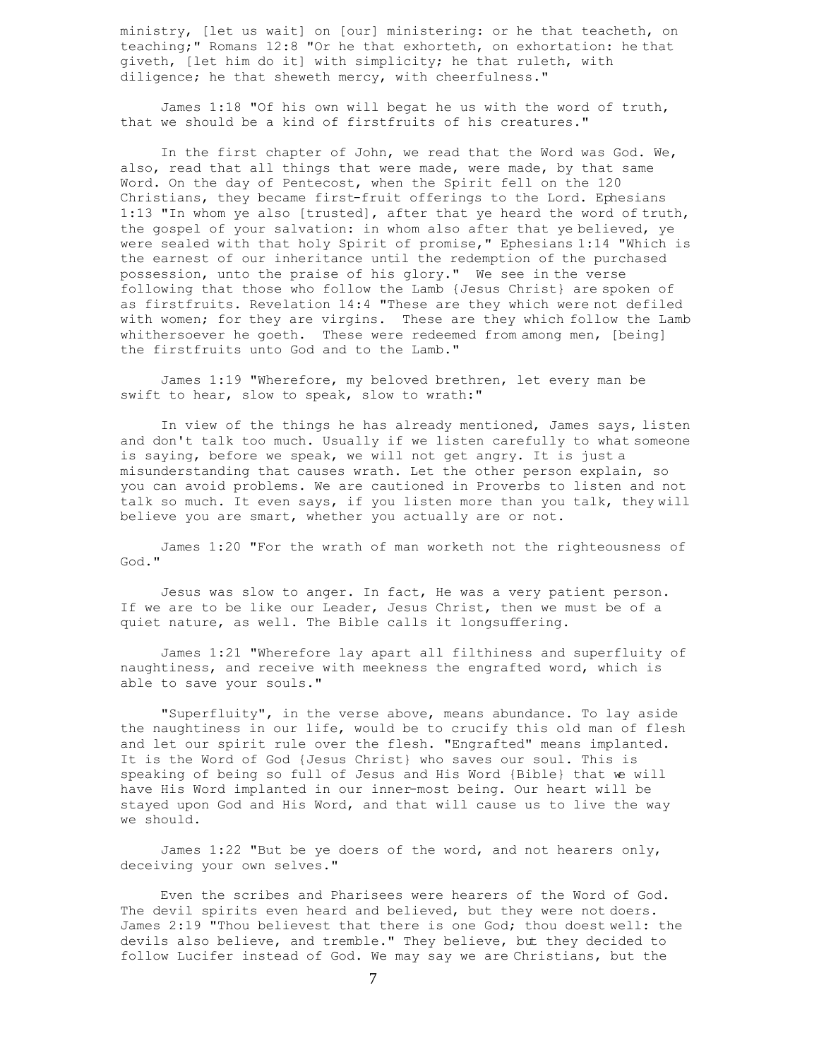ministry, [let us wait] on [our] ministering: or he that teacheth, on teaching;" Romans 12:8 "Or he that exhorteth, on exhortation: he that giveth, [let him do it] with simplicity; he that ruleth, with diligence; he that sheweth mercy, with cheerfulness."

James 1:18 "Of his own will begat he us with the word of truth, that we should be a kind of firstfruits of his creatures."

In the first chapter of John, we read that the Word was God. We, also, read that all things that were made, were made, by that same Word. On the day of Pentecost, when the Spirit fell on the 120 Christians, they became first-fruit offerings to the Lord. Ephesians 1:13 "In whom ye also [trusted], after that ye heard the word of truth, the gospel of your salvation: in whom also after that ye believed, ye were sealed with that holy Spirit of promise," Ephesians 1:14 "Which is the earnest of our inheritance until the redemption of the purchased possession, unto the praise of his glory." We see in the verse following that those who follow the Lamb {Jesus Christ} are spoken of as firstfruits. Revelation 14:4 "These are they which were not defiled with women; for they are virgins. These are they which follow the Lamb whithersoever he goeth. These were redeemed from among men, [being] the firstfruits unto God and to the Lamb."

James 1:19 "Wherefore, my beloved brethren, let every man be swift to hear, slow to speak, slow to wrath:"

In view of the things he has already mentioned, James says, listen and don't talk too much. Usually if we listen carefully to what someone is saying, before we speak, we will not get angry. It is just a misunderstanding that causes wrath. Let the other person explain, so you can avoid problems. We are cautioned in Proverbs to listen and not talk so much. It even says, if you listen more than you talk, they will believe you are smart, whether you actually are or not.

James 1:20 "For the wrath of man worketh not the righteousness of God."

Jesus was slow to anger. In fact, He was a very patient person. If we are to be like our Leader, Jesus Christ, then we must be of a quiet nature, as well. The Bible calls it longsuffering.

James 1:21 "Wherefore lay apart all filthiness and superfluity of naughtiness, and receive with meekness the engrafted word, which is able to save your souls."

"Superfluity", in the verse above, means abundance. To lay aside the naughtiness in our life, would be to crucify this old man of flesh and let our spirit rule over the flesh. "Engrafted" means implanted. It is the Word of God {Jesus Christ} who saves our soul. This is speaking of being so full of Jesus and His Word {Bible} that we will have His Word implanted in our inner-most being. Our heart will be stayed upon God and His Word, and that will cause us to live the way we should.

James 1:22 "But be ye doers of the word, and not hearers only, deceiving your own selves."

Even the scribes and Pharisees were hearers of the Word of God. The devil spirits even heard and believed, but they were not doers. James 2:19 "Thou believest that there is one God; thou doest well: the devils also believe, and tremble." They believe, but they decided to follow Lucifer instead of God. We may say we are Christians, but the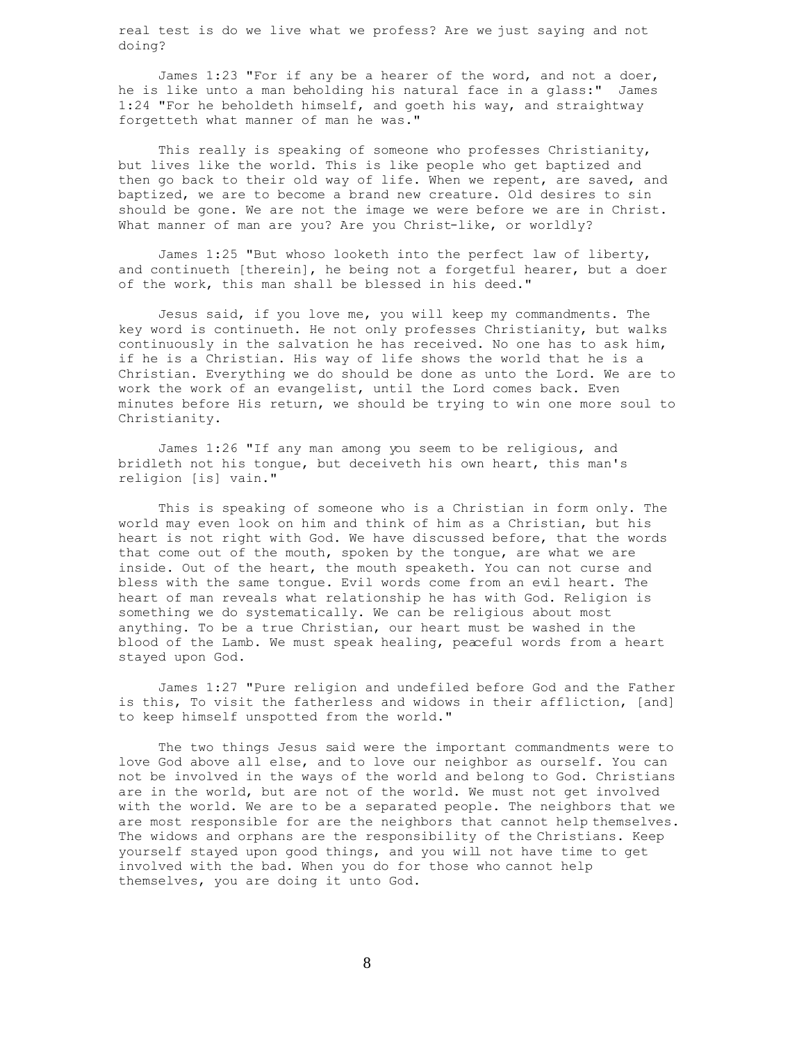real test is do we live what we profess? Are we just saying and not doing?

James 1:23 "For if any be a hearer of the word, and not a doer, he is like unto a man beholding his natural face in a glass:" James 1:24 "For he beholdeth himself, and goeth his way, and straightway forgetteth what manner of man he was."

This really is speaking of someone who professes Christianity, but lives like the world. This is like people who get baptized and then go back to their old way of life. When we repent, are saved, and baptized, we are to become a brand new creature. Old desires to sin should be gone. We are not the image we were before we are in Christ. What manner of man are you? Are you Christ-like, or worldly?

James 1:25 "But whoso looketh into the perfect law of liberty, and continueth [therein], he being not a forgetful hearer, but a doer of the work, this man shall be blessed in his deed."

Jesus said, if you love me, you will keep my commandments. The key word is continueth. He not only professes Christianity, but walks continuously in the salvation he has received. No one has to ask him, if he is a Christian. His way of life shows the world that he is a Christian. Everything we do should be done as unto the Lord. We are to work the work of an evangelist, until the Lord comes back. Even minutes before His return, we should be trying to win one more soul to Christianity.

James 1:26 "If any man among you seem to be religious, and bridleth not his tongue, but deceiveth his own heart, this man's religion [is] vain."

This is speaking of someone who is a Christian in form only. The world may even look on him and think of him as a Christian, but his heart is not right with God. We have discussed before, that the words that come out of the mouth, spoken by the tongue, are what we are inside. Out of the heart, the mouth speaketh. You can not curse and bless with the same tongue. Evil words come from an evil heart. The heart of man reveals what relationship he has with God. Religion is something we do systematically. We can be religious about most anything. To be a true Christian, our heart must be washed in the blood of the Lamb. We must speak healing, peaceful words from a heart stayed upon God.

James 1:27 "Pure religion and undefiled before God and the Father is this, To visit the fatherless and widows in their affliction, [and] to keep himself unspotted from the world."

The two things Jesus said were the important commandments were to love God above all else, and to love our neighbor as ourself. You can not be involved in the ways of the world and belong to God. Christians are in the world, but are not of the world. We must not get involved with the world. We are to be a separated people. The neighbors that we are most responsible for are the neighbors that cannot help themselves. The widows and orphans are the responsibility of the Christians. Keep yourself stayed upon good things, and you will not have time to get involved with the bad. When you do for those who cannot help themselves, you are doing it unto God.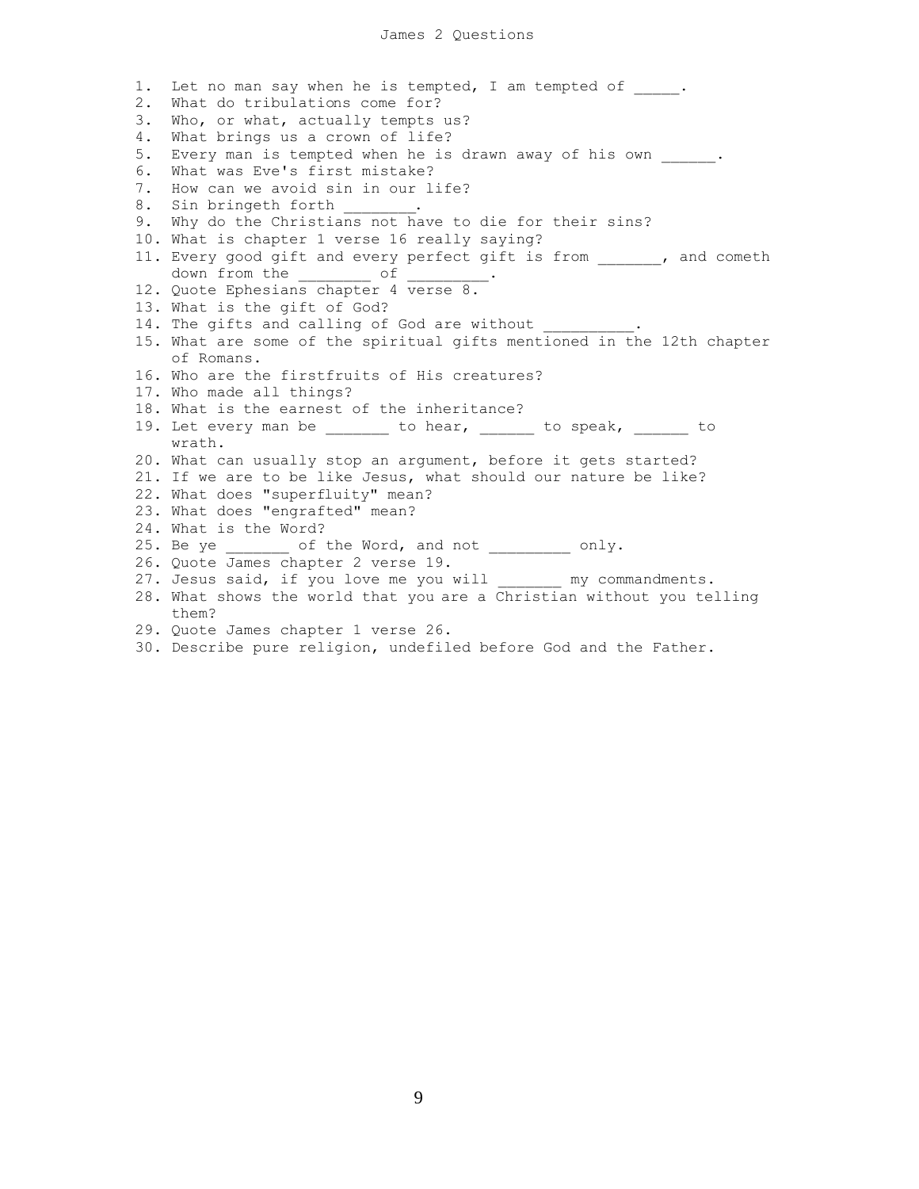# James 2 Questions

1. Let no man say when he is tempted, I am tempted of _____.
2. What do tribulations come for?
3. Who, or what, actually tempts us?
4. What brings us a crown of life?
5. Every man is tempted when he is drawn away of his own ______.
6. What was Eve's first mistake?
7. How can we avoid sin in our life?
8. Sin bringeth forth ________.
9. Why do the Christians not have to die for their sins?
10. What is chapter 1 verse 16 really saying?
11. Every good gift and every perfect gift is from _______, and cometh down from the ________ of _________.
12. Quote Ephesians chapter 4 verse 8.
13. What is the gift of God?
14. The gifts and calling of God are without __________.
15. What are some of the spiritual gifts mentioned in the 12th chapter of Romans.
16. Who are the firstfruits of His creatures?
17. Who made all things?
18. What is the earnest of the inheritance?
19. Let every man be _______ to hear, ______ to speak, ______ to wrath.
20. What can usually stop an argument, before it gets started?
21. If we are to be like Jesus, what should our nature be like?
22. What does "superfluity" mean?
23. What does "engrafted" mean?
24. What is the Word?
25. Be ye _______ of the Word, and not _________ only.
26. Quote James chapter 2 verse 19.
27. Jesus said, if you love me you will _______ my commandments.
28. What shows the world that you are a Christian without you telling them?
29. Quote James chapter 1 verse 26.
30. Describe pure religion, undefiled before God and the Father.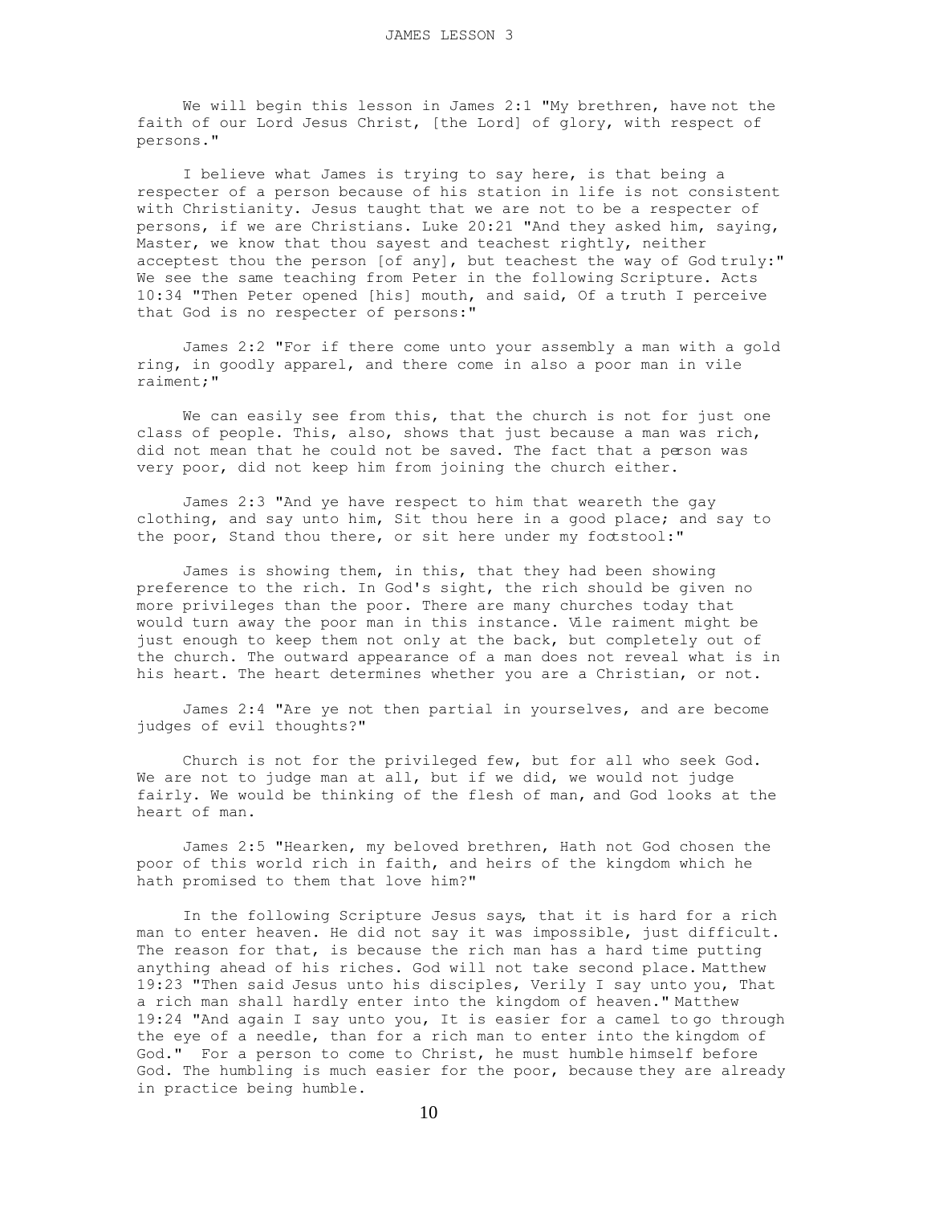# JAMES LESSON 3

We will begin this lesson in James 2:1 "My brethren, have not the faith of our Lord Jesus Christ, [the Lord] of glory, with respect of persons."

I believe what James is trying to say here, is that being a respecter of a person because of his station in life is not consistent with Christianity. Jesus taught that we are not to be a respecter of persons, if we are Christians. Luke 20:21 "And they asked him, saying, Master, we know that thou sayest and teachest rightly, neither acceptest thou the person [of any], but teachest the way of God truly:" We see the same teaching from Peter in the following Scripture. Acts 10:34 "Then Peter opened [his] mouth, and said, Of a truth I perceive that God is no respecter of persons:"

James 2:2 "For if there come unto your assembly a man with a gold ring, in goodly apparel, and there come in also a poor man in vile raiment;"

We can easily see from this, that the church is not for just one class of people. This, also, shows that just because a man was rich, did not mean that he could not be saved. The fact that a person was very poor, did not keep him from joining the church either.

James 2:3 "And ye have respect to him that weareth the gay clothing, and say unto him, Sit thou here in a good place; and say to the poor, Stand thou there, or sit here under my footstool:"

James is showing them, in this, that they had been showing preference to the rich. In God's sight, the rich should be given no more privileges than the poor. There are many churches today that would turn away the poor man in this instance. Vile raiment might be just enough to keep them not only at the back, but completely out of the church. The outward appearance of a man does not reveal what is in his heart. The heart determines whether you are a Christian, or not.

James 2:4 "Are ye not then partial in yourselves, and are become judges of evil thoughts?"

Church is not for the privileged few, but for all who seek God. We are not to judge man at all, but if we did, we would not judge fairly. We would be thinking of the flesh of man, and God looks at the heart of man.

James 2:5 "Hearken, my beloved brethren, Hath not God chosen the poor of this world rich in faith, and heirs of the kingdom which he hath promised to them that love him?"

In the following Scripture Jesus says, that it is hard for a rich man to enter heaven. He did not say it was impossible, just difficult. The reason for that, is because the rich man has a hard time putting anything ahead of his riches. God will not take second place. Matthew 19:23 "Then said Jesus unto his disciples, Verily I say unto you, That a rich man shall hardly enter into the kingdom of heaven." Matthew 19:24 "And again I say unto you, It is easier for a camel to go through the eye of a needle, than for a rich man to enter into the kingdom of God." For a person to come to Christ, he must humble himself before God. The humbling is much easier for the poor, because they are already in practice being humble.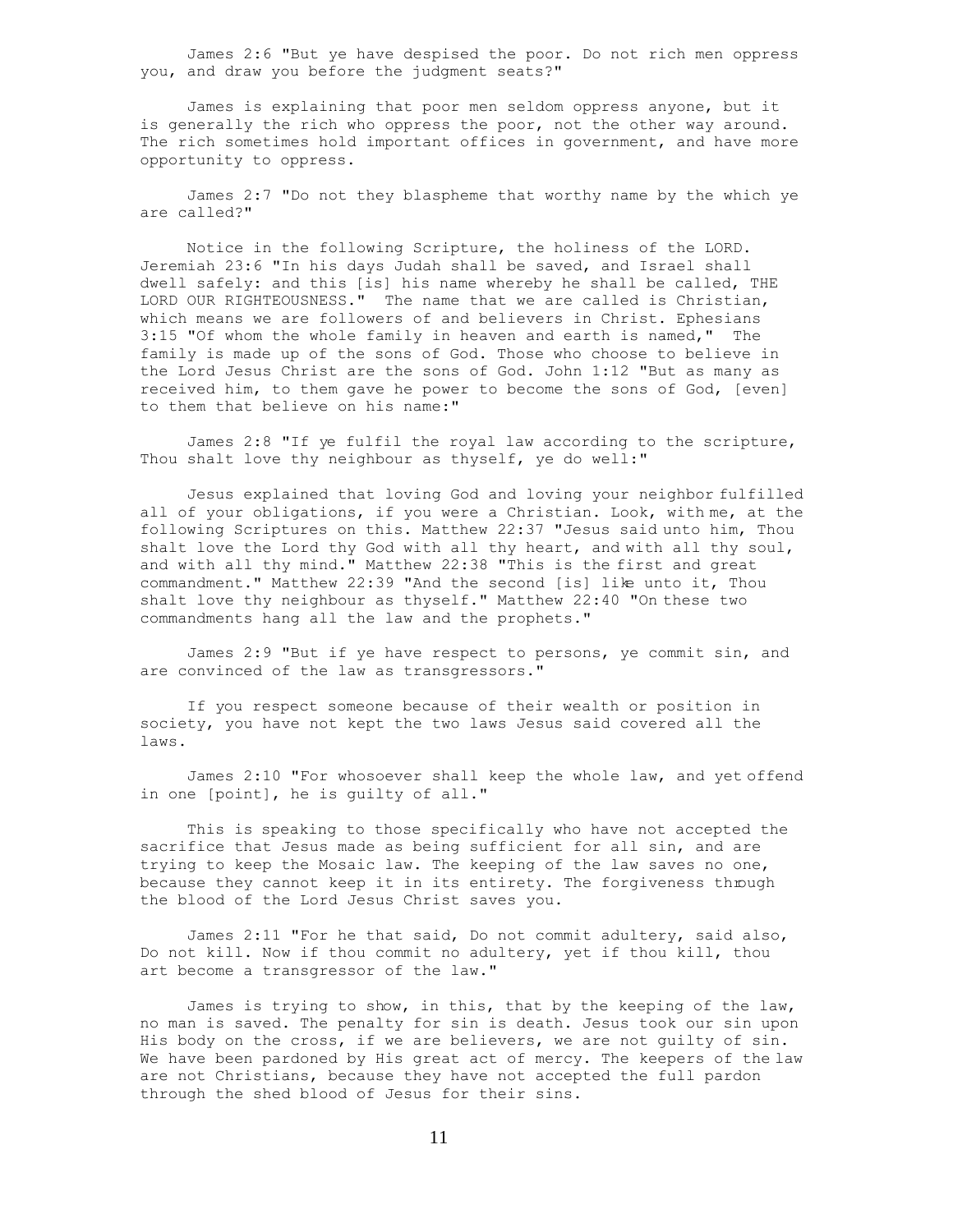James 2:6 "But ye have despised the poor. Do not rich men oppress you, and draw you before the judgment seats?"

James is explaining that poor men seldom oppress anyone, but it is generally the rich who oppress the poor, not the other way around. The rich sometimes hold important offices in government, and have more opportunity to oppress.

James 2:7 "Do not they blaspheme that worthy name by the which ye are called?"

Notice in the following Scripture, the holiness of the LORD. Jeremiah 23:6 "In his days Judah shall be saved, and Israel shall dwell safely: and this [is] his name whereby he shall be called, THE LORD OUR RIGHTEOUSNESS." The name that we are called is Christian, which means we are followers of and believers in Christ. Ephesians 3:15 "Of whom the whole family in heaven and earth is named," The family is made up of the sons of God. Those who choose to believe in the Lord Jesus Christ are the sons of God. John 1:12 "But as many as received him, to them gave he power to become the sons of God, [even] to them that believe on his name:"

James 2:8 "If ye fulfil the royal law according to the scripture, Thou shalt love thy neighbour as thyself, ye do well:"

Jesus explained that loving God and loving your neighbor fulfilled all of your obligations, if you were a Christian. Look, with me, at the following Scriptures on this. Matthew 22:37 "Jesus said unto him, Thou shalt love the Lord thy God with all thy heart, and with all thy soul, and with all thy mind." Matthew 22:38 "This is the first and great commandment." Matthew 22:39 "And the second [is] like unto it, Thou shalt love thy neighbour as thyself." Matthew 22:40 "On these two commandments hang all the law and the prophets."

James 2:9 "But if ye have respect to persons, ye commit sin, and are convinced of the law as transgressors."

If you respect someone because of their wealth or position in society, you have not kept the two laws Jesus said covered all the laws.

James 2:10 "For whosoever shall keep the whole law, and yet offend in one [point], he is guilty of all."

This is speaking to those specifically who have not accepted the sacrifice that Jesus made as being sufficient for all sin, and are trying to keep the Mosaic law. The keeping of the law saves no one, because they cannot keep it in its entirety. The forgiveness through the blood of the Lord Jesus Christ saves you.

James 2:11 "For he that said, Do not commit adultery, said also, Do not kill. Now if thou commit no adultery, yet if thou kill, thou art become a transgressor of the law."

James is trying to show, in this, that by the keeping of the law, no man is saved. The penalty for sin is death. Jesus took our sin upon His body on the cross, if we are believers, we are not guilty of sin. We have been pardoned by His great act of mercy. The keepers of the law are not Christians, because they have not accepted the full pardon through the shed blood of Jesus for their sins.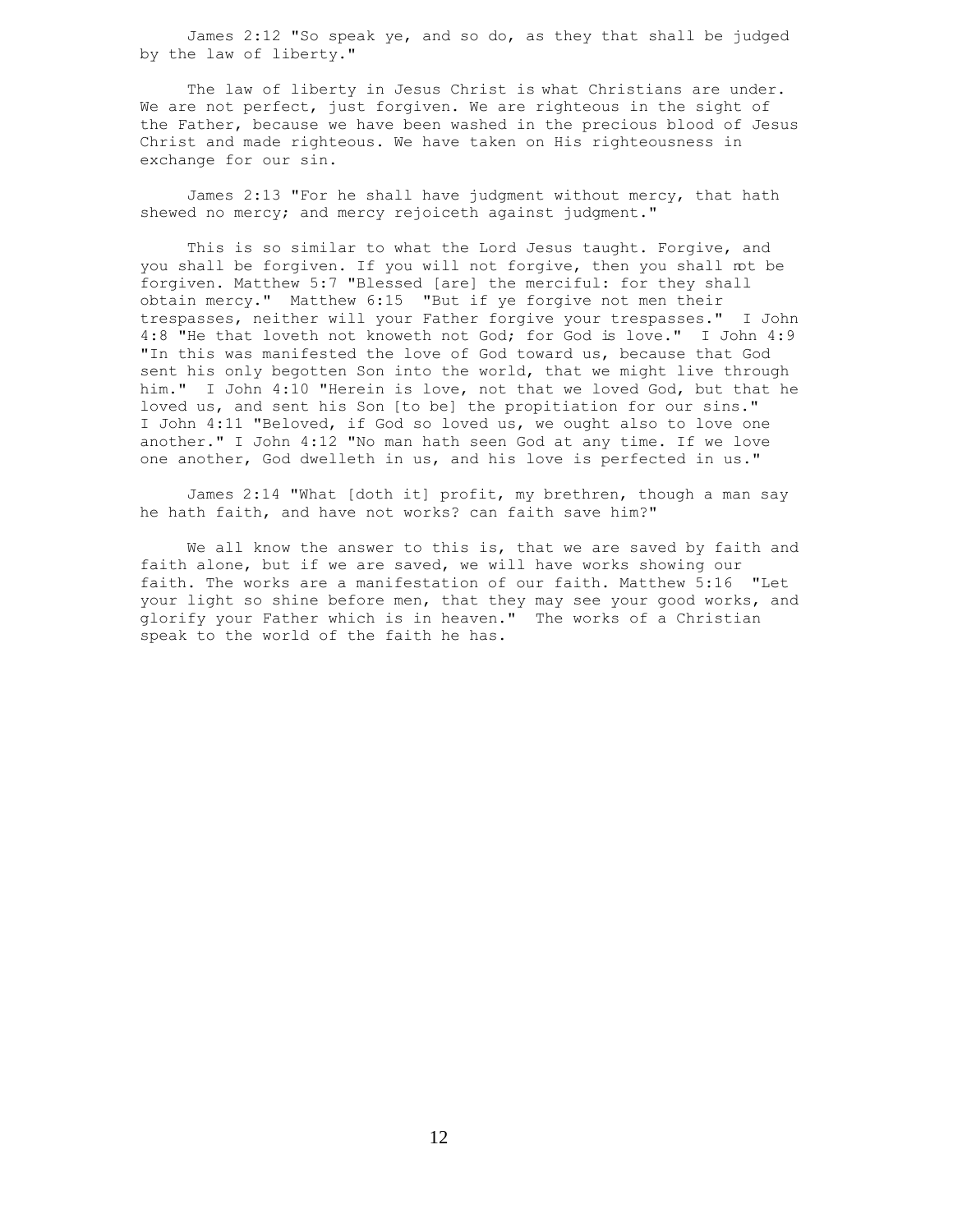James 2:12 "So speak ye, and so do, as they that shall be judged by the law of liberty."

The law of liberty in Jesus Christ is what Christians are under. We are not perfect, just forgiven. We are righteous in the sight of the Father, because we have been washed in the precious blood of Jesus Christ and made righteous. We have taken on His righteousness in exchange for our sin.

James 2:13 "For he shall have judgment without mercy, that hath shewed no mercy; and mercy rejoiceth against judgment."

This is so similar to what the Lord Jesus taught. Forgive, and you shall be forgiven. If you will not forgive, then you shall not be forgiven. Matthew 5:7 "Blessed [are] the merciful: for they shall obtain mercy." Matthew 6:15 "But if ye forgive not men their trespasses, neither will your Father forgive your trespasses." I John 4:8 "He that loveth not knoweth not God; for God is love." I John 4:9 "In this was manifested the love of God toward us, because that God sent his only begotten Son into the world, that we might live through him." I John 4:10 "Herein is love, not that we loved God, but that he loved us, and sent his Son [to be] the propitiation for our sins." I John 4:11 "Beloved, if God so loved us, we ought also to love one another." I John 4:12 "No man hath seen God at any time. If we love one another, God dwelleth in us, and his love is perfected in us."

James 2:14 "What [doth it] profit, my brethren, though a man say he hath faith, and have not works? can faith save him?"

We all know the answer to this is, that we are saved by faith and faith alone, but if we are saved, we will have works showing our faith. The works are a manifestation of our faith. Matthew 5:16 "Let your light so shine before men, that they may see your good works, and glorify your Father which is in heaven." The works of a Christian speak to the world of the faith he has.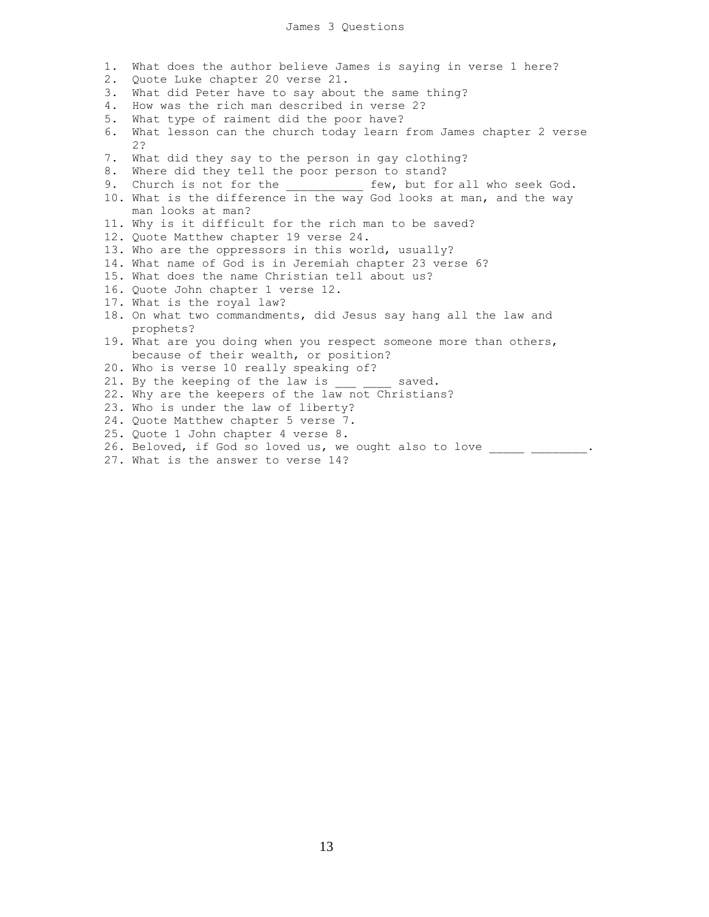# James 3 Questions

1. What does the author believe James is saying in verse 1 here?
2. Quote Luke chapter 20 verse 21.
3. What did Peter have to say about the same thing?
4. How was the rich man described in verse 2?
5. What type of raiment did the poor have?
6. What lesson can the church today learn from James chapter 2 verse 2?
7. What did they say to the person in gay clothing?
8. Where did they tell the poor person to stand?
9. Church is not for the ___________ few, but for all who seek God.
10. What is the difference in the way God looks at man, and the way man looks at man?
11. Why is it difficult for the rich man to be saved?
12. Quote Matthew chapter 19 verse 24.
13. Who are the oppressors in this world, usually?
14. What name of God is in Jeremiah chapter 23 verse 6?
15. What does the name Christian tell about us?
16. Quote John chapter 1 verse 12.
17. What is the royal law?
18. On what two commandments, did Jesus say hang all the law and prophets?
19. What are you doing when you respect someone more than others, because of their wealth, or position?
20. Who is verse 10 really speaking of?
21. By the keeping of the law is ___ ____ saved.
22. Why are the keepers of the law not Christians?
23. Who is under the law of liberty?
24. Quote Matthew chapter 5 verse 7.
25. Quote 1 John chapter 4 verse 8.
26. Beloved, if God so loved us, we ought also to love _____ ________.
27. What is the answer to verse 14?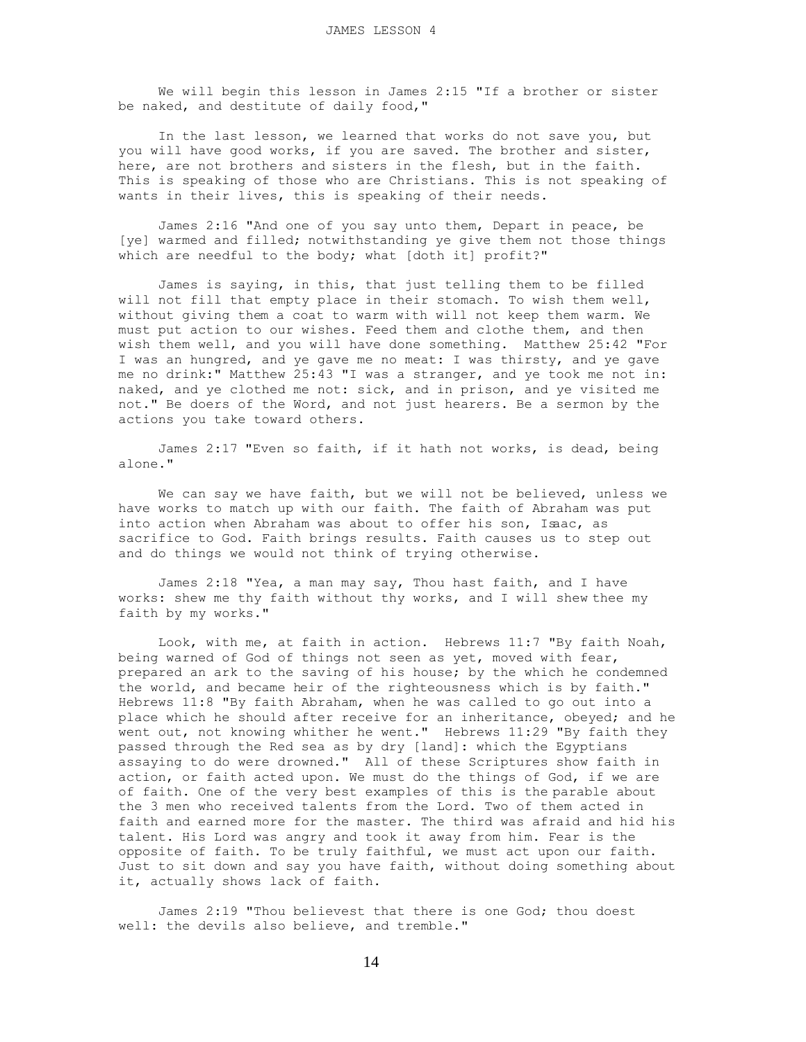We will begin this lesson in James 2:15 "If a brother or sister be naked, and destitute of daily food,"

In the last lesson, we learned that works do not save you, but you will have good works, if you are saved. The brother and sister, here, are not brothers and sisters in the flesh, but in the faith. This is speaking of those who are Christians. This is not speaking of wants in their lives, this is speaking of their needs.

James 2:16 "And one of you say unto them, Depart in peace, be [ye] warmed and filled; notwithstanding ye give them not those things which are needful to the body; what [doth it] profit?"

James is saying, in this, that just telling them to be filled will not fill that empty place in their stomach. To wish them well, without giving them a coat to warm with will not keep them warm. We must put action to our wishes. Feed them and clothe them, and then wish them well, and you will have done something. Matthew 25:42 "For I was an hungred, and ye gave me no meat: I was thirsty, and ye gave me no drink:" Matthew 25:43 "I was a stranger, and ye took me not in: naked, and ye clothed me not: sick, and in prison, and ye visited me not." Be doers of the Word, and not just hearers. Be a sermon by the actions you take toward others.

James 2:17 "Even so faith, if it hath not works, is dead, being alone."

We can say we have faith, but we will not be believed, unless we have works to match up with our faith. The faith of Abraham was put into action when Abraham was about to offer his son, Isaac, as sacrifice to God. Faith brings results. Faith causes us to step out and do things we would not think of trying otherwise.

James 2:18 "Yea, a man may say, Thou hast faith, and I have works: shew me thy faith without thy works, and I will shew thee my faith by my works."

Look, with me, at faith in action. Hebrews 11:7 "By faith Noah, being warned of God of things not seen as yet, moved with fear, prepared an ark to the saving of his house; by the which he condemned the world, and became heir of the righteousness which is by faith." Hebrews 11:8 "By faith Abraham, when he was called to go out into a place which he should after receive for an inheritance, obeyed; and he went out, not knowing whither he went." Hebrews 11:29 "By faith they passed through the Red sea as by dry [land]: which the Egyptians assaying to do were drowned." All of these Scriptures show faith in action, or faith acted upon. We must do the things of God, if we are of faith. One of the very best examples of this is the parable about the 3 men who received talents from the Lord. Two of them acted in faith and earned more for the master. The third was afraid and hid his talent. His Lord was angry and took it away from him. Fear is the opposite of faith. To be truly faithful, we must act upon our faith. Just to sit down and say you have faith, without doing something about it, actually shows lack of faith.

James 2:19 "Thou believest that there is one God; thou doest well: the devils also believe, and tremble."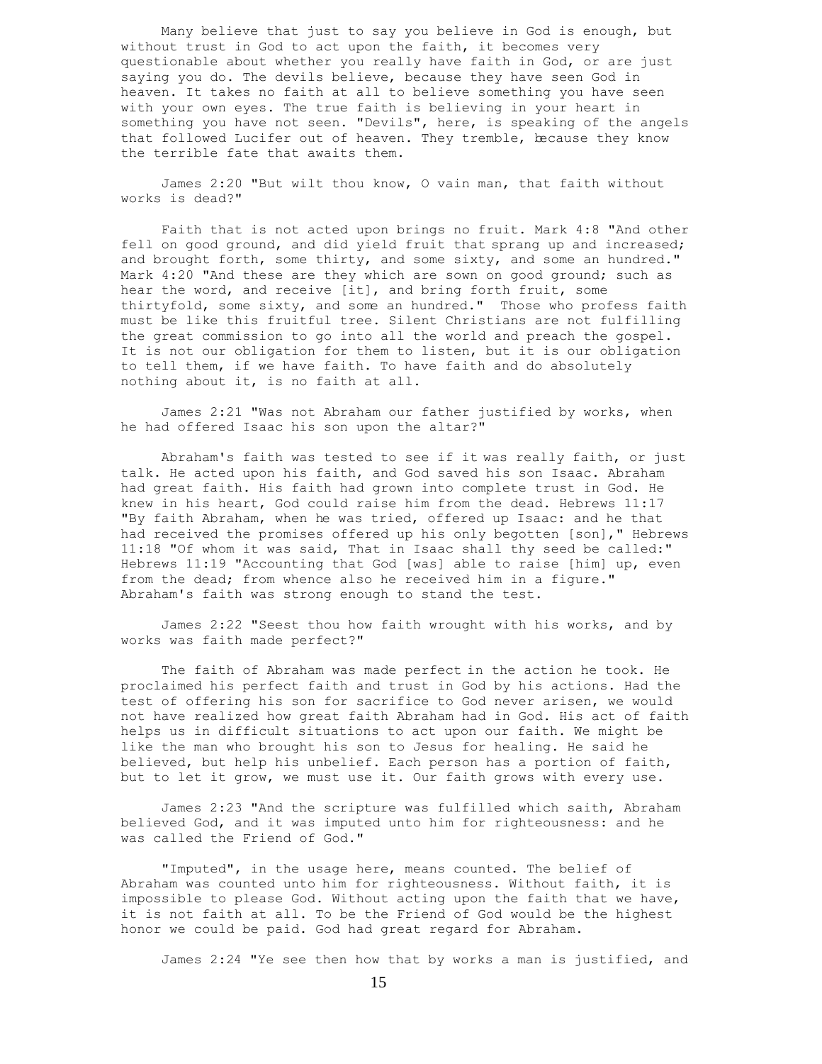Many believe that just to say you believe in God is enough, but without trust in God to act upon the faith, it becomes very questionable about whether you really have faith in God, or are just saying you do. The devils believe, because they have seen God in heaven. It takes no faith at all to believe something you have seen with your own eyes. The true faith is believing in your heart in something you have not seen. "Devils", here, is speaking of the angels that followed Lucifer out of heaven. They tremble, because they know the terrible fate that awaits them.

James 2:20 "But wilt thou know, O vain man, that faith without works is dead?"

Faith that is not acted upon brings no fruit. Mark 4:8 "And other fell on good ground, and did yield fruit that sprang up and increased; and brought forth, some thirty, and some sixty, and some an hundred." Mark 4:20 "And these are they which are sown on good ground; such as hear the word, and receive [it], and bring forth fruit, some thirtyfold, some sixty, and some an hundred." Those who profess faith must be like this fruitful tree. Silent Christians are not fulfilling the great commission to go into all the world and preach the gospel. It is not our obligation for them to listen, but it is our obligation to tell them, if we have faith. To have faith and do absolutely nothing about it, is no faith at all.

James 2:21 "Was not Abraham our father justified by works, when he had offered Isaac his son upon the altar?"

Abraham's faith was tested to see if it was really faith, or just talk. He acted upon his faith, and God saved his son Isaac. Abraham had great faith. His faith had grown into complete trust in God. He knew in his heart, God could raise him from the dead. Hebrews 11:17 "By faith Abraham, when he was tried, offered up Isaac: and he that had received the promises offered up his only begotten [son]," Hebrews 11:18 "Of whom it was said, That in Isaac shall thy seed be called:" Hebrews 11:19 "Accounting that God [was] able to raise [him] up, even from the dead; from whence also he received him in a figure." Abraham's faith was strong enough to stand the test.

James 2:22 "Seest thou how faith wrought with his works, and by works was faith made perfect?"

The faith of Abraham was made perfect in the action he took. He proclaimed his perfect faith and trust in God by his actions. Had the test of offering his son for sacrifice to God never arisen, we would not have realized how great faith Abraham had in God. His act of faith helps us in difficult situations to act upon our faith. We might be like the man who brought his son to Jesus for healing. He said he believed, but help his unbelief. Each person has a portion of faith, but to let it grow, we must use it. Our faith grows with every use.

James 2:23 "And the scripture was fulfilled which saith, Abraham believed God, and it was imputed unto him for righteousness: and he was called the Friend of God."

"Imputed", in the usage here, means counted. The belief of Abraham was counted unto him for righteousness. Without faith, it is impossible to please God. Without acting upon the faith that we have, it is not faith at all. To be the Friend of God would be the highest honor we could be paid. God had great regard for Abraham.

James 2:24 "Ye see then how that by works a man is justified, and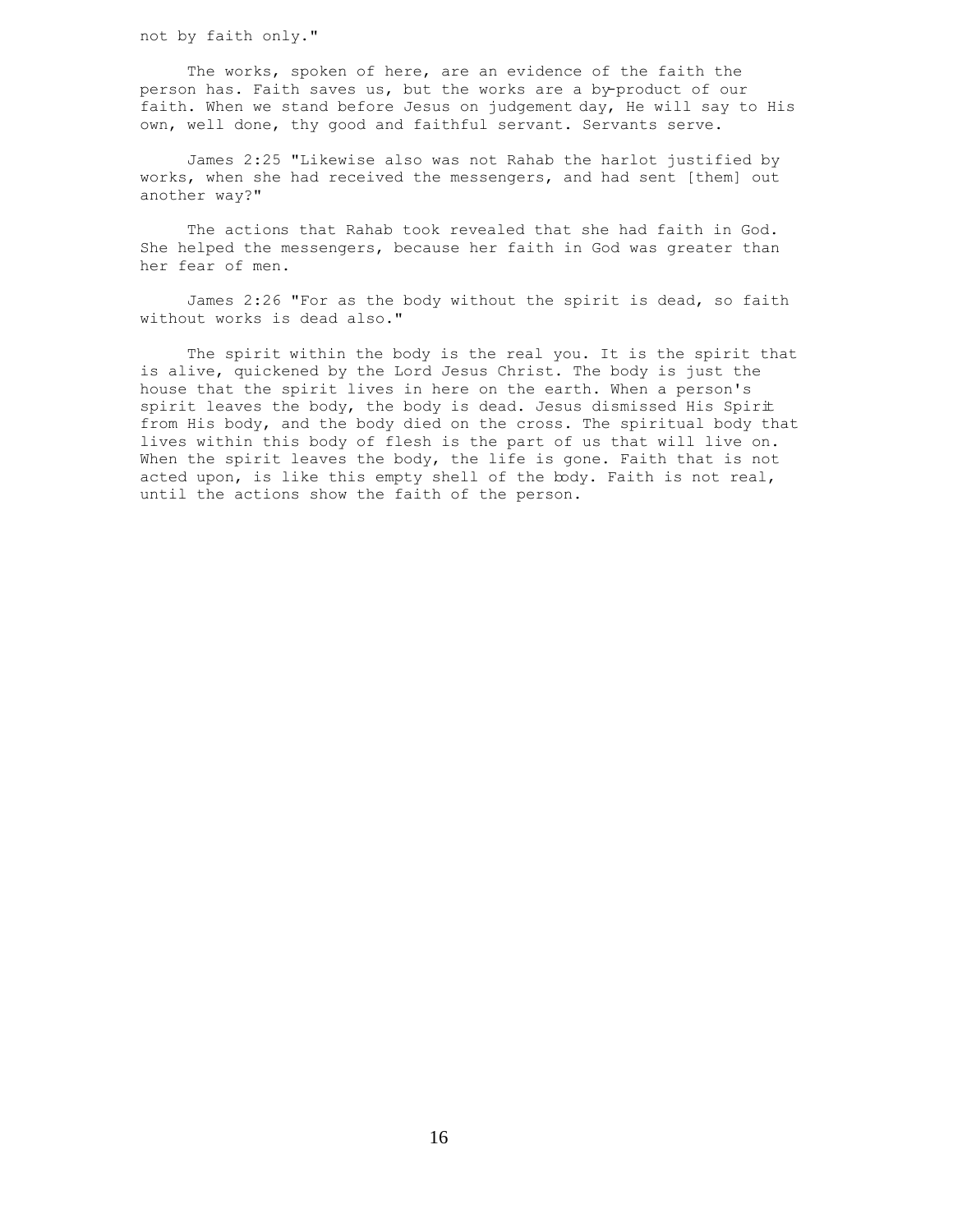not by faith only."

The works, spoken of here, are an evidence of the faith the person has. Faith saves us, but the works are a by-product of our faith. When we stand before Jesus on judgement day, He will say to His own, well done, thy good and faithful servant. Servants serve.

James 2:25 "Likewise also was not Rahab the harlot justified by works, when she had received the messengers, and had sent [them] out another way?"

The actions that Rahab took revealed that she had faith in God. She helped the messengers, because her faith in God was greater than her fear of men.

James 2:26 "For as the body without the spirit is dead, so faith without works is dead also."

The spirit within the body is the real you. It is the spirit that is alive, quickened by the Lord Jesus Christ. The body is just the house that the spirit lives in here on the earth. When a person's spirit leaves the body, the body is dead. Jesus dismissed His Spirit from His body, and the body died on the cross. The spiritual body that lives within this body of flesh is the part of us that will live on. When the spirit leaves the body, the life is gone. Faith that is not acted upon, is like this empty shell of the body. Faith is not real, until the actions show the faith of the person.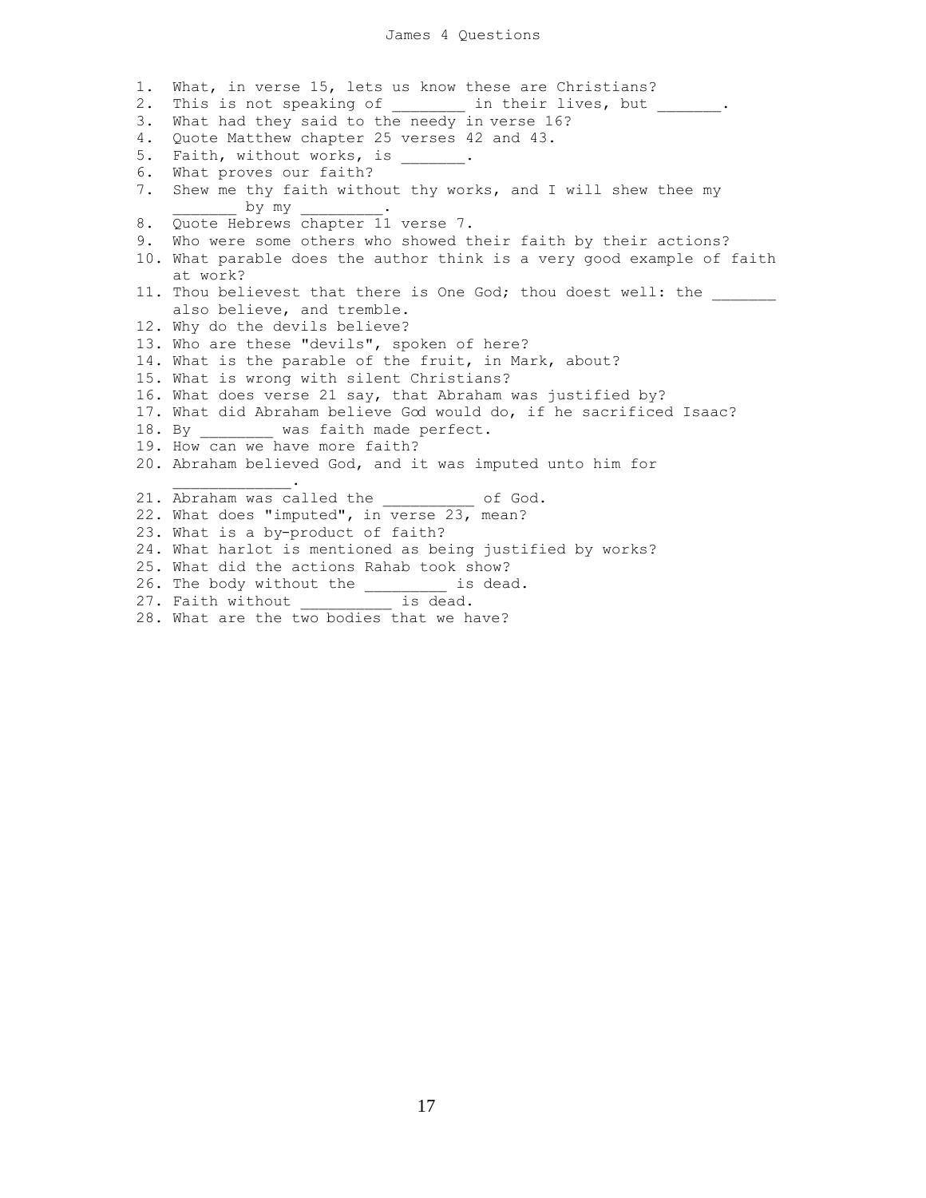# James 4 Questions

1. What, in verse 15, lets us know these are Christians?
2. This is not speaking of ________ in their lives, but _______.
3. What had they said to the needy in verse 16?
4. Quote Matthew chapter 25 verses 42 and 43.
5. Faith, without works, is _______.
6. What proves our faith?
7. Shew me thy faith without thy works, and I will shew thee my _______ by my _________.
8. Quote Hebrews chapter 11 verse 7.
9. Who were some others who showed their faith by their actions?
10. What parable does the author think is a very good example of faith at work?
11. Thou believest that there is One God; thou doest well: the _______ also believe, and tremble.
12. Why do the devils believe?
13. Who are these "devils", spoken of here?
14. What is the parable of the fruit, in Mark, about?
15. What is wrong with silent Christians?
16. What does verse 21 say, that Abraham was justified by?
17. What did Abraham believe God would do, if he sacrificed Isaac?
18. By ________ was faith made perfect.
19. How can we have more faith?
20. Abraham believed God, and it was imputed unto him for _____________.
21. Abraham was called the __________ of God.
22. What does "imputed", in verse 23, mean?
23. What is a by-product of faith?
24. What harlot is mentioned as being justified by works?
25. What did the actions Rahab took show?
26. The body without the _________ is dead.
27. Faith without __________ is dead.
28. What are the two bodies that we have?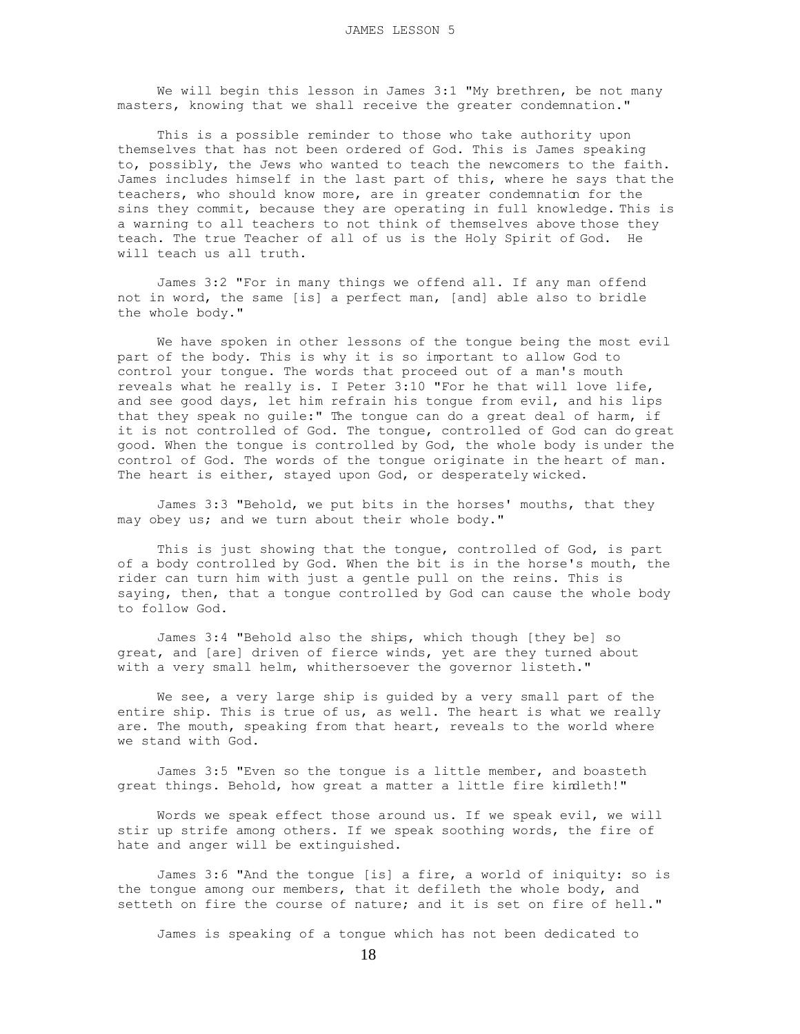We will begin this lesson in James 3:1 "My brethren, be not many masters, knowing that we shall receive the greater condemnation."

This is a possible reminder to those who take authority upon themselves that has not been ordered of God. This is James speaking to, possibly, the Jews who wanted to teach the newcomers to the faith. James includes himself in the last part of this, where he says that the teachers, who should know more, are in greater condemnation for the sins they commit, because they are operating in full knowledge. This is a warning to all teachers to not think of themselves above those they teach. The true Teacher of all of us is the Holy Spirit of God. He will teach us all truth.

James 3:2 "For in many things we offend all. If any man offend not in word, the same [is] a perfect man, [and] able also to bridle the whole body."

We have spoken in other lessons of the tongue being the most evil part of the body. This is why it is so important to allow God to control your tongue. The words that proceed out of a man's mouth reveals what he really is. I Peter 3:10 "For he that will love life, and see good days, let him refrain his tongue from evil, and his lips that they speak no guile:" The tongue can do a great deal of harm, if it is not controlled of God. The tongue, controlled of God can do great good. When the tongue is controlled by God, the whole body is under the control of God. The words of the tongue originate in the heart of man. The heart is either, stayed upon God, or desperately wicked.

James 3:3 "Behold, we put bits in the horses' mouths, that they may obey us; and we turn about their whole body."

This is just showing that the tongue, controlled of God, is part of a body controlled by God. When the bit is in the horse's mouth, the rider can turn him with just a gentle pull on the reins. This is saying, then, that a tongue controlled by God can cause the whole body to follow God.

James 3:4 "Behold also the ships, which though [they be] so great, and [are] driven of fierce winds, yet are they turned about with a very small helm, whithersoever the governor listeth."

We see, a very large ship is guided by a very small part of the entire ship. This is true of us, as well. The heart is what we really are. The mouth, speaking from that heart, reveals to the world where we stand with God.

James 3:5 "Even so the tongue is a little member, and boasteth great things. Behold, how great a matter a little fire kindleth!"

Words we speak effect those around us. If we speak evil, we will stir up strife among others. If we speak soothing words, the fire of hate and anger will be extinguished.

James 3:6 "And the tongue [is] a fire, a world of iniquity: so is the tongue among our members, that it defileth the whole body, and setteth on fire the course of nature; and it is set on fire of hell."

James is speaking of a tongue which has not been dedicated to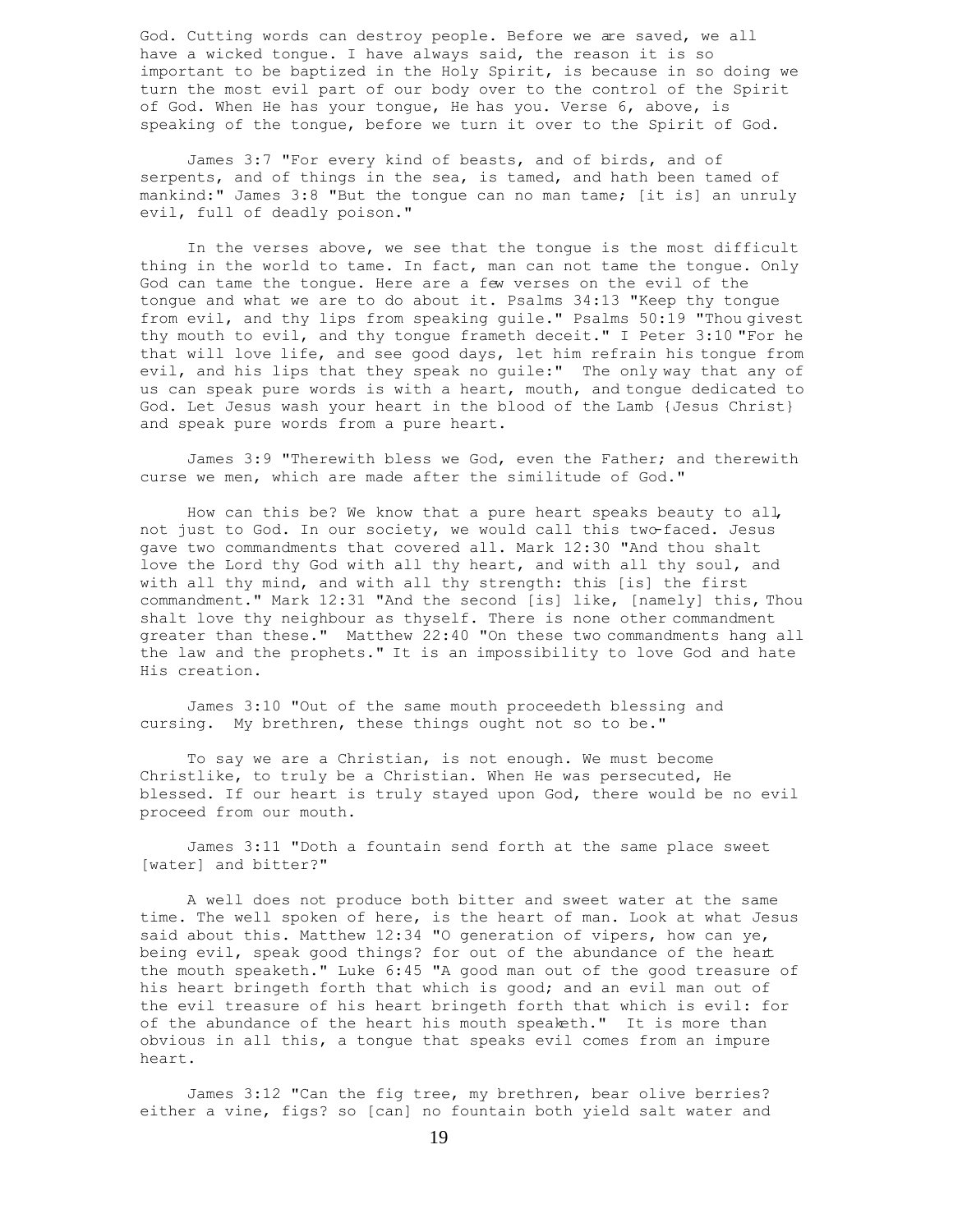God. Cutting words can destroy people. Before we are saved, we all have a wicked tongue. I have always said, the reason it is so important to be baptized in the Holy Spirit, is because in so doing we turn the most evil part of our body over to the control of the Spirit of God. When He has your tongue, He has you. Verse 6, above, is speaking of the tongue, before we turn it over to the Spirit of God.

James 3:7 "For every kind of beasts, and of birds, and of serpents, and of things in the sea, is tamed, and hath been tamed of mankind:" James 3:8 "But the tongue can no man tame; [it is] an unruly evil, full of deadly poison."

In the verses above, we see that the tongue is the most difficult thing in the world to tame. In fact, man can not tame the tongue. Only God can tame the tongue. Here are a few verses on the evil of the tongue and what we are to do about it. Psalms 34:13 "Keep thy tongue from evil, and thy lips from speaking guile." Psalms 50:19 "Thou givest thy mouth to evil, and thy tongue frameth deceit." I Peter 3:10 "For he that will love life, and see good days, let him refrain his tongue from evil, and his lips that they speak no guile:" The only way that any of us can speak pure words is with a heart, mouth, and tongue dedicated to God. Let Jesus wash your heart in the blood of the Lamb {Jesus Christ} and speak pure words from a pure heart.

James 3:9 "Therewith bless we God, even the Father; and therewith curse we men, which are made after the similitude of God."

How can this be? We know that a pure heart speaks beauty to all, not just to God. In our society, we would call this two-faced. Jesus gave two commandments that covered all. Mark 12:30 "And thou shalt love the Lord thy God with all thy heart, and with all thy soul, and with all thy mind, and with all thy strength: this [is] the first commandment." Mark 12:31 "And the second [is] like, [namely] this, Thou shalt love thy neighbour as thyself. There is none other commandment greater than these." Matthew 22:40 "On these two commandments hang all the law and the prophets." It is an impossibility to love God and hate His creation.

James 3:10 "Out of the same mouth proceedeth blessing and cursing. My brethren, these things ought not so to be."

To say we are a Christian, is not enough. We must become Christlike, to truly be a Christian. When He was persecuted, He blessed. If our heart is truly stayed upon God, there would be no evil proceed from our mouth.

James 3:11 "Doth a fountain send forth at the same place sweet [water] and bitter?"

A well does not produce both bitter and sweet water at the same time. The well spoken of here, is the heart of man. Look at what Jesus said about this. Matthew 12:34 "O generation of vipers, how can ye, being evil, speak good things? for out of the abundance of the heart the mouth speaketh." Luke 6:45 "A good man out of the good treasure of his heart bringeth forth that which is good; and an evil man out of the evil treasure of his heart bringeth forth that which is evil: for of the abundance of the heart his mouth speaketh." It is more than obvious in all this, a tongue that speaks evil comes from an impure heart.

James 3:12 "Can the fig tree, my brethren, bear olive berries? either a vine, figs? so [can] no fountain both yield salt water and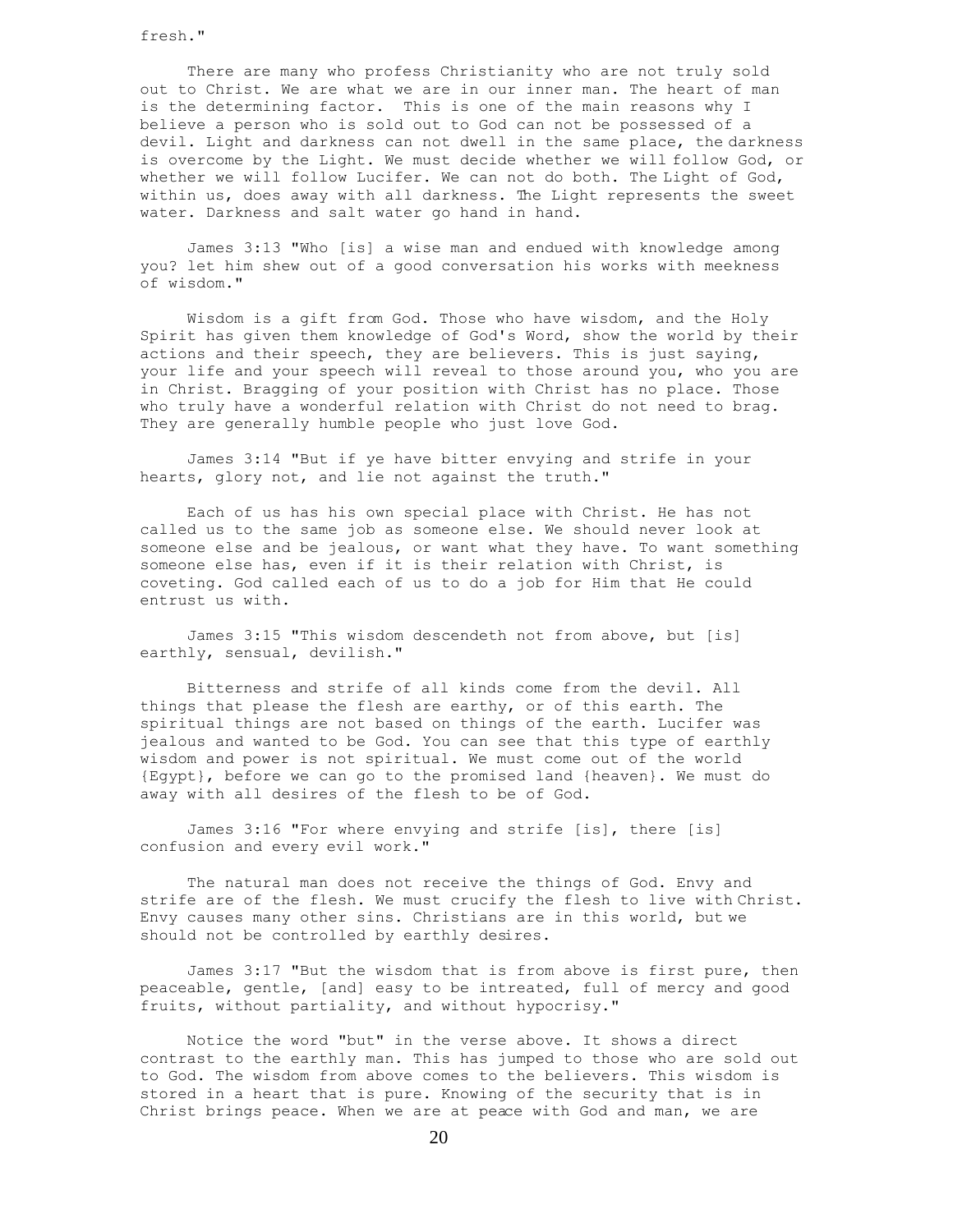fresh."

There are many who profess Christianity who are not truly sold out to Christ. We are what we are in our inner man. The heart of man is the determining factor. This is one of the main reasons why I believe a person who is sold out to God can not be possessed of a devil. Light and darkness can not dwell in the same place, the darkness is overcome by the Light. We must decide whether we will follow God, or whether we will follow Lucifer. We can not do both. The Light of God, within us, does away with all darkness. The Light represents the sweet water. Darkness and salt water go hand in hand.

James 3:13 "Who [is] a wise man and endued with knowledge among you? let him shew out of a good conversation his works with meekness of wisdom."

Wisdom is a gift from God. Those who have wisdom, and the Holy Spirit has given them knowledge of God's Word, show the world by their actions and their speech, they are believers. This is just saying, your life and your speech will reveal to those around you, who you are in Christ. Bragging of your position with Christ has no place. Those who truly have a wonderful relation with Christ do not need to brag. They are generally humble people who just love God.

James 3:14 "But if ye have bitter envying and strife in your hearts, glory not, and lie not against the truth."

Each of us has his own special place with Christ. He has not called us to the same job as someone else. We should never look at someone else and be jealous, or want what they have. To want something someone else has, even if it is their relation with Christ, is coveting. God called each of us to do a job for Him that He could entrust us with.

James 3:15 "This wisdom descendeth not from above, but [is] earthly, sensual, devilish."

Bitterness and strife of all kinds come from the devil. All things that please the flesh are earthy, or of this earth. The spiritual things are not based on things of the earth. Lucifer was jealous and wanted to be God. You can see that this type of earthly wisdom and power is not spiritual. We must come out of the world {Egypt}, before we can go to the promised land {heaven}. We must do away with all desires of the flesh to be of God.

James 3:16 "For where envying and strife [is], there [is] confusion and every evil work."

The natural man does not receive the things of God. Envy and strife are of the flesh. We must crucify the flesh to live with Christ. Envy causes many other sins. Christians are in this world, but we should not be controlled by earthly desires.

James 3:17 "But the wisdom that is from above is first pure, then peaceable, gentle, [and] easy to be intreated, full of mercy and good fruits, without partiality, and without hypocrisy."

Notice the word "but" in the verse above. It shows a direct contrast to the earthly man. This has jumped to those who are sold out to God. The wisdom from above comes to the believers. This wisdom is stored in a heart that is pure. Knowing of the security that is in Christ brings peace. When we are at peace with God and man, we are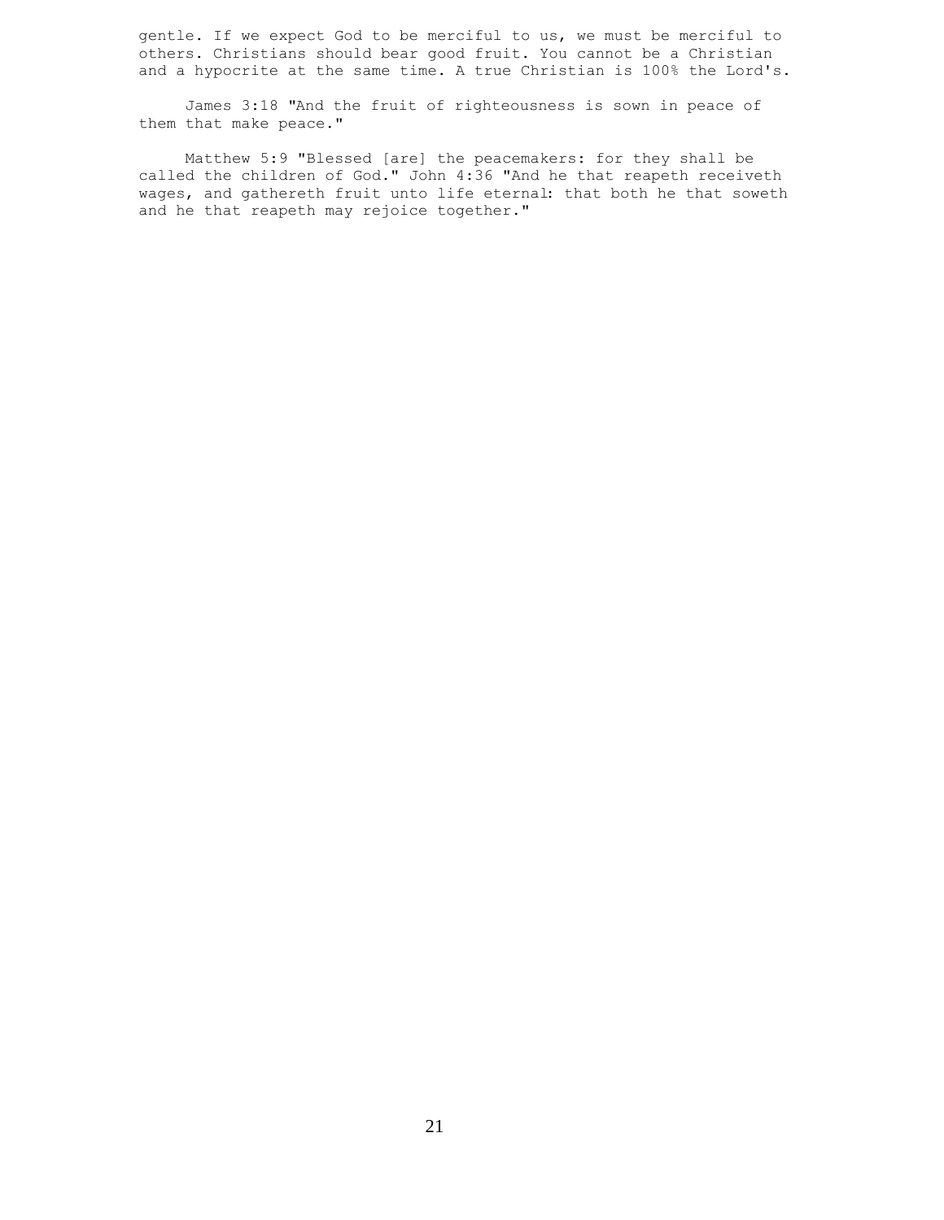gentle. If we expect God to be merciful to us, we must be merciful to others. Christians should bear good fruit. You cannot be a Christian and a hypocrite at the same time. A true Christian is 100% the Lord's.

James 3:18 "And the fruit of righteousness is sown in peace of them that make peace."

Matthew 5:9 "Blessed [are] the peacemakers: for they shall be called the children of God." John 4:36 "And he that reapeth receiveth wages, and gathereth fruit unto life eternal: that both he that soweth and he that reapeth may rejoice together."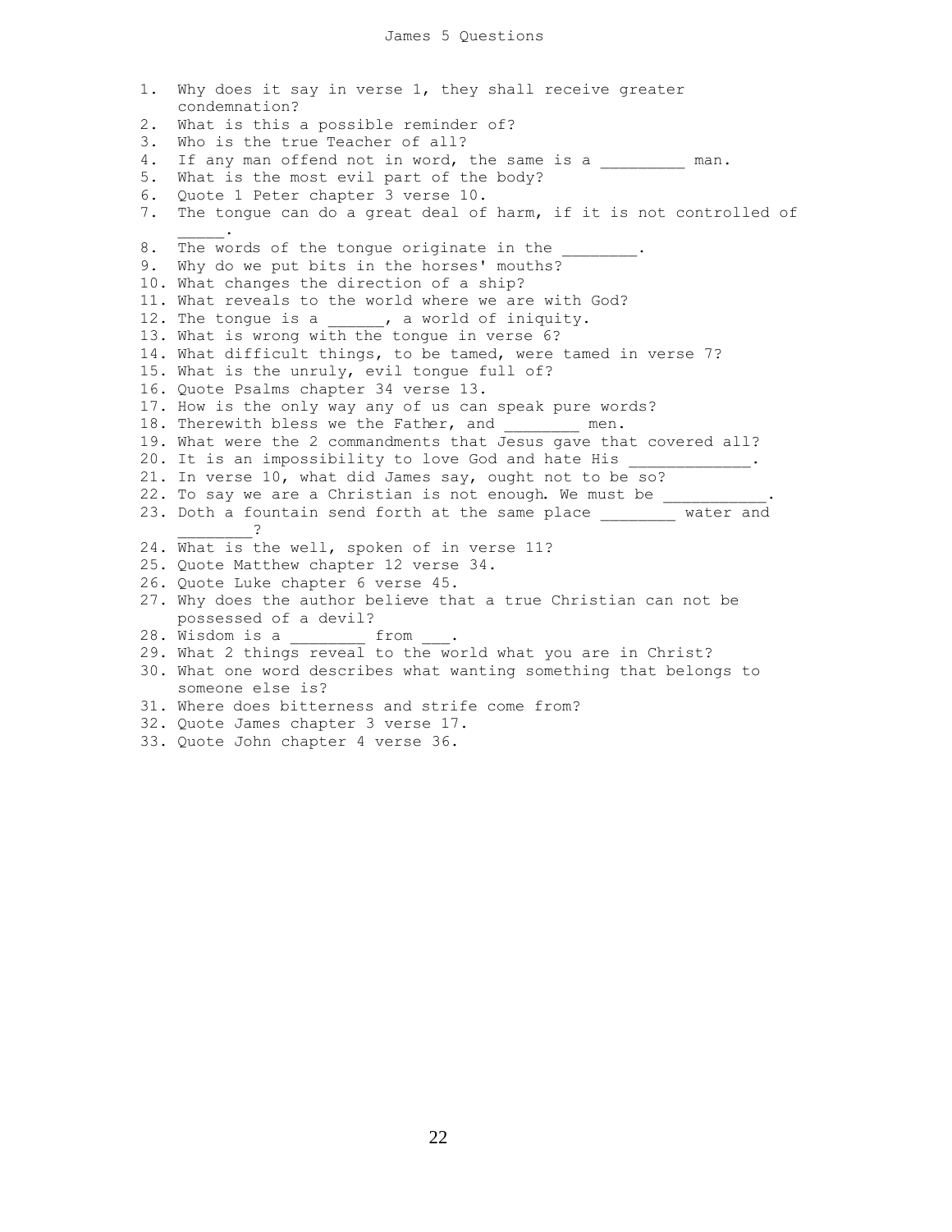# James 5 Questions

1. Why does it say in verse 1, they shall receive greater condemnation?
2. What is this a possible reminder of?
3. Who is the true Teacher of all?
4. If any man offend not in word, the same is a _________ man.
5. What is the most evil part of the body?
6. Quote 1 Peter chapter 3 verse 10.
7. The tongue can do a great deal of harm, if it is not controlled of _____.
8. The words of the tongue originate in the ________.
9. Why do we put bits in the horses' mouths?
10. What changes the direction of a ship?
11. What reveals to the world where we are with God?
12. The tongue is a ______, a world of iniquity.
13. What is wrong with the tongue in verse 6?
14. What difficult things, to be tamed, were tamed in verse 7?
15. What is the unruly, evil tongue full of?
16. Quote Psalms chapter 34 verse 13.
17. How is the only way any of us can speak pure words?
18. Therewith bless we the Father, and ________ men.
19. What were the 2 commandments that Jesus gave that covered all?
20. It is an impossibility to love God and hate His _____________.
21. In verse 10, what did James say, ought not to be so?
22. To say we are a Christian is not enough. We must be ___________.
23. Doth a fountain send forth at the same place ________ water and ________?
24. What is the well, spoken of in verse 11?
25. Quote Matthew chapter 12 verse 34.
26. Quote Luke chapter 6 verse 45.
27. Why does the author believe that a true Christian can not be possessed of a devil?
28. Wisdom is a ________ from ___.
29. What 2 things reveal to the world what you are in Christ?
30. What one word describes what wanting something that belongs to someone else is?
31. Where does bitterness and strife come from?
32. Quote James chapter 3 verse 17.
33. Quote John chapter 4 verse 36.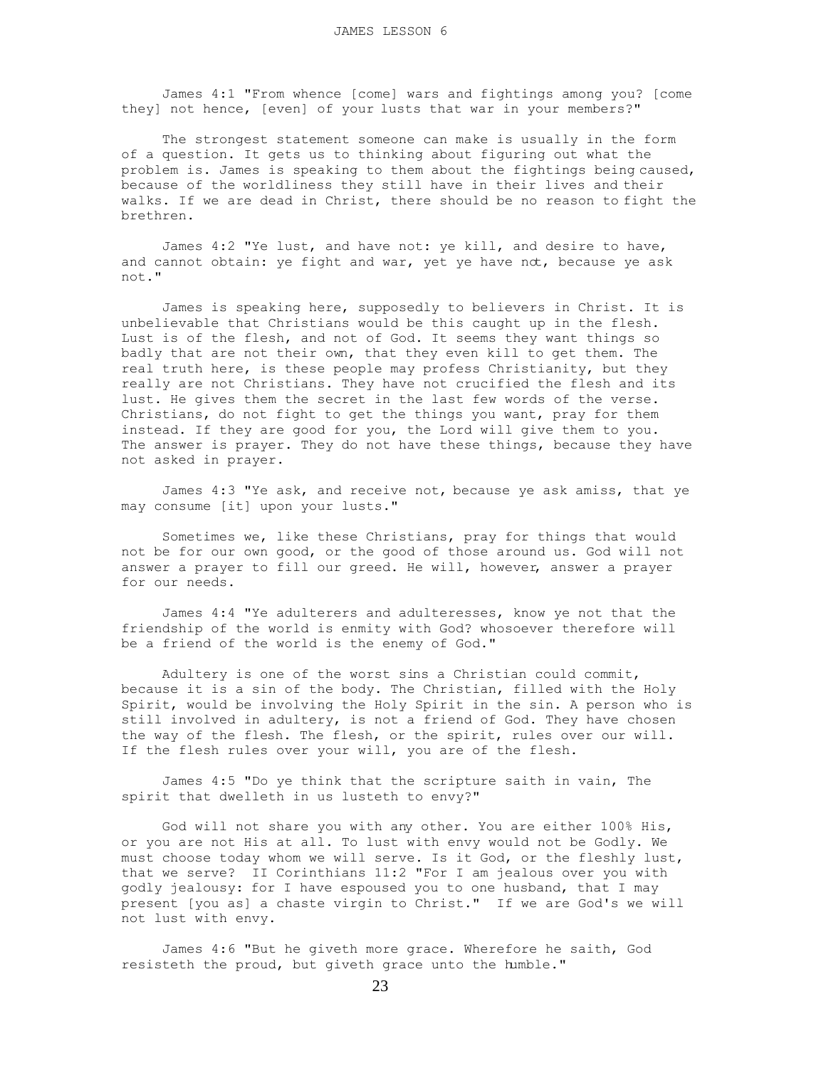James 4:1 "From whence [come] wars and fightings among you? [come they] not hence, [even] of your lusts that war in your members?"

The strongest statement someone can make is usually in the form of a question. It gets us to thinking about figuring out what the problem is. James is speaking to them about the fightings being caused, because of the worldliness they still have in their lives and their walks. If we are dead in Christ, there should be no reason to fight the brethren.

James 4:2 "Ye lust, and have not: ye kill, and desire to have, and cannot obtain: ye fight and war, yet ye have not, because ye ask not."

James is speaking here, supposedly to believers in Christ. It is unbelievable that Christians would be this caught up in the flesh. Lust is of the flesh, and not of God. It seems they want things so badly that are not their own, that they even kill to get them. The real truth here, is these people may profess Christianity, but they really are not Christians. They have not crucified the flesh and its lust. He gives them the secret in the last few words of the verse. Christians, do not fight to get the things you want, pray for them instead. If they are good for you, the Lord will give them to you. The answer is prayer. They do not have these things, because they have not asked in prayer.

James 4:3 "Ye ask, and receive not, because ye ask amiss, that ye may consume [it] upon your lusts."

Sometimes we, like these Christians, pray for things that would not be for our own good, or the good of those around us. God will not answer a prayer to fill our greed. He will, however, answer a prayer for our needs.

James 4:4 "Ye adulterers and adulteresses, know ye not that the friendship of the world is enmity with God? whosoever therefore will be a friend of the world is the enemy of God."

Adultery is one of the worst sins a Christian could commit, because it is a sin of the body. The Christian, filled with the Holy Spirit, would be involving the Holy Spirit in the sin. A person who is still involved in adultery, is not a friend of God. They have chosen the way of the flesh. The flesh, or the spirit, rules over our will. If the flesh rules over your will, you are of the flesh.

James 4:5 "Do ye think that the scripture saith in vain, The spirit that dwelleth in us lusteth to envy?"

God will not share you with any other. You are either 100% His, or you are not His at all. To lust with envy would not be Godly. We must choose today whom we will serve. Is it God, or the fleshly lust, that we serve? II Corinthians 11:2 "For I am jealous over you with godly jealousy: for I have espoused you to one husband, that I may present [you as] a chaste virgin to Christ." If we are God's we will not lust with envy.

James 4:6 "But he giveth more grace. Wherefore he saith, God resisteth the proud, but giveth grace unto the humble."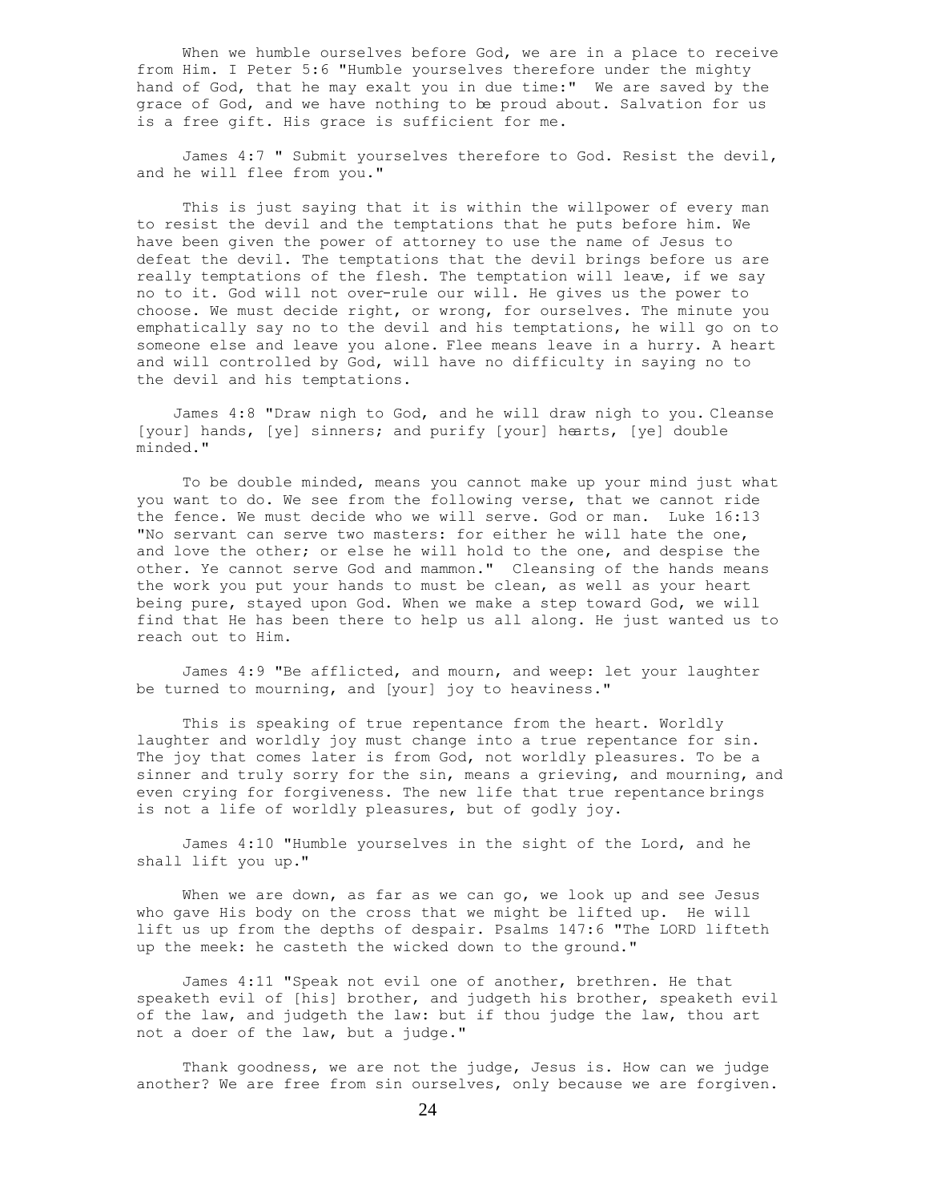When we humble ourselves before God, we are in a place to receive from Him. I Peter 5:6 "Humble yourselves therefore under the mighty hand of God, that he may exalt you in due time:" We are saved by the grace of God, and we have nothing to be proud about. Salvation for us is a free gift. His grace is sufficient for me.

James 4:7 " Submit yourselves therefore to God. Resist the devil, and he will flee from you."

This is just saying that it is within the willpower of every man to resist the devil and the temptations that he puts before him. We have been given the power of attorney to use the name of Jesus to defeat the devil. The temptations that the devil brings before us are really temptations of the flesh. The temptation will leave, if we say no to it. God will not over-rule our will. He gives us the power to choose. We must decide right, or wrong, for ourselves. The minute you emphatically say no to the devil and his temptations, he will go on to someone else and leave you alone. Flee means leave in a hurry. A heart and will controlled by God, will have no difficulty in saying no to the devil and his temptations.

James 4:8 "Draw nigh to God, and he will draw nigh to you. Cleanse [your] hands, [ye] sinners; and purify [your] hearts, [ye] double minded."

To be double minded, means you cannot make up your mind just what you want to do. We see from the following verse, that we cannot ride the fence. We must decide who we will serve. God or man. Luke 16:13 "No servant can serve two masters: for either he will hate the one, and love the other; or else he will hold to the one, and despise the other. Ye cannot serve God and mammon." Cleansing of the hands means the work you put your hands to must be clean, as well as your heart being pure, stayed upon God. When we make a step toward God, we will find that He has been there to help us all along. He just wanted us to reach out to Him.

James 4:9 "Be afflicted, and mourn, and weep: let your laughter be turned to mourning, and [your] joy to heaviness."

This is speaking of true repentance from the heart. Worldly laughter and worldly joy must change into a true repentance for sin. The joy that comes later is from God, not worldly pleasures. To be a sinner and truly sorry for the sin, means a grieving, and mourning, and even crying for forgiveness. The new life that true repentance brings is not a life of worldly pleasures, but of godly joy.

James 4:10 "Humble yourselves in the sight of the Lord, and he shall lift you up."

When we are down, as far as we can go, we look up and see Jesus who gave His body on the cross that we might be lifted up. He will lift us up from the depths of despair. Psalms 147:6 "The LORD lifteth up the meek: he casteth the wicked down to the ground."

James 4:11 "Speak not evil one of another, brethren. He that speaketh evil of [his] brother, and judgeth his brother, speaketh evil of the law, and judgeth the law: but if thou judge the law, thou art not a doer of the law, but a judge."

Thank goodness, we are not the judge, Jesus is. How can we judge another? We are free from sin ourselves, only because we are forgiven.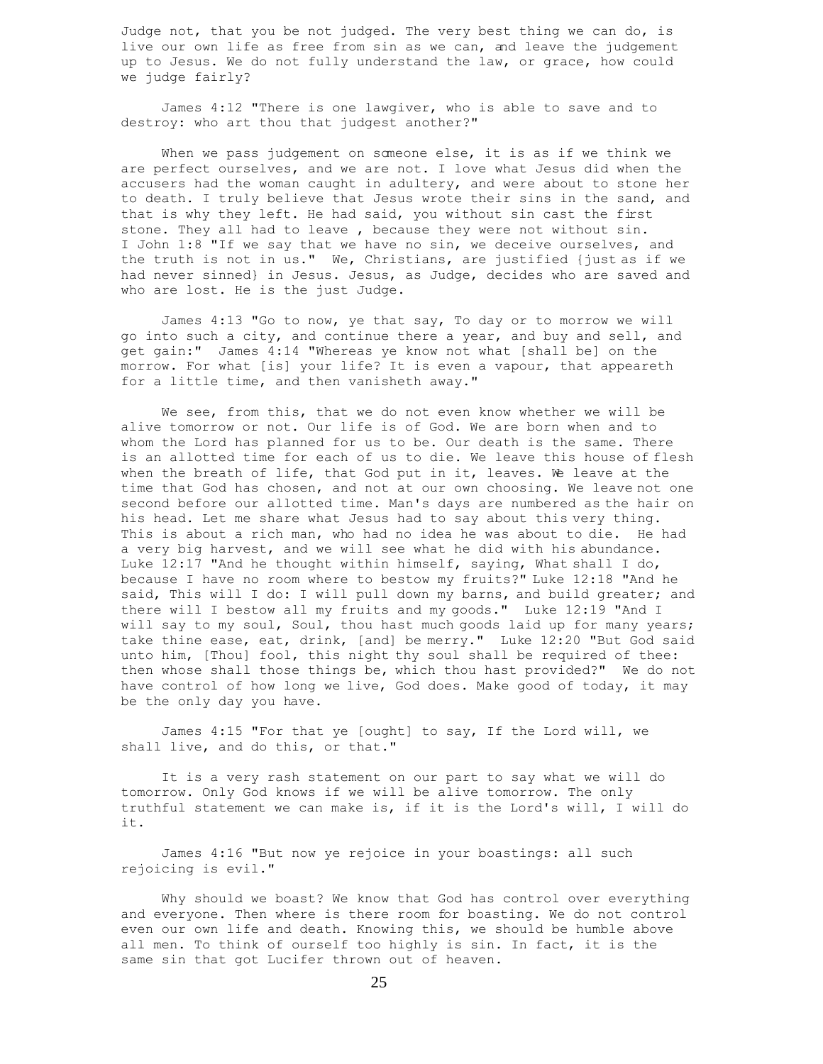Judge not, that you be not judged. The very best thing we can do, is live our own life as free from sin as we can, and leave the judgement up to Jesus. We do not fully understand the law, or grace, how could we judge fairly?

James 4:12 "There is one lawgiver, who is able to save and to destroy: who art thou that judgest another?"

When we pass judgement on someone else, it is as if we think we are perfect ourselves, and we are not. I love what Jesus did when the accusers had the woman caught in adultery, and were about to stone her to death. I truly believe that Jesus wrote their sins in the sand, and that is why they left. He had said, you without sin cast the first stone. They all had to leave , because they were not without sin. I John 1:8 "If we say that we have no sin, we deceive ourselves, and the truth is not in us." We, Christians, are justified {just as if we had never sinned} in Jesus. Jesus, as Judge, decides who are saved and who are lost. He is the just Judge.

James 4:13 "Go to now, ye that say, To day or to morrow we will go into such a city, and continue there a year, and buy and sell, and get gain:" James 4:14 "Whereas ye know not what [shall be] on the morrow. For what [is] your life? It is even a vapour, that appeareth for a little time, and then vanisheth away."

We see, from this, that we do not even know whether we will be alive tomorrow or not. Our life is of God. We are born when and to whom the Lord has planned for us to be. Our death is the same. There is an allotted time for each of us to die. We leave this house of flesh when the breath of life, that God put in it, leaves. We leave at the time that God has chosen, and not at our own choosing. We leave not one second before our allotted time. Man's days are numbered as the hair on his head. Let me share what Jesus had to say about this very thing. This is about a rich man, who had no idea he was about to die. He had a very big harvest, and we will see what he did with his abundance. Luke 12:17 "And he thought within himself, saying, What shall I do, because I have no room where to bestow my fruits?" Luke 12:18 "And he said, This will I do: I will pull down my barns, and build greater; and there will I bestow all my fruits and my goods." Luke 12:19 "And I will say to my soul, Soul, thou hast much goods laid up for many years; take thine ease, eat, drink, [and] be merry." Luke 12:20 "But God said unto him, [Thou] fool, this night thy soul shall be required of thee: then whose shall those things be, which thou hast provided?" We do not have control of how long we live, God does. Make good of today, it may be the only day you have.

James 4:15 "For that ye [ought] to say, If the Lord will, we shall live, and do this, or that."

It is a very rash statement on our part to say what we will do tomorrow. Only God knows if we will be alive tomorrow. The only truthful statement we can make is, if it is the Lord's will, I will do it.

James 4:16 "But now ye rejoice in your boastings: all such rejoicing is evil."

Why should we boast? We know that God has control over everything and everyone. Then where is there room for boasting. We do not control even our own life and death. Knowing this, we should be humble above all men. To think of ourself too highly is sin. In fact, it is the same sin that got Lucifer thrown out of heaven.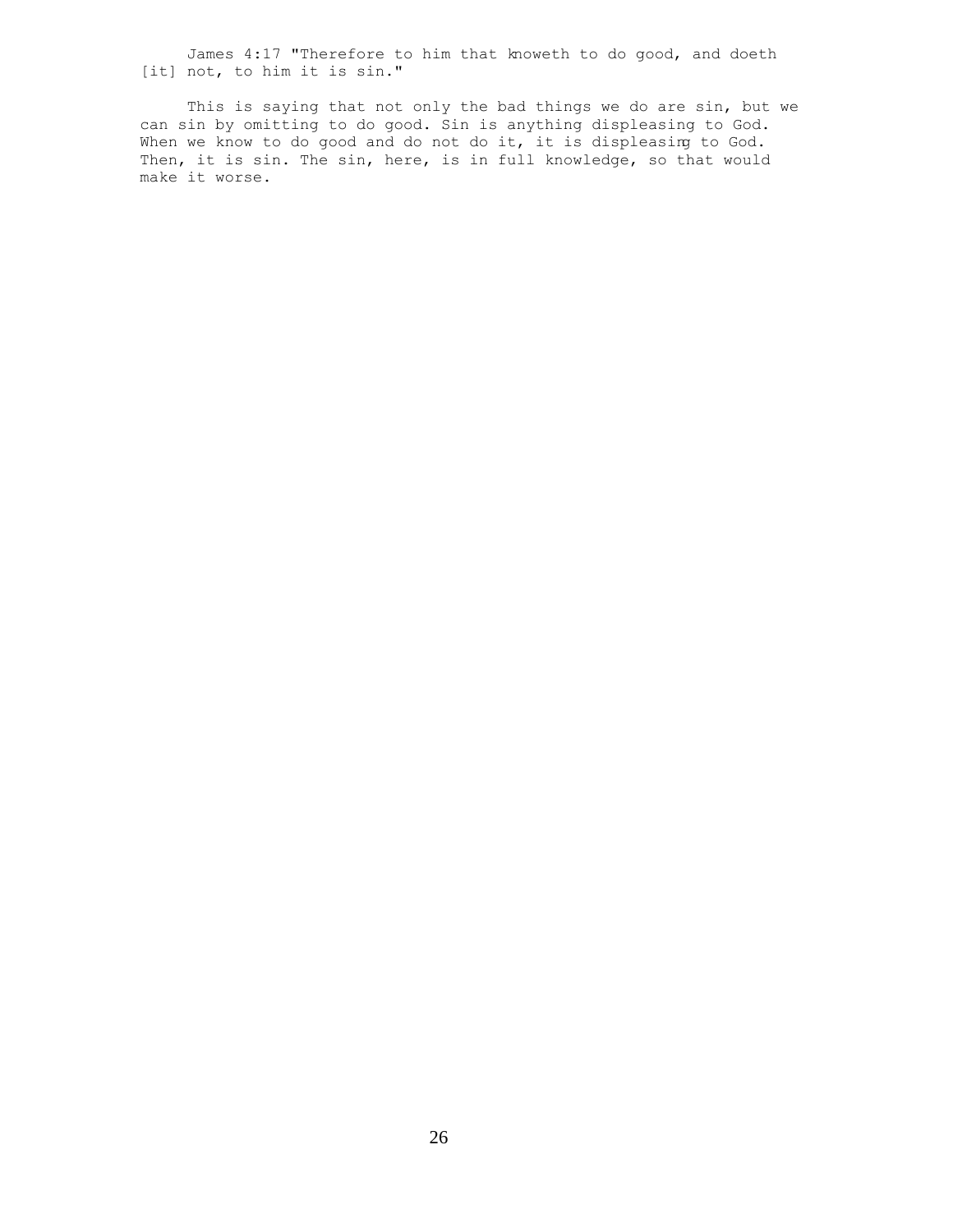James 4:17 "Therefore to him that knoweth to do good, and doeth [it] not, to him it is sin."

This is saying that not only the bad things we do are sin, but we can sin by omitting to do good. Sin is anything displeasing to God. When we know to do good and do not do it, it is displeasing to God. Then, it is sin. The sin, here, is in full knowledge, so that would make it worse.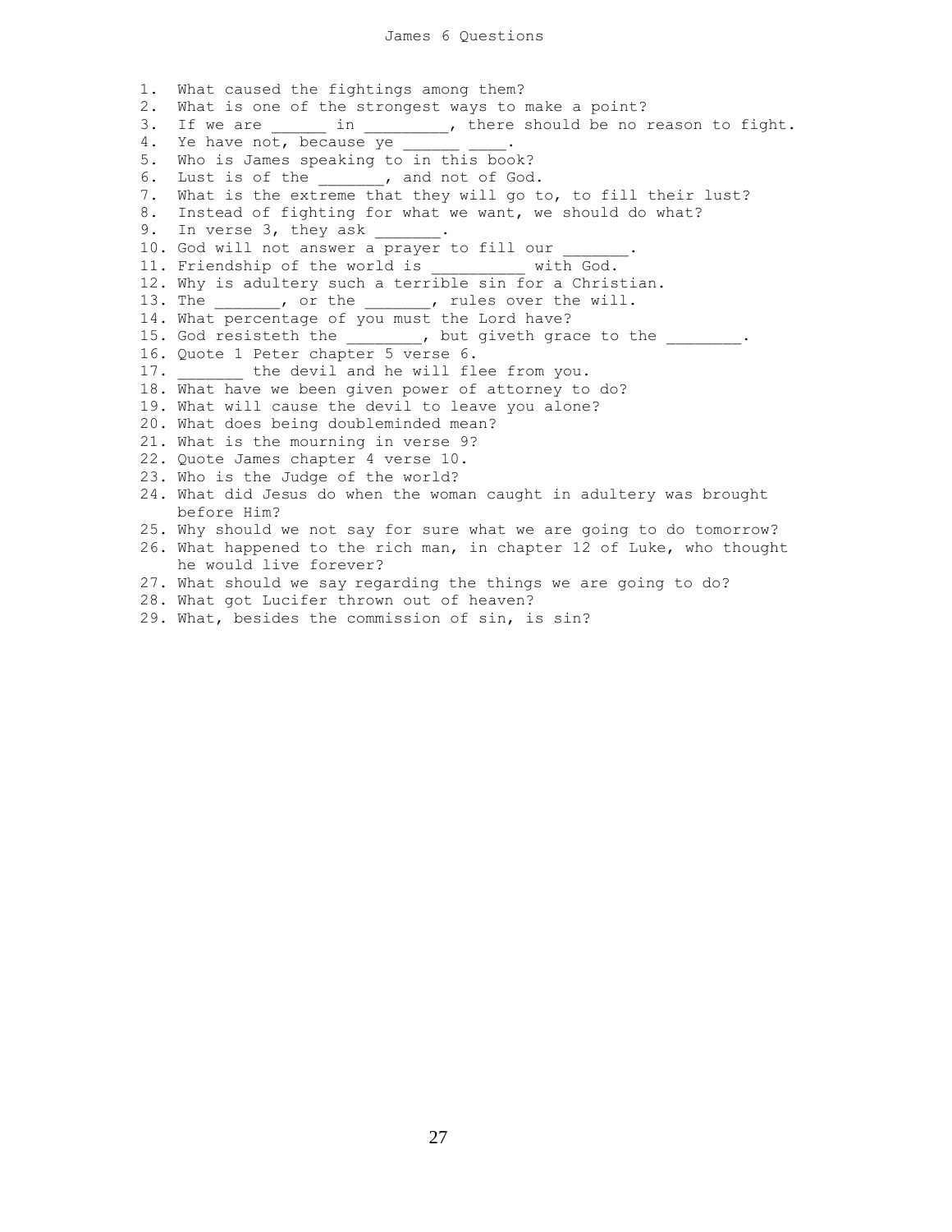# James 6 Questions

1. What caused the fightings among them?
2. What is one of the strongest ways to make a point?
3. If we are ______ in _________, there should be no reason to fight.
4. Ye have not, because ye ______ ____.
5. Who is James speaking to in this book?
6. Lust is of the _______, and not of God.
7. What is the extreme that they will go to, to fill their lust?
8. Instead of fighting for what we want, we should do what?
9. In verse 3, they ask _______.
10. God will not answer a prayer to fill our _______.
11. Friendship of the world is __________ with God.
12. Why is adultery such a terrible sin for a Christian.
13. The _______, or the _______, rules over the will.
14. What percentage of you must the Lord have?
15. God resisteth the ________, but giveth grace to the ________.
16. Quote 1 Peter chapter 5 verse 6.
17. _______ the devil and he will flee from you.
18. What have we been given power of attorney to do?
19. What will cause the devil to leave you alone?
20. What does being doubleminded mean?
21. What is the mourning in verse 9?
22. Quote James chapter 4 verse 10.
23. Who is the Judge of the world?
24. What did Jesus do when the woman caught in adultery was brought before Him?
25. Why should we not say for sure what we are going to do tomorrow?
26. What happened to the rich man, in chapter 12 of Luke, who thought he would live forever?
27. What should we say regarding the things we are going to do?
28. What got Lucifer thrown out of heaven?
29. What, besides the commission of sin, is sin?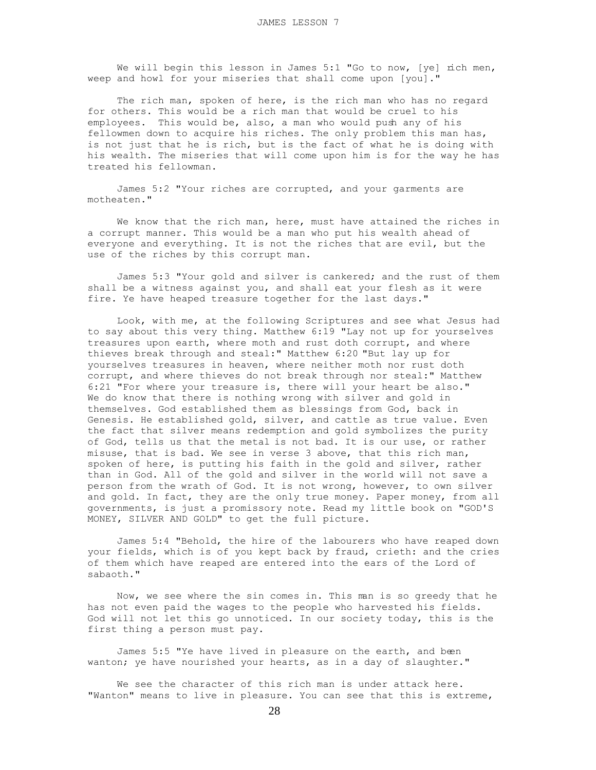We will begin this lesson in James 5:1 "Go to now, [ye] rich men, weep and howl for your miseries that shall come upon [you]."

The rich man, spoken of here, is the rich man who has no regard for others. This would be a rich man that would be cruel to his employees. This would be, also, a man who would push any of his fellowmen down to acquire his riches. The only problem this man has, is not just that he is rich, but is the fact of what he is doing with his wealth. The miseries that will come upon him is for the way he has treated his fellowman.

James 5:2 "Your riches are corrupted, and your garments are motheaten."

We know that the rich man, here, must have attained the riches in a corrupt manner. This would be a man who put his wealth ahead of everyone and everything. It is not the riches that are evil, but the use of the riches by this corrupt man.

James 5:3 "Your gold and silver is cankered; and the rust of them shall be a witness against you, and shall eat your flesh as it were fire. Ye have heaped treasure together for the last days."

Look, with me, at the following Scriptures and see what Jesus had to say about this very thing. Matthew 6:19 "Lay not up for yourselves treasures upon earth, where moth and rust doth corrupt, and where thieves break through and steal:" Matthew 6:20 "But lay up for yourselves treasures in heaven, where neither moth nor rust doth corrupt, and where thieves do not break through nor steal:" Matthew 6:21 "For where your treasure is, there will your heart be also." We do know that there is nothing wrong with silver and gold in themselves. God established them as blessings from God, back in Genesis. He established gold, silver, and cattle as true value. Even the fact that silver means redemption and gold symbolizes the purity of God, tells us that the metal is not bad. It is our use, or rather misuse, that is bad. We see in verse 3 above, that this rich man, spoken of here, is putting his faith in the gold and silver, rather than in God. All of the gold and silver in the world will not save a person from the wrath of God. It is not wrong, however, to own silver and gold. In fact, they are the only true money. Paper money, from all governments, is just a promissory note. Read my little book on "GOD'S MONEY, SILVER AND GOLD" to get the full picture.

James 5:4 "Behold, the hire of the labourers who have reaped down your fields, which is of you kept back by fraud, crieth: and the cries of them which have reaped are entered into the ears of the Lord of sabaoth."

Now, we see where the sin comes in. This man is so greedy that he has not even paid the wages to the people who harvested his fields. God will not let this go unnoticed. In our society today, this is the first thing a person must pay.

James 5:5 "Ye have lived in pleasure on the earth, and been wanton; ye have nourished your hearts, as in a day of slaughter."

We see the character of this rich man is under attack here. "Wanton" means to live in pleasure. You can see that this is extreme,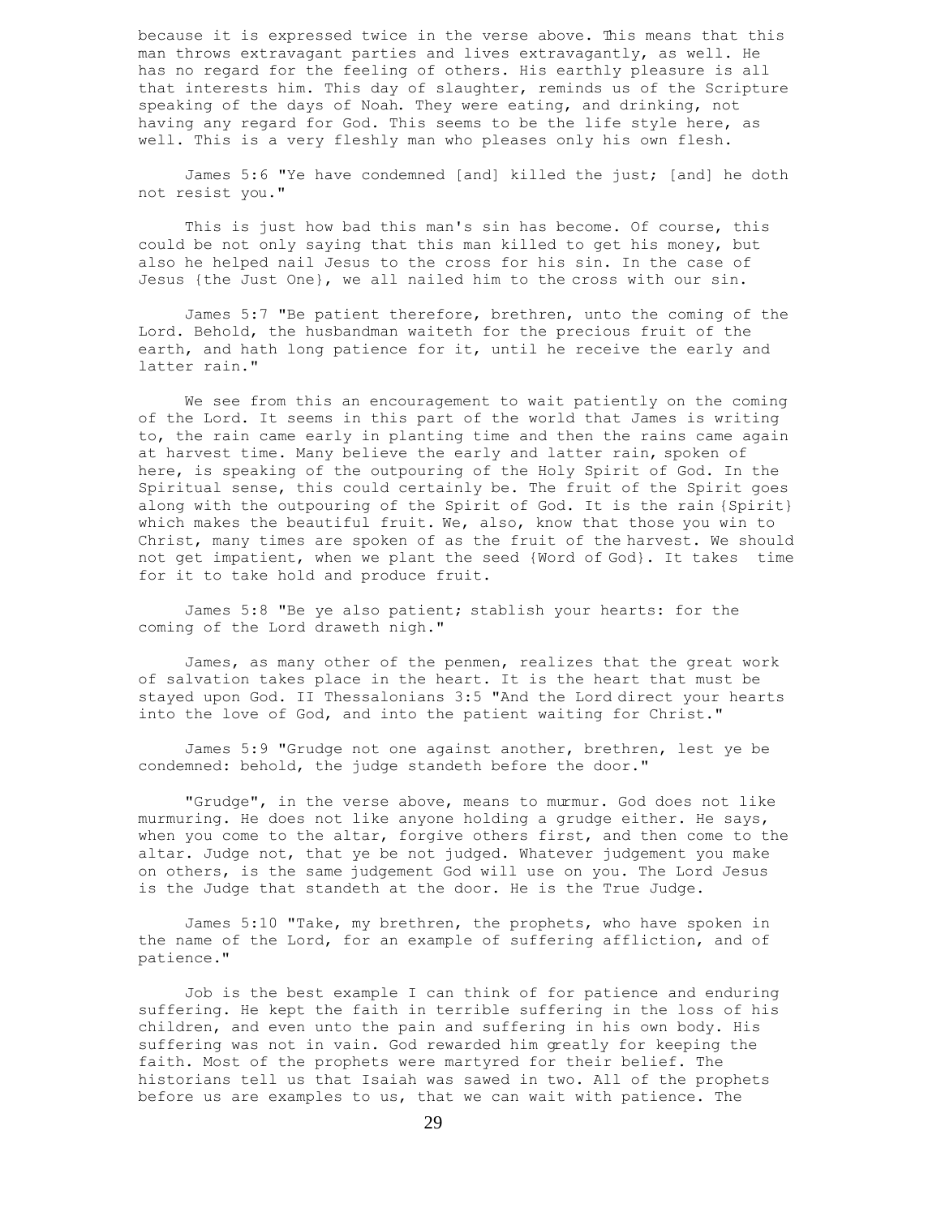because it is expressed twice in the verse above. This means that this man throws extravagant parties and lives extravagantly, as well. He has no regard for the feeling of others. His earthly pleasure is all that interests him. This day of slaughter, reminds us of the Scripture speaking of the days of Noah. They were eating, and drinking, not having any regard for God. This seems to be the life style here, as well. This is a very fleshly man who pleases only his own flesh.

James 5:6 "Ye have condemned [and] killed the just; [and] he doth not resist you."

This is just how bad this man's sin has become. Of course, this could be not only saying that this man killed to get his money, but also he helped nail Jesus to the cross for his sin. In the case of Jesus {the Just One}, we all nailed him to the cross with our sin.

James 5:7 "Be patient therefore, brethren, unto the coming of the Lord. Behold, the husbandman waiteth for the precious fruit of the earth, and hath long patience for it, until he receive the early and latter rain."

We see from this an encouragement to wait patiently on the coming of the Lord. It seems in this part of the world that James is writing to, the rain came early in planting time and then the rains came again at harvest time. Many believe the early and latter rain, spoken of here, is speaking of the outpouring of the Holy Spirit of God. In the Spiritual sense, this could certainly be. The fruit of the Spirit goes along with the outpouring of the Spirit of God. It is the rain {Spirit} which makes the beautiful fruit. We, also, know that those you win to Christ, many times are spoken of as the fruit of the harvest. We should not get impatient, when we plant the seed {Word of God}. It takes time for it to take hold and produce fruit.

James 5:8 "Be ye also patient; stablish your hearts: for the coming of the Lord draweth nigh."

James, as many other of the penmen, realizes that the great work of salvation takes place in the heart. It is the heart that must be stayed upon God. II Thessalonians 3:5 "And the Lord direct your hearts into the love of God, and into the patient waiting for Christ."

James 5:9 "Grudge not one against another, brethren, lest ye be condemned: behold, the judge standeth before the door."

"Grudge", in the verse above, means to murmur. God does not like murmuring. He does not like anyone holding a grudge either. He says, when you come to the altar, forgive others first, and then come to the altar. Judge not, that ye be not judged. Whatever judgement you make on others, is the same judgement God will use on you. The Lord Jesus is the Judge that standeth at the door. He is the True Judge.

James 5:10 "Take, my brethren, the prophets, who have spoken in the name of the Lord, for an example of suffering affliction, and of patience."

Job is the best example I can think of for patience and enduring suffering. He kept the faith in terrible suffering in the loss of his children, and even unto the pain and suffering in his own body. His suffering was not in vain. God rewarded him greatly for keeping the faith. Most of the prophets were martyred for their belief. The historians tell us that Isaiah was sawed in two. All of the prophets before us are examples to us, that we can wait with patience. The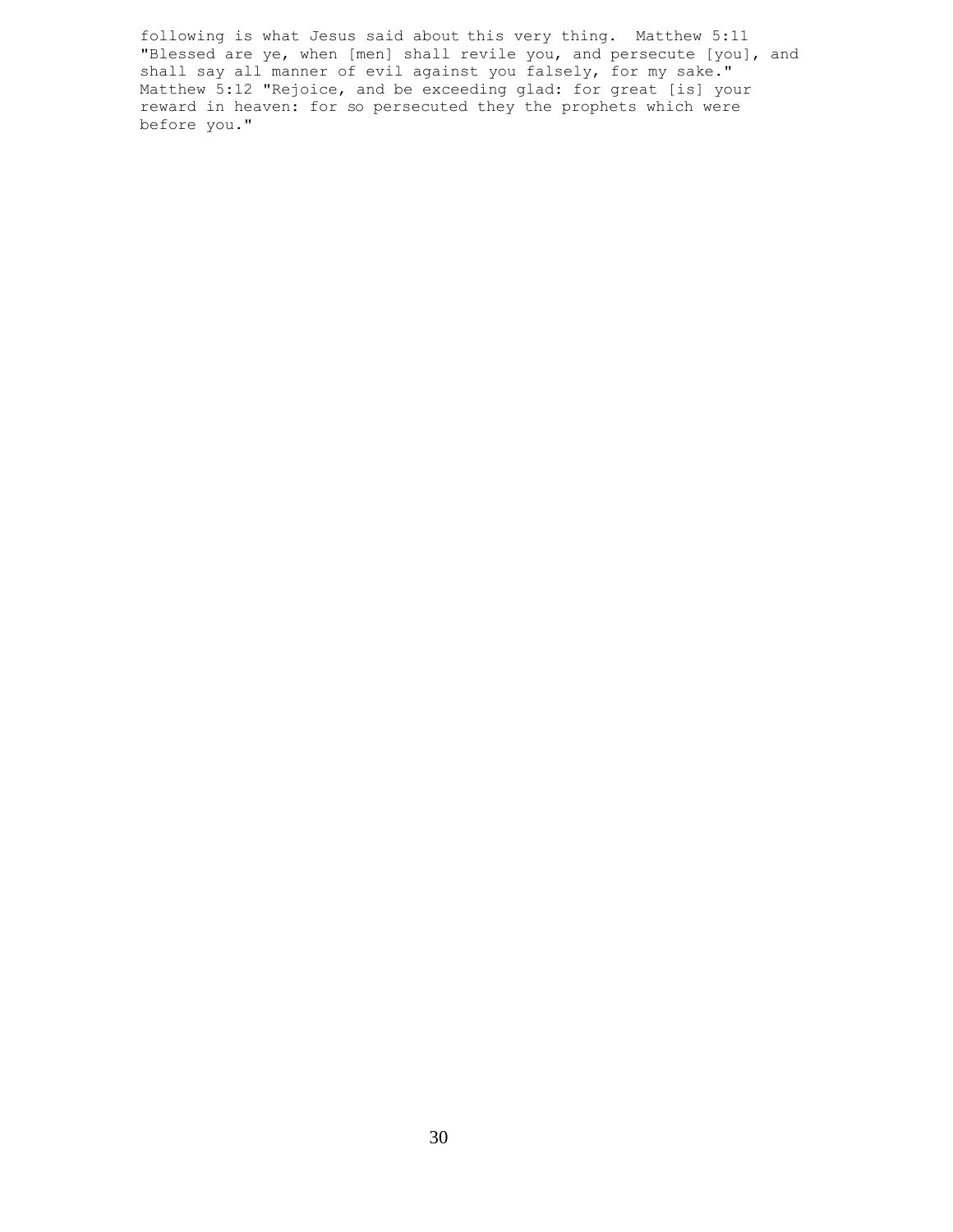following is what Jesus said about this very thing. Matthew 5:11 "Blessed are ye, when [men] shall revile you, and persecute [you], and shall say all manner of evil against you falsely, for my sake." Matthew 5:12 "Rejoice, and be exceeding glad: for great [is] your reward in heaven: for so persecuted they the prophets which were before you."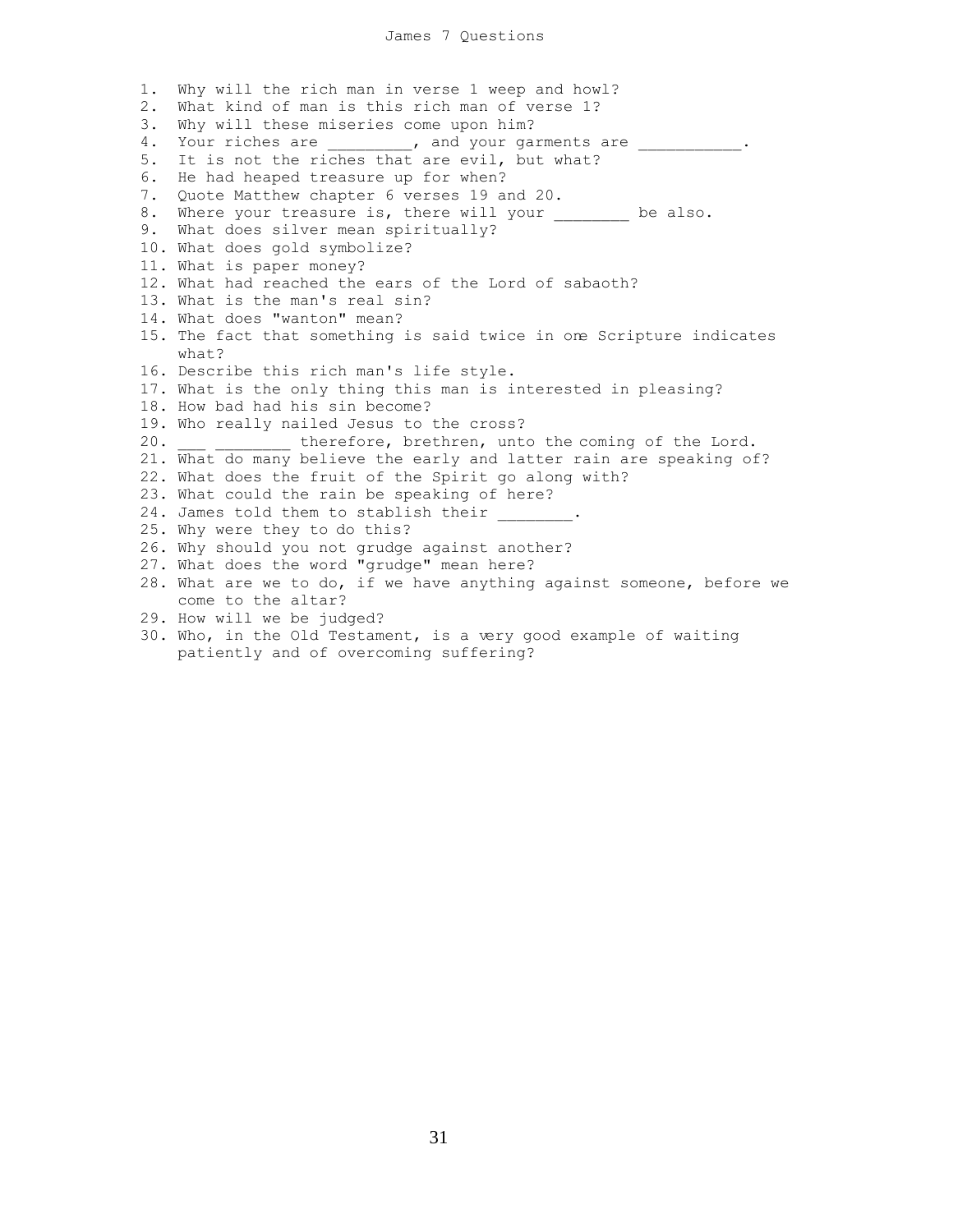# James 7 Questions

1. Why will the rich man in verse 1 weep and howl?
2. What kind of man is this rich man of verse 1?
3. Why will these miseries come upon him?
4. Your riches are _________, and your garments are ___________.
5. It is not the riches that are evil, but what?
6. He had heaped treasure up for when?
7. Quote Matthew chapter 6 verses 19 and 20.
8. Where your treasure is, there will your ________ be also.
9. What does silver mean spiritually?
10. What does gold symbolize?
11. What is paper money?
12. What had reached the ears of the Lord of sabaoth?
13. What is the man's real sin?
14. What does "wanton" mean?
15. The fact that something is said twice in one Scripture indicates what?
16. Describe this rich man's life style.
17. What is the only thing this man is interested in pleasing?
18. How bad had his sin become?
19. Who really nailed Jesus to the cross?
20. ___ ________ therefore, brethren, unto the coming of the Lord.
21. What do many believe the early and latter rain are speaking of?
22. What does the fruit of the Spirit go along with?
23. What could the rain be speaking of here?
24. James told them to stablish their ________.
25. Why were they to do this?
26. Why should you not grudge against another?
27. What does the word "grudge" mean here?
28. What are we to do, if we have anything against someone, before we come to the altar?
29. How will we be judged?
30. Who, in the Old Testament, is a very good example of waiting patiently and of overcoming suffering?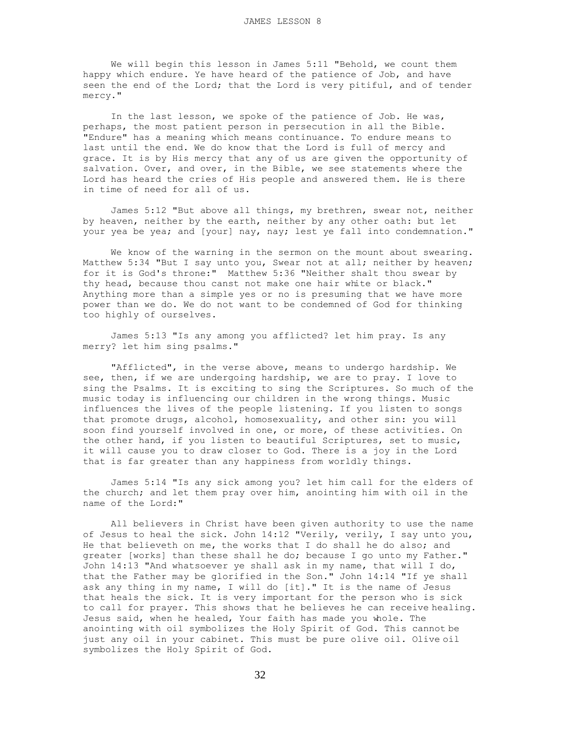# JAMES LESSON 8

We will begin this lesson in James 5:11 "Behold, we count them happy which endure. Ye have heard of the patience of Job, and have seen the end of the Lord; that the Lord is very pitiful, and of tender mercy."

In the last lesson, we spoke of the patience of Job. He was, perhaps, the most patient person in persecution in all the Bible. "Endure" has a meaning which means continuance. To endure means to last until the end. We do know that the Lord is full of mercy and grace. It is by His mercy that any of us are given the opportunity of salvation. Over, and over, in the Bible, we see statements where the Lord has heard the cries of His people and answered them. He is there in time of need for all of us.

James 5:12 "But above all things, my brethren, swear not, neither by heaven, neither by the earth, neither by any other oath: but let your yea be yea; and [your] nay, nay; lest ye fall into condemnation."

We know of the warning in the sermon on the mount about swearing. Matthew 5:34 "But I say unto you, Swear not at all; neither by heaven; for it is God's throne:" Matthew 5:36 "Neither shalt thou swear by thy head, because thou canst not make one hair white or black." Anything more than a simple yes or no is presuming that we have more power than we do. We do not want to be condemned of God for thinking too highly of ourselves.

James 5:13 "Is any among you afflicted? let him pray. Is any merry? let him sing psalms."

"Afflicted", in the verse above, means to undergo hardship. We see, then, if we are undergoing hardship, we are to pray. I love to sing the Psalms. It is exciting to sing the Scriptures. So much of the music today is influencing our children in the wrong things. Music influences the lives of the people listening. If you listen to songs that promote drugs, alcohol, homosexuality, and other sin: you will soon find yourself involved in one, or more, of these activities. On the other hand, if you listen to beautiful Scriptures, set to music, it will cause you to draw closer to God. There is a joy in the Lord that is far greater than any happiness from worldly things.

James 5:14 "Is any sick among you? let him call for the elders of the church; and let them pray over him, anointing him with oil in the name of the Lord:"

All believers in Christ have been given authority to use the name of Jesus to heal the sick. John 14:12 "Verily, verily, I say unto you, He that believeth on me, the works that I do shall he do also; and greater [works] than these shall he do; because I go unto my Father." John 14:13 "And whatsoever ye shall ask in my name, that will I do, that the Father may be glorified in the Son." John 14:14 "If ye shall ask any thing in my name, I will do [it]." It is the name of Jesus that heals the sick. It is very important for the person who is sick to call for prayer. This shows that he believes he can receive healing. Jesus said, when he healed, Your faith has made you whole. The anointing with oil symbolizes the Holy Spirit of God. This cannot be just any oil in your cabinet. This must be pure olive oil. Olive oil symbolizes the Holy Spirit of God.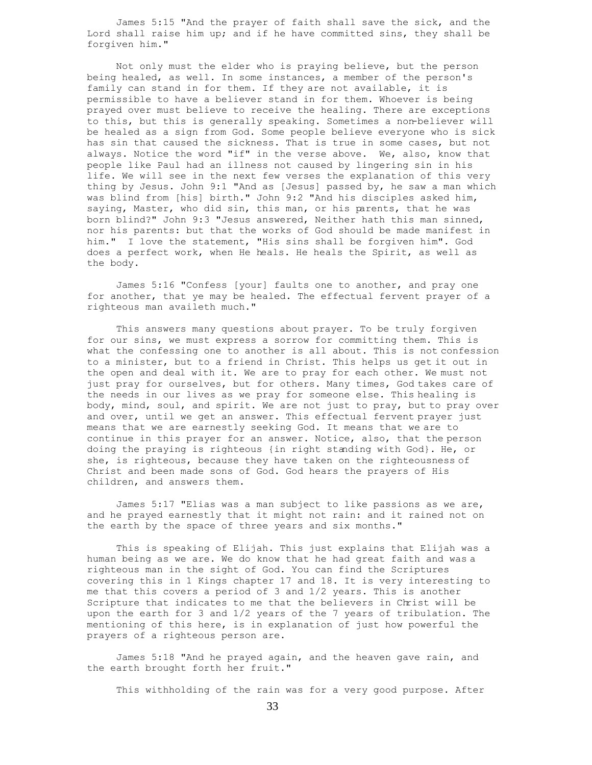James 5:15 "And the prayer of faith shall save the sick, and the Lord shall raise him up; and if he have committed sins, they shall be forgiven him."

Not only must the elder who is praying believe, but the person being healed, as well. In some instances, a member of the person's family can stand in for them. If they are not available, it is permissible to have a believer stand in for them. Whoever is being prayed over must believe to receive the healing. There are exceptions to this, but this is generally speaking. Sometimes a non-believer will be healed as a sign from God. Some people believe everyone who is sick has sin that caused the sickness. That is true in some cases, but not always. Notice the word "if" in the verse above. We, also, know that people like Paul had an illness not caused by lingering sin in his life. We will see in the next few verses the explanation of this very thing by Jesus. John 9:1 "And as [Jesus] passed by, he saw a man which was blind from [his] birth." John 9:2 "And his disciples asked him, saying, Master, who did sin, this man, or his parents, that he was born blind?" John 9:3 "Jesus answered, Neither hath this man sinned, nor his parents: but that the works of God should be made manifest in him." I love the statement, "His sins shall be forgiven him". God does a perfect work, when He heals. He heals the Spirit, as well as the body.

James 5:16 "Confess [your] faults one to another, and pray one for another, that ye may be healed. The effectual fervent prayer of a righteous man availeth much."

This answers many questions about prayer. To be truly forgiven for our sins, we must express a sorrow for committing them. This is what the confessing one to another is all about. This is not confession to a minister, but to a friend in Christ. This helps us get it out in the open and deal with it. We are to pray for each other. We must not just pray for ourselves, but for others. Many times, God takes care of the needs in our lives as we pray for someone else. This healing is body, mind, soul, and spirit. We are not just to pray, but to pray over and over, until we get an answer. This effectual fervent prayer just means that we are earnestly seeking God. It means that we are to continue in this prayer for an answer. Notice, also, that the person doing the praying is righteous {in right standing with God}. He, or she, is righteous, because they have taken on the righteousness of Christ and been made sons of God. God hears the prayers of His children, and answers them.

James 5:17 "Elias was a man subject to like passions as we are, and he prayed earnestly that it might not rain: and it rained not on the earth by the space of three years and six months."

This is speaking of Elijah. This just explains that Elijah was a human being as we are. We do know that he had great faith and was a righteous man in the sight of God. You can find the Scriptures covering this in 1 Kings chapter 17 and 18. It is very interesting to me that this covers a period of 3 and 1/2 years. This is another Scripture that indicates to me that the believers in Christ will be upon the earth for 3 and 1/2 years of the 7 years of tribulation. The mentioning of this here, is in explanation of just how powerful the prayers of a righteous person are.

James 5:18 "And he prayed again, and the heaven gave rain, and the earth brought forth her fruit."

This withholding of the rain was for a very good purpose. After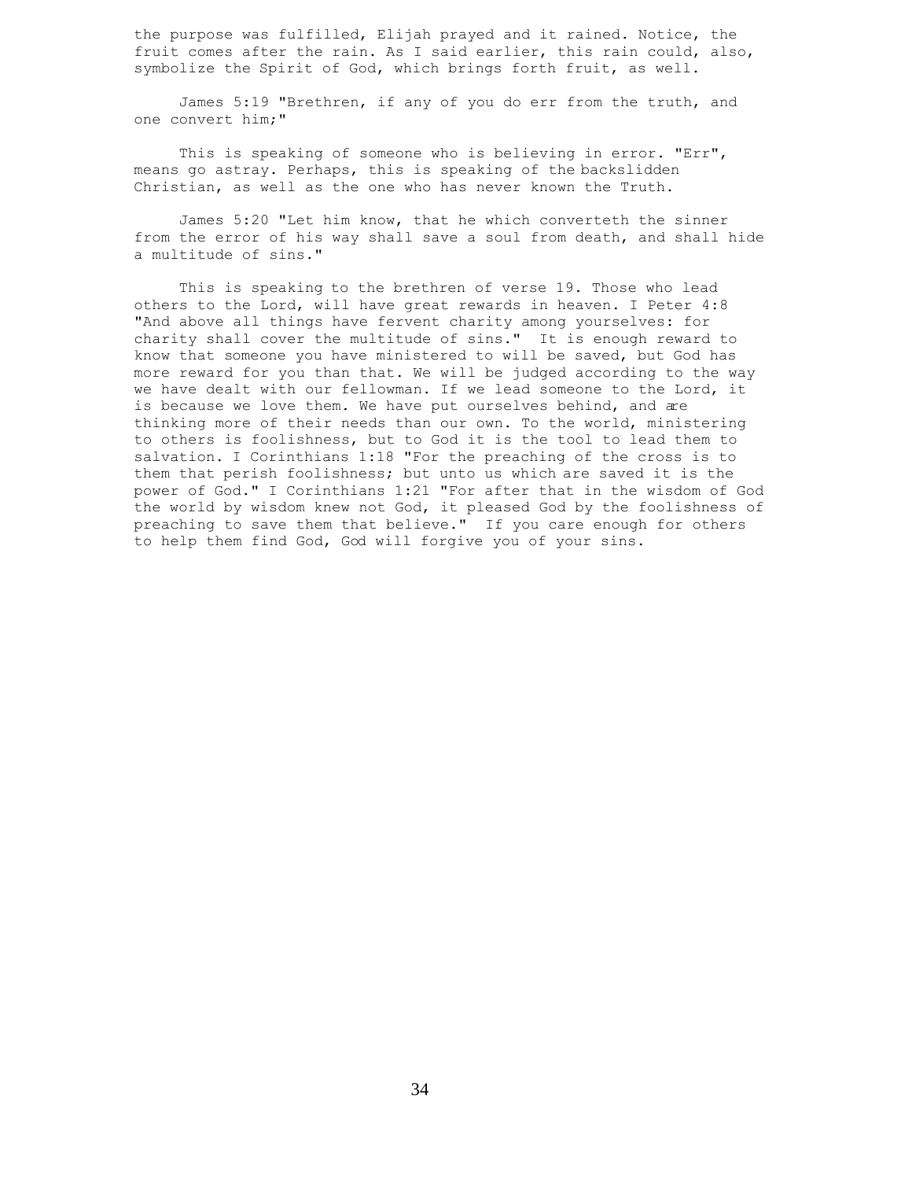the purpose was fulfilled, Elijah prayed and it rained. Notice, the fruit comes after the rain. As I said earlier, this rain could, also, symbolize the Spirit of God, which brings forth fruit, as well.

James 5:19 "Brethren, if any of you do err from the truth, and one convert him;"

This is speaking of someone who is believing in error. "Err", means go astray. Perhaps, this is speaking of the backslidden Christian, as well as the one who has never known the Truth.

James 5:20 "Let him know, that he which converteth the sinner from the error of his way shall save a soul from death, and shall hide a multitude of sins."

This is speaking to the brethren of verse 19. Those who lead others to the Lord, will have great rewards in heaven. I Peter 4:8 "And above all things have fervent charity among yourselves: for charity shall cover the multitude of sins." It is enough reward to know that someone you have ministered to will be saved, but God has more reward for you than that. We will be judged according to the way we have dealt with our fellowman. If we lead someone to the Lord, it is because we love them. We have put ourselves behind, and are thinking more of their needs than our own. To the world, ministering to others is foolishness, but to God it is the tool to lead them to salvation. I Corinthians 1:18 "For the preaching of the cross is to them that perish foolishness; but unto us which are saved it is the power of God." I Corinthians 1:21 "For after that in the wisdom of God the world by wisdom knew not God, it pleased God by the foolishness of preaching to save them that believe." If you care enough for others to help them find God, God will forgive you of your sins.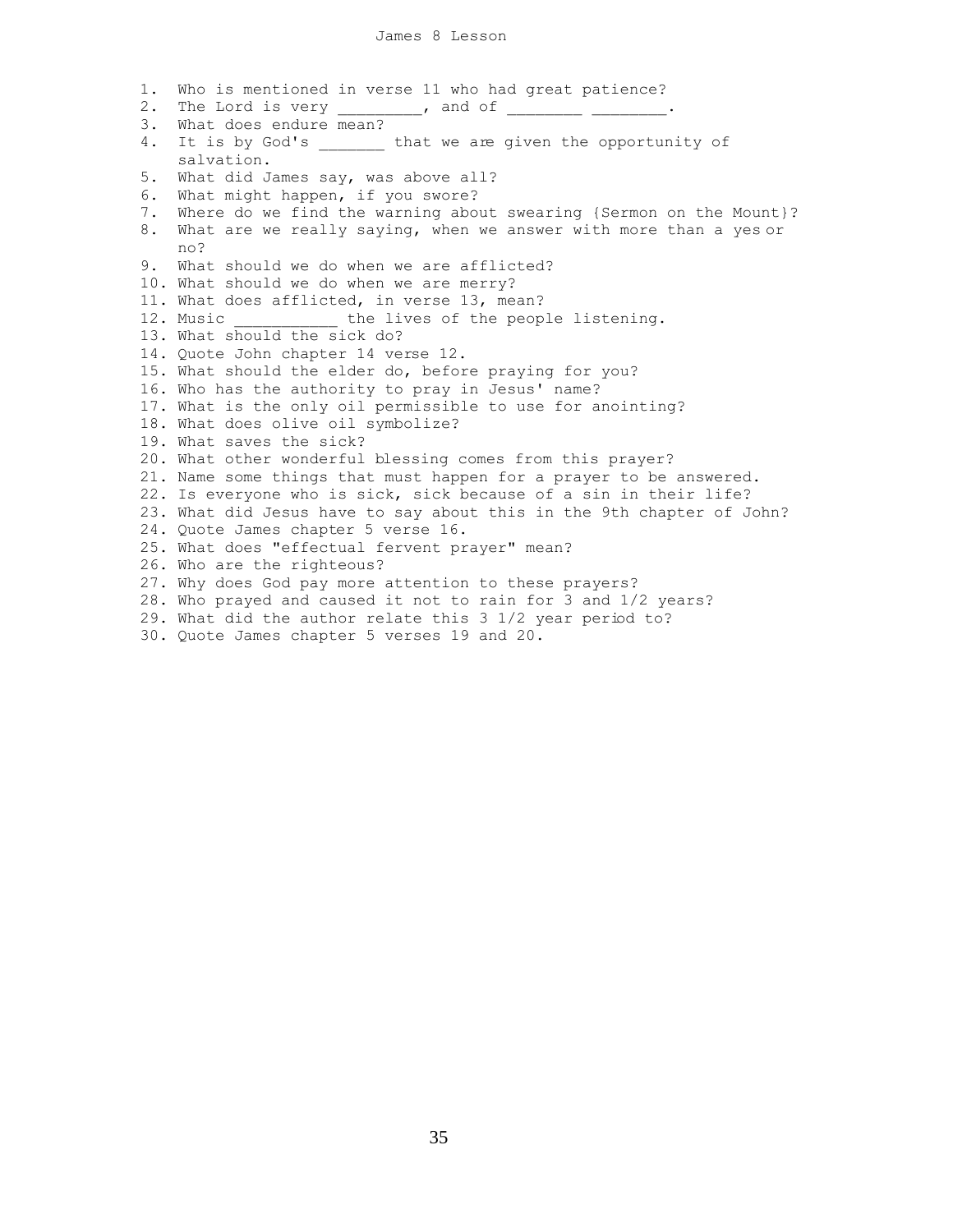# James 8 Lesson

1. Who is mentioned in verse 11 who had great patience?
2. The Lord is very _________, and of ________ ________.
3. What does endure mean?
4. It is by God's _______ that we are given the opportunity of salvation.
5. What did James say, was above all?
6. What might happen, if you swore?
7. Where do we find the warning about swearing {Sermon on the Mount}?
8. What are we really saying, when we answer with more than a yes or no?
9. What should we do when we are afflicted?
10. What should we do when we are merry?
11. What does afflicted, in verse 13, mean?
12. Music ___________ the lives of the people listening.
13. What should the sick do?
14. Quote John chapter 14 verse 12.
15. What should the elder do, before praying for you?
16. Who has the authority to pray in Jesus' name?
17. What is the only oil permissible to use for anointing?
18. What does olive oil symbolize?
19. What saves the sick?
20. What other wonderful blessing comes from this prayer?
21. Name some things that must happen for a prayer to be answered.
22. Is everyone who is sick, sick because of a sin in their life?
23. What did Jesus have to say about this in the 9th chapter of John?
24. Quote James chapter 5 verse 16.
25. What does "effectual fervent prayer" mean?
26. Who are the righteous?
27. Why does God pay more attention to these prayers?
28. Who prayed and caused it not to rain for 3 and 1/2 years?
29. What did the author relate this 3 1/2 year period to?
30. Quote James chapter 5 verses 19 and 20.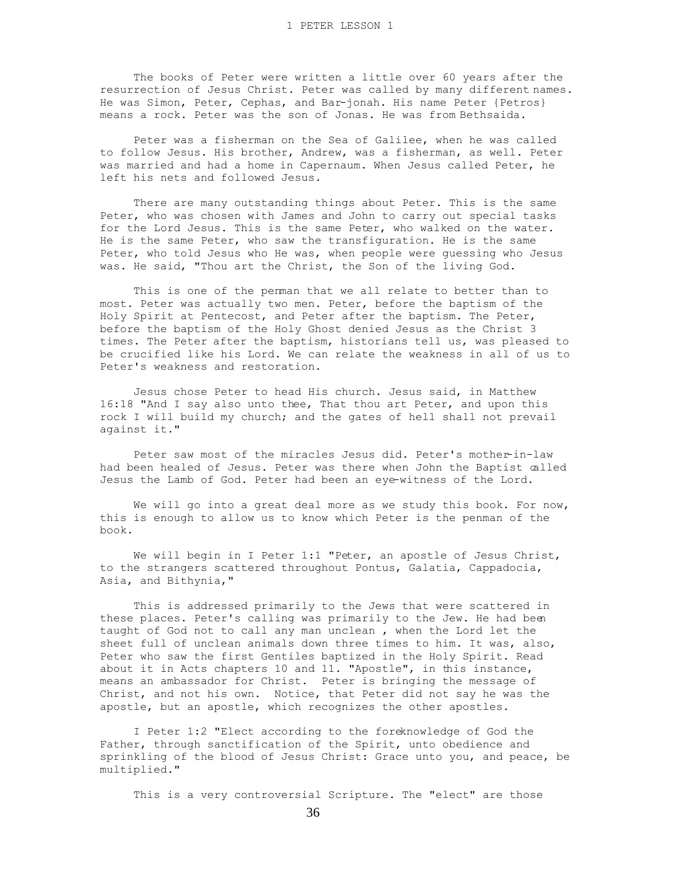# 1 PETER LESSON 1

The books of Peter were written a little over 60 years after the resurrection of Jesus Christ. Peter was called by many different names. He was Simon, Peter, Cephas, and Bar-jonah. His name Peter {Petros} means a rock. Peter was the son of Jonas. He was from Bethsaida.

Peter was a fisherman on the Sea of Galilee, when he was called to follow Jesus. His brother, Andrew, was a fisherman, as well. Peter was married and had a home in Capernaum. When Jesus called Peter, he left his nets and followed Jesus.

There are many outstanding things about Peter. This is the same Peter, who was chosen with James and John to carry out special tasks for the Lord Jesus. This is the same Peter, who walked on the water. He is the same Peter, who saw the transfiguration. He is the same Peter, who told Jesus who He was, when people were guessing who Jesus was. He said, "Thou art the Christ, the Son of the living God.

This is one of the penman that we all relate to better than to most. Peter was actually two men. Peter, before the baptism of the Holy Spirit at Pentecost, and Peter after the baptism. The Peter, before the baptism of the Holy Ghost denied Jesus as the Christ 3 times. The Peter after the baptism, historians tell us, was pleased to be crucified like his Lord. We can relate the weakness in all of us to Peter's weakness and restoration.

Jesus chose Peter to head His church. Jesus said, in Matthew 16:18 "And I say also unto thee, That thou art Peter, and upon this rock I will build my church; and the gates of hell shall not prevail against it."

Peter saw most of the miracles Jesus did. Peter's mother-in-law had been healed of Jesus. Peter was there when John the Baptist called Jesus the Lamb of God. Peter had been an eye-witness of the Lord.

We will go into a great deal more as we study this book. For now, this is enough to allow us to know which Peter is the penman of the book.

We will begin in I Peter 1:1 "Peter, an apostle of Jesus Christ, to the strangers scattered throughout Pontus, Galatia, Cappadocia, Asia, and Bithynia,"

This is addressed primarily to the Jews that were scattered in these places. Peter's calling was primarily to the Jew. He had been taught of God not to call any man unclean , when the Lord let the sheet full of unclean animals down three times to him. It was, also, Peter who saw the first Gentiles baptized in the Holy Spirit. Read about it in Acts chapters 10 and 11. "Apostle", in this instance, means an ambassador for Christ. Peter is bringing the message of Christ, and not his own. Notice, that Peter did not say he was the apostle, but an apostle, which recognizes the other apostles.

I Peter 1:2 "Elect according to the foreknowledge of God the Father, through sanctification of the Spirit, unto obedience and sprinkling of the blood of Jesus Christ: Grace unto you, and peace, be multiplied."

This is a very controversial Scripture. The "elect" are those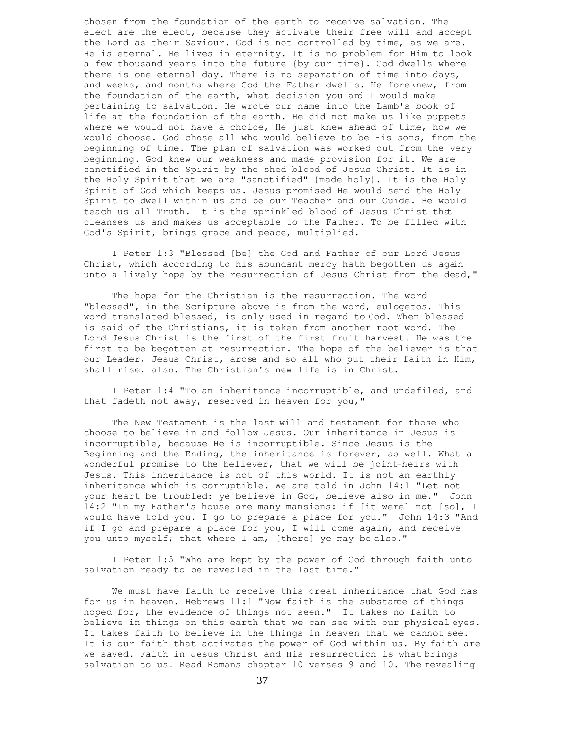chosen from the foundation of the earth to receive salvation. The elect are the elect, because they activate their free will and accept the Lord as their Saviour. God is not controlled by time, as we are. He is eternal. He lives in eternity. It is no problem for Him to look a few thousand years into the future {by our time}. God dwells where there is one eternal day. There is no separation of time into days, and weeks, and months where God the Father dwells. He foreknew, from the foundation of the earth, what decision you and I would make pertaining to salvation. He wrote our name into the Lamb's book of life at the foundation of the earth. He did not make us like puppets where we would not have a choice, He just knew ahead of time, how we would choose. God chose all who would believe to be His sons, from the beginning of time. The plan of salvation was worked out from the very beginning. God knew our weakness and made provision for it. We are sanctified in the Spirit by the shed blood of Jesus Christ. It is in the Holy Spirit that we are "sanctified" {made holy}. It is the Holy Spirit of God which keeps us. Jesus promised He would send the Holy Spirit to dwell within us and be our Teacher and our Guide. He would teach us all Truth. It is the sprinkled blood of Jesus Christ that cleanses us and makes us acceptable to the Father. To be filled with God's Spirit, brings grace and peace, multiplied.

I Peter 1:3 "Blessed [be] the God and Father of our Lord Jesus Christ, which according to his abundant mercy hath begotten us again unto a lively hope by the resurrection of Jesus Christ from the dead,"

The hope for the Christian is the resurrection. The word "blessed", in the Scripture above is from the word, eulogetos. This word translated blessed, is only used in regard to God. When blessed is said of the Christians, it is taken from another root word. The Lord Jesus Christ is the first of the first fruit harvest. He was the first to be begotten at resurrection. The hope of the believer is that our Leader, Jesus Christ, arose and so all who put their faith in Him, shall rise, also. The Christian's new life is in Christ.

I Peter 1:4 "To an inheritance incorruptible, and undefiled, and that fadeth not away, reserved in heaven for you,"

The New Testament is the last will and testament for those who choose to believe in and follow Jesus. Our inheritance in Jesus is incorruptible, because He is incorruptible. Since Jesus is the Beginning and the Ending, the inheritance is forever, as well. What a wonderful promise to the believer, that we will be joint-heirs with Jesus. This inheritance is not of this world. It is not an earthly inheritance which is corruptible. We are told in John 14:1 "Let not your heart be troubled: ye believe in God, believe also in me." John 14:2 "In my Father's house are many mansions: if [it were] not [so], I would have told you. I go to prepare a place for you." John 14:3 "And if I go and prepare a place for you, I will come again, and receive you unto myself; that where I am, [there] ye may be also."

I Peter 1:5 "Who are kept by the power of God through faith unto salvation ready to be revealed in the last time."

We must have faith to receive this great inheritance that God has for us in heaven. Hebrews 11:1 "Now faith is the substance of things hoped for, the evidence of things not seen." It takes no faith to believe in things on this earth that we can see with our physical eyes. It takes faith to believe in the things in heaven that we cannot see. It is our faith that activates the power of God within us. By faith are we saved. Faith in Jesus Christ and His resurrection is what brings salvation to us. Read Romans chapter 10 verses 9 and 10. The revealing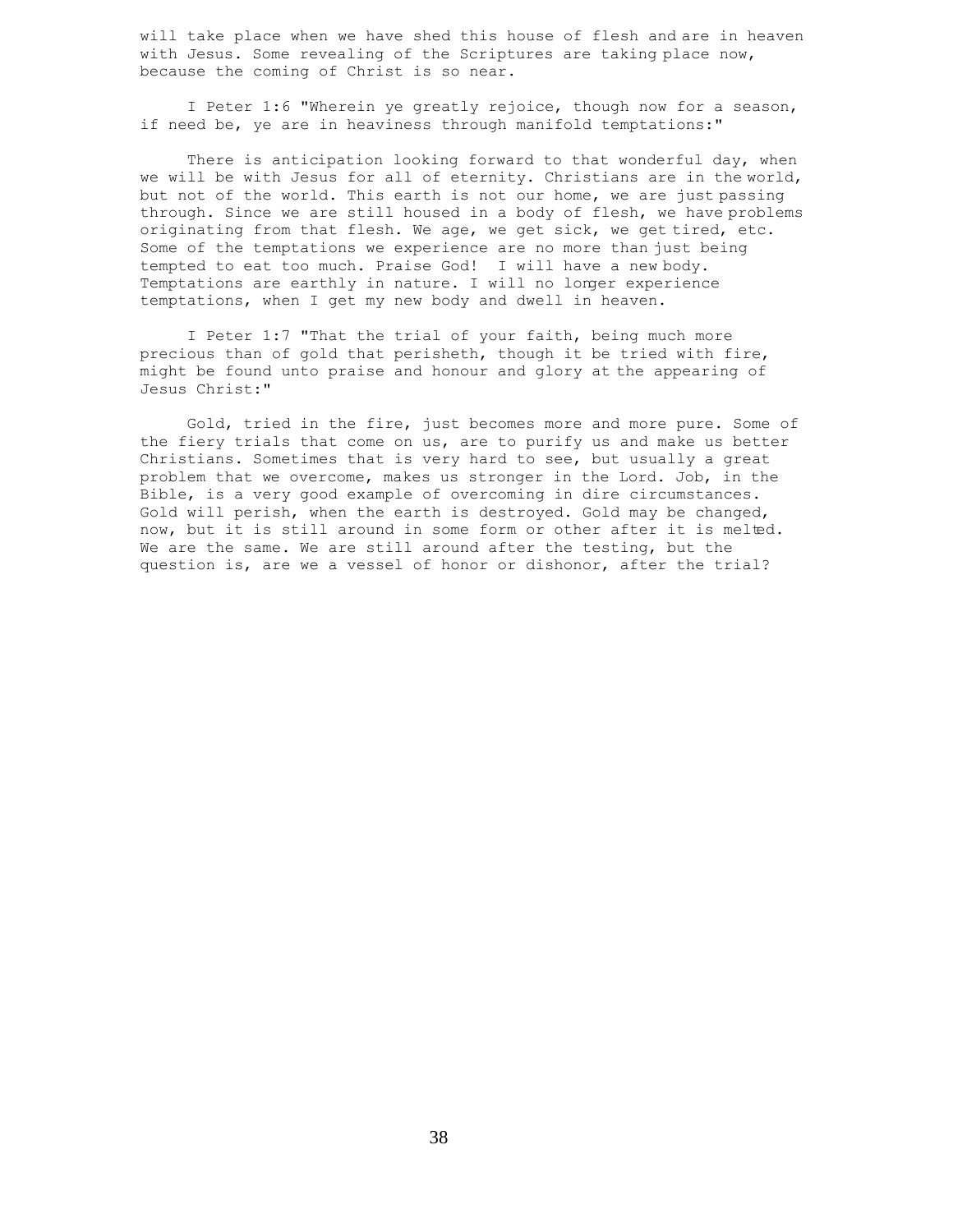will take place when we have shed this house of flesh and are in heaven with Jesus. Some revealing of the Scriptures are taking place now, because the coming of Christ is so near.

I Peter 1:6 "Wherein ye greatly rejoice, though now for a season, if need be, ye are in heaviness through manifold temptations:"

There is anticipation looking forward to that wonderful day, when we will be with Jesus for all of eternity. Christians are in the world, but not of the world. This earth is not our home, we are just passing through. Since we are still housed in a body of flesh, we have problems originating from that flesh. We age, we get sick, we get tired, etc. Some of the temptations we experience are no more than just being tempted to eat too much. Praise God! I will have a new body. Temptations are earthly in nature. I will no longer experience temptations, when I get my new body and dwell in heaven.

I Peter 1:7 "That the trial of your faith, being much more precious than of gold that perisheth, though it be tried with fire, might be found unto praise and honour and glory at the appearing of Jesus Christ:"

Gold, tried in the fire, just becomes more and more pure. Some of the fiery trials that come on us, are to purify us and make us better Christians. Sometimes that is very hard to see, but usually a great problem that we overcome, makes us stronger in the Lord. Job, in the Bible, is a very good example of overcoming in dire circumstances. Gold will perish, when the earth is destroyed. Gold may be changed, now, but it is still around in some form or other after it is melted. We are the same. We are still around after the testing, but the question is, are we a vessel of honor or dishonor, after the trial?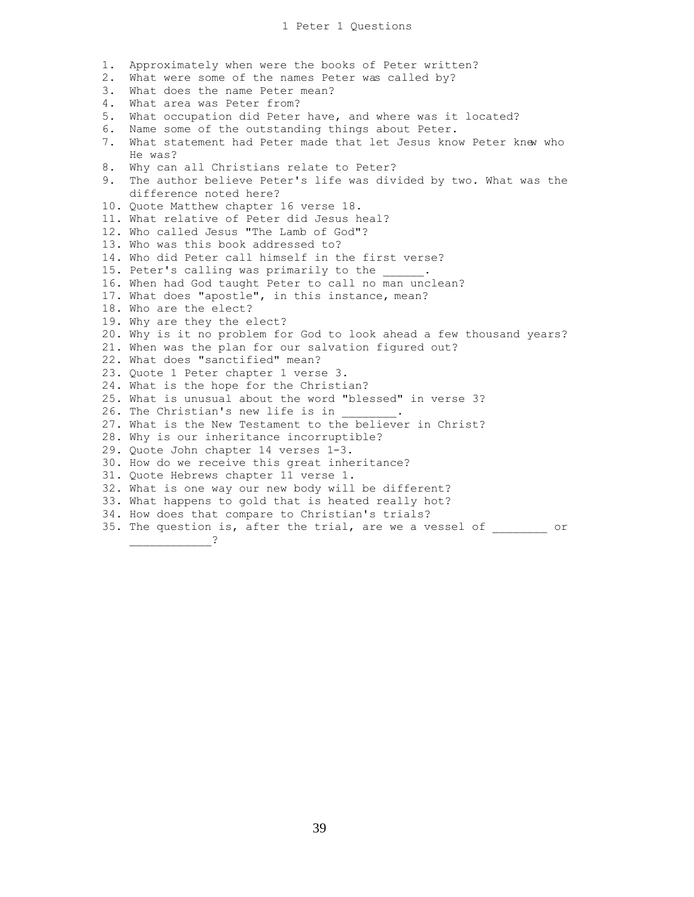# 1 Peter 1 Questions

1. Approximately when were the books of Peter written?
2. What were some of the names Peter was called by?
3. What does the name Peter mean?
4. What area was Peter from?
5. What occupation did Peter have, and where was it located?
6. Name some of the outstanding things about Peter.
7. What statement had Peter made that let Jesus know Peter knew who He was?
8. Why can all Christians relate to Peter?
9. The author believe Peter's life was divided by two. What was the difference noted here?
10. Quote Matthew chapter 16 verse 18.
11. What relative of Peter did Jesus heal?
12. Who called Jesus "The Lamb of God"?
13. Who was this book addressed to?
14. Who did Peter call himself in the first verse?
15. Peter's calling was primarily to the ______.
16. When had God taught Peter to call no man unclean?
17. What does "apostle", in this instance, mean?
18. Who are the elect?
19. Why are they the elect?
20. Why is it no problem for God to look ahead a few thousand years?
21. When was the plan for our salvation figured out?
22. What does "sanctified" mean?
23. Quote 1 Peter chapter 1 verse 3.
24. What is the hope for the Christian?
25. What is unusual about the word "blessed" in verse 3?
26. The Christian's new life is in ________.
27. What is the New Testament to the believer in Christ?
28. Why is our inheritance incorruptible?
29. Quote John chapter 14 verses 1-3.
30. How do we receive this great inheritance?
31. Quote Hebrews chapter 11 verse 1.
32. What is one way our new body will be different?
33. What happens to gold that is heated really hot?
34. How does that compare to Christian's trials?
35. The question is, after the trial, are we a vessel of ________ or ____________?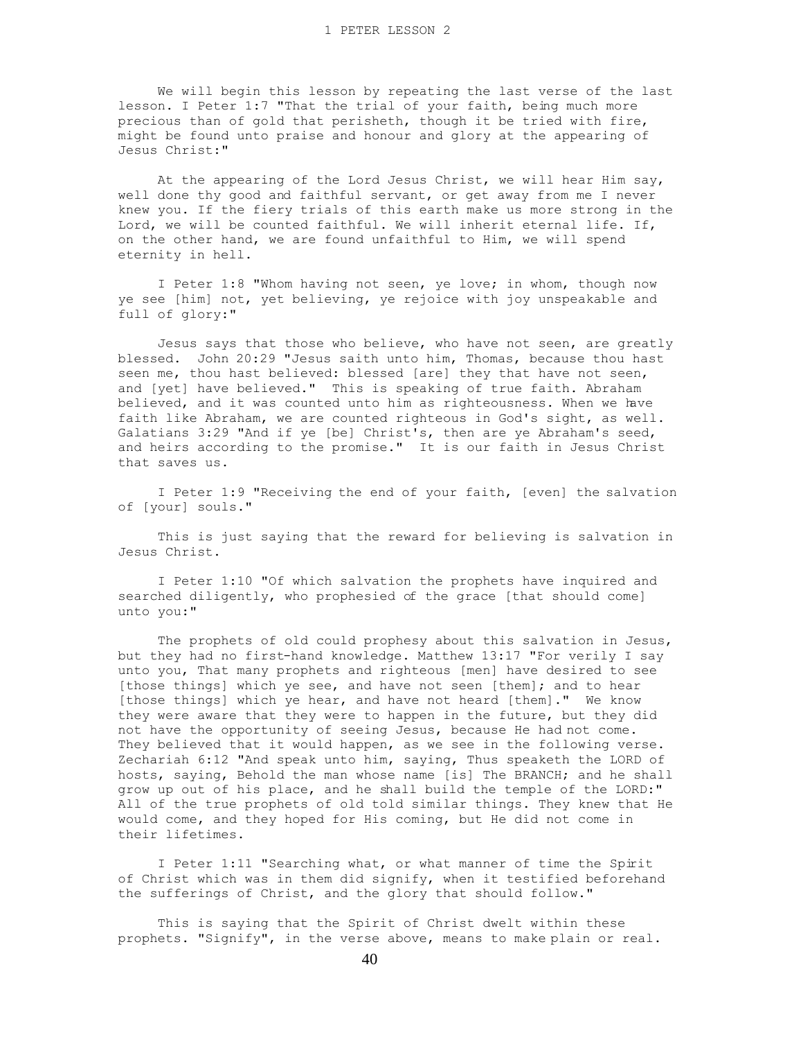# 1 PETER LESSON 2

We will begin this lesson by repeating the last verse of the last lesson. I Peter 1:7 "That the trial of your faith, being much more precious than of gold that perisheth, though it be tried with fire, might be found unto praise and honour and glory at the appearing of Jesus Christ:"

At the appearing of the Lord Jesus Christ, we will hear Him say, well done thy good and faithful servant, or get away from me I never knew you. If the fiery trials of this earth make us more strong in the Lord, we will be counted faithful. We will inherit eternal life. If, on the other hand, we are found unfaithful to Him, we will spend eternity in hell.

I Peter 1:8 "Whom having not seen, ye love; in whom, though now ye see [him] not, yet believing, ye rejoice with joy unspeakable and full of glory:"

Jesus says that those who believe, who have not seen, are greatly blessed. John 20:29 "Jesus saith unto him, Thomas, because thou hast seen me, thou hast believed: blessed [are] they that have not seen, and [yet] have believed." This is speaking of true faith. Abraham believed, and it was counted unto him as righteousness. When we have faith like Abraham, we are counted righteous in God's sight, as well. Galatians 3:29 "And if ye [be] Christ's, then are ye Abraham's seed, and heirs according to the promise." It is our faith in Jesus Christ that saves us.

I Peter 1:9 "Receiving the end of your faith, [even] the salvation of [your] souls."

This is just saying that the reward for believing is salvation in Jesus Christ.

I Peter 1:10 "Of which salvation the prophets have inquired and searched diligently, who prophesied of the grace [that should come] unto you:"

The prophets of old could prophesy about this salvation in Jesus, but they had no first-hand knowledge. Matthew 13:17 "For verily I say unto you, That many prophets and righteous [men] have desired to see [those things] which ye see, and have not seen [them]; and to hear [those things] which ye hear, and have not heard [them]." We know they were aware that they were to happen in the future, but they did not have the opportunity of seeing Jesus, because He had not come. They believed that it would happen, as we see in the following verse. Zechariah 6:12 "And speak unto him, saying, Thus speaketh the LORD of hosts, saying, Behold the man whose name [is] The BRANCH; and he shall grow up out of his place, and he shall build the temple of the LORD:" All of the true prophets of old told similar things. They knew that He would come, and they hoped for His coming, but He did not come in their lifetimes.

I Peter 1:11 "Searching what, or what manner of time the Spirit of Christ which was in them did signify, when it testified beforehand the sufferings of Christ, and the glory that should follow."

This is saying that the Spirit of Christ dwelt within these prophets. "Signify", in the verse above, means to make plain or real.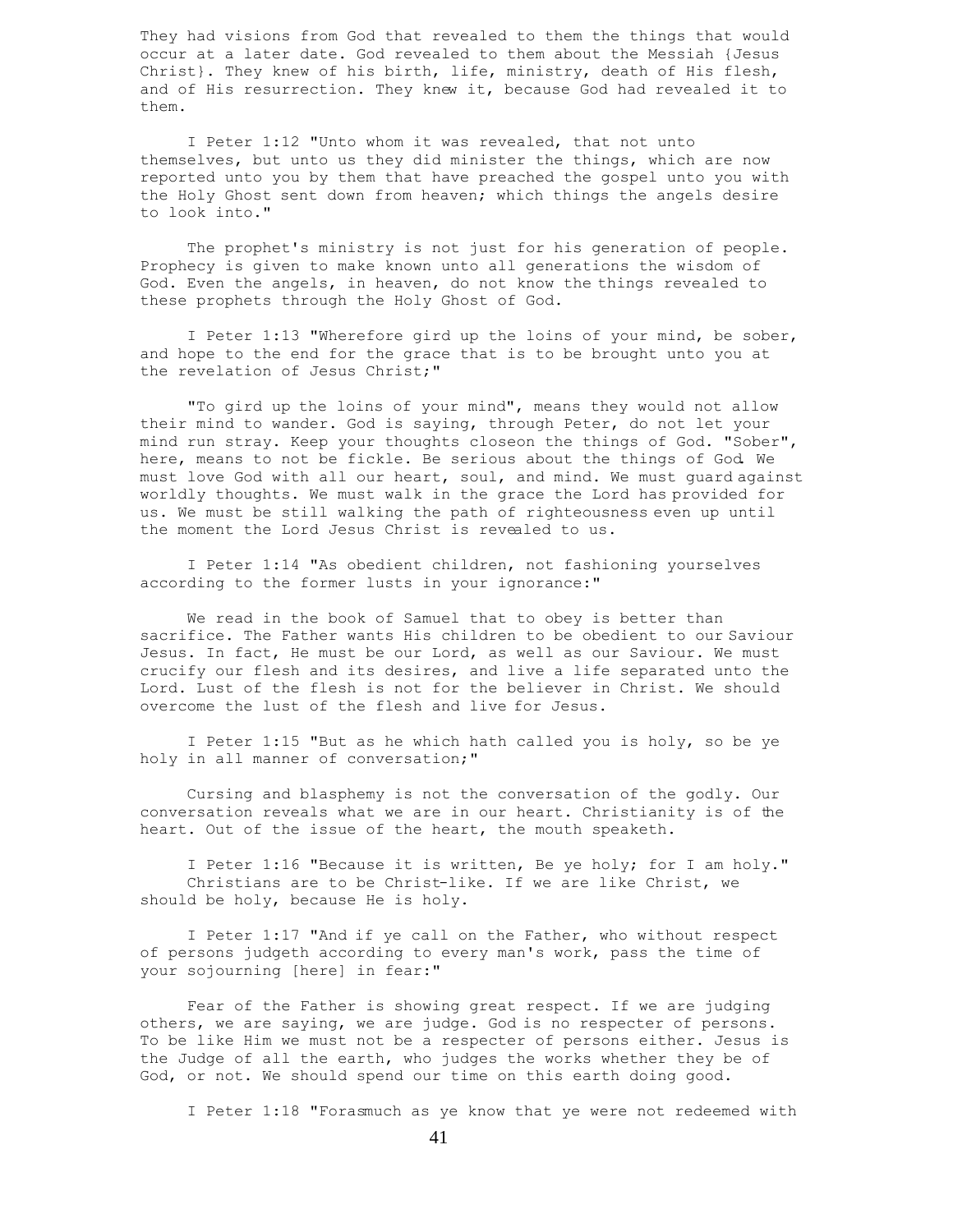They had visions from God that revealed to them the things that would occur at a later date. God revealed to them about the Messiah {Jesus Christ}. They knew of his birth, life, ministry, death of His flesh, and of His resurrection. They knew it, because God had revealed it to them.

I Peter 1:12 "Unto whom it was revealed, that not unto themselves, but unto us they did minister the things, which are now reported unto you by them that have preached the gospel unto you with the Holy Ghost sent down from heaven; which things the angels desire to look into."

The prophet's ministry is not just for his generation of people. Prophecy is given to make known unto all generations the wisdom of God. Even the angels, in heaven, do not know the things revealed to these prophets through the Holy Ghost of God.

I Peter 1:13 "Wherefore gird up the loins of your mind, be sober, and hope to the end for the grace that is to be brought unto you at the revelation of Jesus Christ;"

"To gird up the loins of your mind", means they would not allow their mind to wander. God is saying, through Peter, do not let your mind run stray. Keep your thoughts closeon the things of God. "Sober", here, means to not be fickle. Be serious about the things of God. We must love God with all our heart, soul, and mind. We must guard against worldly thoughts. We must walk in the grace the Lord has provided for us. We must be still walking the path of righteousness even up until the moment the Lord Jesus Christ is revealed to us.

I Peter 1:14 "As obedient children, not fashioning yourselves according to the former lusts in your ignorance:"

We read in the book of Samuel that to obey is better than sacrifice. The Father wants His children to be obedient to our Saviour Jesus. In fact, He must be our Lord, as well as our Saviour. We must crucify our flesh and its desires, and live a life separated unto the Lord. Lust of the flesh is not for the believer in Christ. We should overcome the lust of the flesh and live for Jesus.

I Peter 1:15 "But as he which hath called you is holy, so be ye holy in all manner of conversation;"

Cursing and blasphemy is not the conversation of the godly. Our conversation reveals what we are in our heart. Christianity is of the heart. Out of the issue of the heart, the mouth speaketh.

I Peter 1:16 "Because it is written, Be ye holy; for I am holy."

Christians are to be Christ-like. If we are like Christ, we should be holy, because He is holy.

I Peter 1:17 "And if ye call on the Father, who without respect of persons judgeth according to every man's work, pass the time of your sojourning [here] in fear:"

Fear of the Father is showing great respect. If we are judging others, we are saying, we are judge. God is no respecter of persons. To be like Him we must not be a respecter of persons either. Jesus is the Judge of all the earth, who judges the works whether they be of God, or not. We should spend our time on this earth doing good.

I Peter 1:18 "Forasmuch as ye know that ye were not redeemed with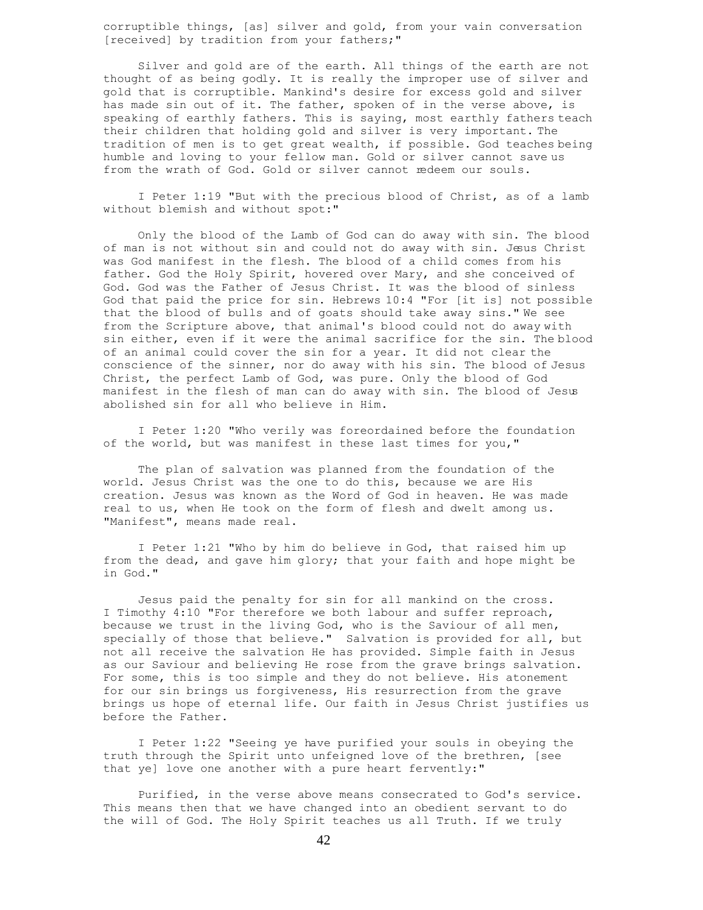corruptible things, [as] silver and gold, from your vain conversation [received] by tradition from your fathers;"

Silver and gold are of the earth. All things of the earth are not thought of as being godly. It is really the improper use of silver and gold that is corruptible. Mankind's desire for excess gold and silver has made sin out of it. The father, spoken of in the verse above, is speaking of earthly fathers. This is saying, most earthly fathers teach their children that holding gold and silver is very important. The tradition of men is to get great wealth, if possible. God teaches being humble and loving to your fellow man. Gold or silver cannot save us from the wrath of God. Gold or silver cannot redeem our souls.

I Peter 1:19 "But with the precious blood of Christ, as of a lamb without blemish and without spot:"

Only the blood of the Lamb of God can do away with sin. The blood of man is not without sin and could not do away with sin. Jesus Christ was God manifest in the flesh. The blood of a child comes from his father. God the Holy Spirit, hovered over Mary, and she conceived of God. God was the Father of Jesus Christ. It was the blood of sinless God that paid the price for sin. Hebrews 10:4 "For [it is] not possible that the blood of bulls and of goats should take away sins." We see from the Scripture above, that animal's blood could not do away with sin either, even if it were the animal sacrifice for the sin. The blood of an animal could cover the sin for a year. It did not clear the conscience of the sinner, nor do away with his sin. The blood of Jesus Christ, the perfect Lamb of God, was pure. Only the blood of God manifest in the flesh of man can do away with sin. The blood of Jesus abolished sin for all who believe in Him.

I Peter 1:20 "Who verily was foreordained before the foundation of the world, but was manifest in these last times for you,"

The plan of salvation was planned from the foundation of the world. Jesus Christ was the one to do this, because we are His creation. Jesus was known as the Word of God in heaven. He was made real to us, when He took on the form of flesh and dwelt among us. "Manifest", means made real.

I Peter 1:21 "Who by him do believe in God, that raised him up from the dead, and gave him glory; that your faith and hope might be in God."

Jesus paid the penalty for sin for all mankind on the cross. I Timothy 4:10 "For therefore we both labour and suffer reproach, because we trust in the living God, who is the Saviour of all men, specially of those that believe." Salvation is provided for all, but not all receive the salvation He has provided. Simple faith in Jesus as our Saviour and believing He rose from the grave brings salvation. For some, this is too simple and they do not believe. His atonement for our sin brings us forgiveness, His resurrection from the grave brings us hope of eternal life. Our faith in Jesus Christ justifies us before the Father.

I Peter 1:22 "Seeing ye have purified your souls in obeying the truth through the Spirit unto unfeigned love of the brethren, [see that ye] love one another with a pure heart fervently:"

Purified, in the verse above means consecrated to God's service. This means then that we have changed into an obedient servant to do the will of God. The Holy Spirit teaches us all Truth. If we truly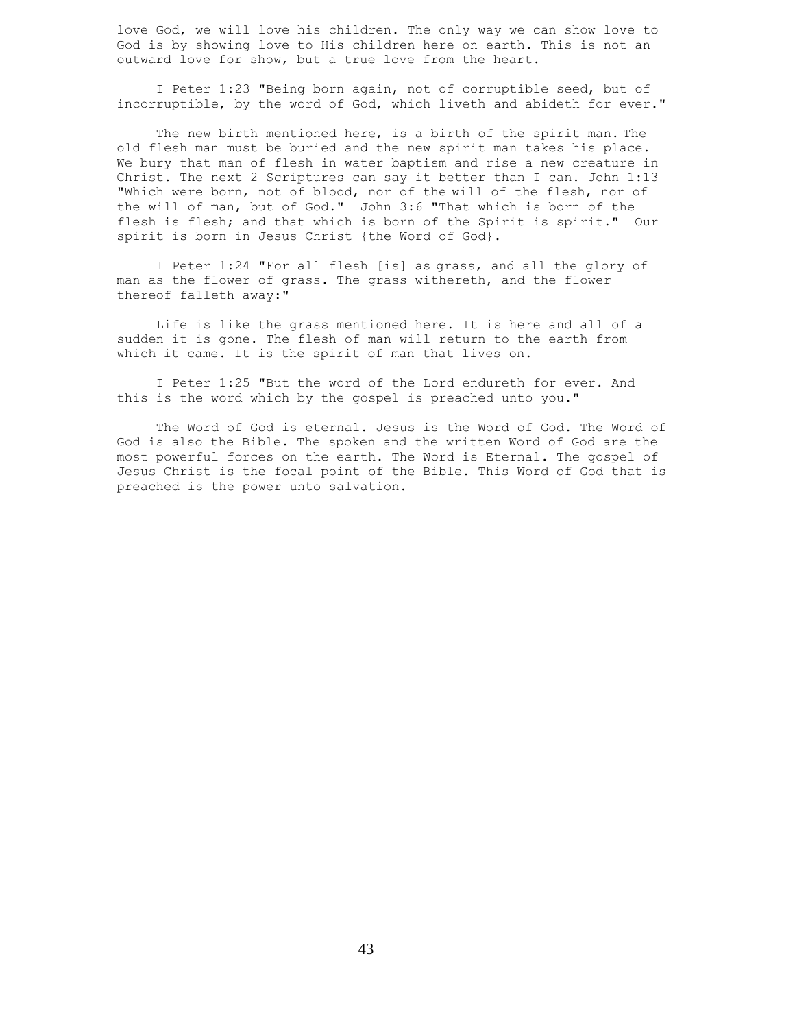love God, we will love his children. The only way we can show love to God is by showing love to His children here on earth. This is not an outward love for show, but a true love from the heart.

I Peter 1:23 "Being born again, not of corruptible seed, but of incorruptible, by the word of God, which liveth and abideth for ever."

The new birth mentioned here, is a birth of the spirit man. The old flesh man must be buried and the new spirit man takes his place. We bury that man of flesh in water baptism and rise a new creature in Christ. The next 2 Scriptures can say it better than I can. John 1:13 "Which were born, not of blood, nor of the will of the flesh, nor of the will of man, but of God." John 3:6 "That which is born of the flesh is flesh; and that which is born of the Spirit is spirit." Our spirit is born in Jesus Christ {the Word of God}.

I Peter 1:24 "For all flesh [is] as grass, and all the glory of man as the flower of grass. The grass withereth, and the flower thereof falleth away:"

Life is like the grass mentioned here. It is here and all of a sudden it is gone. The flesh of man will return to the earth from which it came. It is the spirit of man that lives on.

I Peter 1:25 "But the word of the Lord endureth for ever. And this is the word which by the gospel is preached unto you."

The Word of God is eternal. Jesus is the Word of God. The Word of God is also the Bible. The spoken and the written Word of God are the most powerful forces on the earth. The Word is Eternal. The gospel of Jesus Christ is the focal point of the Bible. This Word of God that is preached is the power unto salvation.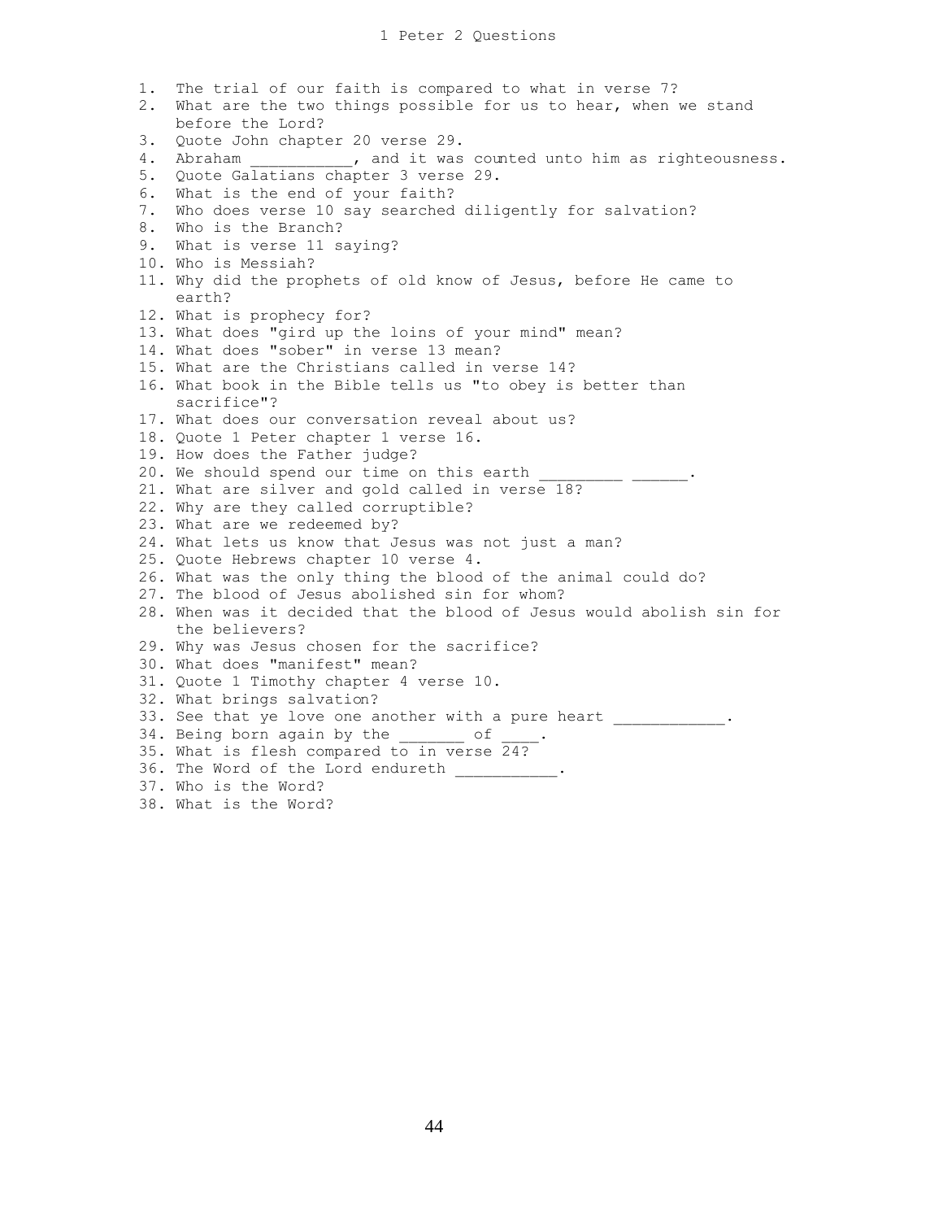# 1 Peter 2 Questions

1. The trial of our faith is compared to what in verse 7?
2. What are the two things possible for us to hear, when we stand before the Lord?
3. Quote John chapter 20 verse 29.
4. Abraham ___________, and it was counted unto him as righteousness.
5. Quote Galatians chapter 3 verse 29.
6. What is the end of your faith?
7. Who does verse 10 say searched diligently for salvation?
8. Who is the Branch?
9. What is verse 11 saying?
10. Who is Messiah?
11. Why did the prophets of old know of Jesus, before He came to earth?
12. What is prophecy for?
13. What does "gird up the loins of your mind" mean?
14. What does "sober" in verse 13 mean?
15. What are the Christians called in verse 14?
16. What book in the Bible tells us "to obey is better than sacrifice"?
17. What does our conversation reveal about us?
18. Quote 1 Peter chapter 1 verse 16.
19. How does the Father judge?
20. We should spend our time on this earth _________ ______.
21. What are silver and gold called in verse 18?
22. Why are they called corruptible?
23. What are we redeemed by?
24. What lets us know that Jesus was not just a man?
25. Quote Hebrews chapter 10 verse 4.
26. What was the only thing the blood of the animal could do?
27. The blood of Jesus abolished sin for whom?
28. When was it decided that the blood of Jesus would abolish sin for the believers?
29. Why was Jesus chosen for the sacrifice?
30. What does "manifest" mean?
31. Quote 1 Timothy chapter 4 verse 10.
32. What brings salvation?
33. See that ye love one another with a pure heart ____________.
34. Being born again by the _______ of ____.
35. What is flesh compared to in verse 24?
36. The Word of the Lord endureth ___________.
37. Who is the Word?
38. What is the Word?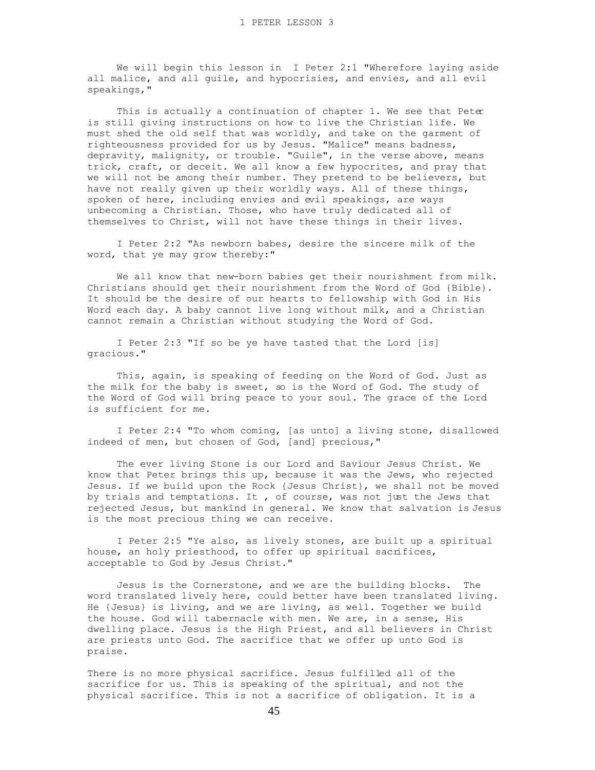We will begin this lesson in I Peter 2:1 "Wherefore laying aside all malice, and all guile, and hypocrisies, and envies, and all evil speakings,"

This is actually a continuation of chapter 1. We see that Peter is still giving instructions on how to live the Christian life. We must shed the old self that was worldly, and take on the garment of righteousness provided for us by Jesus. "Malice" means badness, depravity, malignity, or trouble. "Guile", in the verse above, means trick, craft, or deceit. We all know a few hypocrites, and pray that we will not be among their number. They pretend to be believers, but have not really given up their worldly ways. All of these things, spoken of here, including envies and evil speakings, are ways unbecoming a Christian. Those, who have truly dedicated all of themselves to Christ, will not have these things in their lives.

I Peter 2:2 "As newborn babes, desire the sincere milk of the word, that ye may grow thereby:"

We all know that new-born babies get their nourishment from milk. Christians should get their nourishment from the Word of God {Bible}. It should be the desire of our hearts to fellowship with God in His Word each day. A baby cannot live long without milk, and a Christian cannot remain a Christian without studying the Word of God.

I Peter 2:3 "If so be ye have tasted that the Lord [is] gracious."

This, again, is speaking of feeding on the Word of God. Just as the milk for the baby is sweet, so is the Word of God. The study of the Word of God will bring peace to your soul. The grace of the Lord is sufficient for me.

I Peter 2:4 "To whom coming, [as unto] a living stone, disallowed indeed of men, but chosen of God, [and] precious,"

The ever living Stone is our Lord and Saviour Jesus Christ. We know that Peter brings this up, because it was the Jews, who rejected Jesus. If we build upon the Rock {Jesus Christ}, we shall not be moved by trials and temptations. It , of course, was not just the Jews that rejected Jesus, but mankind in general. We know that salvation is Jesus is the most precious thing we can receive.

I Peter 2:5 "Ye also, as lively stones, are built up a spiritual house, an holy priesthood, to offer up spiritual sacrifices, acceptable to God by Jesus Christ."

Jesus is the Cornerstone, and we are the building blocks. The word translated lively here, could better have been translated living. He {Jesus} is living, and we are living, as well. Together we build the house. God will tabernacle with men. We are, in a sense, His dwelling place. Jesus is the High Priest, and all believers in Christ are priests unto God. The sacrifice that we offer up unto God is praise.

There is no more physical sacrifice. Jesus fulfilled all of the sacrifice for us. This is speaking of the spiritual, and not the physical sacrifice. This is not a sacrifice of obligation. It is a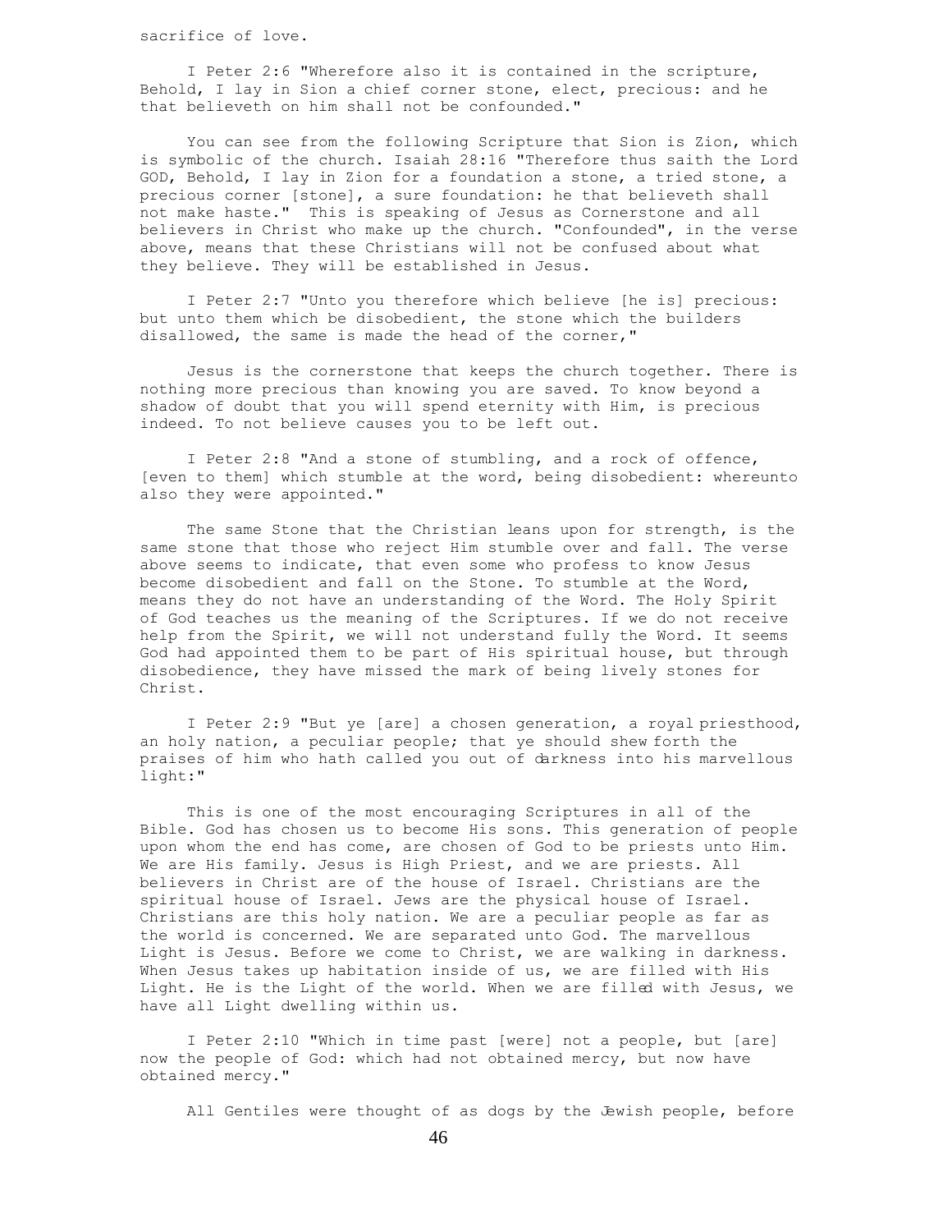sacrifice of love.

I Peter 2:6 "Wherefore also it is contained in the scripture, Behold, I lay in Sion a chief corner stone, elect, precious: and he that believeth on him shall not be confounded."

You can see from the following Scripture that Sion is Zion, which is symbolic of the church. Isaiah 28:16 "Therefore thus saith the Lord GOD, Behold, I lay in Zion for a foundation a stone, a tried stone, a precious corner [stone], a sure foundation: he that believeth shall not make haste." This is speaking of Jesus as Cornerstone and all believers in Christ who make up the church. "Confounded", in the verse above, means that these Christians will not be confused about what they believe. They will be established in Jesus.

I Peter 2:7 "Unto you therefore which believe [he is] precious: but unto them which be disobedient, the stone which the builders disallowed, the same is made the head of the corner,"

Jesus is the cornerstone that keeps the church together. There is nothing more precious than knowing you are saved. To know beyond a shadow of doubt that you will spend eternity with Him, is precious indeed. To not believe causes you to be left out.

I Peter 2:8 "And a stone of stumbling, and a rock of offence, [even to them] which stumble at the word, being disobedient: whereunto also they were appointed."

The same Stone that the Christian leans upon for strength, is the same stone that those who reject Him stumble over and fall. The verse above seems to indicate, that even some who profess to know Jesus become disobedient and fall on the Stone. To stumble at the Word, means they do not have an understanding of the Word. The Holy Spirit of God teaches us the meaning of the Scriptures. If we do not receive help from the Spirit, we will not understand fully the Word. It seems God had appointed them to be part of His spiritual house, but through disobedience, they have missed the mark of being lively stones for Christ.

I Peter 2:9 "But ye [are] a chosen generation, a royal priesthood, an holy nation, a peculiar people; that ye should shew forth the praises of him who hath called you out of darkness into his marvellous light:"

This is one of the most encouraging Scriptures in all of the Bible. God has chosen us to become His sons. This generation of people upon whom the end has come, are chosen of God to be priests unto Him. We are His family. Jesus is High Priest, and we are priests. All believers in Christ are of the house of Israel. Christians are the spiritual house of Israel. Jews are the physical house of Israel. Christians are this holy nation. We are a peculiar people as far as the world is concerned. We are separated unto God. The marvellous Light is Jesus. Before we come to Christ, we are walking in darkness. When Jesus takes up habitation inside of us, we are filled with His Light. He is the Light of the world. When we are filled with Jesus, we have all Light dwelling within us.

I Peter 2:10 "Which in time past [were] not a people, but [are] now the people of God: which had not obtained mercy, but now have obtained mercy."

All Gentiles were thought of as dogs by the Jewish people, before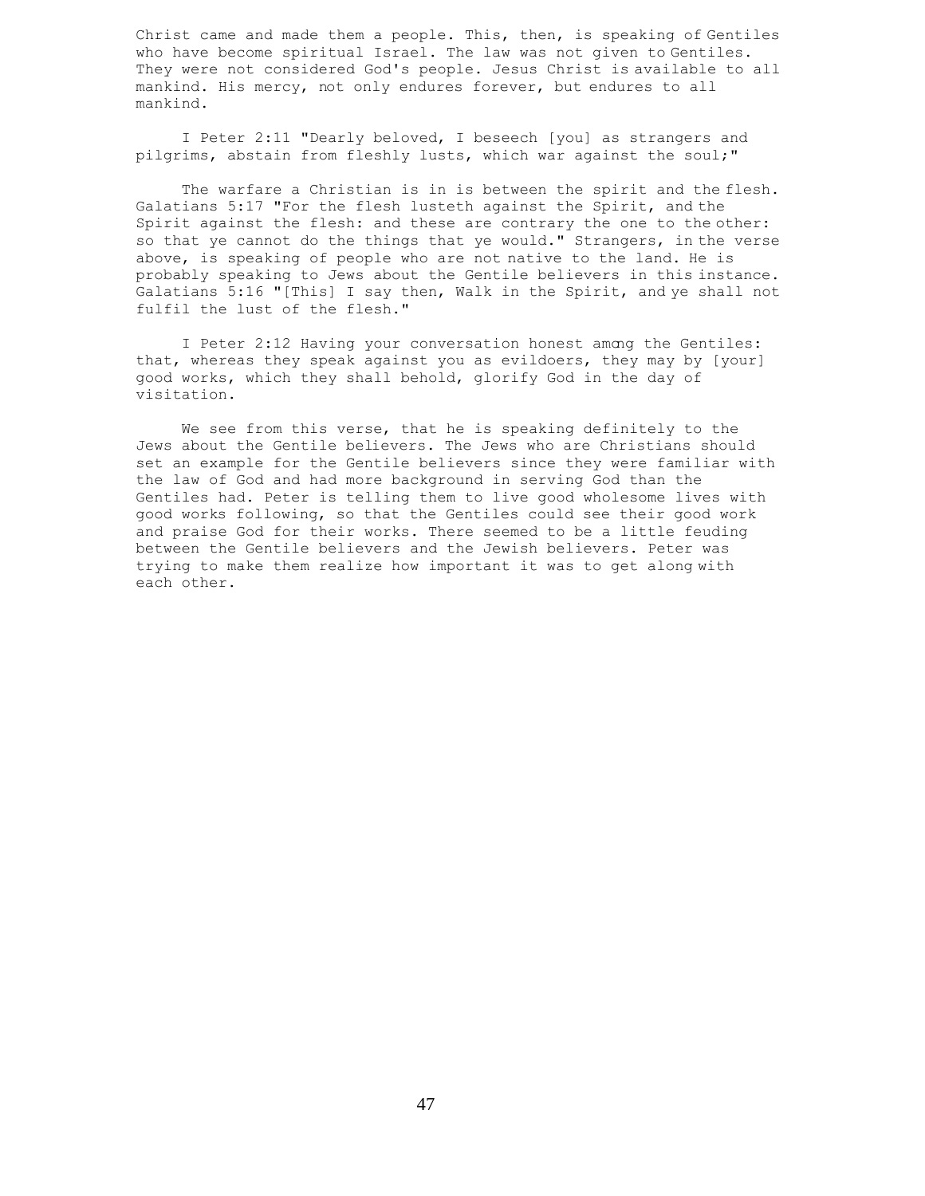Christ came and made them a people. This, then, is speaking of Gentiles who have become spiritual Israel. The law was not given to Gentiles. They were not considered God's people. Jesus Christ is available to all mankind. His mercy, not only endures forever, but endures to all mankind.

I Peter 2:11 "Dearly beloved, I beseech [you] as strangers and pilgrims, abstain from fleshly lusts, which war against the soul;"

The warfare a Christian is in is between the spirit and the flesh. Galatians 5:17 "For the flesh lusteth against the Spirit, and the Spirit against the flesh: and these are contrary the one to the other: so that ye cannot do the things that ye would." Strangers, in the verse above, is speaking of people who are not native to the land. He is probably speaking to Jews about the Gentile believers in this instance. Galatians 5:16 "[This] I say then, Walk in the Spirit, and ye shall not fulfil the lust of the flesh."

I Peter 2:12 Having your conversation honest among the Gentiles: that, whereas they speak against you as evildoers, they may by [your] good works, which they shall behold, glorify God in the day of visitation.

We see from this verse, that he is speaking definitely to the Jews about the Gentile believers. The Jews who are Christians should set an example for the Gentile believers since they were familiar with the law of God and had more background in serving God than the Gentiles had. Peter is telling them to live good wholesome lives with good works following, so that the Gentiles could see their good work and praise God for their works. There seemed to be a little feuding between the Gentile believers and the Jewish believers. Peter was trying to make them realize how important it was to get along with each other.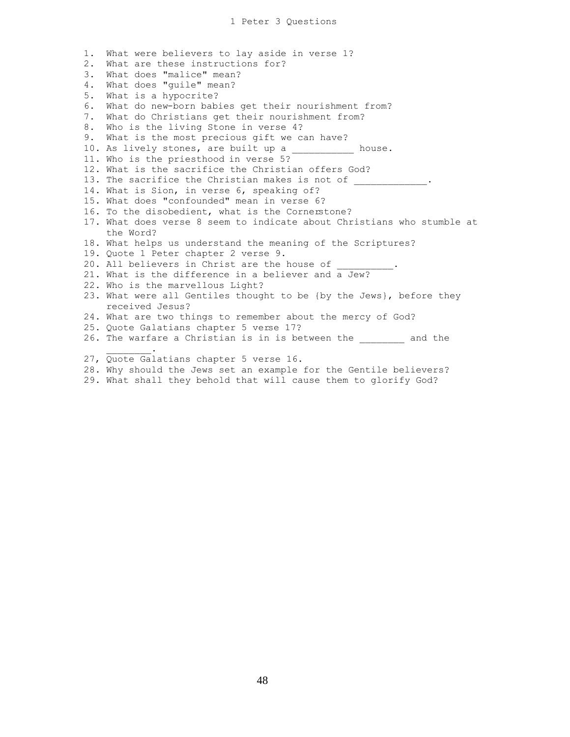# 1 Peter 3 Questions

1. What were believers to lay aside in verse 1?
2. What are these instructions for?
3. What does "malice" mean?
4. What does "guile" mean?
5. What is a hypocrite?
6. What do new-born babies get their nourishment from?
7. What do Christians get their nourishment from?
8. Who is the living Stone in verse 4?
9. What is the most precious gift we can have?
10. As lively stones, are built up a ___________ house.
11. Who is the priesthood in verse 5?
12. What is the sacrifice the Christian offers God?
13. The sacrifice the Christian makes is not of _____________.
14. What is Sion, in verse 6, speaking of?
15. What does "confounded" mean in verse 6?
16. To the disobedient, what is the Cornerstone?
17. What does verse 8 seem to indicate about Christians who stumble at the Word?
18. What helps us understand the meaning of the Scriptures?
19. Quote 1 Peter chapter 2 verse 9.
20. All believers in Christ are the house of __________.
21. What is the difference in a believer and a Jew?
22. Who is the marvellous Light?
23. What were all Gentiles thought to be {by the Jews}, before they received Jesus?
24. What are two things to remember about the mercy of God?
25. Quote Galatians chapter 5 verse 17?
26. The warfare a Christian is in is between the ________ and the ________.
27. Quote Galatians chapter 5 verse 16.
28. Why should the Jews set an example for the Gentile believers?
29. What shall they behold that will cause them to glorify God?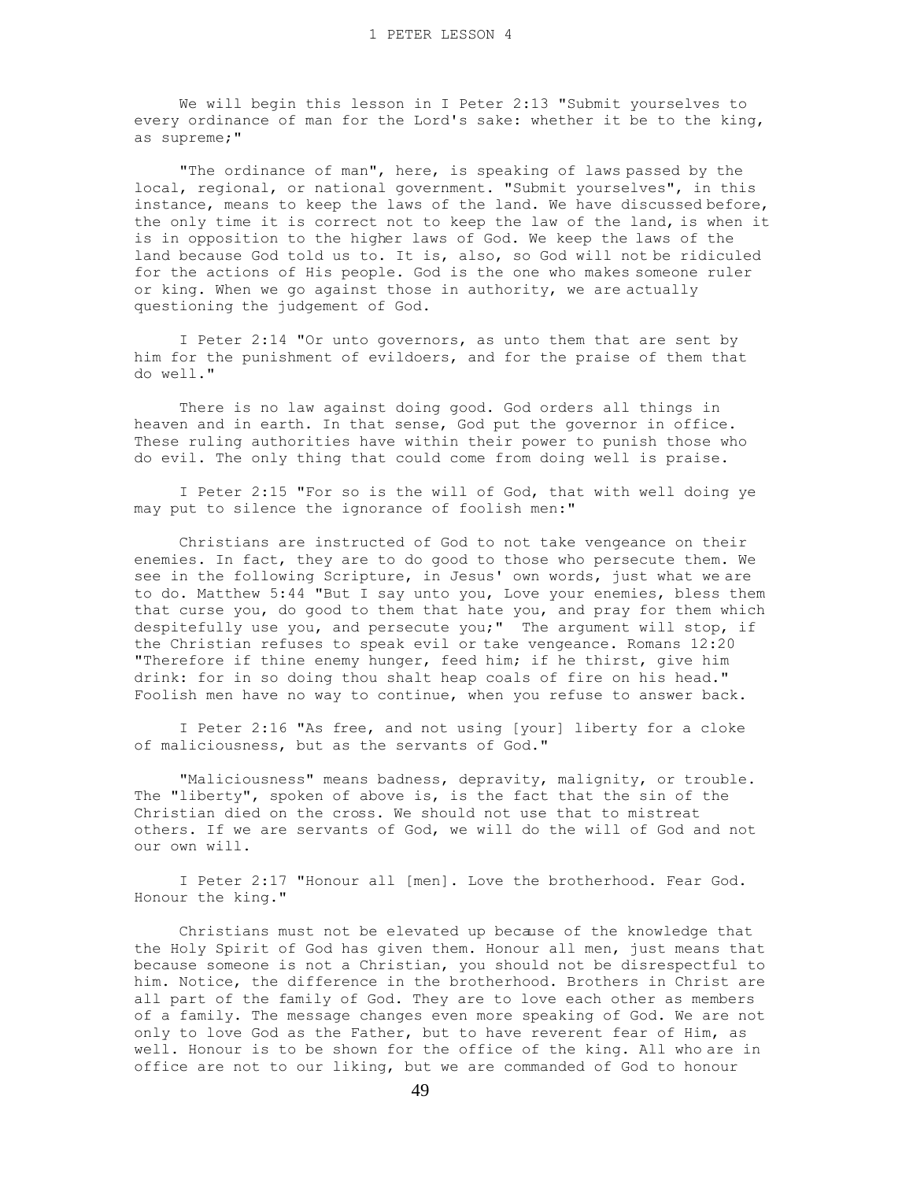We will begin this lesson in I Peter 2:13 "Submit yourselves to every ordinance of man for the Lord's sake: whether it be to the king, as supreme;"

"The ordinance of man", here, is speaking of laws passed by the local, regional, or national government. "Submit yourselves", in this instance, means to keep the laws of the land. We have discussed before, the only time it is correct not to keep the law of the land, is when it is in opposition to the higher laws of God. We keep the laws of the land because God told us to. It is, also, so God will not be ridiculed for the actions of His people. God is the one who makes someone ruler or king. When we go against those in authority, we are actually questioning the judgement of God.

I Peter 2:14 "Or unto governors, as unto them that are sent by him for the punishment of evildoers, and for the praise of them that do well."

There is no law against doing good. God orders all things in heaven and in earth. In that sense, God put the governor in office. These ruling authorities have within their power to punish those who do evil. The only thing that could come from doing well is praise.

I Peter 2:15 "For so is the will of God, that with well doing ye may put to silence the ignorance of foolish men:"

Christians are instructed of God to not take vengeance on their enemies. In fact, they are to do good to those who persecute them. We see in the following Scripture, in Jesus' own words, just what we are to do. Matthew 5:44 "But I say unto you, Love your enemies, bless them that curse you, do good to them that hate you, and pray for them which despitefully use you, and persecute you;" The argument will stop, if the Christian refuses to speak evil or take vengeance. Romans 12:20 "Therefore if thine enemy hunger, feed him; if he thirst, give him drink: for in so doing thou shalt heap coals of fire on his head." Foolish men have no way to continue, when you refuse to answer back.

I Peter 2:16 "As free, and not using [your] liberty for a cloke of maliciousness, but as the servants of God."

"Maliciousness" means badness, depravity, malignity, or trouble. The "liberty", spoken of above is, is the fact that the sin of the Christian died on the cross. We should not use that to mistreat others. If we are servants of God, we will do the will of God and not our own will.

I Peter 2:17 "Honour all [men]. Love the brotherhood. Fear God. Honour the king."

Christians must not be elevated up because of the knowledge that the Holy Spirit of God has given them. Honour all men, just means that because someone is not a Christian, you should not be disrespectful to him. Notice, the difference in the brotherhood. Brothers in Christ are all part of the family of God. They are to love each other as members of a family. The message changes even more speaking of God. We are not only to love God as the Father, but to have reverent fear of Him, as well. Honour is to be shown for the office of the king. All who are in office are not to our liking, but we are commanded of God to honour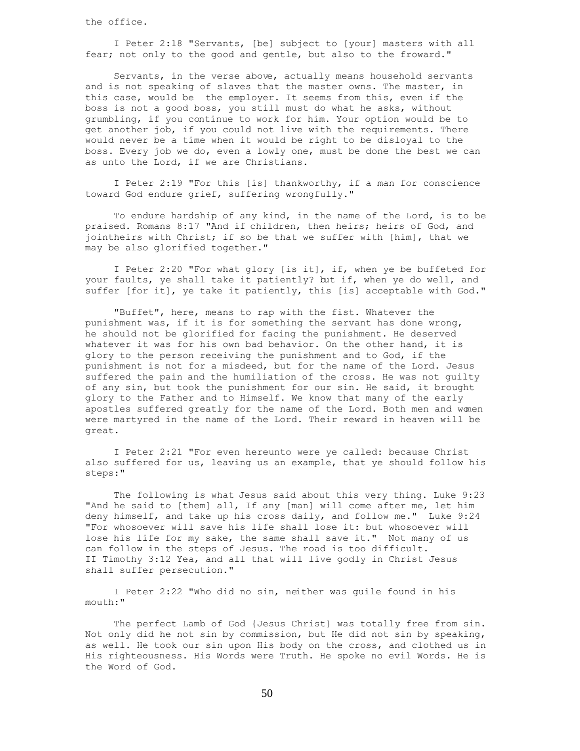the office.

I Peter 2:18 "Servants, [be] subject to [your] masters with all fear; not only to the good and gentle, but also to the froward."

Servants, in the verse above, actually means household servants and is not speaking of slaves that the master owns. The master, in this case, would be the employer. It seems from this, even if the boss is not a good boss, you still must do what he asks, without grumbling, if you continue to work for him. Your option would be to get another job, if you could not live with the requirements. There would never be a time when it would be right to be disloyal to the boss. Every job we do, even a lowly one, must be done the best we can as unto the Lord, if we are Christians.

I Peter 2:19 "For this [is] thankworthy, if a man for conscience toward God endure grief, suffering wrongfully."

To endure hardship of any kind, in the name of the Lord, is to be praised. Romans 8:17 "And if children, then heirs; heirs of God, and jointheirs with Christ; if so be that we suffer with [him], that we may be also glorified together."

I Peter 2:20 "For what glory [is it], if, when ye be buffeted for your faults, ye shall take it patiently? but if, when ye do well, and suffer [for it], ye take it patiently, this [is] acceptable with God."

"Buffet", here, means to rap with the fist. Whatever the punishment was, if it is for something the servant has done wrong, he should not be glorified for facing the punishment. He deserved whatever it was for his own bad behavior. On the other hand, it is glory to the person receiving the punishment and to God, if the punishment is not for a misdeed, but for the name of the Lord. Jesus suffered the pain and the humiliation of the cross. He was not guilty of any sin, but took the punishment for our sin. He said, it brought glory to the Father and to Himself. We know that many of the early apostles suffered greatly for the name of the Lord. Both men and women were martyred in the name of the Lord. Their reward in heaven will be great.

I Peter 2:21 "For even hereunto were ye called: because Christ also suffered for us, leaving us an example, that ye should follow his steps:"

The following is what Jesus said about this very thing. Luke 9:23 "And he said to [them] all, If any [man] will come after me, let him deny himself, and take up his cross daily, and follow me." Luke 9:24 "For whosoever will save his life shall lose it: but whosoever will lose his life for my sake, the same shall save it." Not many of us can follow in the steps of Jesus. The road is too difficult. II Timothy 3:12 Yea, and all that will live godly in Christ Jesus shall suffer persecution."

I Peter 2:22 "Who did no sin, neither was guile found in his mouth:"

The perfect Lamb of God {Jesus Christ} was totally free from sin. Not only did he not sin by commission, but He did not sin by speaking, as well. He took our sin upon His body on the cross, and clothed us in His righteousness. His Words were Truth. He spoke no evil Words. He is the Word of God.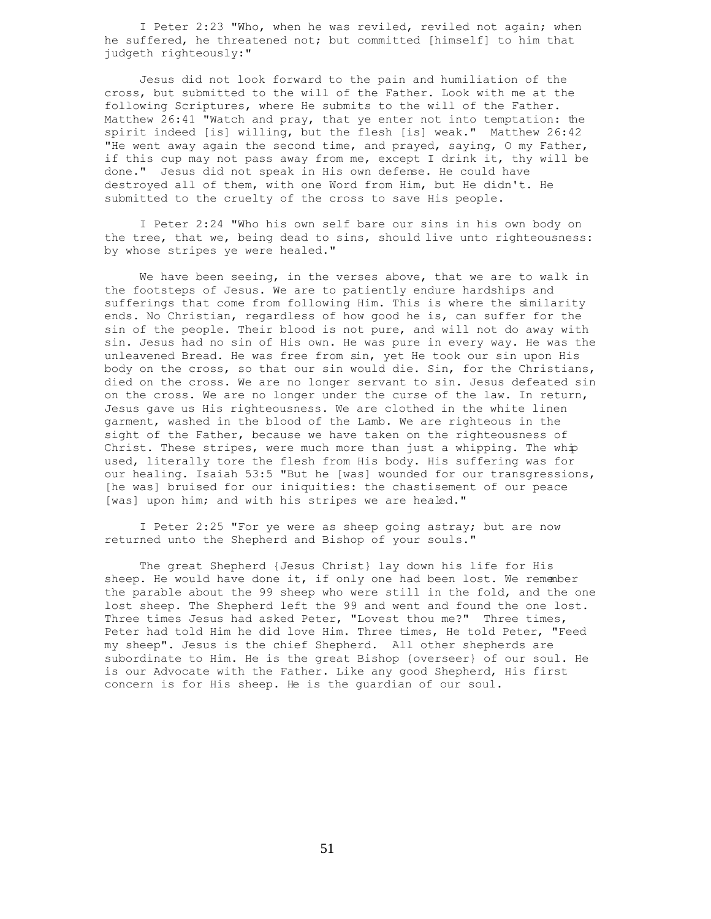I Peter 2:23 "Who, when he was reviled, reviled not again; when he suffered, he threatened not; but committed [himself] to him that judgeth righteously:"

Jesus did not look forward to the pain and humiliation of the cross, but submitted to the will of the Father. Look with me at the following Scriptures, where He submits to the will of the Father. Matthew 26:41 "Watch and pray, that ye enter not into temptation: the spirit indeed [is] willing, but the flesh [is] weak." Matthew 26:42 "He went away again the second time, and prayed, saying, O my Father, if this cup may not pass away from me, except I drink it, thy will be done." Jesus did not speak in His own defense. He could have destroyed all of them, with one Word from Him, but He didn't. He submitted to the cruelty of the cross to save His people.

I Peter 2:24 "Who his own self bare our sins in his own body on the tree, that we, being dead to sins, should live unto righteousness: by whose stripes ye were healed."

We have been seeing, in the verses above, that we are to walk in the footsteps of Jesus. We are to patiently endure hardships and sufferings that come from following Him. This is where the similarity ends. No Christian, regardless of how good he is, can suffer for the sin of the people. Their blood is not pure, and will not do away with sin. Jesus had no sin of His own. He was pure in every way. He was the unleavened Bread. He was free from sin, yet He took our sin upon His body on the cross, so that our sin would die. Sin, for the Christians, died on the cross. We are no longer servant to sin. Jesus defeated sin on the cross. We are no longer under the curse of the law. In return, Jesus gave us His righteousness. We are clothed in the white linen garment, washed in the blood of the Lamb. We are righteous in the sight of the Father, because we have taken on the righteousness of Christ. These stripes, were much more than just a whipping. The whip used, literally tore the flesh from His body. His suffering was for our healing. Isaiah 53:5 "But he [was] wounded for our transgressions, [he was] bruised for our iniquities: the chastisement of our peace [was] upon him; and with his stripes we are healed."

I Peter 2:25 "For ye were as sheep going astray; but are now returned unto the Shepherd and Bishop of your souls."

The great Shepherd {Jesus Christ} lay down his life for His sheep. He would have done it, if only one had been lost. We remember the parable about the 99 sheep who were still in the fold, and the one lost sheep. The Shepherd left the 99 and went and found the one lost. Three times Jesus had asked Peter, "Lovest thou me?" Three times, Peter had told Him he did love Him. Three times, He told Peter, "Feed my sheep". Jesus is the chief Shepherd. All other shepherds are subordinate to Him. He is the great Bishop {overseer} of our soul. He is our Advocate with the Father. Like any good Shepherd, His first concern is for His sheep. He is the guardian of our soul.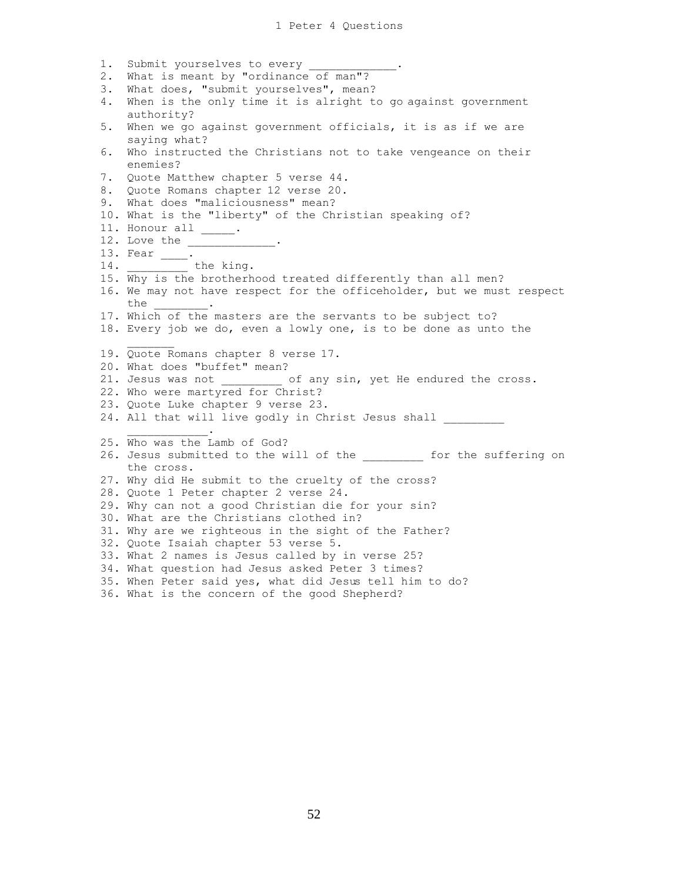# 1 Peter 4 Questions

1. Submit yourselves to every _____________.
2. What is meant by "ordinance of man"?
3. What does, "submit yourselves", mean?
4. When is the only time it is alright to go against government authority?
5. When we go against government officials, it is as if we are saying what?
6. Who instructed the Christians not to take vengeance on their enemies?
7. Quote Matthew chapter 5 verse 44.
8. Quote Romans chapter 12 verse 20.
9. What does "maliciousness" mean?
10. What is the "liberty" of the Christian speaking of?
11. Honour all _____.
12. Love the _____________.
13. Fear ____.
14. _________ the king.
15. Why is the brotherhood treated differently than all men?
16. We may not have respect for the officeholder, but we must respect the ________.
17. Which of the masters are the servants to be subject to?
18. Every job we do, even a lowly one, is to be done as unto the _______
19. Quote Romans chapter 8 verse 17.
20. What does "buffet" mean?
21. Jesus was not _________ of any sin, yet He endured the cross.
22. Who were martyred for Christ?
23. Quote Luke chapter 9 verse 23.
24. All that will live godly in Christ Jesus shall _________ ____________.
25. Who was the Lamb of God?
26. Jesus submitted to the will of the _________ for the suffering on the cross.
27. Why did He submit to the cruelty of the cross?
28. Quote 1 Peter chapter 2 verse 24.
29. Why can not a good Christian die for your sin?
30. What are the Christians clothed in?
31. Why are we righteous in the sight of the Father?
32. Quote Isaiah chapter 53 verse 5.
33. What 2 names is Jesus called by in verse 25?
34. What question had Jesus asked Peter 3 times?
35. When Peter said yes, what did Jesus tell him to do?
36. What is the concern of the good Shepherd?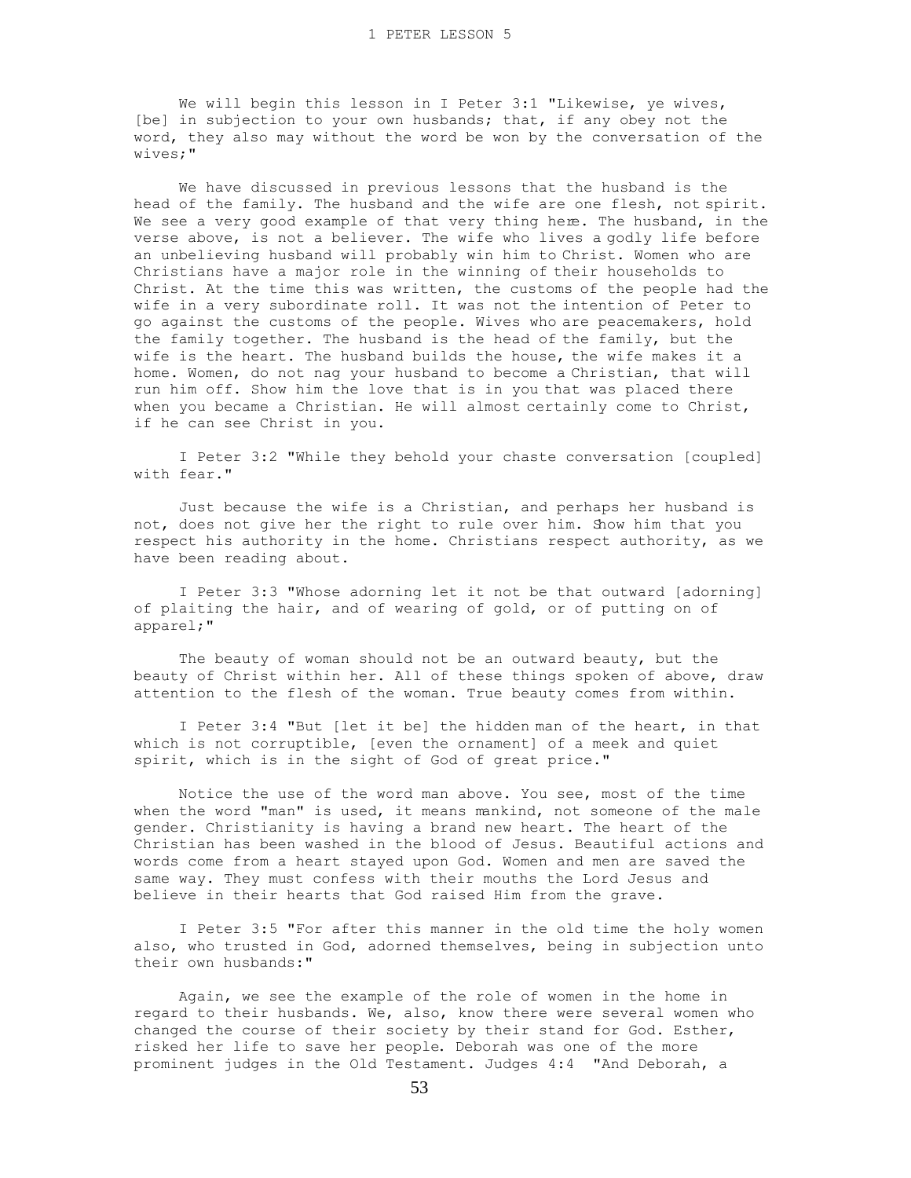# 1 PETER LESSON 5

We will begin this lesson in I Peter 3:1 "Likewise, ye wives, [be] in subjection to your own husbands; that, if any obey not the word, they also may without the word be won by the conversation of the wives;"

We have discussed in previous lessons that the husband is the head of the family. The husband and the wife are one flesh, not spirit. We see a very good example of that very thing here. The husband, in the verse above, is not a believer. The wife who lives a godly life before an unbelieving husband will probably win him to Christ. Women who are Christians have a major role in the winning of their households to Christ. At the time this was written, the customs of the people had the wife in a very subordinate roll. It was not the intention of Peter to go against the customs of the people. Wives who are peacemakers, hold the family together. The husband is the head of the family, but the wife is the heart. The husband builds the house, the wife makes it a home. Women, do not nag your husband to become a Christian, that will run him off. Show him the love that is in you that was placed there when you became a Christian. He will almost certainly come to Christ, if he can see Christ in you.

I Peter 3:2 "While they behold your chaste conversation [coupled] with fear."

Just because the wife is a Christian, and perhaps her husband is not, does not give her the right to rule over him. Show him that you respect his authority in the home. Christians respect authority, as we have been reading about.

I Peter 3:3 "Whose adorning let it not be that outward [adorning] of plaiting the hair, and of wearing of gold, or of putting on of apparel;"

The beauty of woman should not be an outward beauty, but the beauty of Christ within her. All of these things spoken of above, draw attention to the flesh of the woman. True beauty comes from within.

I Peter 3:4 "But [let it be] the hidden man of the heart, in that which is not corruptible, [even the ornament] of a meek and quiet spirit, which is in the sight of God of great price."

Notice the use of the word man above. You see, most of the time when the word "man" is used, it means mankind, not someone of the male gender. Christianity is having a brand new heart. The heart of the Christian has been washed in the blood of Jesus. Beautiful actions and words come from a heart stayed upon God. Women and men are saved the same way. They must confess with their mouths the Lord Jesus and believe in their hearts that God raised Him from the grave.

I Peter 3:5 "For after this manner in the old time the holy women also, who trusted in God, adorned themselves, being in subjection unto their own husbands:"

Again, we see the example of the role of women in the home in regard to their husbands. We, also, know there were several women who changed the course of their society by their stand for God. Esther, risked her life to save her people. Deborah was one of the more prominent judges in the Old Testament. Judges 4:4 "And Deborah, a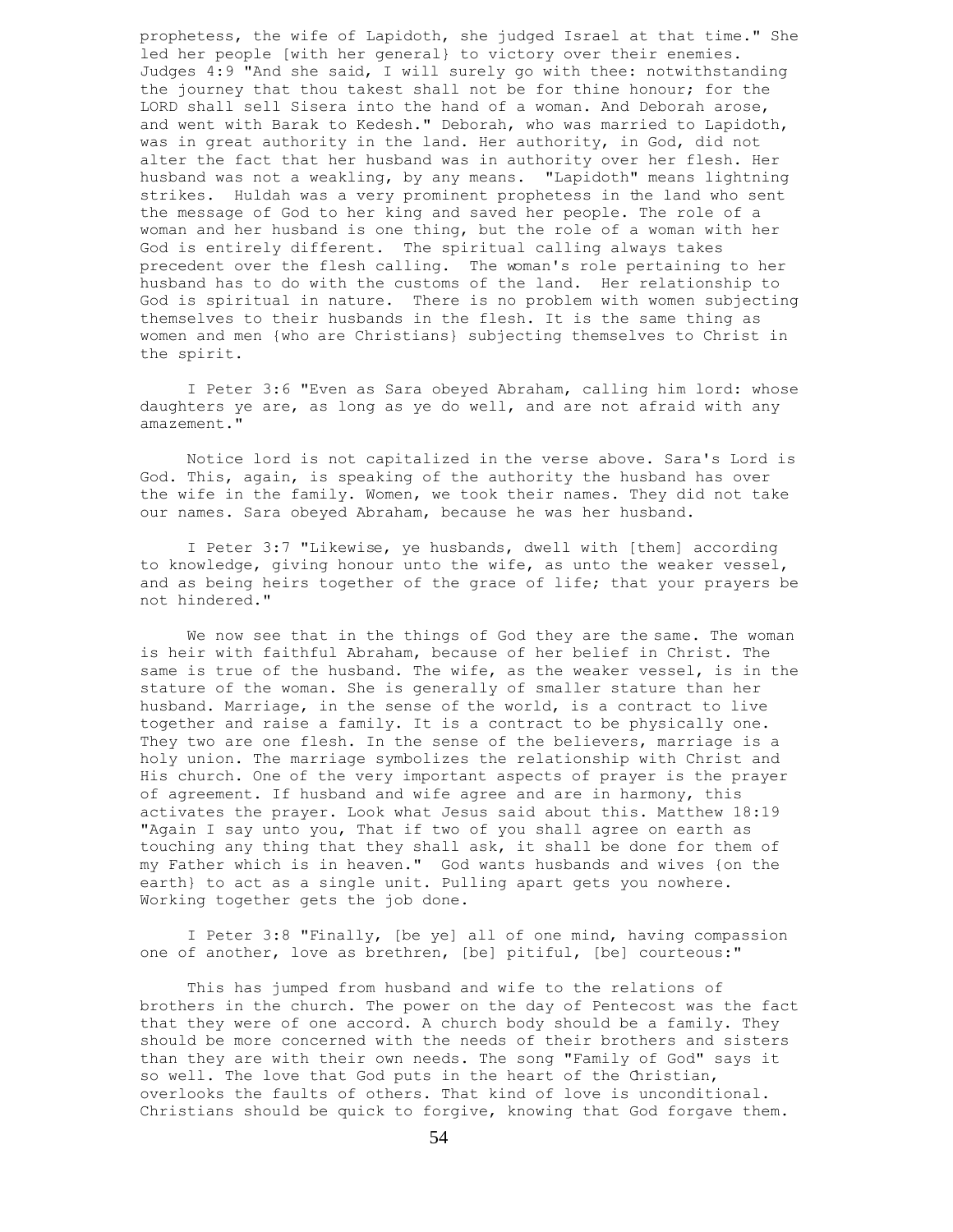prophetess, the wife of Lapidoth, she judged Israel at that time." She led her people {with her general} to victory over their enemies. Judges 4:9 "And she said, I will surely go with thee: notwithstanding the journey that thou takest shall not be for thine honour; for the LORD shall sell Sisera into the hand of a woman. And Deborah arose, and went with Barak to Kedesh." Deborah, who was married to Lapidoth, was in great authority in the land. Her authority, in God, did not alter the fact that her husband was in authority over her flesh. Her husband was not a weakling, by any means. "Lapidoth" means lightning strikes. Huldah was a very prominent prophetess in the land who sent the message of God to her king and saved her people. The role of a woman and her husband is one thing, but the role of a woman with her God is entirely different. The spiritual calling always takes precedent over the flesh calling. The woman's role pertaining to her husband has to do with the customs of the land. Her relationship to God is spiritual in nature. There is no problem with women subjecting themselves to their husbands in the flesh. It is the same thing as women and men {who are Christians} subjecting themselves to Christ in the spirit.

I Peter 3:6 "Even as Sara obeyed Abraham, calling him lord: whose daughters ye are, as long as ye do well, and are not afraid with any amazement."

Notice lord is not capitalized in the verse above. Sara's Lord is God. This, again, is speaking of the authority the husband has over the wife in the family. Women, we took their names. They did not take our names. Sara obeyed Abraham, because he was her husband.

I Peter 3:7 "Likewise, ye husbands, dwell with [them] according to knowledge, giving honour unto the wife, as unto the weaker vessel, and as being heirs together of the grace of life; that your prayers be not hindered."

We now see that in the things of God they are the same. The woman is heir with faithful Abraham, because of her belief in Christ. The same is true of the husband. The wife, as the weaker vessel, is in the stature of the woman. She is generally of smaller stature than her husband. Marriage, in the sense of the world, is a contract to live together and raise a family. It is a contract to be physically one. They two are one flesh. In the sense of the believers, marriage is a holy union. The marriage symbolizes the relationship with Christ and His church. One of the very important aspects of prayer is the prayer of agreement. If husband and wife agree and are in harmony, this activates the prayer. Look what Jesus said about this. Matthew 18:19 "Again I say unto you, That if two of you shall agree on earth as touching any thing that they shall ask, it shall be done for them of my Father which is in heaven." God wants husbands and wives {on the earth} to act as a single unit. Pulling apart gets you nowhere. Working together gets the job done.

I Peter 3:8 "Finally, [be ye] all of one mind, having compassion one of another, love as brethren, [be] pitiful, [be] courteous:"

This has jumped from husband and wife to the relations of brothers in the church. The power on the day of Pentecost was the fact that they were of one accord. A church body should be a family. They should be more concerned with the needs of their brothers and sisters than they are with their own needs. The song "Family of God" says it so well. The love that God puts in the heart of the Christian, overlooks the faults of others. That kind of love is unconditional. Christians should be quick to forgive, knowing that God forgave them.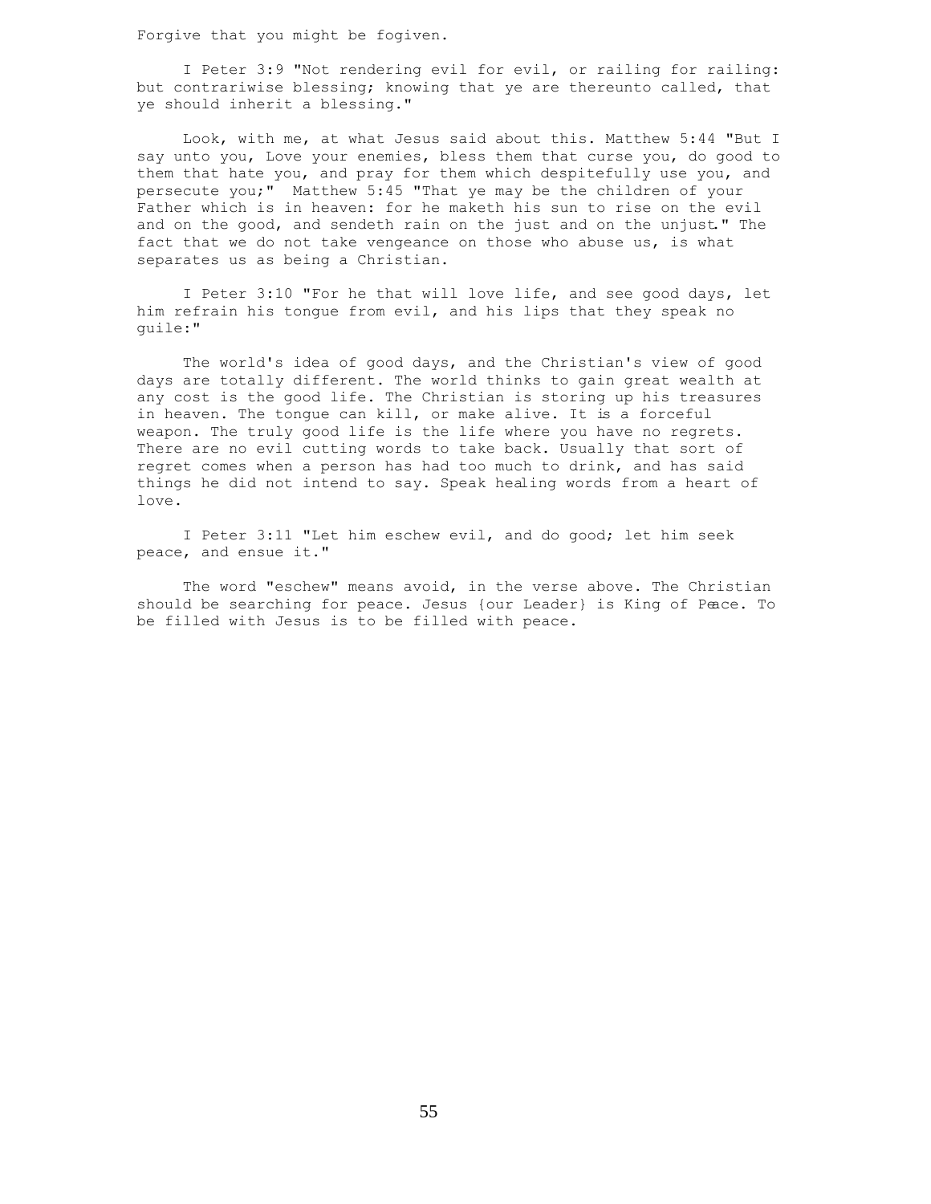Forgive that you might be fogiven.

I Peter 3:9 "Not rendering evil for evil, or railing for railing: but contrariwise blessing; knowing that ye are thereunto called, that ye should inherit a blessing."

Look, with me, at what Jesus said about this. Matthew 5:44 "But I say unto you, Love your enemies, bless them that curse you, do good to them that hate you, and pray for them which despitefully use you, and persecute you;" Matthew 5:45 "That ye may be the children of your Father which is in heaven: for he maketh his sun to rise on the evil and on the good, and sendeth rain on the just and on the unjust." The fact that we do not take vengeance on those who abuse us, is what separates us as being a Christian.

I Peter 3:10 "For he that will love life, and see good days, let him refrain his tongue from evil, and his lips that they speak no guile:"

The world's idea of good days, and the Christian's view of good days are totally different. The world thinks to gain great wealth at any cost is the good life. The Christian is storing up his treasures in heaven. The tongue can kill, or make alive. It is a forceful weapon. The truly good life is the life where you have no regrets. There are no evil cutting words to take back. Usually that sort of regret comes when a person has had too much to drink, and has said things he did not intend to say. Speak healing words from a heart of love.

I Peter 3:11 "Let him eschew evil, and do good; let him seek peace, and ensue it."

The word "eschew" means avoid, in the verse above. The Christian should be searching for peace. Jesus {our Leader} is King of Peace. To be filled with Jesus is to be filled with peace.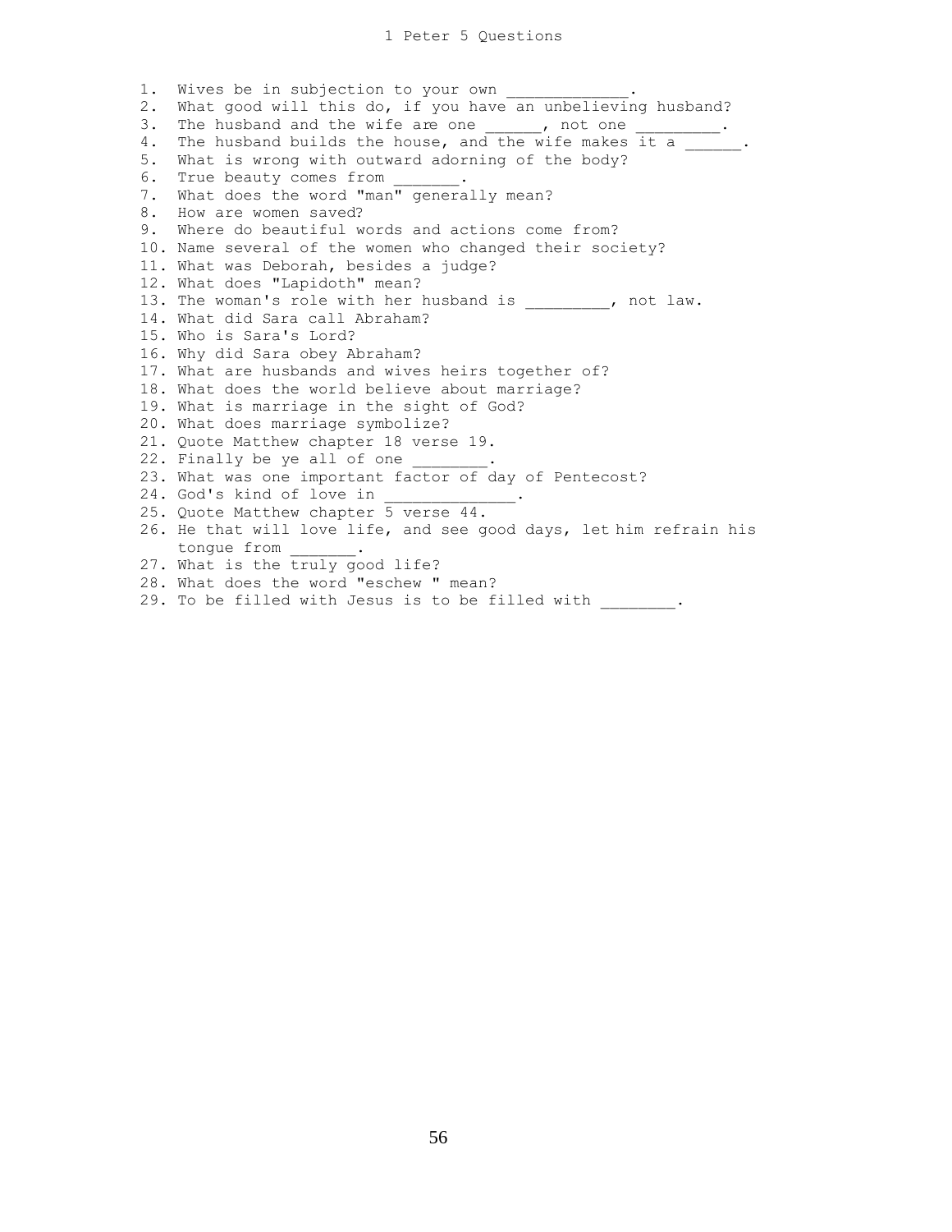# 1 Peter 5 Questions

1. Wives be in subjection to your own _____________.
2. What good will this do, if you have an unbelieving husband?
3. The husband and the wife are one ______, not one _________.
4. The husband builds the house, and the wife makes it a ______.
5. What is wrong with outward adorning of the body?
6. True beauty comes from _______.
7. What does the word "man" generally mean?
8. How are women saved?
9. Where do beautiful words and actions come from?
10. Name several of the women who changed their society?
11. What was Deborah, besides a judge?
12. What does "Lapidoth" mean?
13. The woman's role with her husband is _________, not law.
14. What did Sara call Abraham?
15. Who is Sara's Lord?
16. Why did Sara obey Abraham?
17. What are husbands and wives heirs together of?
18. What does the world believe about marriage?
19. What is marriage in the sight of God?
20. What does marriage symbolize?
21. Quote Matthew chapter 18 verse 19.
22. Finally be ye all of one ________.
23. What was one important factor of day of Pentecost?
24. God's kind of love in ______________.
25. Quote Matthew chapter 5 verse 44.
26. He that will love life, and see good days, let him refrain his tongue from _______.
27. What is the truly good life?
28. What does the word "eschew " mean?
29. To be filled with Jesus is to be filled with ________.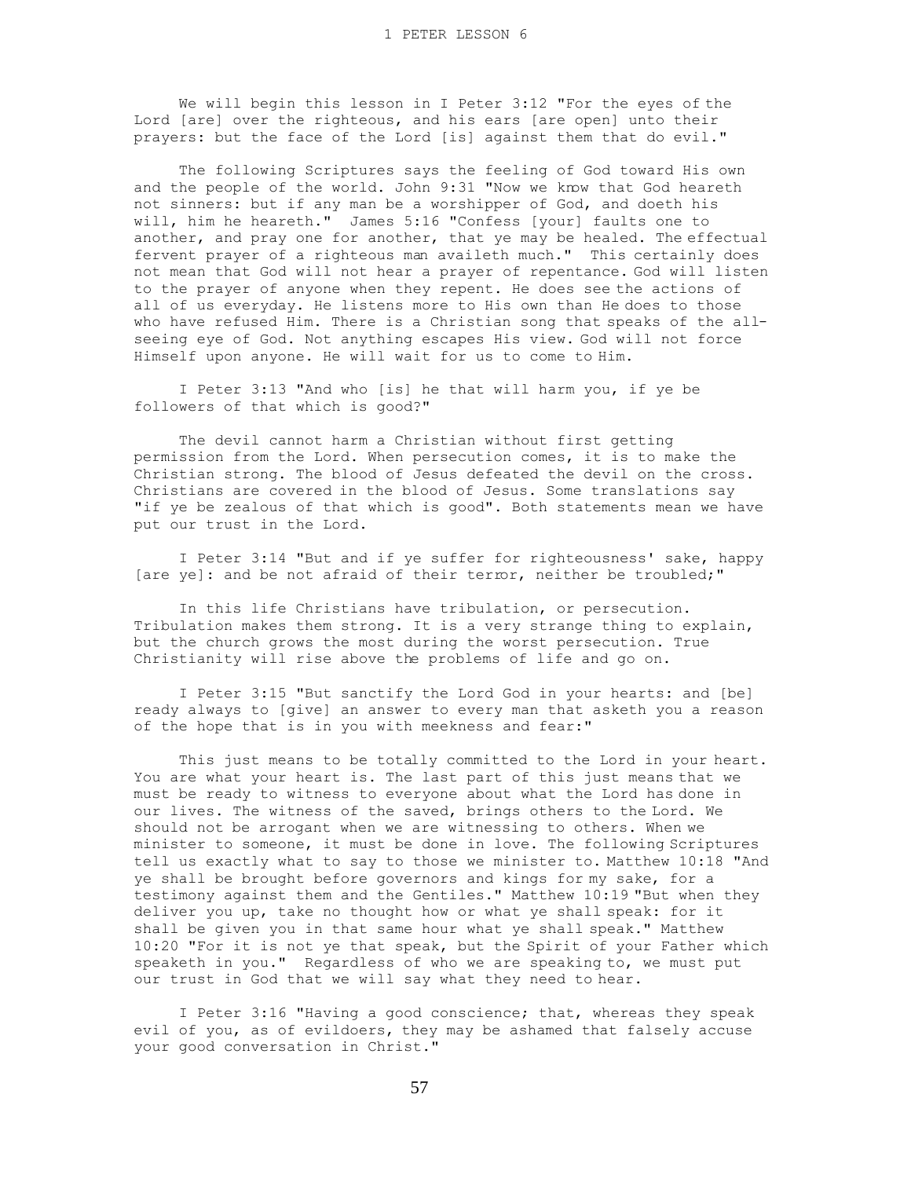We will begin this lesson in I Peter 3:12 "For the eyes of the Lord [are] over the righteous, and his ears [are open] unto their prayers: but the face of the Lord [is] against them that do evil."

The following Scriptures says the feeling of God toward His own and the people of the world. John 9:31 "Now we know that God heareth not sinners: but if any man be a worshipper of God, and doeth his will, him he heareth." James 5:16 "Confess [your] faults one to another, and pray one for another, that ye may be healed. The effectual fervent prayer of a righteous man availeth much." This certainly does not mean that God will not hear a prayer of repentance. God will listen to the prayer of anyone when they repent. He does see the actions of all of us everyday. He listens more to His own than He does to those who have refused Him. There is a Christian song that speaks of the all-seeing eye of God. Not anything escapes His view. God will not force Himself upon anyone. He will wait for us to come to Him.

I Peter 3:13 "And who [is] he that will harm you, if ye be followers of that which is good?"

The devil cannot harm a Christian without first getting permission from the Lord. When persecution comes, it is to make the Christian strong. The blood of Jesus defeated the devil on the cross. Christians are covered in the blood of Jesus. Some translations say "if ye be zealous of that which is good". Both statements mean we have put our trust in the Lord.

I Peter 3:14 "But and if ye suffer for righteousness' sake, happy [are ye]: and be not afraid of their terror, neither be troubled;"

In this life Christians have tribulation, or persecution. Tribulation makes them strong. It is a very strange thing to explain, but the church grows the most during the worst persecution. True Christianity will rise above the problems of life and go on.

I Peter 3:15 "But sanctify the Lord God in your hearts: and [be] ready always to [give] an answer to every man that asketh you a reason of the hope that is in you with meekness and fear:"

This just means to be totally committed to the Lord in your heart. You are what your heart is. The last part of this just means that we must be ready to witness to everyone about what the Lord has done in our lives. The witness of the saved, brings others to the Lord. We should not be arrogant when we are witnessing to others. When we minister to someone, it must be done in love. The following Scriptures tell us exactly what to say to those we minister to. Matthew 10:18 "And ye shall be brought before governors and kings for my sake, for a testimony against them and the Gentiles." Matthew 10:19 "But when they deliver you up, take no thought how or what ye shall speak: for it shall be given you in that same hour what ye shall speak." Matthew 10:20 "For it is not ye that speak, but the Spirit of your Father which speaketh in you." Regardless of who we are speaking to, we must put our trust in God that we will say what they need to hear.

I Peter 3:16 "Having a good conscience; that, whereas they speak evil of you, as of evildoers, they may be ashamed that falsely accuse your good conversation in Christ."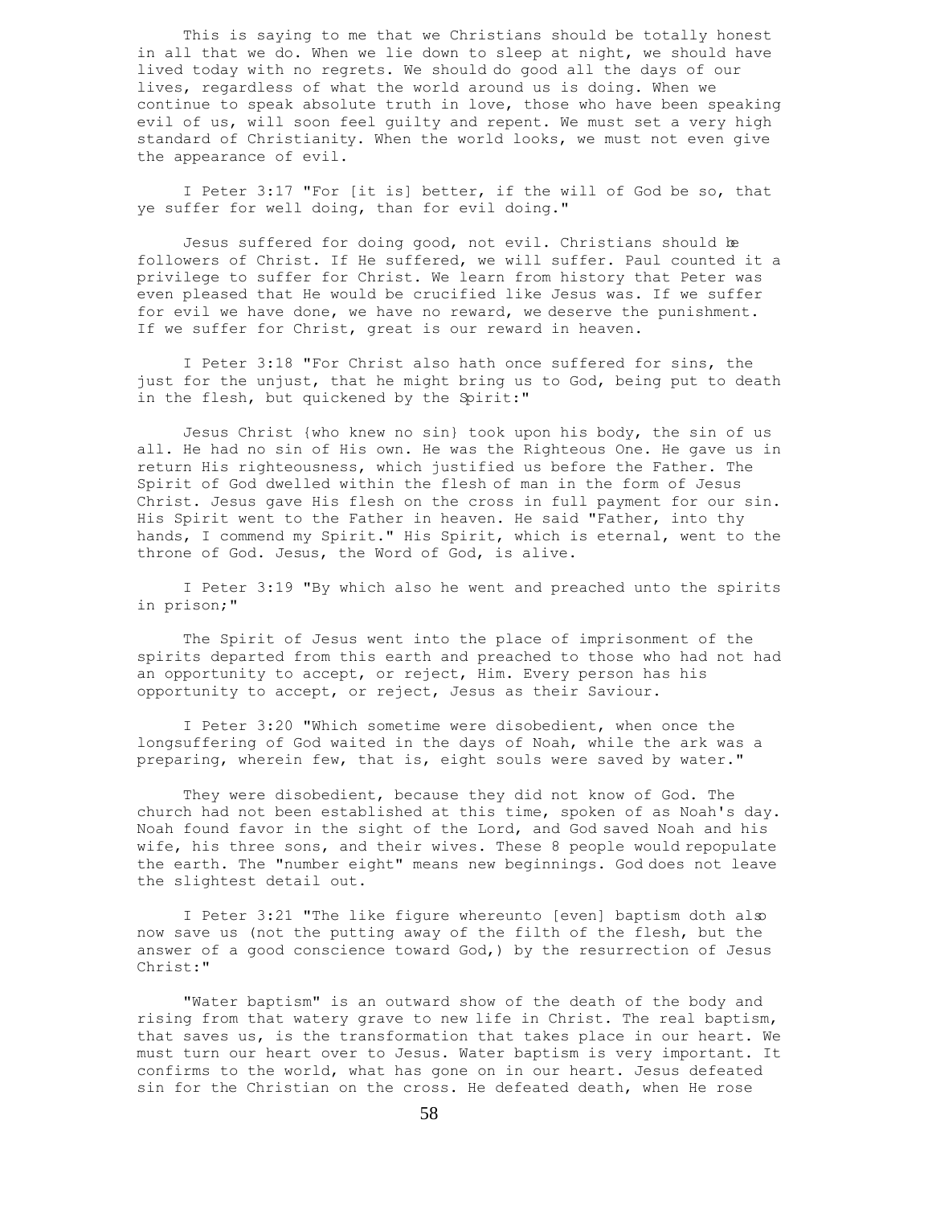This is saying to me that we Christians should be totally honest in all that we do. When we lie down to sleep at night, we should have lived today with no regrets. We should do good all the days of our lives, regardless of what the world around us is doing. When we continue to speak absolute truth in love, those who have been speaking evil of us, will soon feel guilty and repent. We must set a very high standard of Christianity. When the world looks, we must not even give the appearance of evil.

I Peter 3:17 "For [it is] better, if the will of God be so, that ye suffer for well doing, than for evil doing."

Jesus suffered for doing good, not evil. Christians should be followers of Christ. If He suffered, we will suffer. Paul counted it a privilege to suffer for Christ. We learn from history that Peter was even pleased that He would be crucified like Jesus was. If we suffer for evil we have done, we have no reward, we deserve the punishment. If we suffer for Christ, great is our reward in heaven.

I Peter 3:18 "For Christ also hath once suffered for sins, the just for the unjust, that he might bring us to God, being put to death in the flesh, but quickened by the Spirit:"

Jesus Christ {who knew no sin} took upon his body, the sin of us all. He had no sin of His own. He was the Righteous One. He gave us in return His righteousness, which justified us before the Father. The Spirit of God dwelled within the flesh of man in the form of Jesus Christ. Jesus gave His flesh on the cross in full payment for our sin. His Spirit went to the Father in heaven. He said "Father, into thy hands, I commend my Spirit." His Spirit, which is eternal, went to the throne of God. Jesus, the Word of God, is alive.

I Peter 3:19 "By which also he went and preached unto the spirits in prison;"

The Spirit of Jesus went into the place of imprisonment of the spirits departed from this earth and preached to those who had not had an opportunity to accept, or reject, Him. Every person has his opportunity to accept, or reject, Jesus as their Saviour.

I Peter 3:20 "Which sometime were disobedient, when once the longsuffering of God waited in the days of Noah, while the ark was a preparing, wherein few, that is, eight souls were saved by water."

They were disobedient, because they did not know of God. The church had not been established at this time, spoken of as Noah's day. Noah found favor in the sight of the Lord, and God saved Noah and his wife, his three sons, and their wives. These 8 people would repopulate the earth. The "number eight" means new beginnings. God does not leave the slightest detail out.

I Peter 3:21 "The like figure whereunto [even] baptism doth also now save us (not the putting away of the filth of the flesh, but the answer of a good conscience toward God,) by the resurrection of Jesus Christ:"

"Water baptism" is an outward show of the death of the body and rising from that watery grave to new life in Christ. The real baptism, that saves us, is the transformation that takes place in our heart. We must turn our heart over to Jesus. Water baptism is very important. It confirms to the world, what has gone on in our heart. Jesus defeated sin for the Christian on the cross. He defeated death, when He rose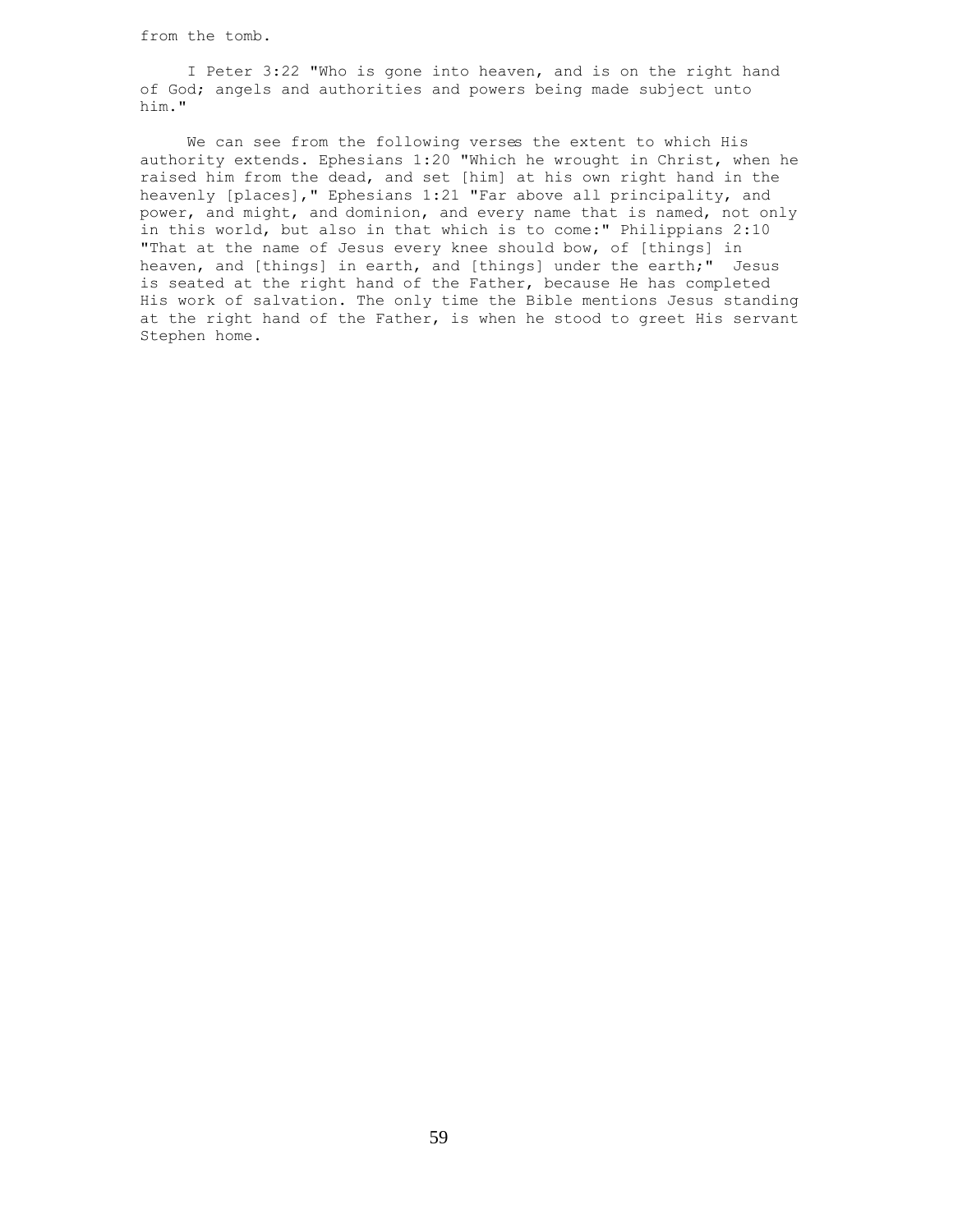from the tomb.

I Peter 3:22 "Who is gone into heaven, and is on the right hand of God; angels and authorities and powers being made subject unto him."

We can see from the following verses the extent to which His authority extends. Ephesians 1:20 "Which he wrought in Christ, when he raised him from the dead, and set [him] at his own right hand in the heavenly [places]," Ephesians 1:21 "Far above all principality, and power, and might, and dominion, and every name that is named, not only in this world, but also in that which is to come:" Philippians 2:10 "That at the name of Jesus every knee should bow, of [things] in heaven, and [things] in earth, and [things] under the earth;" Jesus is seated at the right hand of the Father, because He has completed His work of salvation. The only time the Bible mentions Jesus standing at the right hand of the Father, is when he stood to greet His servant Stephen home.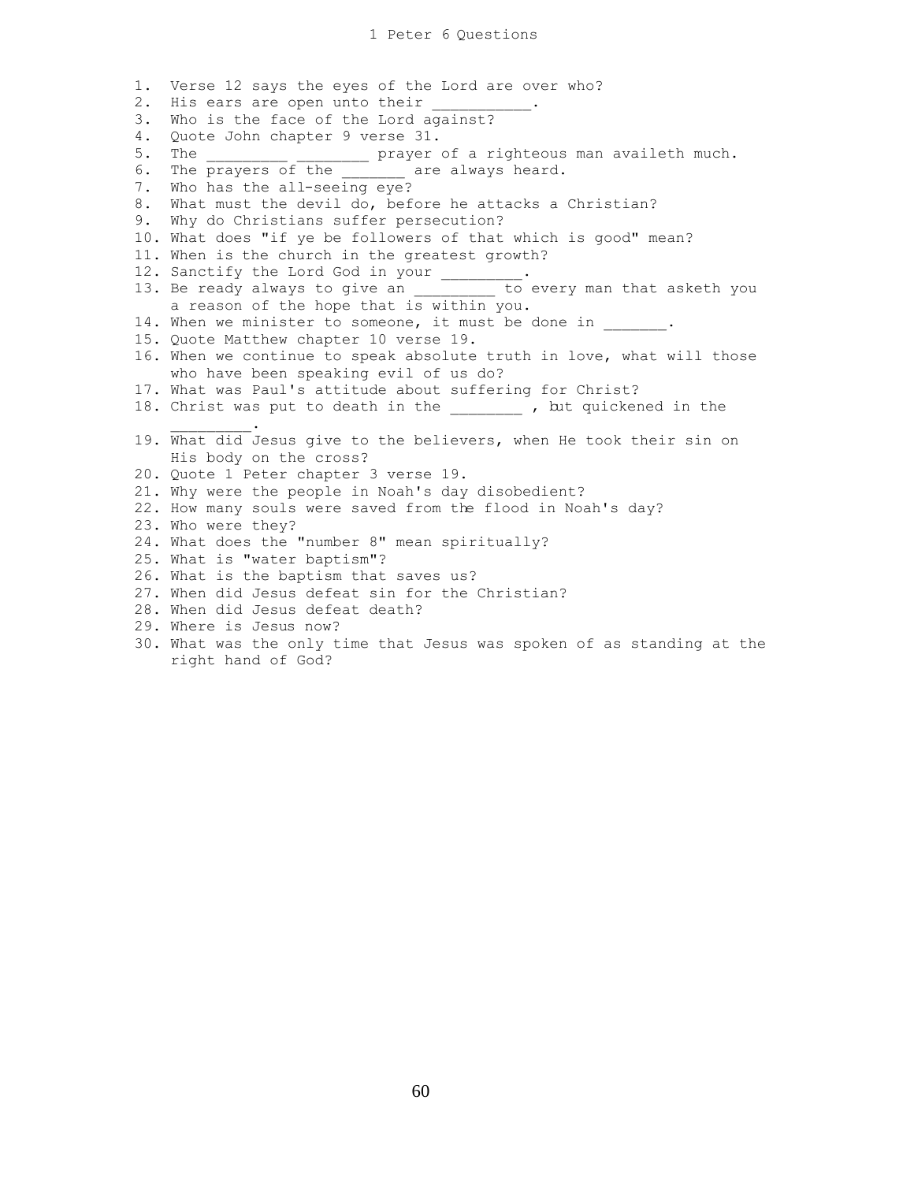# 1 Peter 6 Questions

1. Verse 12 says the eyes of the Lord are over who?
2. His ears are open unto their ___________.
3. Who is the face of the Lord against?
4. Quote John chapter 9 verse 31.
5. The _________ ________ prayer of a righteous man availeth much.
6. The prayers of the _______ are always heard.
7. Who has the all-seeing eye?
8. What must the devil do, before he attacks a Christian?
9. Why do Christians suffer persecution?
10. What does "if ye be followers of that which is good" mean?
11. When is the church in the greatest growth?
12. Sanctify the Lord God in your _________.
13. Be ready always to give an _________ to every man that asketh you a reason of the hope that is within you.
14. When we minister to someone, it must be done in _______.
15. Quote Matthew chapter 10 verse 19.
16. When we continue to speak absolute truth in love, what will those who have been speaking evil of us do?
17. What was Paul's attitude about suffering for Christ?
18. Christ was put to death in the ________ , but quickened in the _________.
19. What did Jesus give to the believers, when He took their sin on His body on the cross?
20. Quote 1 Peter chapter 3 verse 19.
21. Why were the people in Noah's day disobedient?
22. How many souls were saved from the flood in Noah's day?
23. Who were they?
24. What does the "number 8" mean spiritually?
25. What is "water baptism"?
26. What is the baptism that saves us?
27. When did Jesus defeat sin for the Christian?
28. When did Jesus defeat death?
29. Where is Jesus now?
30. What was the only time that Jesus was spoken of as standing at the right hand of God?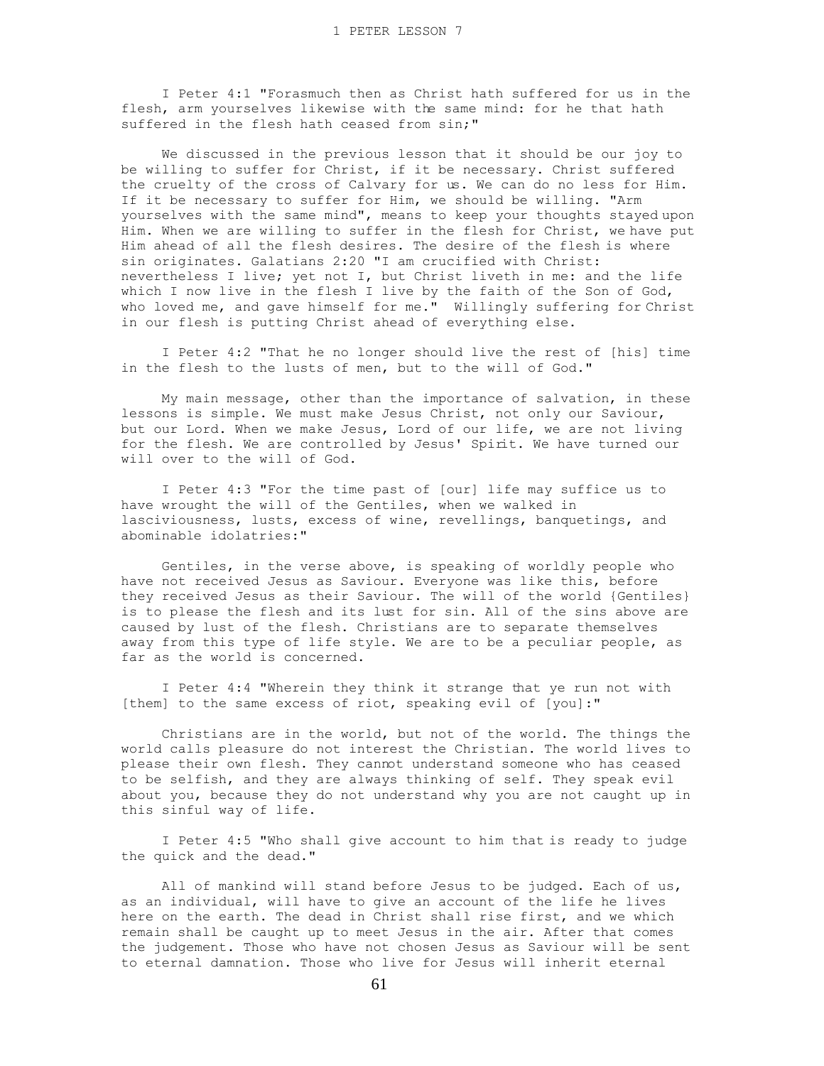I Peter 4:1 "Forasmuch then as Christ hath suffered for us in the flesh, arm yourselves likewise with the same mind: for he that hath suffered in the flesh hath ceased from sin;"

We discussed in the previous lesson that it should be our joy to be willing to suffer for Christ, if it be necessary. Christ suffered the cruelty of the cross of Calvary for us. We can do no less for Him. If it be necessary to suffer for Him, we should be willing. "Arm yourselves with the same mind", means to keep your thoughts stayed upon Him. When we are willing to suffer in the flesh for Christ, we have put Him ahead of all the flesh desires. The desire of the flesh is where sin originates. Galatians 2:20 "I am crucified with Christ: nevertheless I live; yet not I, but Christ liveth in me: and the life which I now live in the flesh I live by the faith of the Son of God, who loved me, and gave himself for me." Willingly suffering for Christ in our flesh is putting Christ ahead of everything else.

I Peter 4:2 "That he no longer should live the rest of [his] time in the flesh to the lusts of men, but to the will of God."

My main message, other than the importance of salvation, in these lessons is simple. We must make Jesus Christ, not only our Saviour, but our Lord. When we make Jesus, Lord of our life, we are not living for the flesh. We are controlled by Jesus' Spirit. We have turned our will over to the will of God.

I Peter 4:3 "For the time past of [our] life may suffice us to have wrought the will of the Gentiles, when we walked in lasciviousness, lusts, excess of wine, revellings, banquetings, and abominable idolatries:"

Gentiles, in the verse above, is speaking of worldly people who have not received Jesus as Saviour. Everyone was like this, before they received Jesus as their Saviour. The will of the world {Gentiles} is to please the flesh and its lust for sin. All of the sins above are caused by lust of the flesh. Christians are to separate themselves away from this type of life style. We are to be a peculiar people, as far as the world is concerned.

I Peter 4:4 "Wherein they think it strange that ye run not with [them] to the same excess of riot, speaking evil of [you]:"

Christians are in the world, but not of the world. The things the world calls pleasure do not interest the Christian. The world lives to please their own flesh. They cannot understand someone who has ceased to be selfish, and they are always thinking of self. They speak evil about you, because they do not understand why you are not caught up in this sinful way of life.

I Peter 4:5 "Who shall give account to him that is ready to judge the quick and the dead."

All of mankind will stand before Jesus to be judged. Each of us, as an individual, will have to give an account of the life he lives here on the earth. The dead in Christ shall rise first, and we which remain shall be caught up to meet Jesus in the air. After that comes the judgement. Those who have not chosen Jesus as Saviour will be sent to eternal damnation. Those who live for Jesus will inherit eternal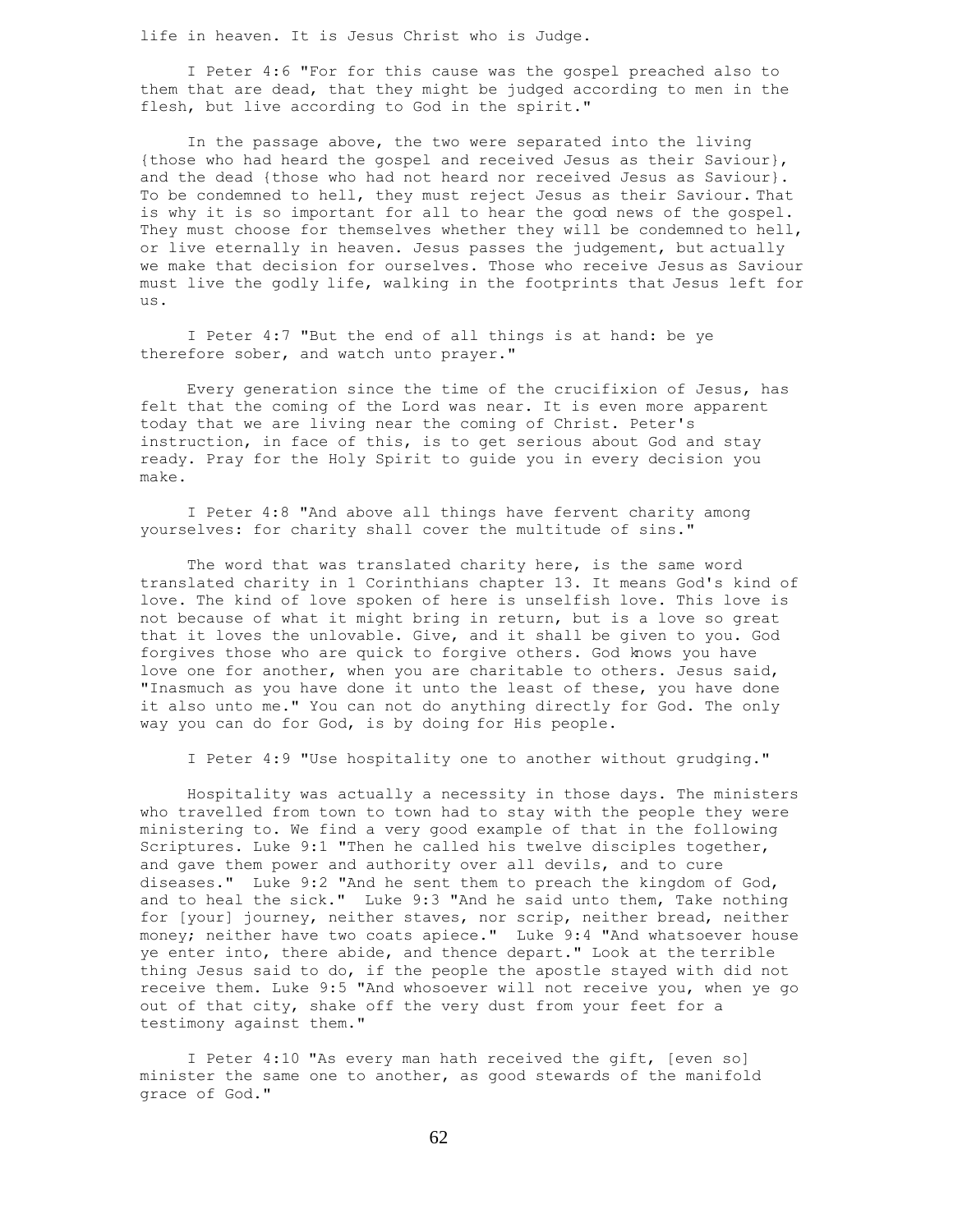life in heaven. It is Jesus Christ who is Judge.

I Peter 4:6 "For for this cause was the gospel preached also to them that are dead, that they might be judged according to men in the flesh, but live according to God in the spirit."

In the passage above, the two were separated into the living {those who had heard the gospel and received Jesus as their Saviour}, and the dead {those who had not heard nor received Jesus as Saviour}. To be condemned to hell, they must reject Jesus as their Saviour. That is why it is so important for all to hear the good news of the gospel. They must choose for themselves whether they will be condemned to hell, or live eternally in heaven. Jesus passes the judgement, but actually we make that decision for ourselves. Those who receive Jesus as Saviour must live the godly life, walking in the footprints that Jesus left for us.

I Peter 4:7 "But the end of all things is at hand: be ye therefore sober, and watch unto prayer."

Every generation since the time of the crucifixion of Jesus, has felt that the coming of the Lord was near. It is even more apparent today that we are living near the coming of Christ. Peter's instruction, in face of this, is to get serious about God and stay ready. Pray for the Holy Spirit to guide you in every decision you make.

I Peter 4:8 "And above all things have fervent charity among yourselves: for charity shall cover the multitude of sins."

The word that was translated charity here, is the same word translated charity in 1 Corinthians chapter 13. It means God's kind of love. The kind of love spoken of here is unselfish love. This love is not because of what it might bring in return, but is a love so great that it loves the unlovable. Give, and it shall be given to you. God forgives those who are quick to forgive others. God knows you have love one for another, when you are charitable to others. Jesus said, "Inasmuch as you have done it unto the least of these, you have done it also unto me." You can not do anything directly for God. The only way you can do for God, is by doing for His people.

I Peter 4:9 "Use hospitality one to another without grudging."

Hospitality was actually a necessity in those days. The ministers who travelled from town to town had to stay with the people they were ministering to. We find a very good example of that in the following Scriptures. Luke 9:1 "Then he called his twelve disciples together, and gave them power and authority over all devils, and to cure diseases." Luke 9:2 "And he sent them to preach the kingdom of God, and to heal the sick." Luke 9:3 "And he said unto them, Take nothing for [your] journey, neither staves, nor scrip, neither bread, neither money; neither have two coats apiece." Luke 9:4 "And whatsoever house ye enter into, there abide, and thence depart." Look at the terrible thing Jesus said to do, if the people the apostle stayed with did not receive them. Luke 9:5 "And whosoever will not receive you, when ye go out of that city, shake off the very dust from your feet for a testimony against them."

I Peter 4:10 "As every man hath received the gift, [even so] minister the same one to another, as good stewards of the manifold grace of God."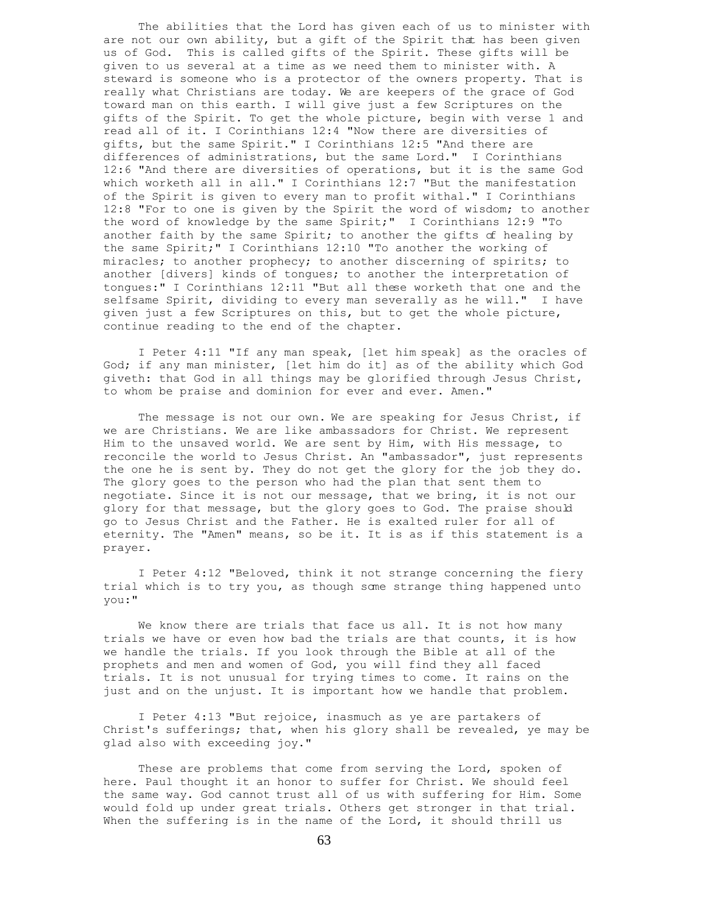The abilities that the Lord has given each of us to minister with are not our own ability, but a gift of the Spirit that has been given us of God. This is called gifts of the Spirit. These gifts will be given to us several at a time as we need them to minister with. A steward is someone who is a protector of the owners property. That is really what Christians are today. We are keepers of the grace of God toward man on this earth. I will give just a few Scriptures on the gifts of the Spirit. To get the whole picture, begin with verse 1 and read all of it. I Corinthians 12:4 "Now there are diversities of gifts, but the same Spirit." I Corinthians 12:5 "And there are differences of administrations, but the same Lord." I Corinthians 12:6 "And there are diversities of operations, but it is the same God which worketh all in all." I Corinthians 12:7 "But the manifestation of the Spirit is given to every man to profit withal." I Corinthians 12:8 "For to one is given by the Spirit the word of wisdom; to another the word of knowledge by the same Spirit;" I Corinthians 12:9 "To another faith by the same Spirit; to another the gifts of healing by the same Spirit;" I Corinthians 12:10 "To another the working of miracles; to another prophecy; to another discerning of spirits; to another [divers] kinds of tongues; to another the interpretation of tongues:" I Corinthians 12:11 "But all these worketh that one and the selfsame Spirit, dividing to every man severally as he will." I have given just a few Scriptures on this, but to get the whole picture, continue reading to the end of the chapter.

I Peter 4:11 "If any man speak, [let him speak] as the oracles of God; if any man minister, [let him do it] as of the ability which God giveth: that God in all things may be glorified through Jesus Christ, to whom be praise and dominion for ever and ever. Amen."

The message is not our own. We are speaking for Jesus Christ, if we are Christians. We are like ambassadors for Christ. We represent Him to the unsaved world. We are sent by Him, with His message, to reconcile the world to Jesus Christ. An "ambassador", just represents the one he is sent by. They do not get the glory for the job they do. The glory goes to the person who had the plan that sent them to negotiate. Since it is not our message, that we bring, it is not our glory for that message, but the glory goes to God. The praise should go to Jesus Christ and the Father. He is exalted ruler for all of eternity. The "Amen" means, so be it. It is as if this statement is a prayer.

I Peter 4:12 "Beloved, think it not strange concerning the fiery trial which is to try you, as though some strange thing happened unto you:"

We know there are trials that face us all. It is not how many trials we have or even how bad the trials are that counts, it is how we handle the trials. If you look through the Bible at all of the prophets and men and women of God, you will find they all faced trials. It is not unusual for trying times to come. It rains on the just and on the unjust. It is important how we handle that problem.

I Peter 4:13 "But rejoice, inasmuch as ye are partakers of Christ's sufferings; that, when his glory shall be revealed, ye may be glad also with exceeding joy."

These are problems that come from serving the Lord, spoken of here. Paul thought it an honor to suffer for Christ. We should feel the same way. God cannot trust all of us with suffering for Him. Some would fold up under great trials. Others get stronger in that trial. When the suffering is in the name of the Lord, it should thrill us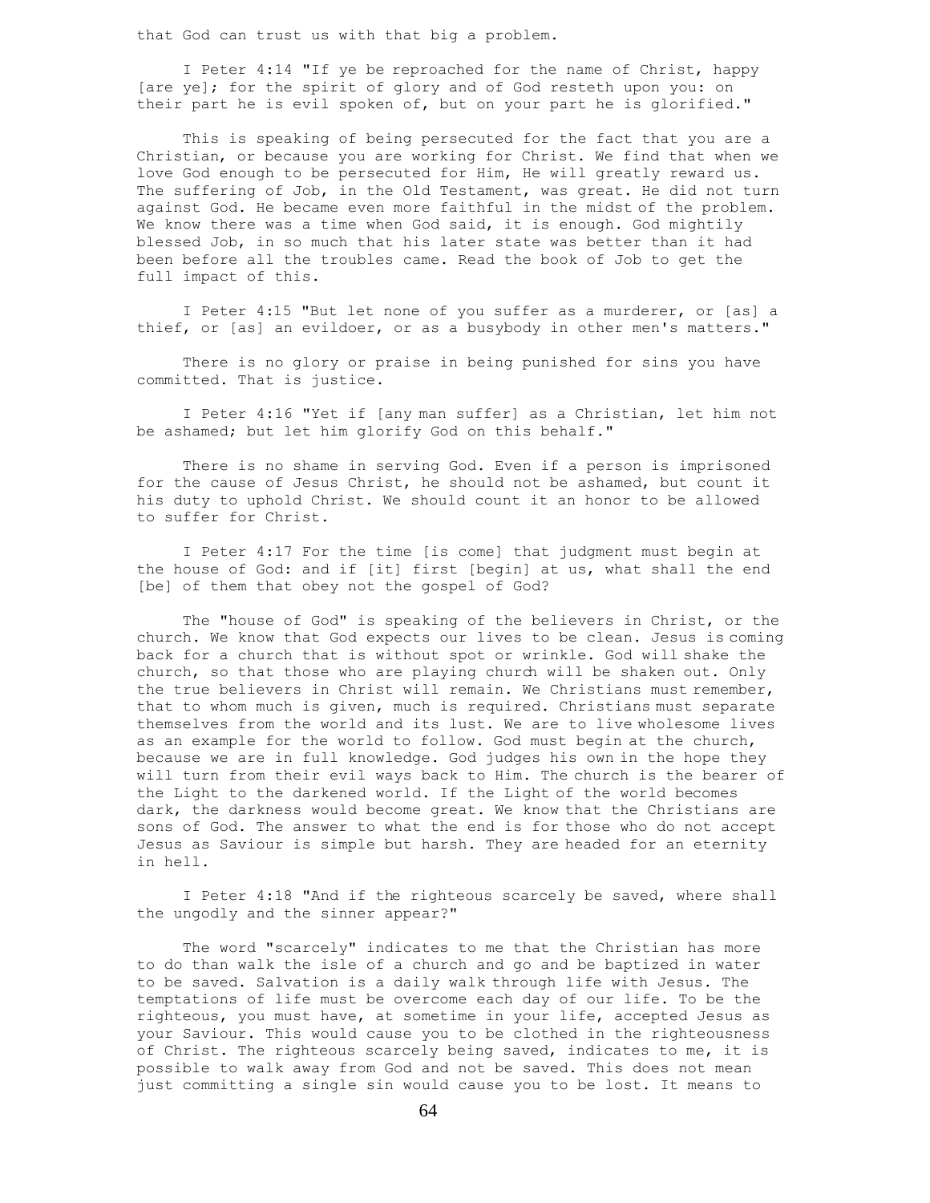that God can trust us with that big a problem.

I Peter 4:14 "If ye be reproached for the name of Christ, happy [are ye]; for the spirit of glory and of God resteth upon you: on their part he is evil spoken of, but on your part he is glorified."

This is speaking of being persecuted for the fact that you are a Christian, or because you are working for Christ. We find that when we love God enough to be persecuted for Him, He will greatly reward us. The suffering of Job, in the Old Testament, was great. He did not turn against God. He became even more faithful in the midst of the problem. We know there was a time when God said, it is enough. God mightily blessed Job, in so much that his later state was better than it had been before all the troubles came. Read the book of Job to get the full impact of this.

I Peter 4:15 "But let none of you suffer as a murderer, or [as] a thief, or [as] an evildoer, or as a busybody in other men's matters."

There is no glory or praise in being punished for sins you have committed. That is justice.

I Peter 4:16 "Yet if [any man suffer] as a Christian, let him not be ashamed; but let him glorify God on this behalf."

There is no shame in serving God. Even if a person is imprisoned for the cause of Jesus Christ, he should not be ashamed, but count it his duty to uphold Christ. We should count it an honor to be allowed to suffer for Christ.

I Peter 4:17 For the time [is come] that judgment must begin at the house of God: and if [it] first [begin] at us, what shall the end [be] of them that obey not the gospel of God?

The "house of God" is speaking of the believers in Christ, or the church. We know that God expects our lives to be clean. Jesus is coming back for a church that is without spot or wrinkle. God will shake the church, so that those who are playing church will be shaken out. Only the true believers in Christ will remain. We Christians must remember, that to whom much is given, much is required. Christians must separate themselves from the world and its lust. We are to live wholesome lives as an example for the world to follow. God must begin at the church, because we are in full knowledge. God judges his own in the hope they will turn from their evil ways back to Him. The church is the bearer of the Light to the darkened world. If the Light of the world becomes dark, the darkness would become great. We know that the Christians are sons of God. The answer to what the end is for those who do not accept Jesus as Saviour is simple but harsh. They are headed for an eternity in hell.

I Peter 4:18 "And if the righteous scarcely be saved, where shall the ungodly and the sinner appear?"

The word "scarcely" indicates to me that the Christian has more to do than walk the isle of a church and go and be baptized in water to be saved. Salvation is a daily walk through life with Jesus. The temptations of life must be overcome each day of our life. To be the righteous, you must have, at sometime in your life, accepted Jesus as your Saviour. This would cause you to be clothed in the righteousness of Christ. The righteous scarcely being saved, indicates to me, it is possible to walk away from God and not be saved. This does not mean just committing a single sin would cause you to be lost. It means to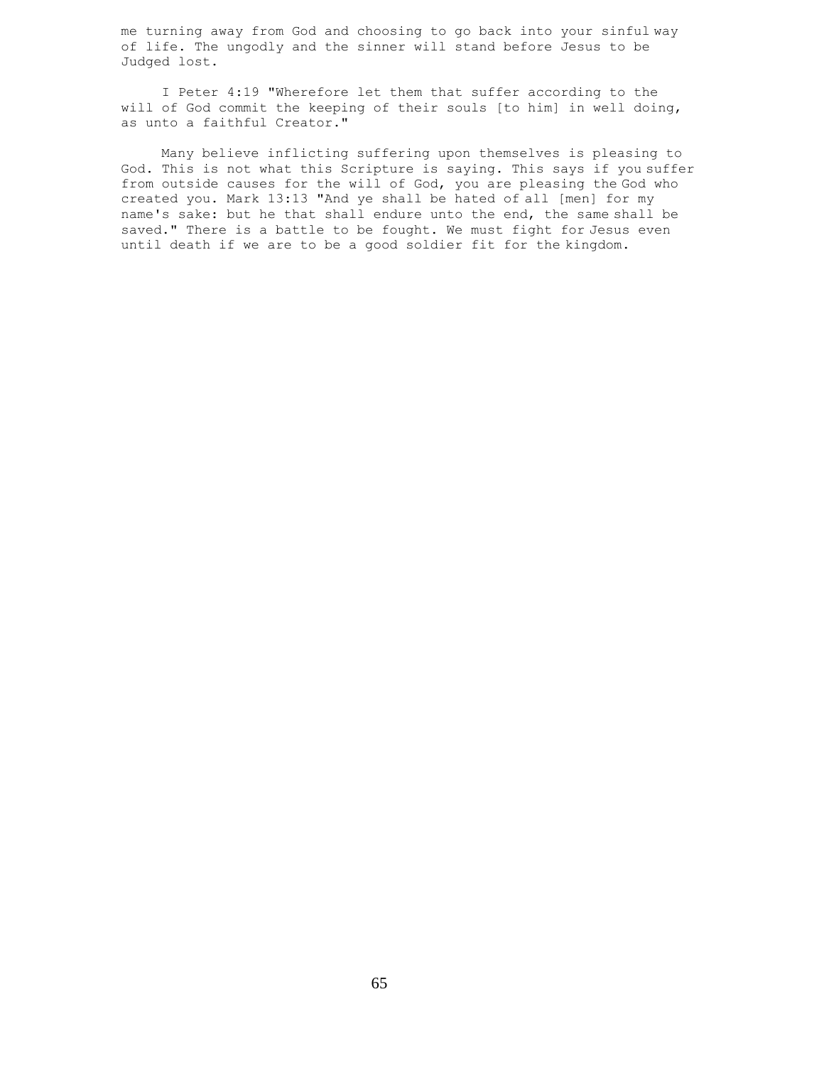me turning away from God and choosing to go back into your sinful way of life. The ungodly and the sinner will stand before Jesus to be Judged lost.

I Peter 4:19 "Wherefore let them that suffer according to the will of God commit the keeping of their souls [to him] in well doing, as unto a faithful Creator."

Many believe inflicting suffering upon themselves is pleasing to God. This is not what this Scripture is saying. This says if you suffer from outside causes for the will of God, you are pleasing the God who created you. Mark 13:13 "And ye shall be hated of all [men] for my name's sake: but he that shall endure unto the end, the same shall be saved." There is a battle to be fought. We must fight for Jesus even until death if we are to be a good soldier fit for the kingdom.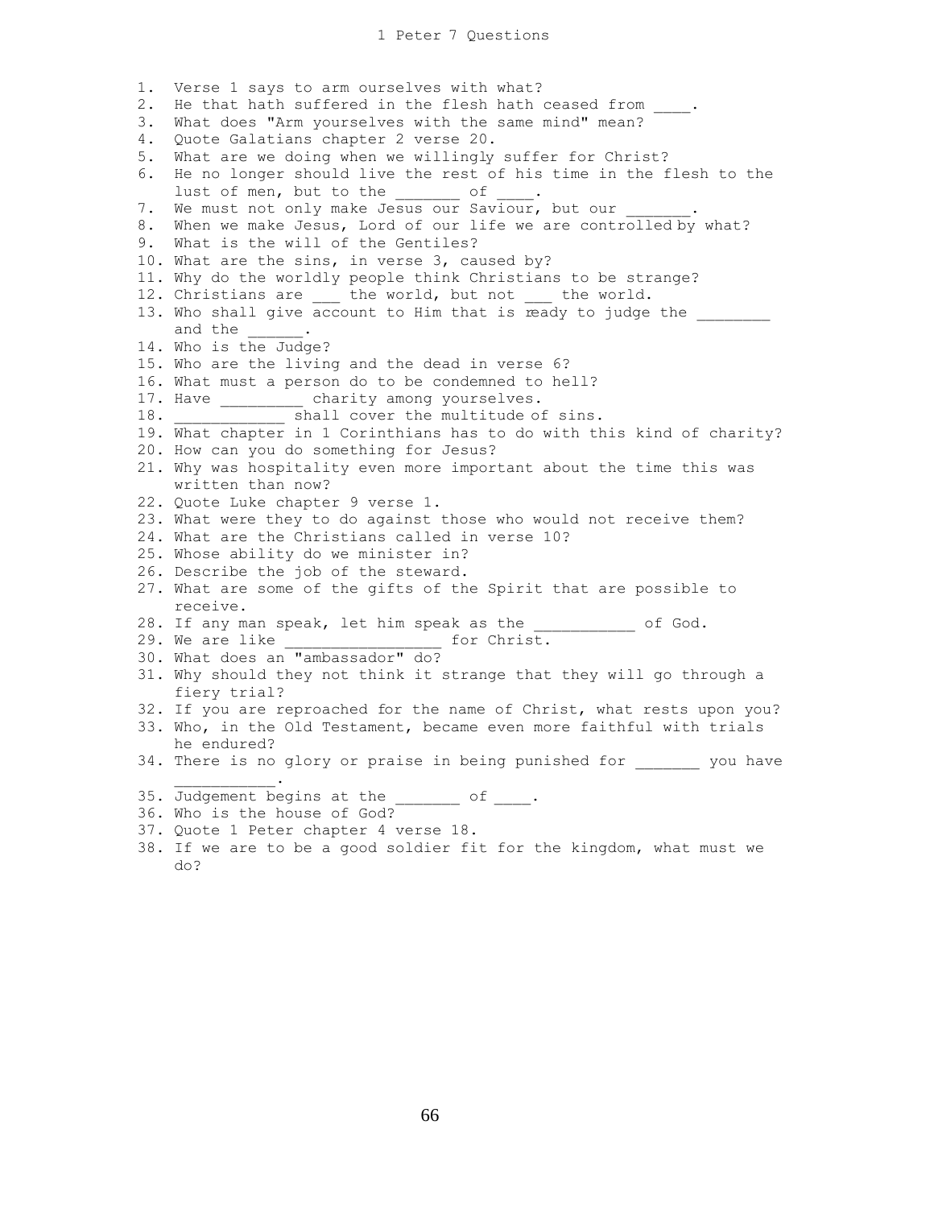# 1 Peter 7 Questions

1. Verse 1 says to arm ourselves with what?
2. He that hath suffered in the flesh hath ceased from ____.
3. What does "Arm yourselves with the same mind" mean?
4. Quote Galatians chapter 2 verse 20.
5. What are we doing when we willingly suffer for Christ?
6. He no longer should live the rest of his time in the flesh to the lust of men, but to the _______ of ____.
7. We must not only make Jesus our Saviour, but our _______.
8. When we make Jesus, Lord of our life we are controlled by what?
9. What is the will of the Gentiles?
10. What are the sins, in verse 3, caused by?
11. Why do the worldly people think Christians to be strange?
12. Christians are ___ the world, but not ___ the world.
13. Who shall give account to Him that is ready to judge the ________ and the ______.
14. Who is the Judge?
15. Who are the living and the dead in verse 6?
16. What must a person do to be condemned to hell?
17. Have _________ charity among yourselves.
18. ____________ shall cover the multitude of sins.
19. What chapter in 1 Corinthians has to do with this kind of charity?
20. How can you do something for Jesus?
21. Why was hospitality even more important about the time this was written than now?
22. Quote Luke chapter 9 verse 1.
23. What were they to do against those who would not receive them?
24. What are the Christians called in verse 10?
25. Whose ability do we minister in?
26. Describe the job of the steward.
27. What are some of the gifts of the Spirit that are possible to receive.
28. If any man speak, let him speak as the ___________ of God.
29. We are like _________________ for Christ.
30. What does an "ambassador" do?
31. Why should they not think it strange that they will go through a fiery trial?
32. If you are reproached for the name of Christ, what rests upon you?
33. Who, in the Old Testament, became even more faithful with trials he endured?
34. There is no glory or praise in being punished for _______ you have ___________.
35. Judgement begins at the _______ of ____.
36. Who is the house of God?
37. Quote 1 Peter chapter 4 verse 18.
38. If we are to be a good soldier fit for the kingdom, what must we do?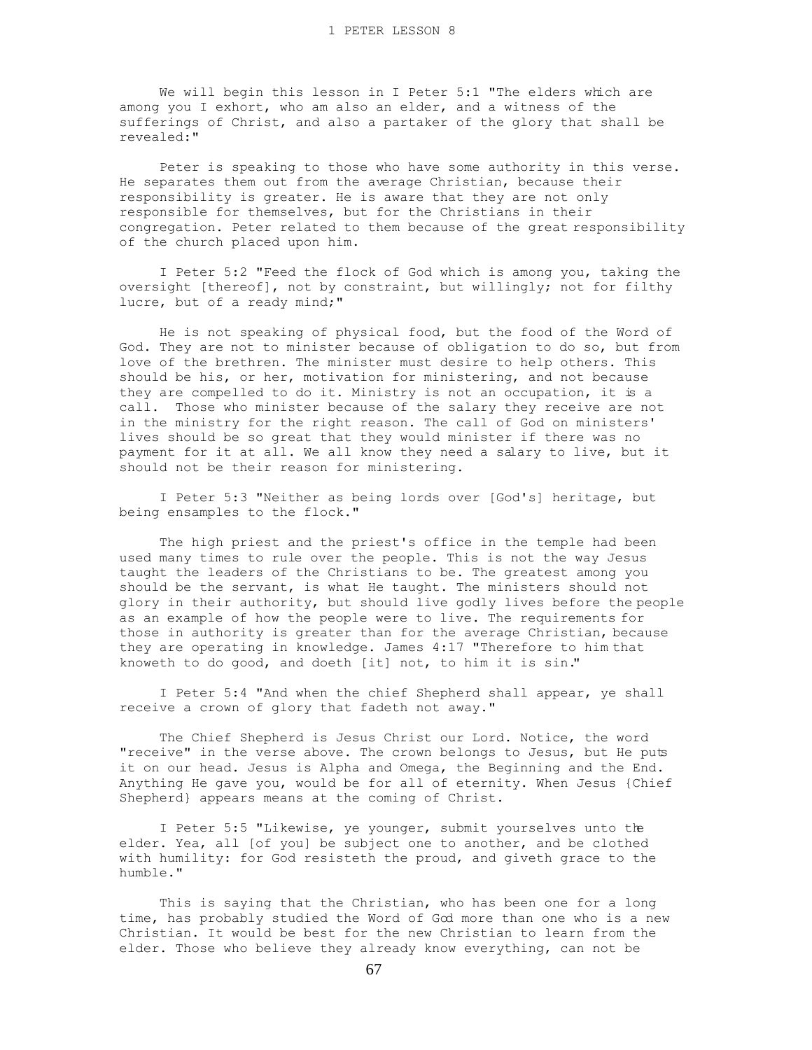We will begin this lesson in I Peter 5:1 "The elders which are among you I exhort, who am also an elder, and a witness of the sufferings of Christ, and also a partaker of the glory that shall be revealed:"

Peter is speaking to those who have some authority in this verse. He separates them out from the average Christian, because their responsibility is greater. He is aware that they are not only responsible for themselves, but for the Christians in their congregation. Peter related to them because of the great responsibility of the church placed upon him.

I Peter 5:2 "Feed the flock of God which is among you, taking the oversight [thereof], not by constraint, but willingly; not for filthy lucre, but of a ready mind;"

He is not speaking of physical food, but the food of the Word of God. They are not to minister because of obligation to do so, but from love of the brethren. The minister must desire to help others. This should be his, or her, motivation for ministering, and not because they are compelled to do it. Ministry is not an occupation, it is a call. Those who minister because of the salary they receive are not in the ministry for the right reason. The call of God on ministers' lives should be so great that they would minister if there was no payment for it at all. We all know they need a salary to live, but it should not be their reason for ministering.

I Peter 5:3 "Neither as being lords over [God's] heritage, but being ensamples to the flock."

The high priest and the priest's office in the temple had been used many times to rule over the people. This is not the way Jesus taught the leaders of the Christians to be. The greatest among you should be the servant, is what He taught. The ministers should not glory in their authority, but should live godly lives before the people as an example of how the people were to live. The requirements for those in authority is greater than for the average Christian, because they are operating in knowledge. James 4:17 "Therefore to him that knoweth to do good, and doeth [it] not, to him it is sin."

I Peter 5:4 "And when the chief Shepherd shall appear, ye shall receive a crown of glory that fadeth not away."

The Chief Shepherd is Jesus Christ our Lord. Notice, the word "receive" in the verse above. The crown belongs to Jesus, but He puts it on our head. Jesus is Alpha and Omega, the Beginning and the End. Anything He gave you, would be for all of eternity. When Jesus {Chief Shepherd} appears means at the coming of Christ.

I Peter 5:5 "Likewise, ye younger, submit yourselves unto the elder. Yea, all [of you] be subject one to another, and be clothed with humility: for God resisteth the proud, and giveth grace to the humble."

This is saying that the Christian, who has been one for a long time, has probably studied the Word of God more than one who is a new Christian. It would be best for the new Christian to learn from the elder. Those who believe they already know everything, can not be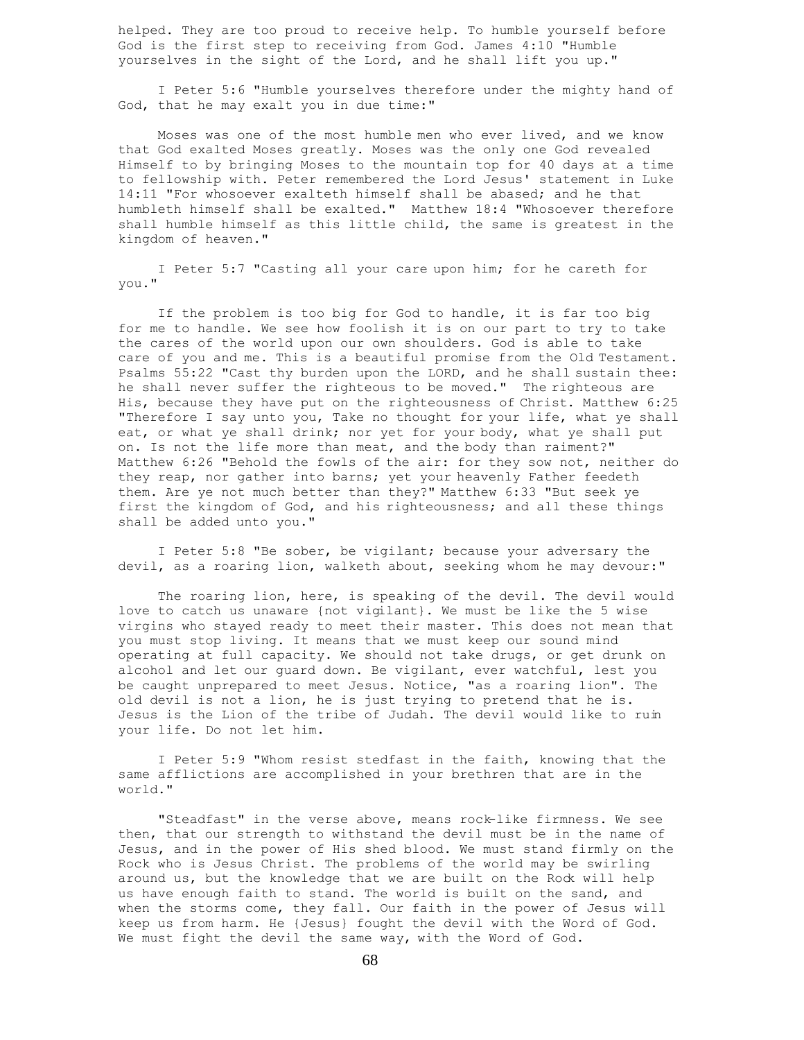helped. They are too proud to receive help. To humble yourself before God is the first step to receiving from God. James 4:10 "Humble yourselves in the sight of the Lord, and he shall lift you up."

I Peter 5:6 "Humble yourselves therefore under the mighty hand of God, that he may exalt you in due time:"

Moses was one of the most humble men who ever lived, and we know that God exalted Moses greatly. Moses was the only one God revealed Himself to by bringing Moses to the mountain top for 40 days at a time to fellowship with. Peter remembered the Lord Jesus' statement in Luke 14:11 "For whosoever exalteth himself shall be abased; and he that humbleth himself shall be exalted." Matthew 18:4 "Whosoever therefore shall humble himself as this little child, the same is greatest in the kingdom of heaven."

I Peter 5:7 "Casting all your care upon him; for he careth for you."

If the problem is too big for God to handle, it is far too big for me to handle. We see how foolish it is on our part to try to take the cares of the world upon our own shoulders. God is able to take care of you and me. This is a beautiful promise from the Old Testament. Psalms 55:22 "Cast thy burden upon the LORD, and he shall sustain thee: he shall never suffer the righteous to be moved." The righteous are His, because they have put on the righteousness of Christ. Matthew 6:25 "Therefore I say unto you, Take no thought for your life, what ye shall eat, or what ye shall drink; nor yet for your body, what ye shall put on. Is not the life more than meat, and the body than raiment?" Matthew 6:26 "Behold the fowls of the air: for they sow not, neither do they reap, nor gather into barns; yet your heavenly Father feedeth them. Are ye not much better than they?" Matthew 6:33 "But seek ye first the kingdom of God, and his righteousness; and all these things shall be added unto you."

I Peter 5:8 "Be sober, be vigilant; because your adversary the devil, as a roaring lion, walketh about, seeking whom he may devour:"

The roaring lion, here, is speaking of the devil. The devil would love to catch us unaware {not vigilant}. We must be like the 5 wise virgins who stayed ready to meet their master. This does not mean that you must stop living. It means that we must keep our sound mind operating at full capacity. We should not take drugs, or get drunk on alcohol and let our guard down. Be vigilant, ever watchful, lest you be caught unprepared to meet Jesus. Notice, "as a roaring lion". The old devil is not a lion, he is just trying to pretend that he is. Jesus is the Lion of the tribe of Judah. The devil would like to ruin your life. Do not let him.

I Peter 5:9 "Whom resist stedfast in the faith, knowing that the same afflictions are accomplished in your brethren that are in the world."

"Steadfast" in the verse above, means rock-like firmness. We see then, that our strength to withstand the devil must be in the name of Jesus, and in the power of His shed blood. We must stand firmly on the Rock who is Jesus Christ. The problems of the world may be swirling around us, but the knowledge that we are built on the Rock will help us have enough faith to stand. The world is built on the sand, and when the storms come, they fall. Our faith in the power of Jesus will keep us from harm. He {Jesus} fought the devil with the Word of God. We must fight the devil the same way, with the Word of God.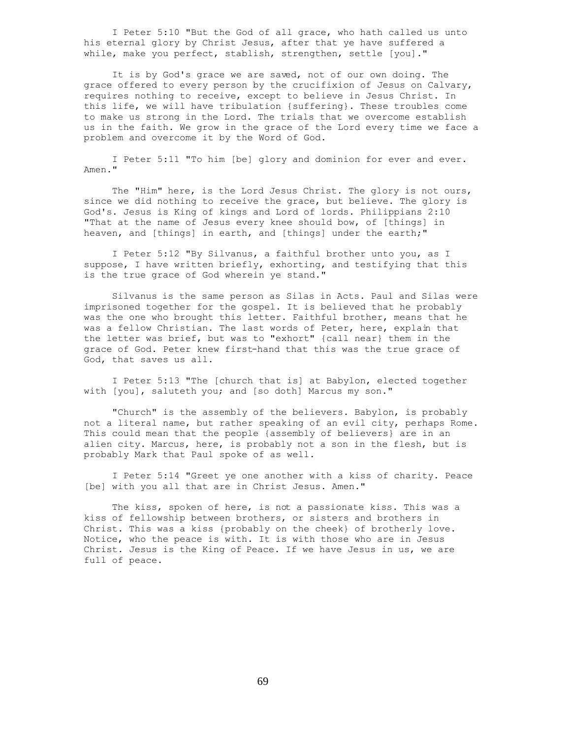I Peter 5:10 "But the God of all grace, who hath called us unto his eternal glory by Christ Jesus, after that ye have suffered a while, make you perfect, stablish, strengthen, settle [you]."

It is by God's grace we are saved, not of our own doing. The grace offered to every person by the crucifixion of Jesus on Calvary, requires nothing to receive, except to believe in Jesus Christ. In this life, we will have tribulation {suffering}. These troubles come to make us strong in the Lord. The trials that we overcome establish us in the faith. We grow in the grace of the Lord every time we face a problem and overcome it by the Word of God.

I Peter 5:11 "To him [be] glory and dominion for ever and ever. Amen."

The "Him" here, is the Lord Jesus Christ. The glory is not ours, since we did nothing to receive the grace, but believe. The glory is God's. Jesus is King of kings and Lord of lords. Philippians 2:10 "That at the name of Jesus every knee should bow, of [things] in heaven, and [things] in earth, and [things] under the earth;"

I Peter 5:12 "By Silvanus, a faithful brother unto you, as I suppose, I have written briefly, exhorting, and testifying that this is the true grace of God wherein ye stand."

Silvanus is the same person as Silas in Acts. Paul and Silas were imprisoned together for the gospel. It is believed that he probably was the one who brought this letter. Faithful brother, means that he was a fellow Christian. The last words of Peter, here, explain that the letter was brief, but was to "exhort" {call near} them in the grace of God. Peter knew first-hand that this was the true grace of God, that saves us all.

I Peter 5:13 "The [church that is] at Babylon, elected together with [you], saluteth you; and [so doth] Marcus my son."

"Church" is the assembly of the believers. Babylon, is probably not a literal name, but rather speaking of an evil city, perhaps Rome. This could mean that the people {assembly of believers} are in an alien city. Marcus, here, is probably not a son in the flesh, but is probably Mark that Paul spoke of as well.

I Peter 5:14 "Greet ye one another with a kiss of charity. Peace [be] with you all that are in Christ Jesus. Amen."

The kiss, spoken of here, is not a passionate kiss. This was a kiss of fellowship between brothers, or sisters and brothers in Christ. This was a kiss {probably on the cheek} of brotherly love. Notice, who the peace is with. It is with those who are in Jesus Christ. Jesus is the King of Peace. If we have Jesus in us, we are full of peace.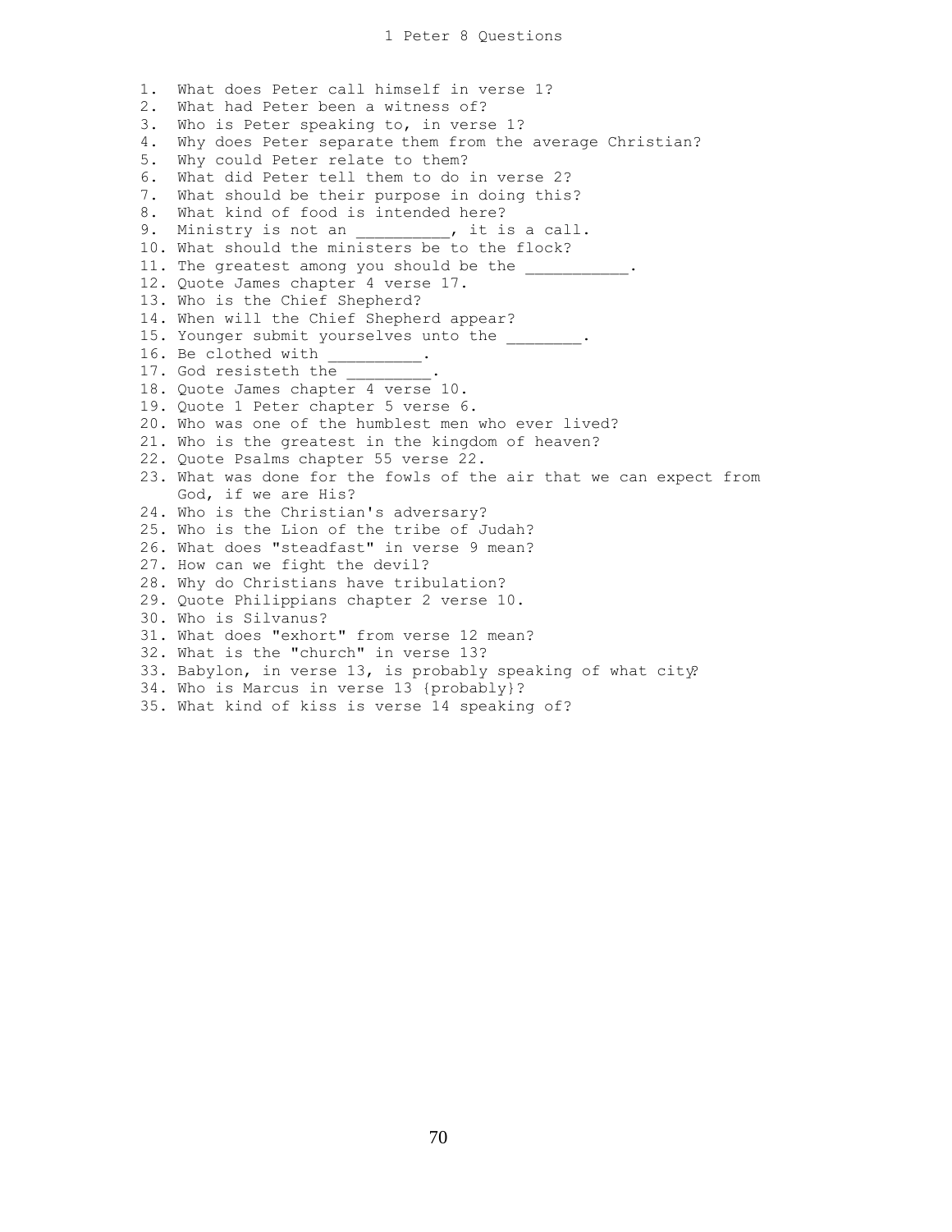# 1 Peter 8 Questions

1. What does Peter call himself in verse 1?
2. What had Peter been a witness of?
3. Who is Peter speaking to, in verse 1?
4. Why does Peter separate them from the average Christian?
5. Why could Peter relate to them?
6. What did Peter tell them to do in verse 2?
7. What should be their purpose in doing this?
8. What kind of food is intended here?
9. Ministry is not an __________, it is a call.
10. What should the ministers be to the flock?
11. The greatest among you should be the ___________.
12. Quote James chapter 4 verse 17.
13. Who is the Chief Shepherd?
14. When will the Chief Shepherd appear?
15. Younger submit yourselves unto the ________.
16. Be clothed with __________.
17. God resisteth the _________.
18. Quote James chapter 4 verse 10.
19. Quote 1 Peter chapter 5 verse 6.
20. Who was one of the humblest men who ever lived?
21. Who is the greatest in the kingdom of heaven?
22. Quote Psalms chapter 55 verse 22.
23. What was done for the fowls of the air that we can expect from God, if we are His?
24. Who is the Christian's adversary?
25. Who is the Lion of the tribe of Judah?
26. What does "steadfast" in verse 9 mean?
27. How can we fight the devil?
28. Why do Christians have tribulation?
29. Quote Philippians chapter 2 verse 10.
30. Who is Silvanus?
31. What does "exhort" from verse 12 mean?
32. What is the "church" in verse 13?
33. Babylon, in verse 13, is probably speaking of what city?
34. Who is Marcus in verse 13 {probably}?
35. What kind of kiss is verse 14 speaking of?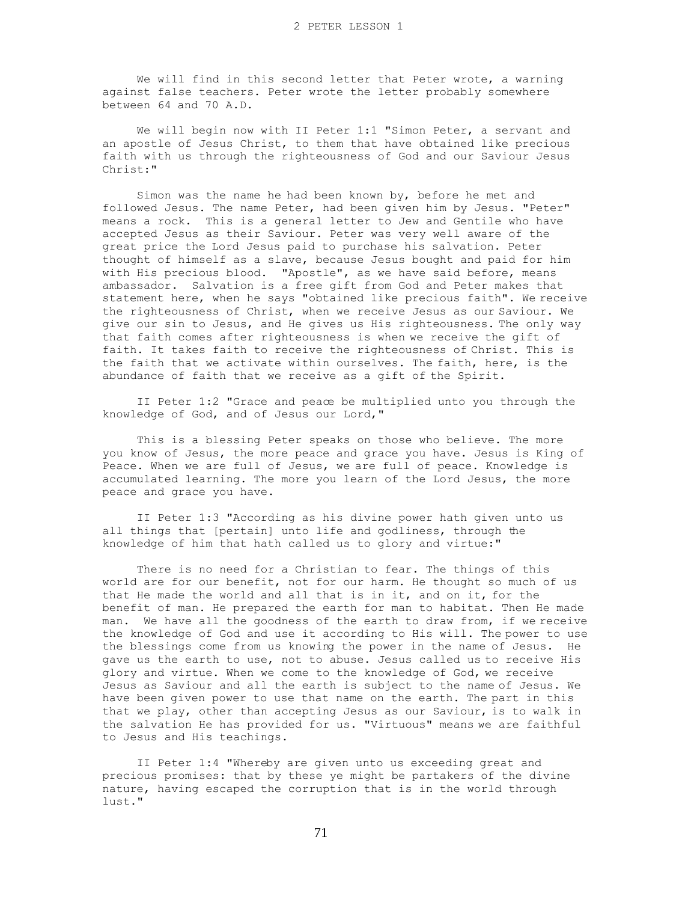# 2 PETER LESSON 1

We will find in this second letter that Peter wrote, a warning against false teachers. Peter wrote the letter probably somewhere between 64 and 70 A.D.

We will begin now with II Peter 1:1 "Simon Peter, a servant and an apostle of Jesus Christ, to them that have obtained like precious faith with us through the righteousness of God and our Saviour Jesus Christ:"

Simon was the name he had been known by, before he met and followed Jesus. The name Peter, had been given him by Jesus. "Peter" means a rock. This is a general letter to Jew and Gentile who have accepted Jesus as their Saviour. Peter was very well aware of the great price the Lord Jesus paid to purchase his salvation. Peter thought of himself as a slave, because Jesus bought and paid for him with His precious blood. "Apostle", as we have said before, means ambassador. Salvation is a free gift from God and Peter makes that statement here, when he says "obtained like precious faith". We receive the righteousness of Christ, when we receive Jesus as our Saviour. We give our sin to Jesus, and He gives us His righteousness. The only way that faith comes after righteousness is when we receive the gift of faith. It takes faith to receive the righteousness of Christ. This is the faith that we activate within ourselves. The faith, here, is the abundance of faith that we receive as a gift of the Spirit.

II Peter 1:2 "Grace and peace be multiplied unto you through the knowledge of God, and of Jesus our Lord,"

This is a blessing Peter speaks on those who believe. The more you know of Jesus, the more peace and grace you have. Jesus is King of Peace. When we are full of Jesus, we are full of peace. Knowledge is accumulated learning. The more you learn of the Lord Jesus, the more peace and grace you have.

II Peter 1:3 "According as his divine power hath given unto us all things that [pertain] unto life and godliness, through the knowledge of him that hath called us to glory and virtue:"

There is no need for a Christian to fear. The things of this world are for our benefit, not for our harm. He thought so much of us that He made the world and all that is in it, and on it, for the benefit of man. He prepared the earth for man to habitat. Then He made man. We have all the goodness of the earth to draw from, if we receive the knowledge of God and use it according to His will. The power to use the blessings come from us knowing the power in the name of Jesus. He gave us the earth to use, not to abuse. Jesus called us to receive His glory and virtue. When we come to the knowledge of God, we receive Jesus as Saviour and all the earth is subject to the name of Jesus. We have been given power to use that name on the earth. The part in this that we play, other than accepting Jesus as our Saviour, is to walk in the salvation He has provided for us. "Virtuous" means we are faithful to Jesus and His teachings.

II Peter 1:4 "Whereby are given unto us exceeding great and precious promises: that by these ye might be partakers of the divine nature, having escaped the corruption that is in the world through lust."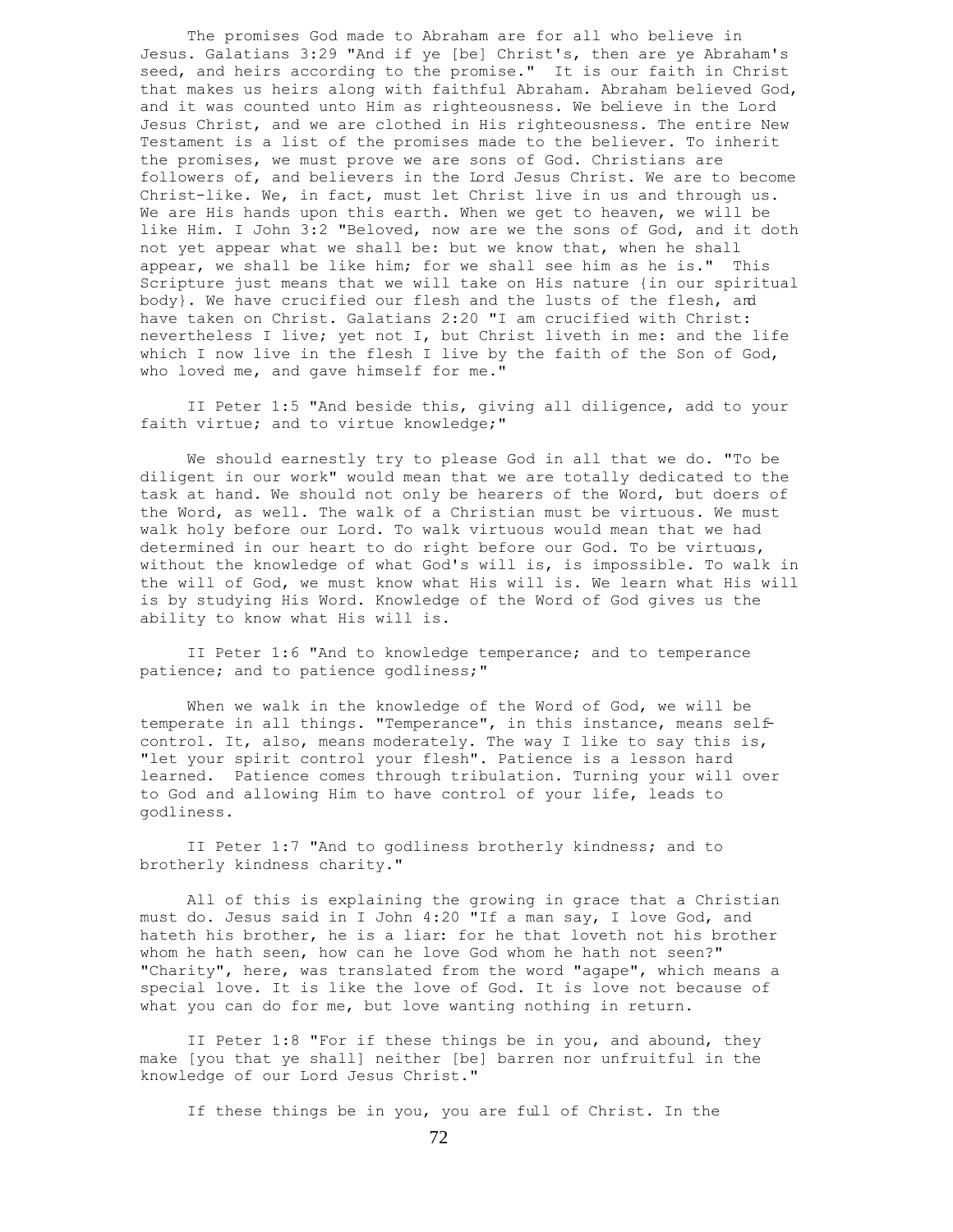The promises God made to Abraham are for all who believe in Jesus. Galatians 3:29 "And if ye [be] Christ's, then are ye Abraham's seed, and heirs according to the promise." It is our faith in Christ that makes us heirs along with faithful Abraham. Abraham believed God, and it was counted unto Him as righteousness. We believe in the Lord Jesus Christ, and we are clothed in His righteousness. The entire New Testament is a list of the promises made to the believer. To inherit the promises, we must prove we are sons of God. Christians are followers of, and believers in the Lord Jesus Christ. We are to become Christ-like. We, in fact, must let Christ live in us and through us. We are His hands upon this earth. When we get to heaven, we will be like Him. I John 3:2 "Beloved, now are we the sons of God, and it doth not yet appear what we shall be: but we know that, when he shall appear, we shall be like him; for we shall see him as he is." This Scripture just means that we will take on His nature {in our spiritual body}. We have crucified our flesh and the lusts of the flesh, and have taken on Christ. Galatians 2:20 "I am crucified with Christ: nevertheless I live; yet not I, but Christ liveth in me: and the life which I now live in the flesh I live by the faith of the Son of God, who loved me, and gave himself for me."

II Peter 1:5 "And beside this, giving all diligence, add to your faith virtue; and to virtue knowledge;"

We should earnestly try to please God in all that we do. "To be diligent in our work" would mean that we are totally dedicated to the task at hand. We should not only be hearers of the Word, but doers of the Word, as well. The walk of a Christian must be virtuous. We must walk holy before our Lord. To walk virtuous would mean that we had determined in our heart to do right before our God. To be virtuous, without the knowledge of what God's will is, is impossible. To walk in the will of God, we must know what His will is. We learn what His will is by studying His Word. Knowledge of the Word of God gives us the ability to know what His will is.

II Peter 1:6 "And to knowledge temperance; and to temperance patience; and to patience godliness;"

When we walk in the knowledge of the Word of God, we will be temperate in all things. "Temperance", in this instance, means self-control. It, also, means moderately. The way I like to say this is, "let your spirit control your flesh". Patience is a lesson hard learned. Patience comes through tribulation. Turning your will over to God and allowing Him to have control of your life, leads to godliness.

II Peter 1:7 "And to godliness brotherly kindness; and to brotherly kindness charity."

All of this is explaining the growing in grace that a Christian must do. Jesus said in I John 4:20 "If a man say, I love God, and hateth his brother, he is a liar: for he that loveth not his brother whom he hath seen, how can he love God whom he hath not seen?" "Charity", here, was translated from the word "agape", which means a special love. It is like the love of God. It is love not because of what you can do for me, but love wanting nothing in return.

II Peter 1:8 "For if these things be in you, and abound, they make [you that ye shall] neither [be] barren nor unfruitful in the knowledge of our Lord Jesus Christ."

If these things be in you, you are full of Christ. In the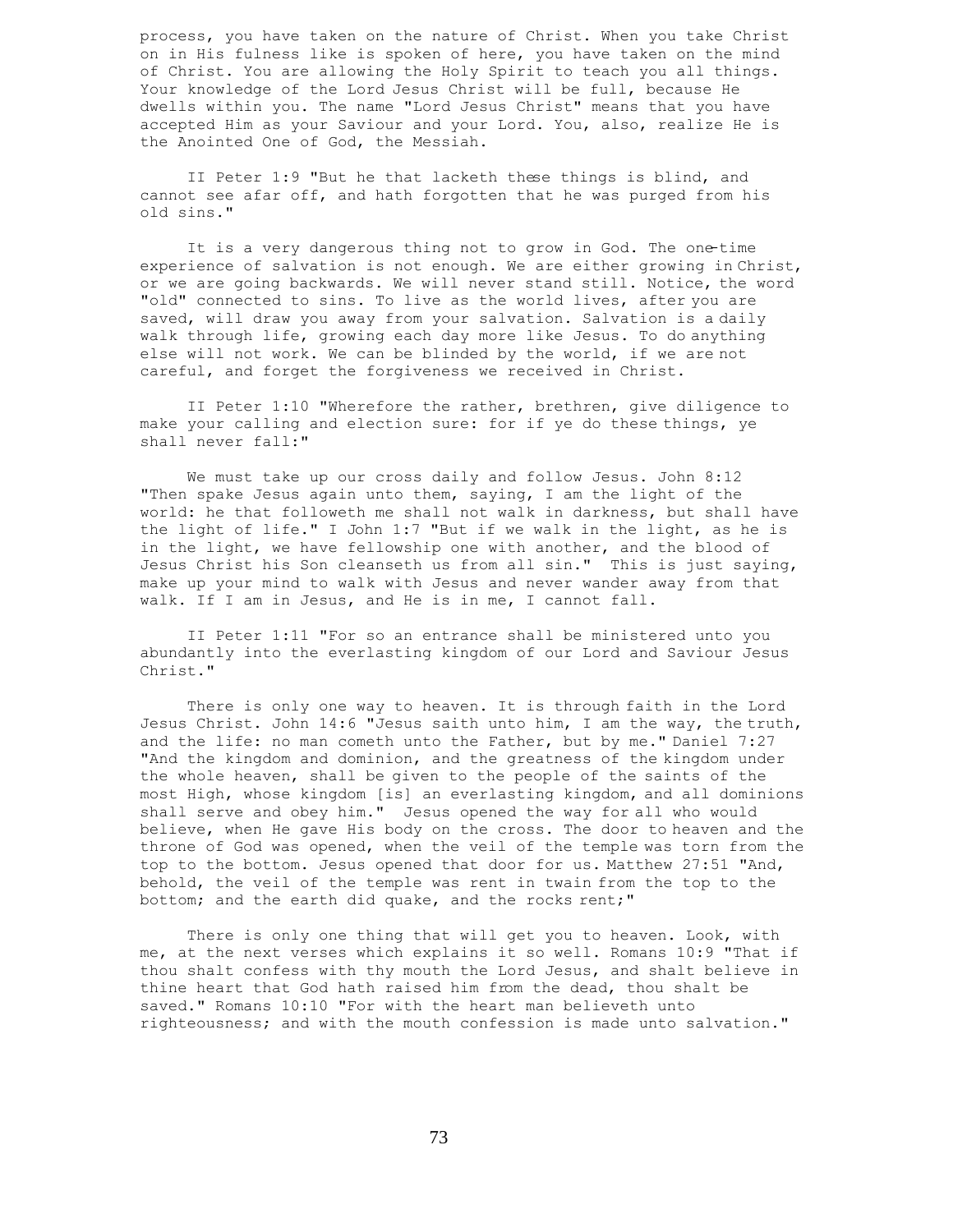process, you have taken on the nature of Christ. When you take Christ on in His fulness like is spoken of here, you have taken on the mind of Christ. You are allowing the Holy Spirit to teach you all things. Your knowledge of the Lord Jesus Christ will be full, because He dwells within you. The name "Lord Jesus Christ" means that you have accepted Him as your Saviour and your Lord. You, also, realize He is the Anointed One of God, the Messiah.

II Peter 1:9 "But he that lacketh these things is blind, and cannot see afar off, and hath forgotten that he was purged from his old sins."

It is a very dangerous thing not to grow in God. The one-time experience of salvation is not enough. We are either growing in Christ, or we are going backwards. We will never stand still. Notice, the word "old" connected to sins. To live as the world lives, after you are saved, will draw you away from your salvation. Salvation is a daily walk through life, growing each day more like Jesus. To do anything else will not work. We can be blinded by the world, if we are not careful, and forget the forgiveness we received in Christ.

II Peter 1:10 "Wherefore the rather, brethren, give diligence to make your calling and election sure: for if ye do these things, ye shall never fall:"

We must take up our cross daily and follow Jesus. John 8:12 "Then spake Jesus again unto them, saying, I am the light of the world: he that followeth me shall not walk in darkness, but shall have the light of life." I John 1:7 "But if we walk in the light, as he is in the light, we have fellowship one with another, and the blood of Jesus Christ his Son cleanseth us from all sin." This is just saying, make up your mind to walk with Jesus and never wander away from that walk. If I am in Jesus, and He is in me, I cannot fall.

II Peter 1:11 "For so an entrance shall be ministered unto you abundantly into the everlasting kingdom of our Lord and Saviour Jesus Christ."

There is only one way to heaven. It is through faith in the Lord Jesus Christ. John 14:6 "Jesus saith unto him, I am the way, the truth, and the life: no man cometh unto the Father, but by me." Daniel 7:27 "And the kingdom and dominion, and the greatness of the kingdom under the whole heaven, shall be given to the people of the saints of the most High, whose kingdom [is] an everlasting kingdom, and all dominions shall serve and obey him." Jesus opened the way for all who would believe, when He gave His body on the cross. The door to heaven and the throne of God was opened, when the veil of the temple was torn from the top to the bottom. Jesus opened that door for us. Matthew 27:51 "And, behold, the veil of the temple was rent in twain from the top to the bottom; and the earth did quake, and the rocks rent;"

There is only one thing that will get you to heaven. Look, with me, at the next verses which explains it so well. Romans 10:9 "That if thou shalt confess with thy mouth the Lord Jesus, and shalt believe in thine heart that God hath raised him from the dead, thou shalt be saved." Romans 10:10 "For with the heart man believeth unto righteousness; and with the mouth confession is made unto salvation."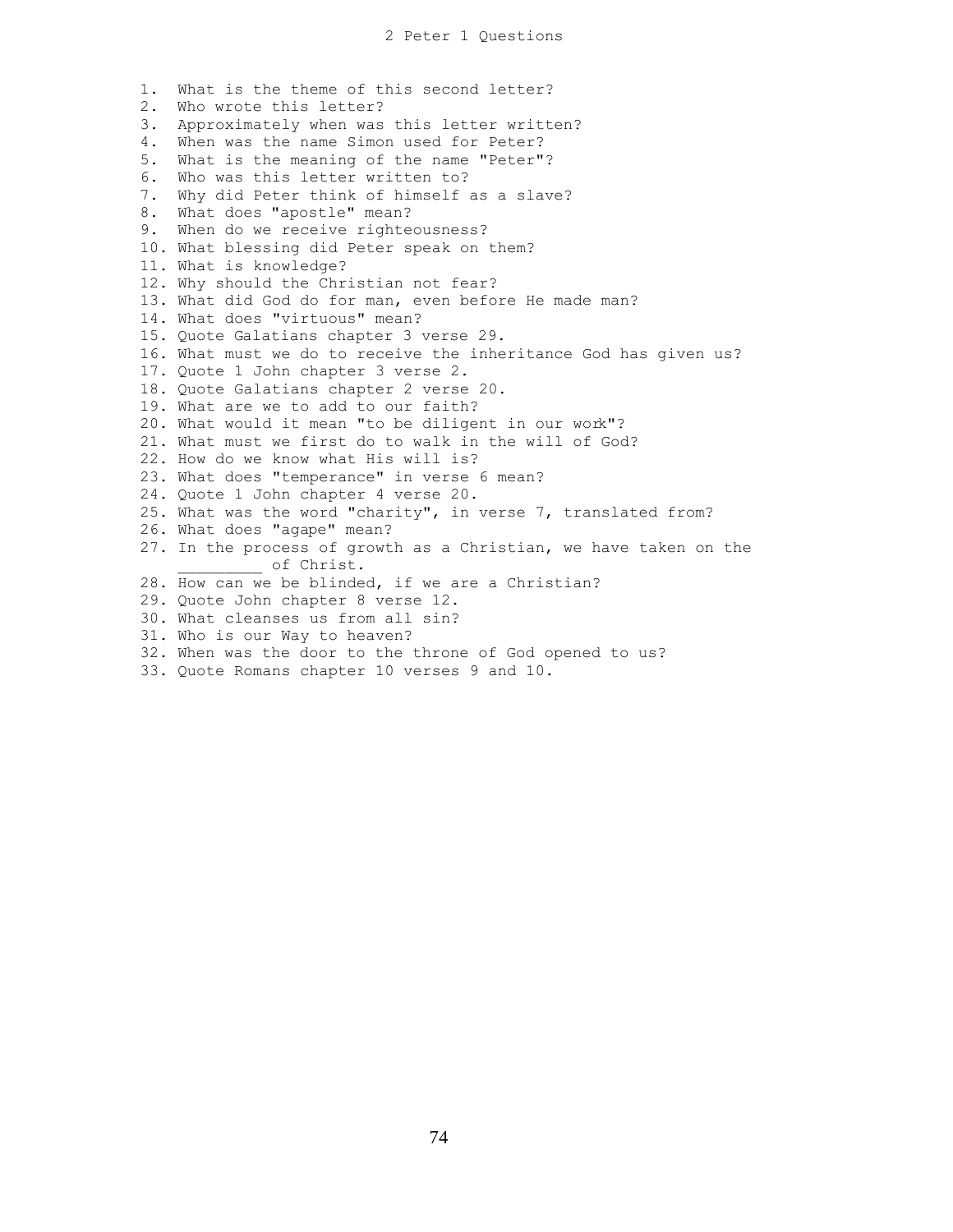# 2 Peter 1 Questions

1. What is the theme of this second letter?
2. Who wrote this letter?
3. Approximately when was this letter written?
4. When was the name Simon used for Peter?
5. What is the meaning of the name "Peter"?
6. Who was this letter written to?
7. Why did Peter think of himself as a slave?
8. What does "apostle" mean?
9. When do we receive righteousness?
10. What blessing did Peter speak on them?
11. What is knowledge?
12. Why should the Christian not fear?
13. What did God do for man, even before He made man?
14. What does "virtuous" mean?
15. Quote Galatians chapter 3 verse 29.
16. What must we do to receive the inheritance God has given us?
17. Quote 1 John chapter 3 verse 2.
18. Quote Galatians chapter 2 verse 20.
19. What are we to add to our faith?
20. What would it mean "to be diligent in our work"?
21. What must we first do to walk in the will of God?
22. How do we know what His will is?
23. What does "temperance" in verse 6 mean?
24. Quote 1 John chapter 4 verse 20.
25. What was the word "charity", in verse 7, translated from?
26. What does "agape" mean?
27. In the process of growth as a Christian, we have taken on the _________ of Christ.
28. How can we be blinded, if we are a Christian?
29. Quote John chapter 8 verse 12.
30. What cleanses us from all sin?
31. Who is our Way to heaven?
32. When was the door to the throne of God opened to us?
33. Quote Romans chapter 10 verses 9 and 10.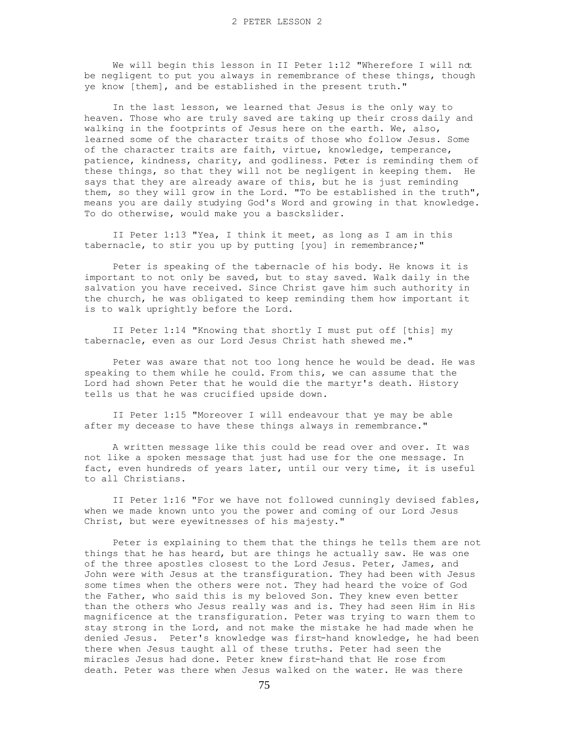# 2 PETER LESSON 2

We will begin this lesson in II Peter 1:12 "Wherefore I will not be negligent to put you always in remembrance of these things, though ye know [them], and be established in the present truth."

In the last lesson, we learned that Jesus is the only way to heaven. Those who are truly saved are taking up their cross daily and walking in the footprints of Jesus here on the earth. We, also, learned some of the character traits of those who follow Jesus. Some of the character traits are faith, virtue, knowledge, temperance, patience, kindness, charity, and godliness. Peter is reminding them of these things, so that they will not be negligent in keeping them. He says that they are already aware of this, but he is just reminding them, so they will grow in the Lord. "To be established in the truth", means you are daily studying God's Word and growing in that knowledge. To do otherwise, would make you a basckslider.

II Peter 1:13 "Yea, I think it meet, as long as I am in this tabernacle, to stir you up by putting [you] in remembrance;"

Peter is speaking of the tabernacle of his body. He knows it is important to not only be saved, but to stay saved. Walk daily in the salvation you have received. Since Christ gave him such authority in the church, he was obligated to keep reminding them how important it is to walk uprightly before the Lord.

II Peter 1:14 "Knowing that shortly I must put off [this] my tabernacle, even as our Lord Jesus Christ hath shewed me."

Peter was aware that not too long hence he would be dead. He was speaking to them while he could. From this, we can assume that the Lord had shown Peter that he would die the martyr's death. History tells us that he was crucified upside down.

II Peter 1:15 "Moreover I will endeavour that ye may be able after my decease to have these things always in remembrance."

A written message like this could be read over and over. It was not like a spoken message that just had use for the one message. In fact, even hundreds of years later, until our very time, it is useful to all Christians.

II Peter 1:16 "For we have not followed cunningly devised fables, when we made known unto you the power and coming of our Lord Jesus Christ, but were eyewitnesses of his majesty."

Peter is explaining to them that the things he tells them are not things that he has heard, but are things he actually saw. He was one of the three apostles closest to the Lord Jesus. Peter, James, and John were with Jesus at the transfiguration. They had been with Jesus some times when the others were not. They had heard the voice of God the Father, who said this is my beloved Son. They knew even better than the others who Jesus really was and is. They had seen Him in His magnificence at the transfiguration. Peter was trying to warn them to stay strong in the Lord, and not make the mistake he had made when he denied Jesus. Peter's knowledge was first-hand knowledge, he had been there when Jesus taught all of these truths. Peter had seen the miracles Jesus had done. Peter knew first-hand that He rose from death. Peter was there when Jesus walked on the water. He was there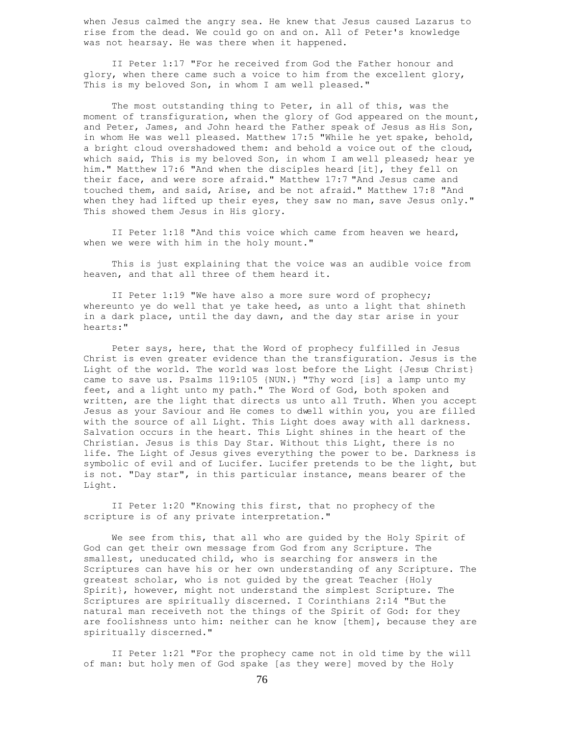when Jesus calmed the angry sea. He knew that Jesus caused Lazarus to rise from the dead. We could go on and on. All of Peter's knowledge was not hearsay. He was there when it happened.

II Peter 1:17 "For he received from God the Father honour and glory, when there came such a voice to him from the excellent glory, This is my beloved Son, in whom I am well pleased."

The most outstanding thing to Peter, in all of this, was the moment of transfiguration, when the glory of God appeared on the mount, and Peter, James, and John heard the Father speak of Jesus as His Son, in whom He was well pleased. Matthew 17:5 "While he yet spake, behold, a bright cloud overshadowed them: and behold a voice out of the cloud, which said, This is my beloved Son, in whom I am well pleased; hear ye him." Matthew 17:6 "And when the disciples heard [it], they fell on their face, and were sore afraid." Matthew 17:7 "And Jesus came and touched them, and said, Arise, and be not afraid." Matthew 17:8 "And when they had lifted up their eyes, they saw no man, save Jesus only." This showed them Jesus in His glory.

II Peter 1:18 "And this voice which came from heaven we heard, when we were with him in the holy mount."

This is just explaining that the voice was an audible voice from heaven, and that all three of them heard it.

II Peter 1:19 "We have also a more sure word of prophecy; whereunto ye do well that ye take heed, as unto a light that shineth in a dark place, until the day dawn, and the day star arise in your hearts:"

Peter says, here, that the Word of prophecy fulfilled in Jesus Christ is even greater evidence than the transfiguration. Jesus is the Light of the world. The world was lost before the Light {Jesus Christ} came to save us. Psalms 119:105 {NUN.} "Thy word [is] a lamp unto my feet, and a light unto my path." The Word of God, both spoken and written, are the light that directs us unto all Truth. When you accept Jesus as your Saviour and He comes to dwell within you, you are filled with the source of all Light. This Light does away with all darkness. Salvation occurs in the heart. This Light shines in the heart of the Christian. Jesus is this Day Star. Without this Light, there is no life. The Light of Jesus gives everything the power to be. Darkness is symbolic of evil and of Lucifer. Lucifer pretends to be the light, but is not. "Day star", in this particular instance, means bearer of the Light.

II Peter 1:20 "Knowing this first, that no prophecy of the scripture is of any private interpretation."

We see from this, that all who are guided by the Holy Spirit of God can get their own message from God from any Scripture. The smallest, uneducated child, who is searching for answers in the Scriptures can have his or her own understanding of any Scripture. The greatest scholar, who is not guided by the great Teacher {Holy Spirit}, however, might not understand the simplest Scripture. The Scriptures are spiritually discerned. I Corinthians 2:14 "But the natural man receiveth not the things of the Spirit of God: for they are foolishness unto him: neither can he know [them], because they are spiritually discerned."

II Peter 1:21 "For the prophecy came not in old time by the will of man: but holy men of God spake [as they were] moved by the Holy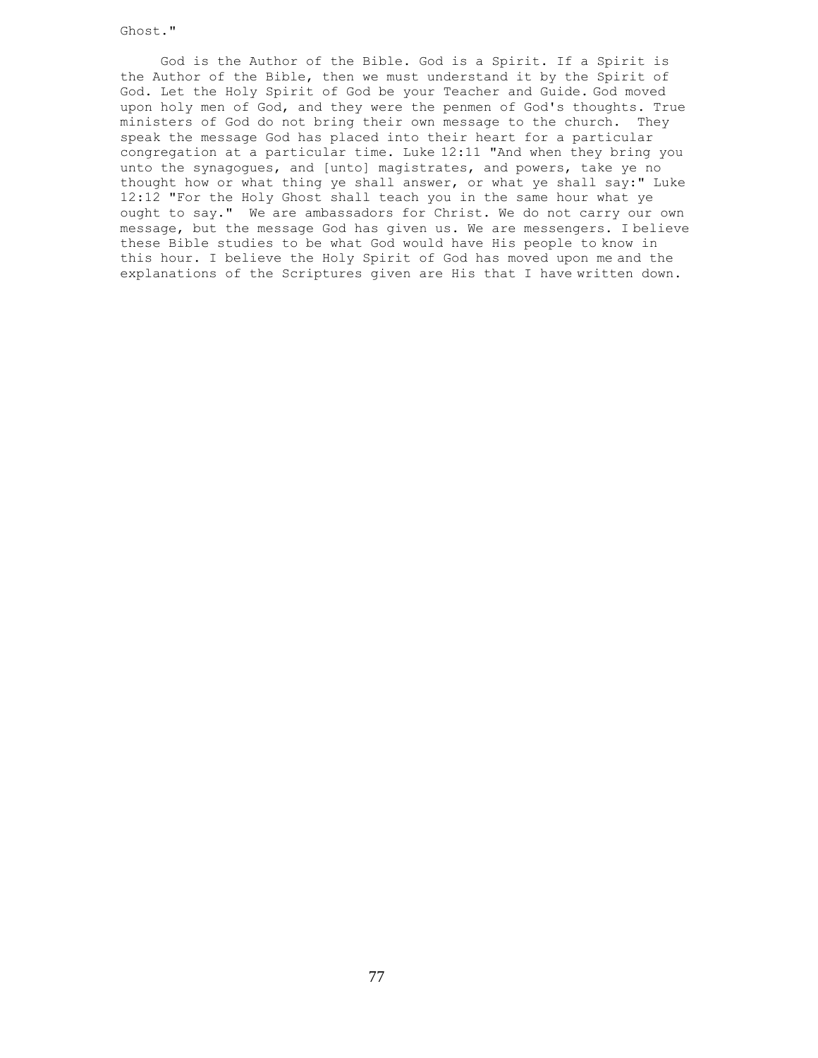Ghost."

God is the Author of the Bible. God is a Spirit. If a Spirit is the Author of the Bible, then we must understand it by the Spirit of God. Let the Holy Spirit of God be your Teacher and Guide. God moved upon holy men of God, and they were the penmen of God's thoughts. True ministers of God do not bring their own message to the church. They speak the message God has placed into their heart for a particular congregation at a particular time. Luke 12:11 "And when they bring you unto the synagogues, and [unto] magistrates, and powers, take ye no thought how or what thing ye shall answer, or what ye shall say:" Luke 12:12 "For the Holy Ghost shall teach you in the same hour what ye ought to say." We are ambassadors for Christ. We do not carry our own message, but the message God has given us. We are messengers. I believe these Bible studies to be what God would have His people to know in this hour. I believe the Holy Spirit of God has moved upon me and the explanations of the Scriptures given are His that I have written down.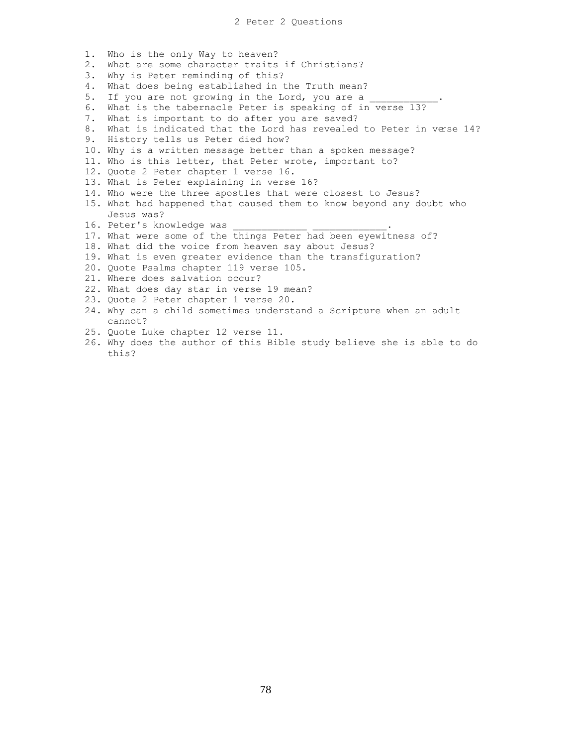# 2 Peter 2 Questions

1. Who is the only Way to heaven?
2. What are some character traits if Christians?
3. Why is Peter reminding of this?
4. What does being established in the Truth mean?
5. If you are not growing in the Lord, you are a ____________.
6. What is the tabernacle Peter is speaking of in verse 13?
7. What is important to do after you are saved?
8. What is indicated that the Lord has revealed to Peter in verse 14?
9. History tells us Peter died how?
10. Why is a written message better than a spoken message?
11. Who is this letter, that Peter wrote, important to?
12. Quote 2 Peter chapter 1 verse 16.
13. What is Peter explaining in verse 16?
14. Who were the three apostles that were closest to Jesus?
15. What had happened that caused them to know beyond any doubt who Jesus was?
16. Peter's knowledge was _____________ _____________.
17. What were some of the things Peter had been eyewitness of?
18. What did the voice from heaven say about Jesus?
19. What is even greater evidence than the transfiguration?
20. Quote Psalms chapter 119 verse 105.
21. Where does salvation occur?
22. What does day star in verse 19 mean?
23. Quote 2 Peter chapter 1 verse 20.
24. Why can a child sometimes understand a Scripture when an adult cannot?
25. Quote Luke chapter 12 verse 11.
26. Why does the author of this Bible study believe she is able to do this?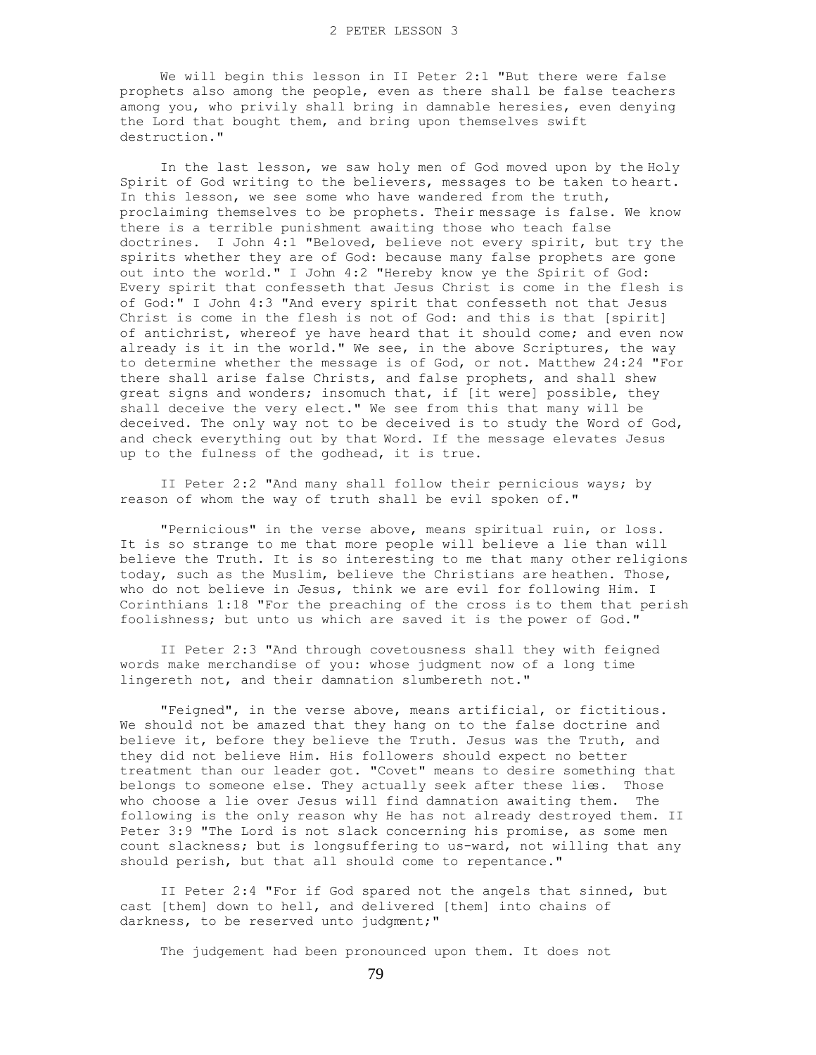# 2 PETER LESSON 3

We will begin this lesson in II Peter 2:1 "But there were false prophets also among the people, even as there shall be false teachers among you, who privily shall bring in damnable heresies, even denying the Lord that bought them, and bring upon themselves swift destruction."

In the last lesson, we saw holy men of God moved upon by the Holy Spirit of God writing to the believers, messages to be taken to heart. In this lesson, we see some who have wandered from the truth, proclaiming themselves to be prophets. Their message is false. We know there is a terrible punishment awaiting those who teach false doctrines. I John 4:1 "Beloved, believe not every spirit, but try the spirits whether they are of God: because many false prophets are gone out into the world." I John 4:2 "Hereby know ye the Spirit of God: Every spirit that confesseth that Jesus Christ is come in the flesh is of God:" I John 4:3 "And every spirit that confesseth not that Jesus Christ is come in the flesh is not of God: and this is that [spirit] of antichrist, whereof ye have heard that it should come; and even now already is it in the world." We see, in the above Scriptures, the way to determine whether the message is of God, or not. Matthew 24:24 "For there shall arise false Christs, and false prophets, and shall shew great signs and wonders; insomuch that, if [it were] possible, they shall deceive the very elect." We see from this that many will be deceived. The only way not to be deceived is to study the Word of God, and check everything out by that Word. If the message elevates Jesus up to the fulness of the godhead, it is true.

II Peter 2:2 "And many shall follow their pernicious ways; by reason of whom the way of truth shall be evil spoken of."

"Pernicious" in the verse above, means spiritual ruin, or loss. It is so strange to me that more people will believe a lie than will believe the Truth. It is so interesting to me that many other religions today, such as the Muslim, believe the Christians are heathen. Those, who do not believe in Jesus, think we are evil for following Him. I Corinthians 1:18 "For the preaching of the cross is to them that perish foolishness; but unto us which are saved it is the power of God."

II Peter 2:3 "And through covetousness shall they with feigned words make merchandise of you: whose judgment now of a long time lingereth not, and their damnation slumbereth not."

"Feigned", in the verse above, means artificial, or fictitious. We should not be amazed that they hang on to the false doctrine and believe it, before they believe the Truth. Jesus was the Truth, and they did not believe Him. His followers should expect no better treatment than our leader got. "Covet" means to desire something that belongs to someone else. They actually seek after these lies. Those who choose a lie over Jesus will find damnation awaiting them. The following is the only reason why He has not already destroyed them. II Peter 3:9 "The Lord is not slack concerning his promise, as some men count slackness; but is longsuffering to us-ward, not willing that any should perish, but that all should come to repentance."

II Peter 2:4 "For if God spared not the angels that sinned, but cast [them] down to hell, and delivered [them] into chains of darkness, to be reserved unto judgment;"

The judgement had been pronounced upon them. It does not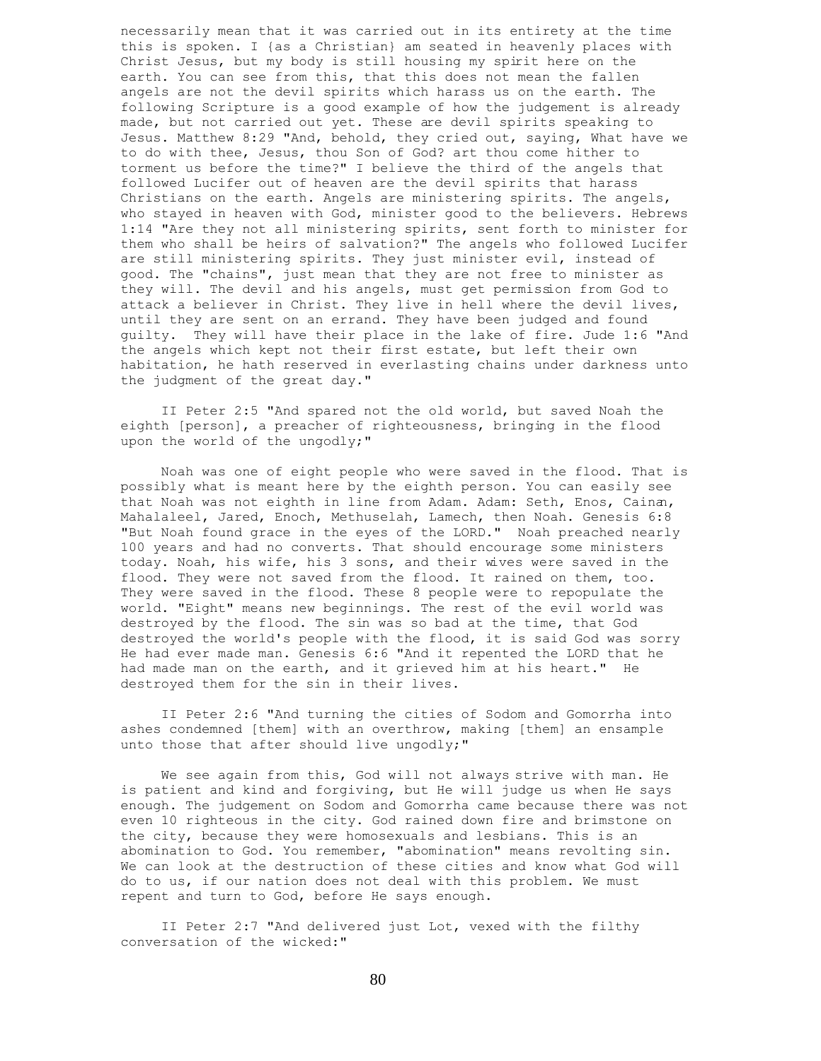necessarily mean that it was carried out in its entirety at the time this is spoken. I {as a Christian} am seated in heavenly places with Christ Jesus, but my body is still housing my spirit here on the earth. You can see from this, that this does not mean the fallen angels are not the devil spirits which harass us on the earth. The following Scripture is a good example of how the judgement is already made, but not carried out yet. These are devil spirits speaking to Jesus. Matthew 8:29 "And, behold, they cried out, saying, What have we to do with thee, Jesus, thou Son of God? art thou come hither to torment us before the time?" I believe the third of the angels that followed Lucifer out of heaven are the devil spirits that harass Christians on the earth. Angels are ministering spirits. The angels, who stayed in heaven with God, minister good to the believers. Hebrews 1:14 "Are they not all ministering spirits, sent forth to minister for them who shall be heirs of salvation?" The angels who followed Lucifer are still ministering spirits. They just minister evil, instead of good. The "chains", just mean that they are not free to minister as they will. The devil and his angels, must get permission from God to attack a believer in Christ. They live in hell where the devil lives, until they are sent on an errand. They have been judged and found guilty. They will have their place in the lake of fire. Jude 1:6 "And the angels which kept not their first estate, but left their own habitation, he hath reserved in everlasting chains under darkness unto the judgment of the great day."

II Peter 2:5 "And spared not the old world, but saved Noah the eighth [person], a preacher of righteousness, bringing in the flood upon the world of the ungodly;"

Noah was one of eight people who were saved in the flood. That is possibly what is meant here by the eighth person. You can easily see that Noah was not eighth in line from Adam. Adam: Seth, Enos, Cainan, Mahalaleel, Jared, Enoch, Methuselah, Lamech, then Noah. Genesis 6:8 "But Noah found grace in the eyes of the LORD." Noah preached nearly 100 years and had no converts. That should encourage some ministers today. Noah, his wife, his 3 sons, and their wives were saved in the flood. They were not saved from the flood. It rained on them, too. They were saved in the flood. These 8 people were to repopulate the world. "Eight" means new beginnings. The rest of the evil world was destroyed by the flood. The sin was so bad at the time, that God destroyed the world's people with the flood, it is said God was sorry He had ever made man. Genesis 6:6 "And it repented the LORD that he had made man on the earth, and it grieved him at his heart." He destroyed them for the sin in their lives.

II Peter 2:6 "And turning the cities of Sodom and Gomorrha into ashes condemned [them] with an overthrow, making [them] an ensample unto those that after should live ungodly;"

We see again from this, God will not always strive with man. He is patient and kind and forgiving, but He will judge us when He says enough. The judgement on Sodom and Gomorrha came because there was not even 10 righteous in the city. God rained down fire and brimstone on the city, because they were homosexuals and lesbians. This is an abomination to God. You remember, "abomination" means revolting sin. We can look at the destruction of these cities and know what God will do to us, if our nation does not deal with this problem. We must repent and turn to God, before He says enough.

II Peter 2:7 "And delivered just Lot, vexed with the filthy conversation of the wicked:"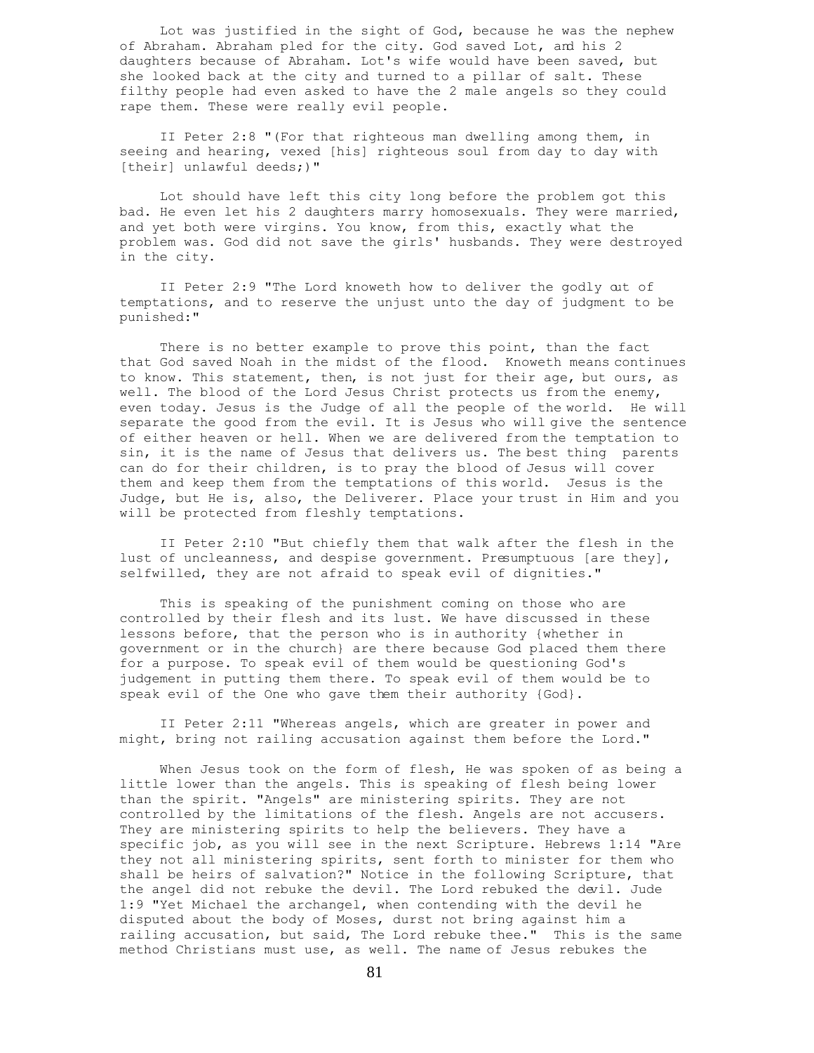Lot was justified in the sight of God, because he was the nephew of Abraham. Abraham pled for the city. God saved Lot, and his 2 daughters because of Abraham. Lot's wife would have been saved, but she looked back at the city and turned to a pillar of salt. These filthy people had even asked to have the 2 male angels so they could rape them. These were really evil people.

II Peter 2:8 "(For that righteous man dwelling among them, in seeing and hearing, vexed [his] righteous soul from day to day with [their] unlawful deeds;)"

Lot should have left this city long before the problem got this bad. He even let his 2 daughters marry homosexuals. They were married, and yet both were virgins. You know, from this, exactly what the problem was. God did not save the girls' husbands. They were destroyed in the city.

II Peter 2:9 "The Lord knoweth how to deliver the godly out of temptations, and to reserve the unjust unto the day of judgment to be punished:"

There is no better example to prove this point, than the fact that God saved Noah in the midst of the flood. Knoweth means continues to know. This statement, then, is not just for their age, but ours, as well. The blood of the Lord Jesus Christ protects us from the enemy, even today. Jesus is the Judge of all the people of the world. He will separate the good from the evil. It is Jesus who will give the sentence of either heaven or hell. When we are delivered from the temptation to sin, it is the name of Jesus that delivers us. The best thing parents can do for their children, is to pray the blood of Jesus will cover them and keep them from the temptations of this world. Jesus is the Judge, but He is, also, the Deliverer. Place your trust in Him and you will be protected from fleshly temptations.

II Peter 2:10 "But chiefly them that walk after the flesh in the lust of uncleanness, and despise government. Presumptuous [are they], selfwilled, they are not afraid to speak evil of dignities."

This is speaking of the punishment coming on those who are controlled by their flesh and its lust. We have discussed in these lessons before, that the person who is in authority {whether in government or in the church} are there because God placed them there for a purpose. To speak evil of them would be questioning God's judgement in putting them there. To speak evil of them would be to speak evil of the One who gave them their authority {God}.

II Peter 2:11 "Whereas angels, which are greater in power and might, bring not railing accusation against them before the Lord."

When Jesus took on the form of flesh, He was spoken of as being a little lower than the angels. This is speaking of flesh being lower than the spirit. "Angels" are ministering spirits. They are not controlled by the limitations of the flesh. Angels are not accusers. They are ministering spirits to help the believers. They have a specific job, as you will see in the next Scripture. Hebrews 1:14 "Are they not all ministering spirits, sent forth to minister for them who shall be heirs of salvation?" Notice in the following Scripture, that the angel did not rebuke the devil. The Lord rebuked the devil. Jude 1:9 "Yet Michael the archangel, when contending with the devil he disputed about the body of Moses, durst not bring against him a railing accusation, but said, The Lord rebuke thee." This is the same method Christians must use, as well. The name of Jesus rebukes the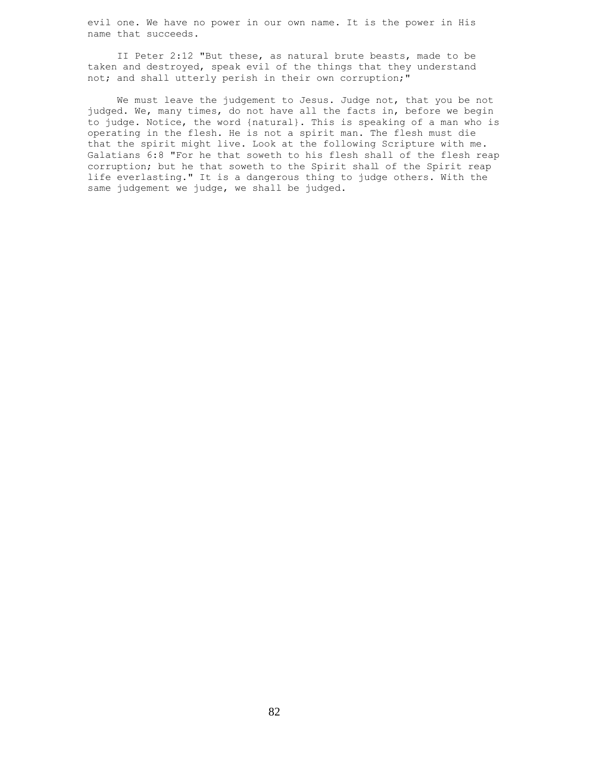evil one. We have no power in our own name. It is the power in His name that succeeds.

II Peter 2:12 "But these, as natural brute beasts, made to be taken and destroyed, speak evil of the things that they understand not; and shall utterly perish in their own corruption;"

We must leave the judgement to Jesus. Judge not, that you be not judged. We, many times, do not have all the facts in, before we begin to judge. Notice, the word {natural}. This is speaking of a man who is operating in the flesh. He is not a spirit man. The flesh must die that the spirit might live. Look at the following Scripture with me. Galatians 6:8 "For he that soweth to his flesh shall of the flesh reap corruption; but he that soweth to the Spirit shall of the Spirit reap life everlasting." It is a dangerous thing to judge others. With the same judgement we judge, we shall be judged.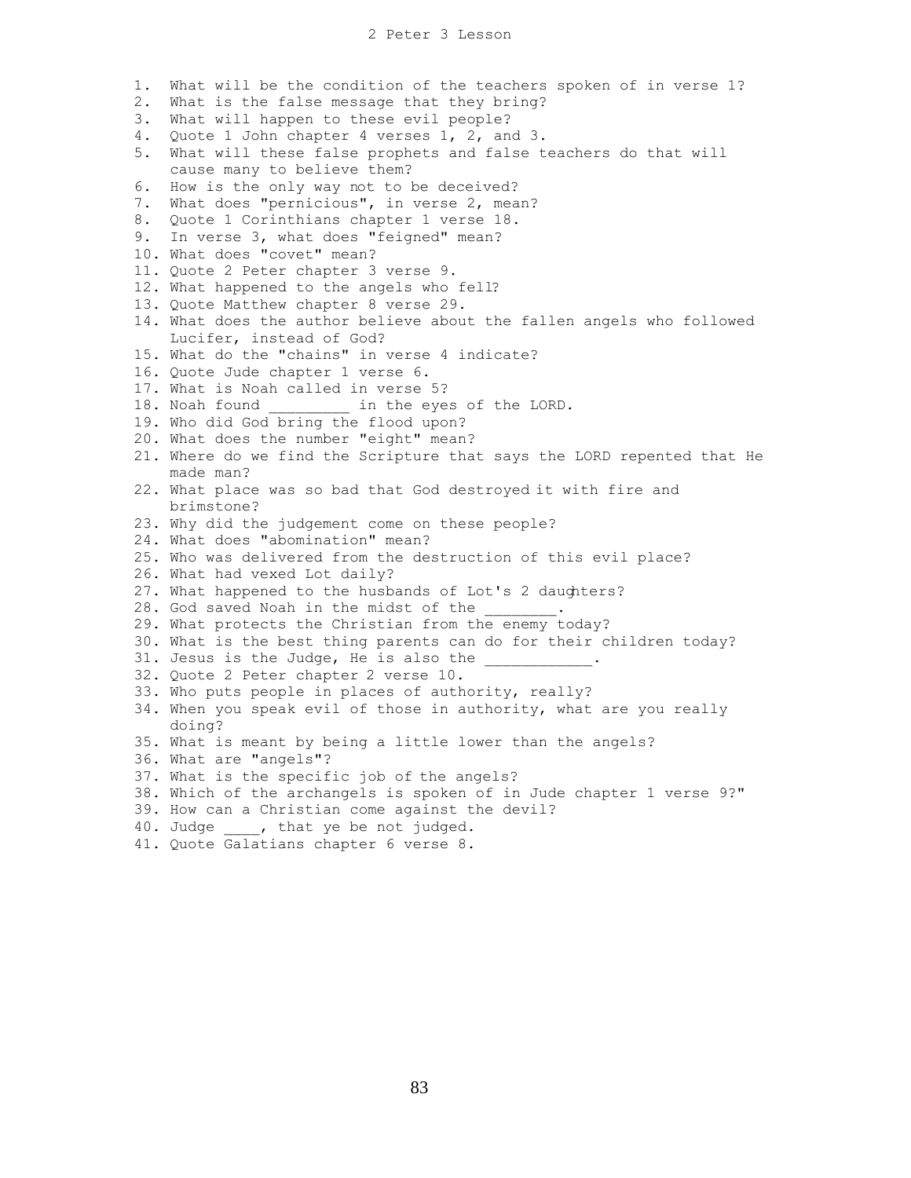# 2 Peter 3 Lesson

1. What will be the condition of the teachers spoken of in verse 1?
2. What is the false message that they bring?
3. What will happen to these evil people?
4. Quote 1 John chapter 4 verses 1, 2, and 3.
5. What will these false prophets and false teachers do that will cause many to believe them?
6. How is the only way not to be deceived?
7. What does "pernicious", in verse 2, mean?
8. Quote 1 Corinthians chapter 1 verse 18.
9. In verse 3, what does "feigned" mean?
10. What does "covet" mean?
11. Quote 2 Peter chapter 3 verse 9.
12. What happened to the angels who fell?
13. Quote Matthew chapter 8 verse 29.
14. What does the author believe about the fallen angels who followed Lucifer, instead of God?
15. What do the "chains" in verse 4 indicate?
16. Quote Jude chapter 1 verse 6.
17. What is Noah called in verse 5?
18. Noah found _________ in the eyes of the LORD.
19. Who did God bring the flood upon?
20. What does the number "eight" mean?
21. Where do we find the Scripture that says the LORD repented that He made man?
22. What place was so bad that God destroyed it with fire and brimstone?
23. Why did the judgement come on these people?
24. What does "abomination" mean?
25. Who was delivered from the destruction of this evil place?
26. What had vexed Lot daily?
27. What happened to the husbands of Lot's 2 daughters?
28. God saved Noah in the midst of the ________.
29. What protects the Christian from the enemy today?
30. What is the best thing parents can do for their children today?
31. Jesus is the Judge, He is also the ____________.
32. Quote 2 Peter chapter 2 verse 10.
33. Who puts people in places of authority, really?
34. When you speak evil of those in authority, what are you really doing?
35. What is meant by being a little lower than the angels?
36. What are "angels"?
37. What is the specific job of the angels?
38. Which of the archangels is spoken of in Jude chapter 1 verse 9?"
39. How can a Christian come against the devil?
40. Judge ____, that ye be not judged.
41. Quote Galatians chapter 6 verse 8.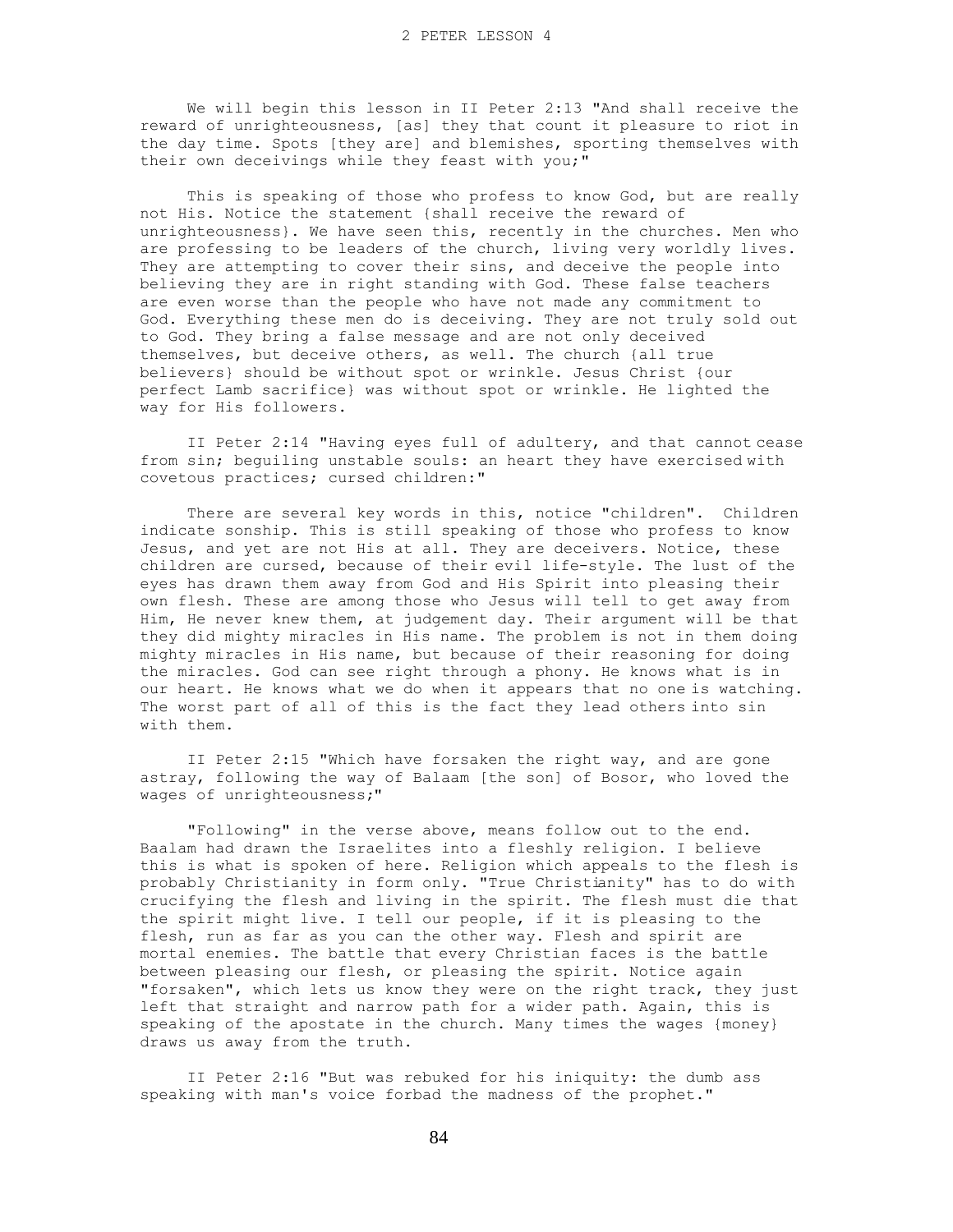We will begin this lesson in II Peter 2:13 "And shall receive the reward of unrighteousness, [as] they that count it pleasure to riot in the day time. Spots [they are] and blemishes, sporting themselves with their own deceivings while they feast with you;"

This is speaking of those who profess to know God, but are really not His. Notice the statement {shall receive the reward of unrighteousness}. We have seen this, recently in the churches. Men who are professing to be leaders of the church, living very worldly lives. They are attempting to cover their sins, and deceive the people into believing they are in right standing with God. These false teachers are even worse than the people who have not made any commitment to God. Everything these men do is deceiving. They are not truly sold out to God. They bring a false message and are not only deceived themselves, but deceive others, as well. The church {all true believers} should be without spot or wrinkle. Jesus Christ {our perfect Lamb sacrifice} was without spot or wrinkle. He lighted the way for His followers.

II Peter 2:14 "Having eyes full of adultery, and that cannot cease from sin; beguiling unstable souls: an heart they have exercised with covetous practices; cursed children:"

There are several key words in this, notice "children". Children indicate sonship. This is still speaking of those who profess to know Jesus, and yet are not His at all. They are deceivers. Notice, these children are cursed, because of their evil life-style. The lust of the eyes has drawn them away from God and His Spirit into pleasing their own flesh. These are among those who Jesus will tell to get away from Him, He never knew them, at judgement day. Their argument will be that they did mighty miracles in His name. The problem is not in them doing mighty miracles in His name, but because of their reasoning for doing the miracles. God can see right through a phony. He knows what is in our heart. He knows what we do when it appears that no one is watching. The worst part of all of this is the fact they lead others into sin with them.

II Peter 2:15 "Which have forsaken the right way, and are gone astray, following the way of Balaam [the son] of Bosor, who loved the wages of unrighteousness;"

"Following" in the verse above, means follow out to the end. Baalam had drawn the Israelites into a fleshly religion. I believe this is what is spoken of here. Religion which appeals to the flesh is probably Christianity in form only. "True Christianity" has to do with crucifying the flesh and living in the spirit. The flesh must die that the spirit might live. I tell our people, if it is pleasing to the flesh, run as far as you can the other way. Flesh and spirit are mortal enemies. The battle that every Christian faces is the battle between pleasing our flesh, or pleasing the spirit. Notice again "forsaken", which lets us know they were on the right track, they just left that straight and narrow path for a wider path. Again, this is speaking of the apostate in the church. Many times the wages {money} draws us away from the truth.

II Peter 2:16 "But was rebuked for his iniquity: the dumb ass speaking with man's voice forbad the madness of the prophet."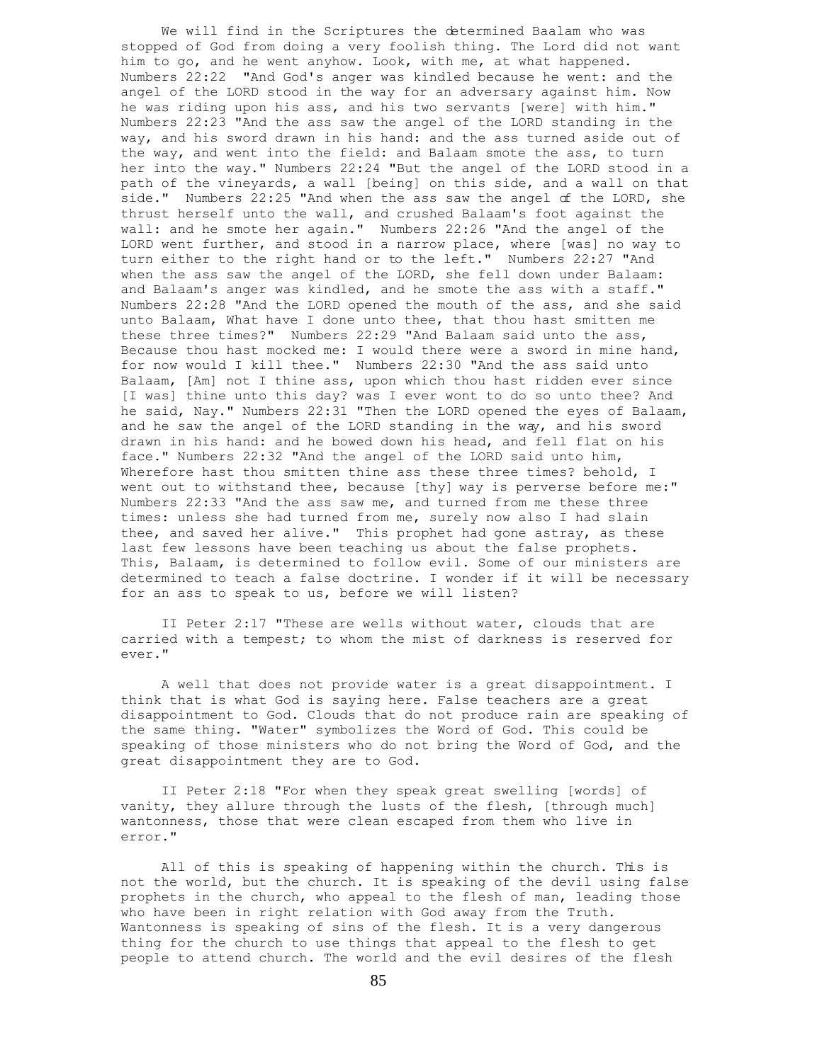We will find in the Scriptures the determined Baalam who was stopped of God from doing a very foolish thing. The Lord did not want him to go, and he went anyhow. Look, with me, at what happened. Numbers 22:22 "And God's anger was kindled because he went: and the angel of the LORD stood in the way for an adversary against him. Now he was riding upon his ass, and his two servants [were] with him." Numbers 22:23 "And the ass saw the angel of the LORD standing in the way, and his sword drawn in his hand: and the ass turned aside out of the way, and went into the field: and Balaam smote the ass, to turn her into the way." Numbers 22:24 "But the angel of the LORD stood in a path of the vineyards, a wall [being] on this side, and a wall on that side." Numbers 22:25 "And when the ass saw the angel of the LORD, she thrust herself unto the wall, and crushed Balaam's foot against the wall: and he smote her again." Numbers 22:26 "And the angel of the LORD went further, and stood in a narrow place, where [was] no way to turn either to the right hand or to the left." Numbers 22:27 "And when the ass saw the angel of the LORD, she fell down under Balaam: and Balaam's anger was kindled, and he smote the ass with a staff." Numbers 22:28 "And the LORD opened the mouth of the ass, and she said unto Balaam, What have I done unto thee, that thou hast smitten me these three times?" Numbers 22:29 "And Balaam said unto the ass, Because thou hast mocked me: I would there were a sword in mine hand, for now would I kill thee." Numbers 22:30 "And the ass said unto Balaam, [Am] not I thine ass, upon which thou hast ridden ever since [I was] thine unto this day? was I ever wont to do so unto thee? And he said, Nay." Numbers 22:31 "Then the LORD opened the eyes of Balaam, and he saw the angel of the LORD standing in the way, and his sword drawn in his hand: and he bowed down his head, and fell flat on his face." Numbers 22:32 "And the angel of the LORD said unto him, Wherefore hast thou smitten thine ass these three times? behold, I went out to withstand thee, because [thy] way is perverse before me:" Numbers 22:33 "And the ass saw me, and turned from me these three times: unless she had turned from me, surely now also I had slain thee, and saved her alive." This prophet had gone astray, as these last few lessons have been teaching us about the false prophets. This, Balaam, is determined to follow evil. Some of our ministers are determined to teach a false doctrine. I wonder if it will be necessary for an ass to speak to us, before we will listen?

II Peter 2:17 "These are wells without water, clouds that are carried with a tempest; to whom the mist of darkness is reserved for ever."

A well that does not provide water is a great disappointment. I think that is what God is saying here. False teachers are a great disappointment to God. Clouds that do not produce rain are speaking of the same thing. "Water" symbolizes the Word of God. This could be speaking of those ministers who do not bring the Word of God, and the great disappointment they are to God.

II Peter 2:18 "For when they speak great swelling [words] of vanity, they allure through the lusts of the flesh, [through much] wantonness, those that were clean escaped from them who live in error."

All of this is speaking of happening within the church. This is not the world, but the church. It is speaking of the devil using false prophets in the church, who appeal to the flesh of man, leading those who have been in right relation with God away from the Truth. Wantonness is speaking of sins of the flesh. It is a very dangerous thing for the church to use things that appeal to the flesh to get people to attend church. The world and the evil desires of the flesh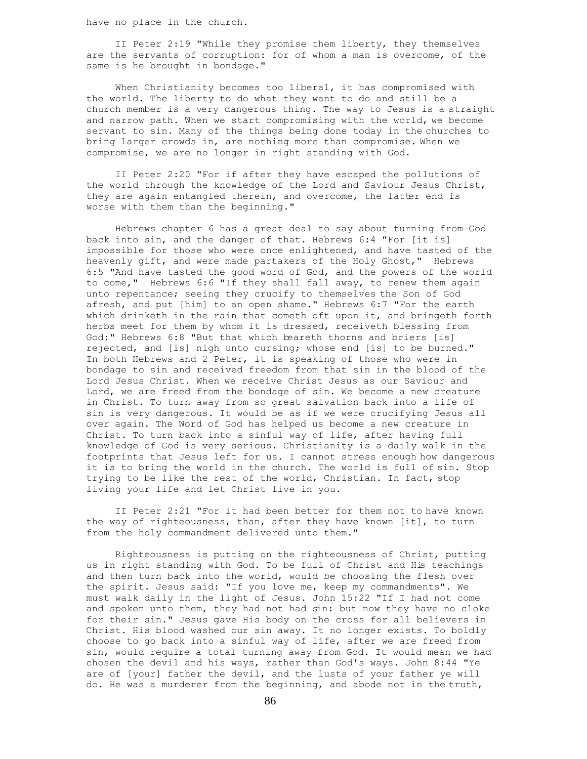have no place in the church.

II Peter 2:19 "While they promise them liberty, they themselves are the servants of corruption: for of whom a man is overcome, of the same is he brought in bondage."

When Christianity becomes too liberal, it has compromised with the world. The liberty to do what they want to do and still be a church member is a very dangerous thing. The way to Jesus is a straight and narrow path. When we start compromising with the world, we become servant to sin. Many of the things being done today in the churches to bring larger crowds in, are nothing more than compromise. When we compromise, we are no longer in right standing with God.

II Peter 2:20 "For if after they have escaped the pollutions of the world through the knowledge of the Lord and Saviour Jesus Christ, they are again entangled therein, and overcome, the latter end is worse with them than the beginning."

Hebrews chapter 6 has a great deal to say about turning from God back into sin, and the danger of that. Hebrews 6:4 "For [it is] impossible for those who were once enlightened, and have tasted of the heavenly gift, and were made partakers of the Holy Ghost," Hebrews 6:5 "And have tasted the good word of God, and the powers of the world to come," Hebrews 6:6 "If they shall fall away, to renew them again unto repentance; seeing they crucify to themselves the Son of God afresh, and put [him] to an open shame." Hebrews 6:7 "For the earth which drinketh in the rain that cometh oft upon it, and bringeth forth herbs meet for them by whom it is dressed, receiveth blessing from God:" Hebrews 6:8 "But that which beareth thorns and briers [is] rejected, and [is] nigh unto cursing; whose end [is] to be burned." In both Hebrews and 2 Peter, it is speaking of those who were in bondage to sin and received freedom from that sin in the blood of the Lord Jesus Christ. When we receive Christ Jesus as our Saviour and Lord, we are freed from the bondage of sin. We become a new creature in Christ. To turn away from so great salvation back into a life of sin is very dangerous. It would be as if we were crucifying Jesus all over again. The Word of God has helped us become a new creature in Christ. To turn back into a sinful way of life, after having full knowledge of God is very serious. Christianity is a daily walk in the footprints that Jesus left for us. I cannot stress enough how dangerous it is to bring the world in the church. The world is full of sin. Stop trying to be like the rest of the world, Christian. In fact, stop living your life and let Christ live in you.

II Peter 2:21 "For it had been better for them not to have known the way of righteousness, than, after they have known [it], to turn from the holy commandment delivered unto them."

Righteousness is putting on the righteousness of Christ, putting us in right standing with God. To be full of Christ and His teachings and then turn back into the world, would be choosing the flesh over the spirit. Jesus said: "If you love me, keep my commandments". We must walk daily in the light of Jesus. John 15:22 "If I had not come and spoken unto them, they had not had sin: but now they have no cloke for their sin." Jesus gave His body on the cross for all believers in Christ. His blood washed our sin away. It no longer exists. To boldly choose to go back into a sinful way of life, after we are freed from sin, would require a total turning away from God. It would mean we had chosen the devil and his ways, rather than God's ways. John 8:44 "Ye are of [your] father the devil, and the lusts of your father ye will do. He was a murderer from the beginning, and abode not in the truth,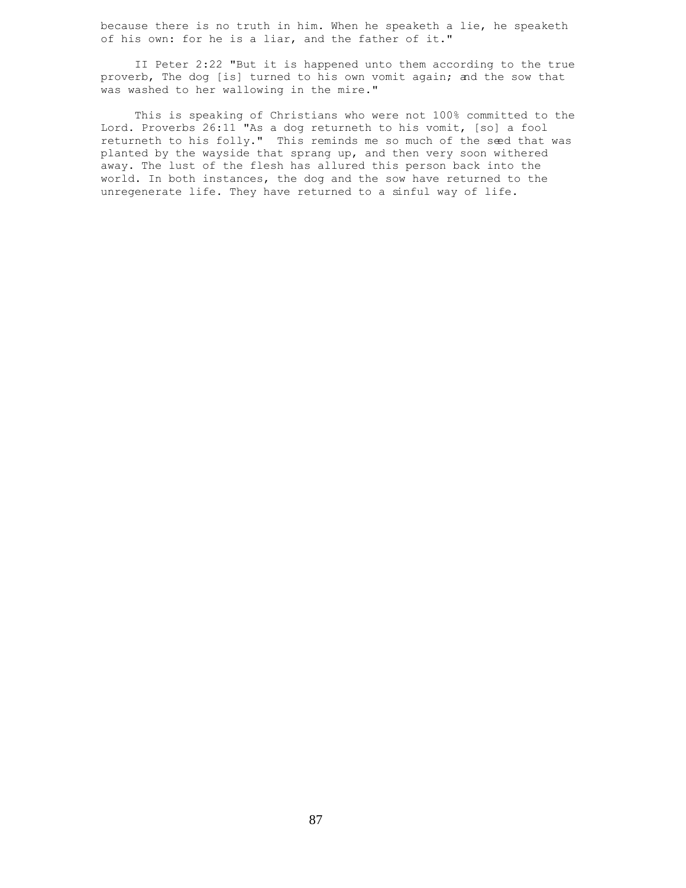because there is no truth in him. When he speaketh a lie, he speaketh of his own: for he is a liar, and the father of it."

II Peter 2:22 "But it is happened unto them according to the true proverb, The dog [is] turned to his own vomit again; and the sow that was washed to her wallowing in the mire."

This is speaking of Christians who were not 100% committed to the Lord. Proverbs 26:11 "As a dog returneth to his vomit, [so] a fool returneth to his folly." This reminds me so much of the seed that was planted by the wayside that sprang up, and then very soon withered away. The lust of the flesh has allured this person back into the world. In both instances, the dog and the sow have returned to the unregenerate life. They have returned to a sinful way of life.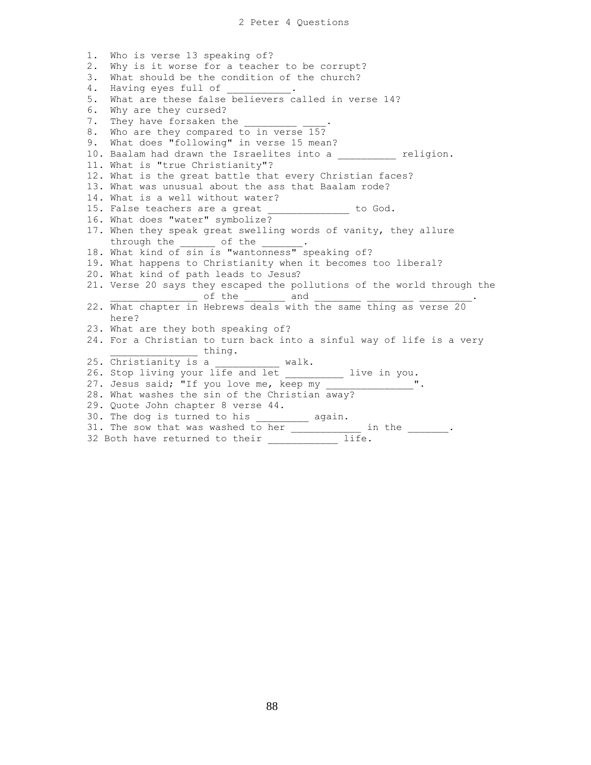# 2 Peter 4 Questions

1. Who is verse 13 speaking of?
2. Why is it worse for a teacher to be corrupt?
3. What should be the condition of the church?
4. Having eyes full of ___________.
5. What are these false believers called in verse 14?
6. Why are they cursed?
7. They have forsaken the _________ ____.
8. Who are they compared to in verse 15?
9. What does "following" in verse 15 mean?
10. Baalam had drawn the Israelites into a __________ religion.
11. What is "true Christianity"?
12. What is the great battle that every Christian faces?
13. What was unusual about the ass that Baalam rode?
14. What is a well without water?
15. False teachers are a great ______________ to God.
16. What does "water" symbolize?
17. When they speak great swelling words of vanity, they allure through the ______ of the _______.
18. What kind of sin is "wantonness" speaking of?
19. What happens to Christianity when it becomes too liberal?
20. What kind of path leads to Jesus?
21. Verse 20 says they escaped the pollutions of the world through the _______________ of the _______ and ________ ________ _________.
22. What chapter in Hebrews deals with the same thing as verse 20 here?
23. What are they both speaking of?
24. For a Christian to turn back into a sinful way of life is a very _______________ thing.
25. Christianity is a ___________ walk.
26. Stop living your life and let __________ live in you.
27. Jesus said; "If you love me, keep my _______________".
28. What washes the sin of the Christian away?
29. Quote John chapter 8 verse 44.
30. The dog is turned to his _________ again.
31. The sow that was washed to her ____________ in the _______.
32 Both have returned to their ____________ life.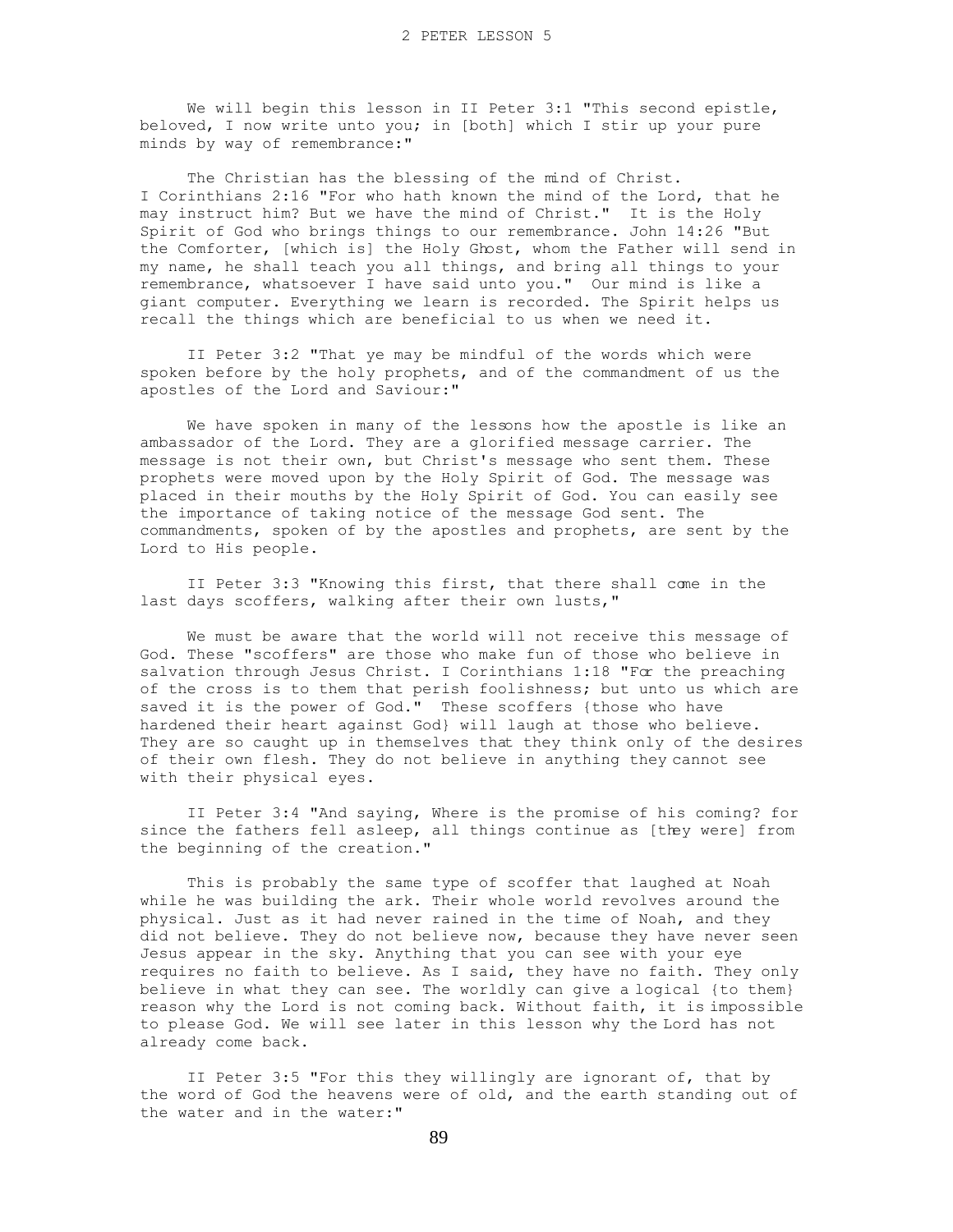# 2 PETER LESSON 5

We will begin this lesson in II Peter 3:1 "This second epistle, beloved, I now write unto you; in [both] which I stir up your pure minds by way of remembrance:"

The Christian has the blessing of the mind of Christ. I Corinthians 2:16 "For who hath known the mind of the Lord, that he may instruct him? But we have the mind of Christ." It is the Holy Spirit of God who brings things to our remembrance. John 14:26 "But the Comforter, [which is] the Holy Ghost, whom the Father will send in my name, he shall teach you all things, and bring all things to your remembrance, whatsoever I have said unto you." Our mind is like a giant computer. Everything we learn is recorded. The Spirit helps us recall the things which are beneficial to us when we need it.

II Peter 3:2 "That ye may be mindful of the words which were spoken before by the holy prophets, and of the commandment of us the apostles of the Lord and Saviour:"

We have spoken in many of the lessons how the apostle is like an ambassador of the Lord. They are a glorified message carrier. The message is not their own, but Christ's message who sent them. These prophets were moved upon by the Holy Spirit of God. The message was placed in their mouths by the Holy Spirit of God. You can easily see the importance of taking notice of the message God sent. The commandments, spoken of by the apostles and prophets, are sent by the Lord to His people.

II Peter 3:3 "Knowing this first, that there shall come in the last days scoffers, walking after their own lusts,"

We must be aware that the world will not receive this message of God. These "scoffers" are those who make fun of those who believe in salvation through Jesus Christ. I Corinthians 1:18 "For the preaching of the cross is to them that perish foolishness; but unto us which are saved it is the power of God." These scoffers {those who have hardened their heart against God} will laugh at those who believe. They are so caught up in themselves that they think only of the desires of their own flesh. They do not believe in anything they cannot see with their physical eyes.

II Peter 3:4 "And saying, Where is the promise of his coming? for since the fathers fell asleep, all things continue as [they were] from the beginning of the creation."

This is probably the same type of scoffer that laughed at Noah while he was building the ark. Their whole world revolves around the physical. Just as it had never rained in the time of Noah, and they did not believe. They do not believe now, because they have never seen Jesus appear in the sky. Anything that you can see with your eye requires no faith to believe. As I said, they have no faith. They only believe in what they can see. The worldly can give a logical {to them} reason why the Lord is not coming back. Without faith, it is impossible to please God. We will see later in this lesson why the Lord has not already come back.

II Peter 3:5 "For this they willingly are ignorant of, that by the word of God the heavens were of old, and the earth standing out of the water and in the water:"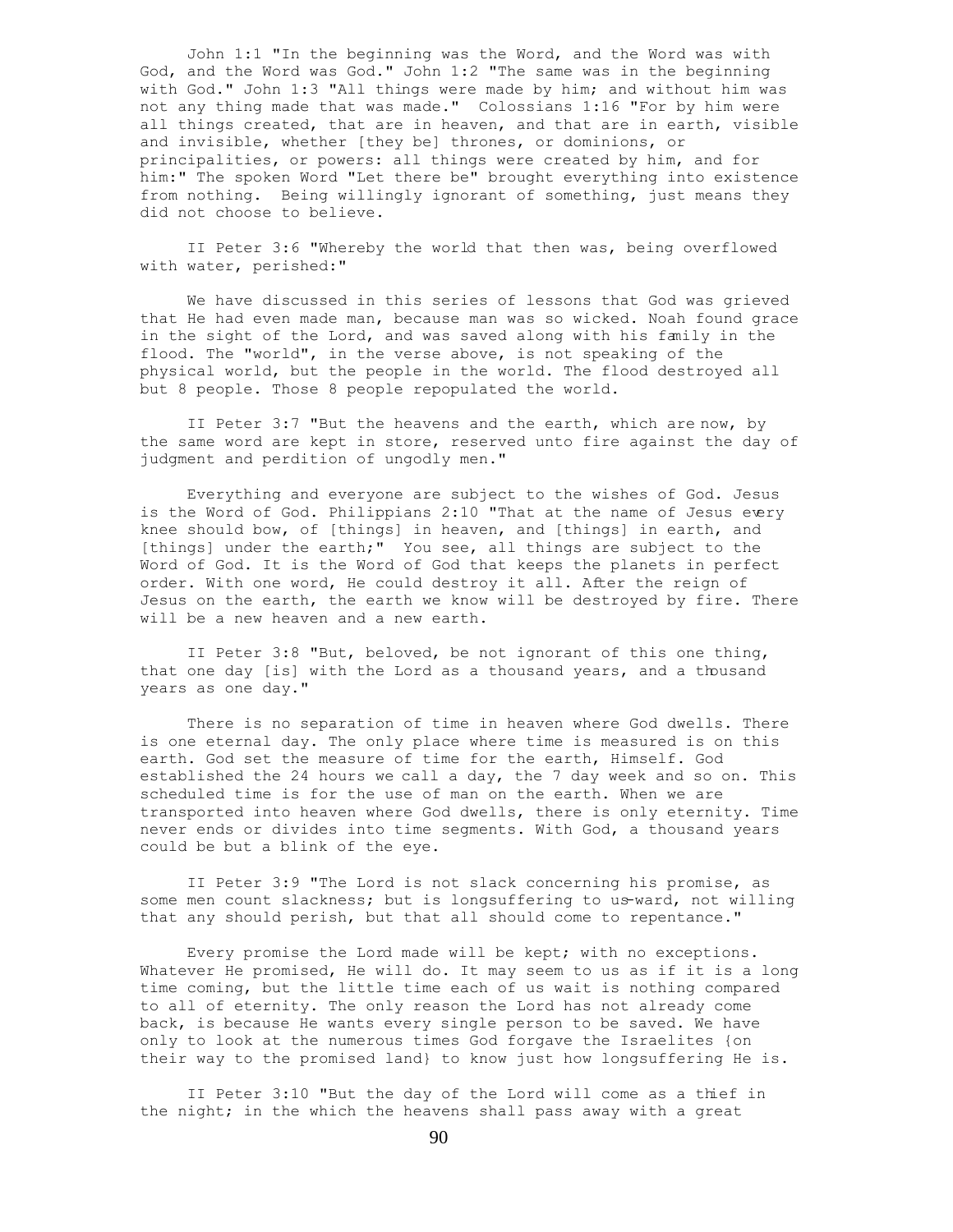John 1:1 "In the beginning was the Word, and the Word was with God, and the Word was God." John 1:2 "The same was in the beginning with God." John 1:3 "All things were made by him; and without him was not any thing made that was made." Colossians 1:16 "For by him were all things created, that are in heaven, and that are in earth, visible and invisible, whether [they be] thrones, or dominions, or principalities, or powers: all things were created by him, and for him:" The spoken Word "Let there be" brought everything into existence from nothing. Being willingly ignorant of something, just means they did not choose to believe.

II Peter 3:6 "Whereby the world that then was, being overflowed with water, perished:"

We have discussed in this series of lessons that God was grieved that He had even made man, because man was so wicked. Noah found grace in the sight of the Lord, and was saved along with his family in the flood. The "world", in the verse above, is not speaking of the physical world, but the people in the world. The flood destroyed all but 8 people. Those 8 people repopulated the world.

II Peter 3:7 "But the heavens and the earth, which are now, by the same word are kept in store, reserved unto fire against the day of judgment and perdition of ungodly men."

Everything and everyone are subject to the wishes of God. Jesus is the Word of God. Philippians 2:10 "That at the name of Jesus every knee should bow, of [things] in heaven, and [things] in earth, and [things] under the earth;" You see, all things are subject to the Word of God. It is the Word of God that keeps the planets in perfect order. With one word, He could destroy it all. After the reign of Jesus on the earth, the earth we know will be destroyed by fire. There will be a new heaven and a new earth.

II Peter 3:8 "But, beloved, be not ignorant of this one thing, that one day [is] with the Lord as a thousand years, and a thousand years as one day."

There is no separation of time in heaven where God dwells. There is one eternal day. The only place where time is measured is on this earth. God set the measure of time for the earth, Himself. God established the 24 hours we call a day, the 7 day week and so on. This scheduled time is for the use of man on the earth. When we are transported into heaven where God dwells, there is only eternity. Time never ends or divides into time segments. With God, a thousand years could be but a blink of the eye.

II Peter 3:9 "The Lord is not slack concerning his promise, as some men count slackness; but is longsuffering to us-ward, not willing that any should perish, but that all should come to repentance."

Every promise the Lord made will be kept; with no exceptions. Whatever He promised, He will do. It may seem to us as if it is a long time coming, but the little time each of us wait is nothing compared to all of eternity. The only reason the Lord has not already come back, is because He wants every single person to be saved. We have only to look at the numerous times God forgave the Israelites {on their way to the promised land} to know just how longsuffering He is.

II Peter 3:10 "But the day of the Lord will come as a thief in the night; in the which the heavens shall pass away with a great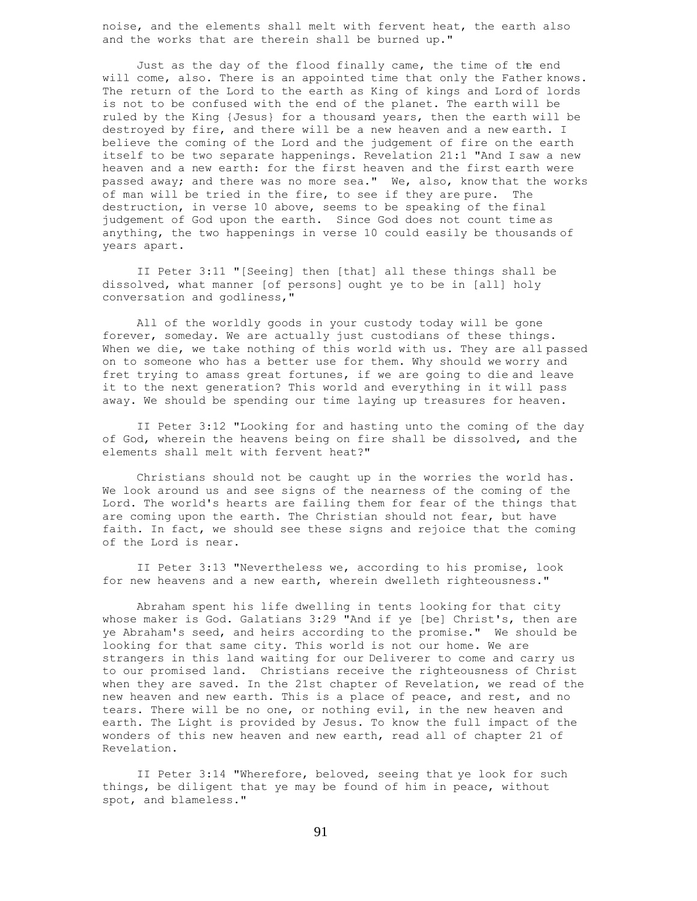noise, and the elements shall melt with fervent heat, the earth also and the works that are therein shall be burned up."

Just as the day of the flood finally came, the time of the end will come, also. There is an appointed time that only the Father knows. The return of the Lord to the earth as King of kings and Lord of lords is not to be confused with the end of the planet. The earth will be ruled by the King {Jesus} for a thousand years, then the earth will be destroyed by fire, and there will be a new heaven and a new earth. I believe the coming of the Lord and the judgement of fire on the earth itself to be two separate happenings. Revelation 21:1 "And I saw a new heaven and a new earth: for the first heaven and the first earth were passed away; and there was no more sea." We, also, know that the works of man will be tried in the fire, to see if they are pure. The destruction, in verse 10 above, seems to be speaking of the final judgement of God upon the earth. Since God does not count time as anything, the two happenings in verse 10 could easily be thousands of years apart.

II Peter 3:11 "[Seeing] then [that] all these things shall be dissolved, what manner [of persons] ought ye to be in [all] holy conversation and godliness,"

All of the worldly goods in your custody today will be gone forever, someday. We are actually just custodians of these things. When we die, we take nothing of this world with us. They are all passed on to someone who has a better use for them. Why should we worry and fret trying to amass great fortunes, if we are going to die and leave it to the next generation? This world and everything in it will pass away. We should be spending our time laying up treasures for heaven.

II Peter 3:12 "Looking for and hasting unto the coming of the day of God, wherein the heavens being on fire shall be dissolved, and the elements shall melt with fervent heat?"

Christians should not be caught up in the worries the world has. We look around us and see signs of the nearness of the coming of the Lord. The world's hearts are failing them for fear of the things that are coming upon the earth. The Christian should not fear, but have faith. In fact, we should see these signs and rejoice that the coming of the Lord is near.

II Peter 3:13 "Nevertheless we, according to his promise, look for new heavens and a new earth, wherein dwelleth righteousness."

Abraham spent his life dwelling in tents looking for that city whose maker is God. Galatians 3:29 "And if ye [be] Christ's, then are ye Abraham's seed, and heirs according to the promise." We should be looking for that same city. This world is not our home. We are strangers in this land waiting for our Deliverer to come and carry us to our promised land. Christians receive the righteousness of Christ when they are saved. In the 21st chapter of Revelation, we read of the new heaven and new earth. This is a place of peace, and rest, and no tears. There will be no one, or nothing evil, in the new heaven and earth. The Light is provided by Jesus. To know the full impact of the wonders of this new heaven and new earth, read all of chapter 21 of Revelation.

II Peter 3:14 "Wherefore, beloved, seeing that ye look for such things, be diligent that ye may be found of him in peace, without spot, and blameless."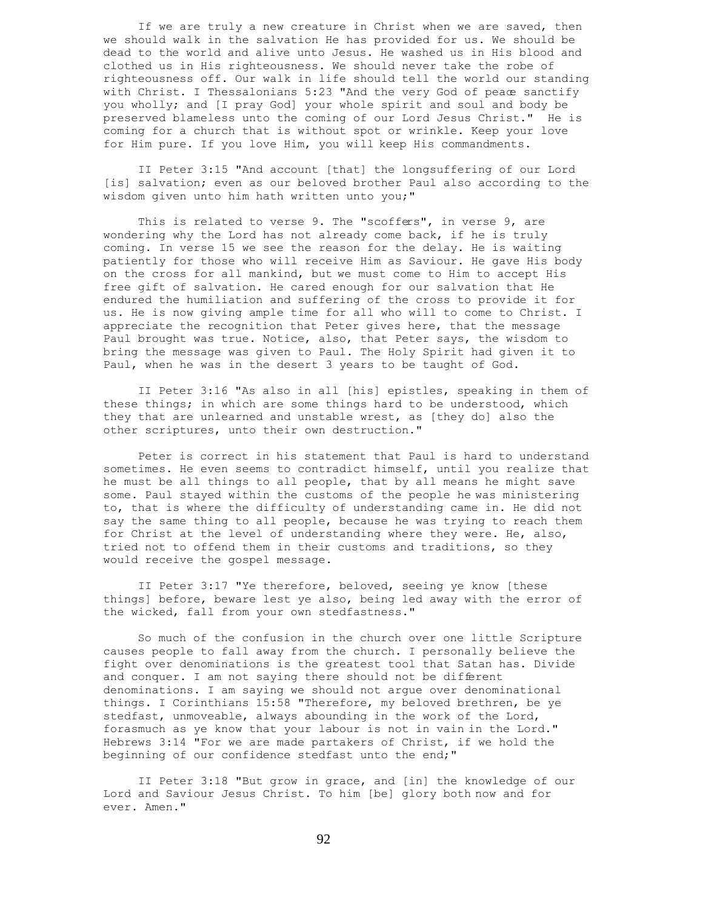If we are truly a new creature in Christ when we are saved, then we should walk in the salvation He has provided for us. We should be dead to the world and alive unto Jesus. He washed us in His blood and clothed us in His righteousness. We should never take the robe of righteousness off. Our walk in life should tell the world our standing with Christ. I Thessalonians 5:23 "And the very God of peace sanctify you wholly; and [I pray God] your whole spirit and soul and body be preserved blameless unto the coming of our Lord Jesus Christ." He is coming for a church that is without spot or wrinkle. Keep your love for Him pure. If you love Him, you will keep His commandments.

II Peter 3:15 "And account [that] the longsuffering of our Lord [is] salvation; even as our beloved brother Paul also according to the wisdom given unto him hath written unto you;"

This is related to verse 9. The "scoffers", in verse 9, are wondering why the Lord has not already come back, if he is truly coming. In verse 15 we see the reason for the delay. He is waiting patiently for those who will receive Him as Saviour. He gave His body on the cross for all mankind, but we must come to Him to accept His free gift of salvation. He cared enough for our salvation that He endured the humiliation and suffering of the cross to provide it for us. He is now giving ample time for all who will to come to Christ. I appreciate the recognition that Peter gives here, that the message Paul brought was true. Notice, also, that Peter says, the wisdom to bring the message was given to Paul. The Holy Spirit had given it to Paul, when he was in the desert 3 years to be taught of God.

II Peter 3:16 "As also in all [his] epistles, speaking in them of these things; in which are some things hard to be understood, which they that are unlearned and unstable wrest, as [they do] also the other scriptures, unto their own destruction."

Peter is correct in his statement that Paul is hard to understand sometimes. He even seems to contradict himself, until you realize that he must be all things to all people, that by all means he might save some. Paul stayed within the customs of the people he was ministering to, that is where the difficulty of understanding came in. He did not say the same thing to all people, because he was trying to reach them for Christ at the level of understanding where they were. He, also, tried not to offend them in their customs and traditions, so they would receive the gospel message.

II Peter 3:17 "Ye therefore, beloved, seeing ye know [these things] before, beware lest ye also, being led away with the error of the wicked, fall from your own stedfastness."

So much of the confusion in the church over one little Scripture causes people to fall away from the church. I personally believe the fight over denominations is the greatest tool that Satan has. Divide and conquer. I am not saying there should not be different denominations. I am saying we should not argue over denominational things. I Corinthians 15:58 "Therefore, my beloved brethren, be ye stedfast, unmoveable, always abounding in the work of the Lord, forasmuch as ye know that your labour is not in vain in the Lord." Hebrews 3:14 "For we are made partakers of Christ, if we hold the beginning of our confidence stedfast unto the end;"

II Peter 3:18 "But grow in grace, and [in] the knowledge of our Lord and Saviour Jesus Christ. To him [be] glory both now and for ever. Amen."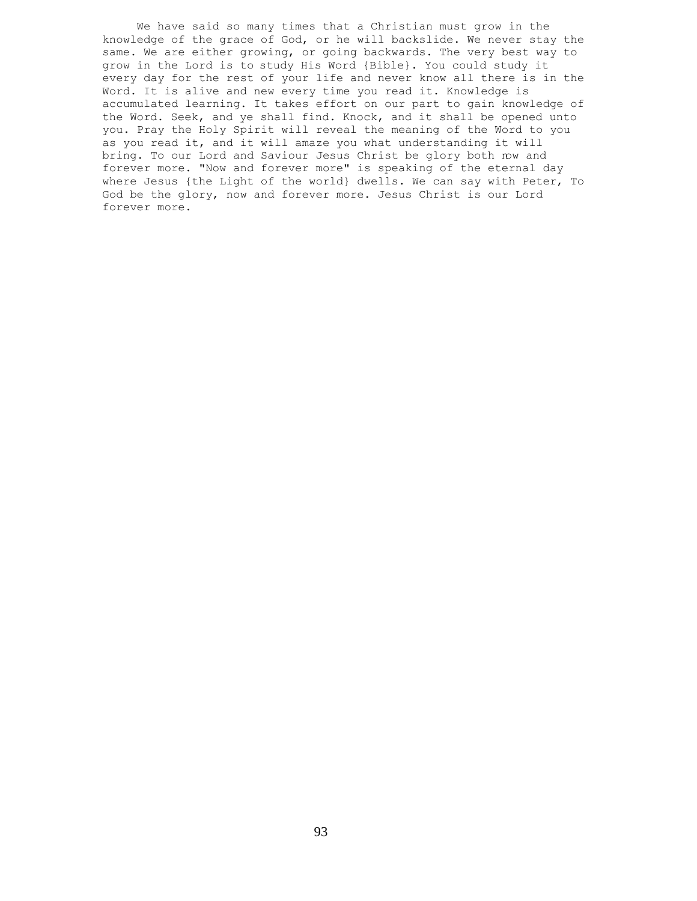We have said so many times that a Christian must grow in the knowledge of the grace of God, or he will backslide. We never stay the same. We are either growing, or going backwards. The very best way to grow in the Lord is to study His Word {Bible}. You could study it every day for the rest of your life and never know all there is in the Word. It is alive and new every time you read it. Knowledge is accumulated learning. It takes effort on our part to gain knowledge of the Word. Seek, and ye shall find. Knock, and it shall be opened unto you. Pray the Holy Spirit will reveal the meaning of the Word to you as you read it, and it will amaze you what understanding it will bring. To our Lord and Saviour Jesus Christ be glory both now and forever more. "Now and forever more" is speaking of the eternal day where Jesus {the Light of the world} dwells. We can say with Peter, To God be the glory, now and forever more. Jesus Christ is our Lord forever more.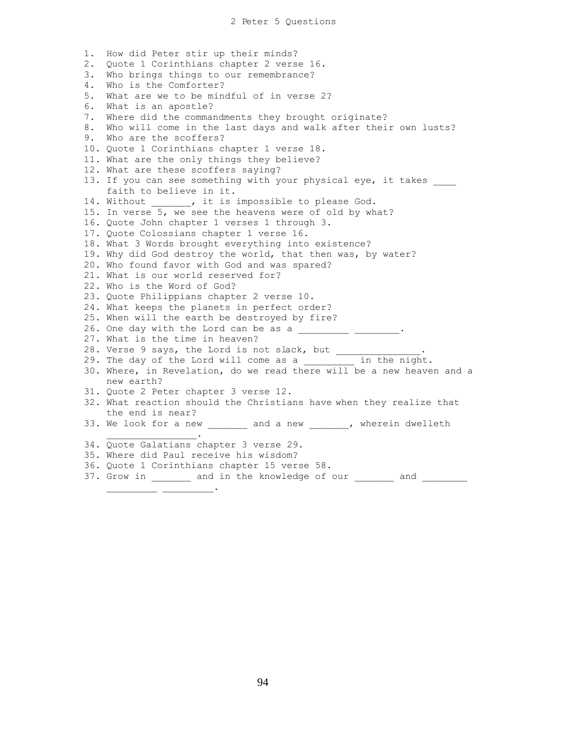# 2 Peter 5 Questions

1. How did Peter stir up their minds?
2. Quote 1 Corinthians chapter 2 verse 16.
3. Who brings things to our remembrance?
4. Who is the Comforter?
5. What are we to be mindful of in verse 2?
6. What is an apostle?
7. Where did the commandments they brought originate?
8. Who will come in the last days and walk after their own lusts?
9. Who are the scoffers?
10. Quote 1 Corinthians chapter 1 verse 18.
11. What are the only things they believe?
12. What are these scoffers saying?
13. If you can see something with your physical eye, it takes ____ faith to believe in it.
14. Without _______, it is impossible to please God.
15. In verse 5, we see the heavens were of old by what?
16. Quote John chapter 1 verses 1 through 3.
17. Quote Colossians chapter 1 verse 16.
18. What 3 Words brought everything into existence?
19. Why did God destroy the world, that then was, by water?
20. Who found favor with God and was spared?
21. What is our world reserved for?
22. Who is the Word of God?
23. Quote Philippians chapter 2 verse 10.
24. What keeps the planets in perfect order?
25. When will the earth be destroyed by fire?
26. One day with the Lord can be as a _________ ________.
27. What is the time in heaven?
28. Verse 9 says, the Lord is not slack, but _______________.
29. The day of the Lord will come as a _________ in the night.
30. Where, in Revelation, do we read there will be a new heaven and a new earth?
31. Quote 2 Peter chapter 3 verse 12.
32. What reaction should the Christians have when they realize that the end is near?
33. We look for a new _______ and a new _______, wherein dwelleth ________________.
34. Quote Galatians chapter 3 verse 29.
35. Where did Paul receive his wisdom?
36. Quote 1 Corinthians chapter 15 verse 58.
37. Grow in _______ and in the knowledge of our _______ and ________ _________ _________.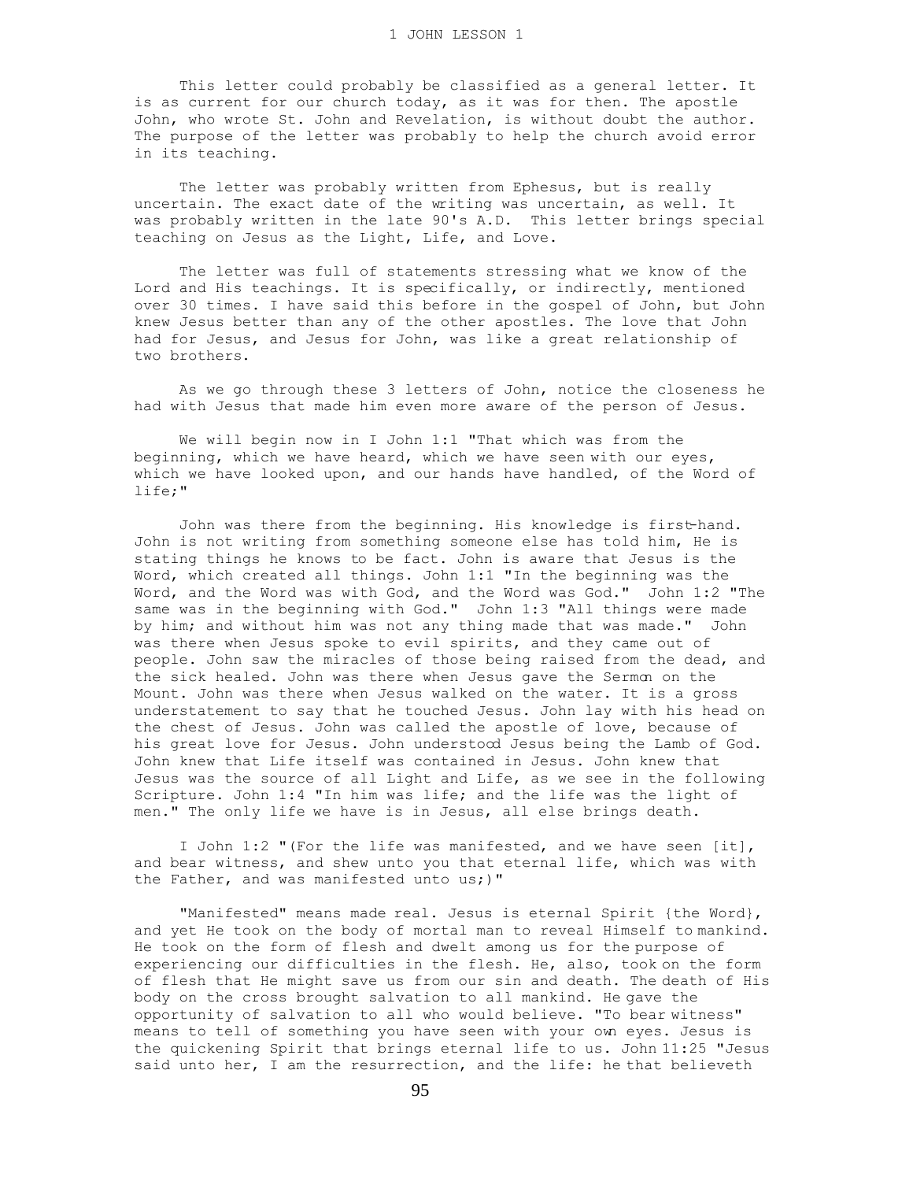# 1 JOHN LESSON 1

This letter could probably be classified as a general letter. It is as current for our church today, as it was for then. The apostle John, who wrote St. John and Revelation, is without doubt the author. The purpose of the letter was probably to help the church avoid error in its teaching.

The letter was probably written from Ephesus, but is really uncertain. The exact date of the writing was uncertain, as well. It was probably written in the late 90's A.D. This letter brings special teaching on Jesus as the Light, Life, and Love.

The letter was full of statements stressing what we know of the Lord and His teachings. It is specifically, or indirectly, mentioned over 30 times. I have said this before in the gospel of John, but John knew Jesus better than any of the other apostles. The love that John had for Jesus, and Jesus for John, was like a great relationship of two brothers.

As we go through these 3 letters of John, notice the closeness he had with Jesus that made him even more aware of the person of Jesus.

We will begin now in I John 1:1 "That which was from the beginning, which we have heard, which we have seen with our eyes, which we have looked upon, and our hands have handled, of the Word of life;"

John was there from the beginning. His knowledge is first-hand. John is not writing from something someone else has told him, He is stating things he knows to be fact. John is aware that Jesus is the Word, which created all things. John 1:1 "In the beginning was the Word, and the Word was with God, and the Word was God." John 1:2 "The same was in the beginning with God." John 1:3 "All things were made by him; and without him was not any thing made that was made." John was there when Jesus spoke to evil spirits, and they came out of people. John saw the miracles of those being raised from the dead, and the sick healed. John was there when Jesus gave the Sermon on the Mount. John was there when Jesus walked on the water. It is a gross understatement to say that he touched Jesus. John lay with his head on the chest of Jesus. John was called the apostle of love, because of his great love for Jesus. John understood Jesus being the Lamb of God. John knew that Life itself was contained in Jesus. John knew that Jesus was the source of all Light and Life, as we see in the following Scripture. John 1:4 "In him was life; and the life was the light of men." The only life we have is in Jesus, all else brings death.

I John 1:2 "(For the life was manifested, and we have seen [it], and bear witness, and shew unto you that eternal life, which was with the Father, and was manifested unto us;)"

"Manifested" means made real. Jesus is eternal Spirit {the Word}, and yet He took on the body of mortal man to reveal Himself to mankind. He took on the form of flesh and dwelt among us for the purpose of experiencing our difficulties in the flesh. He, also, took on the form of flesh that He might save us from our sin and death. The death of His body on the cross brought salvation to all mankind. He gave the opportunity of salvation to all who would believe. "To bear witness" means to tell of something you have seen with your own eyes. Jesus is the quickening Spirit that brings eternal life to us. John 11:25 "Jesus said unto her, I am the resurrection, and the life: he that believeth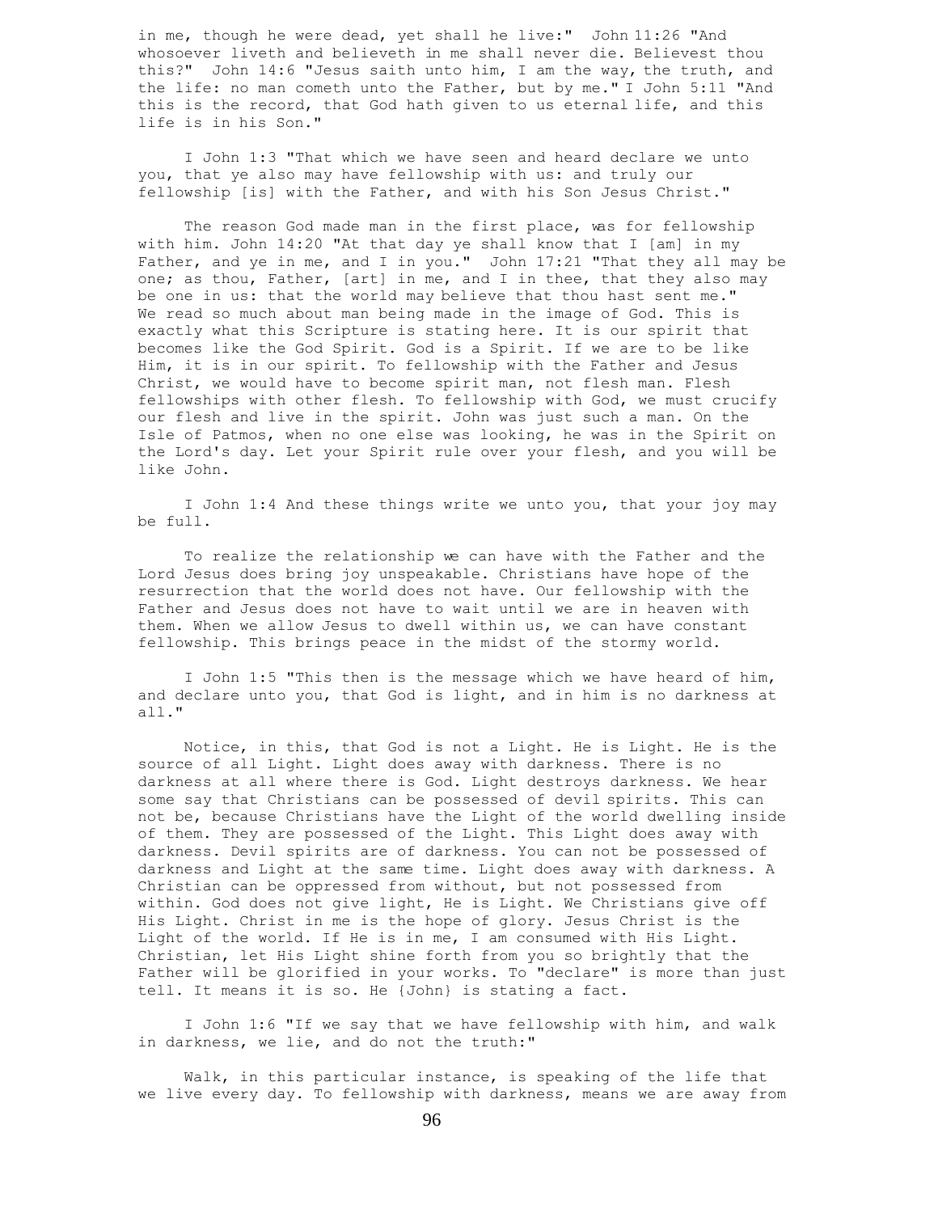in me, though he were dead, yet shall he live:" John 11:26 "And whosoever liveth and believeth in me shall never die. Believest thou this?" John 14:6 "Jesus saith unto him, I am the way, the truth, and the life: no man cometh unto the Father, but by me." I John 5:11 "And this is the record, that God hath given to us eternal life, and this life is in his Son."

I John 1:3 "That which we have seen and heard declare we unto you, that ye also may have fellowship with us: and truly our fellowship [is] with the Father, and with his Son Jesus Christ."

The reason God made man in the first place, was for fellowship with him. John 14:20 "At that day ye shall know that I [am] in my Father, and ye in me, and I in you." John 17:21 "That they all may be one; as thou, Father, [art] in me, and I in thee, that they also may be one in us: that the world may believe that thou hast sent me." We read so much about man being made in the image of God. This is exactly what this Scripture is stating here. It is our spirit that becomes like the God Spirit. God is a Spirit. If we are to be like Him, it is in our spirit. To fellowship with the Father and Jesus Christ, we would have to become spirit man, not flesh man. Flesh fellowships with other flesh. To fellowship with God, we must crucify our flesh and live in the spirit. John was just such a man. On the Isle of Patmos, when no one else was looking, he was in the Spirit on the Lord's day. Let your Spirit rule over your flesh, and you will be like John.

I John 1:4 And these things write we unto you, that your joy may be full.

To realize the relationship we can have with the Father and the Lord Jesus does bring joy unspeakable. Christians have hope of the resurrection that the world does not have. Our fellowship with the Father and Jesus does not have to wait until we are in heaven with them. When we allow Jesus to dwell within us, we can have constant fellowship. This brings peace in the midst of the stormy world.

I John 1:5 "This then is the message which we have heard of him, and declare unto you, that God is light, and in him is no darkness at all."

Notice, in this, that God is not a Light. He is Light. He is the source of all Light. Light does away with darkness. There is no darkness at all where there is God. Light destroys darkness. We hear some say that Christians can be possessed of devil spirits. This can not be, because Christians have the Light of the world dwelling inside of them. They are possessed of the Light. This Light does away with darkness. Devil spirits are of darkness. You can not be possessed of darkness and Light at the same time. Light does away with darkness. A Christian can be oppressed from without, but not possessed from within. God does not give light, He is Light. We Christians give off His Light. Christ in me is the hope of glory. Jesus Christ is the Light of the world. If He is in me, I am consumed with His Light. Christian, let His Light shine forth from you so brightly that the Father will be glorified in your works. To "declare" is more than just tell. It means it is so. He {John} is stating a fact.

I John 1:6 "If we say that we have fellowship with him, and walk in darkness, we lie, and do not the truth:"

Walk, in this particular instance, is speaking of the life that we live every day. To fellowship with darkness, means we are away from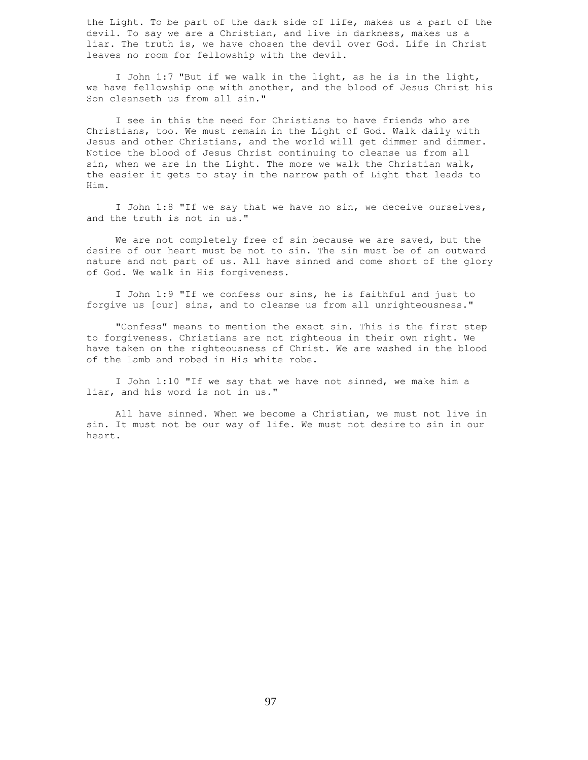the Light. To be part of the dark side of life, makes us a part of the devil. To say we are a Christian, and live in darkness, makes us a liar. The truth is, we have chosen the devil over God. Life in Christ leaves no room for fellowship with the devil.

I John 1:7 "But if we walk in the light, as he is in the light, we have fellowship one with another, and the blood of Jesus Christ his Son cleanseth us from all sin."

I see in this the need for Christians to have friends who are Christians, too. We must remain in the Light of God. Walk daily with Jesus and other Christians, and the world will get dimmer and dimmer. Notice the blood of Jesus Christ continuing to cleanse us from all sin, when we are in the Light. The more we walk the Christian walk, the easier it gets to stay in the narrow path of Light that leads to Him.

I John 1:8 "If we say that we have no sin, we deceive ourselves, and the truth is not in us."

We are not completely free of sin because we are saved, but the desire of our heart must be not to sin. The sin must be of an outward nature and not part of us. All have sinned and come short of the glory of God. We walk in His forgiveness.

I John 1:9 "If we confess our sins, he is faithful and just to forgive us [our] sins, and to cleanse us from all unrighteousness."

"Confess" means to mention the exact sin. This is the first step to forgiveness. Christians are not righteous in their own right. We have taken on the righteousness of Christ. We are washed in the blood of the Lamb and robed in His white robe.

I John 1:10 "If we say that we have not sinned, we make him a liar, and his word is not in us."

All have sinned. When we become a Christian, we must not live in sin. It must not be our way of life. We must not desire to sin in our heart.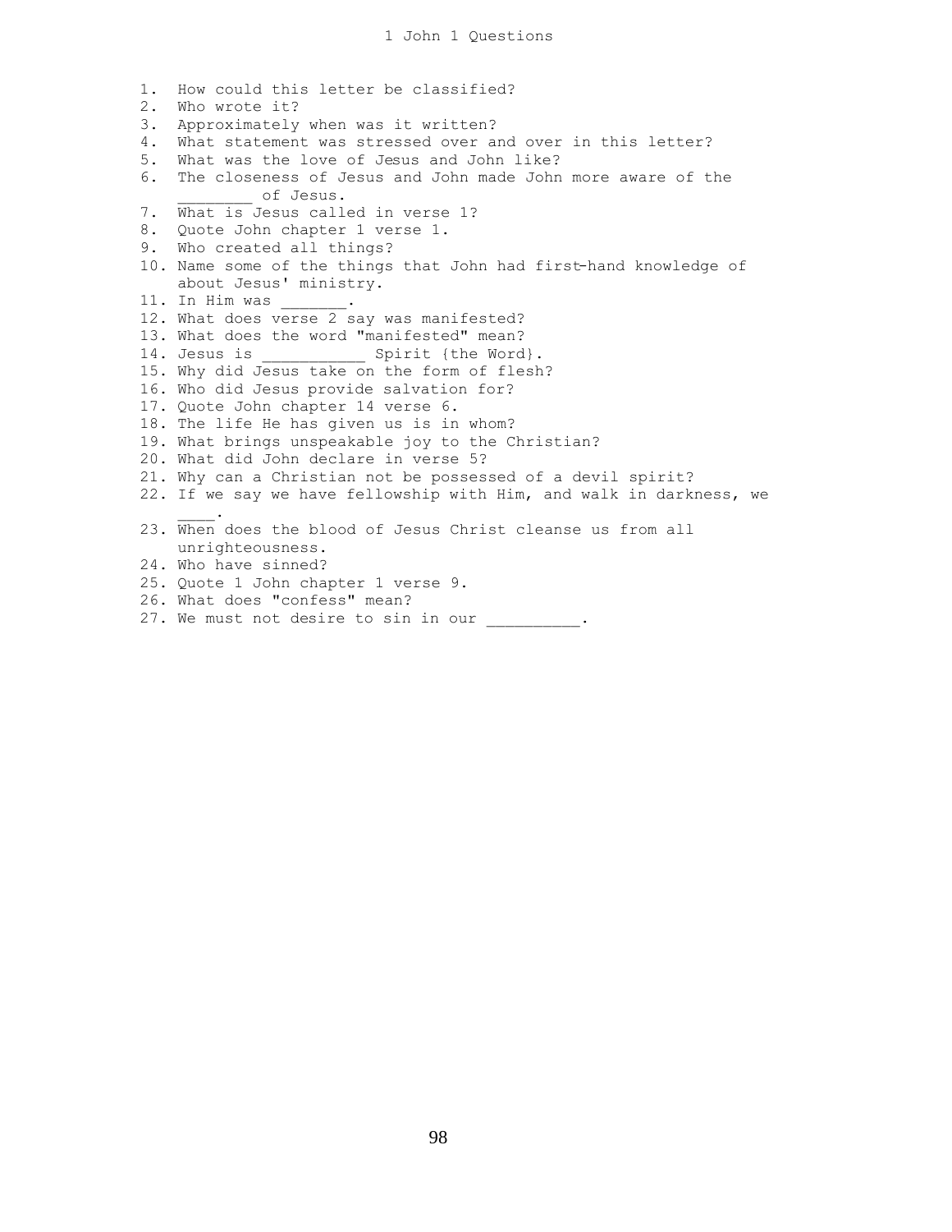# 1 John 1 Questions

1. How could this letter be classified?
2. Who wrote it?
3. Approximately when was it written?
4. What statement was stressed over and over in this letter?
5. What was the love of Jesus and John like?
6. The closeness of Jesus and John made John more aware of the ________ of Jesus.
7. What is Jesus called in verse 1?
8. Quote John chapter 1 verse 1.
9. Who created all things?
10. Name some of the things that John had first-hand knowledge of about Jesus' ministry.
11. In Him was _______.
12. What does verse 2 say was manifested?
13. What does the word "manifested" mean?
14. Jesus is ___________ Spirit {the Word}.
15. Why did Jesus take on the form of flesh?
16. Who did Jesus provide salvation for?
17. Quote John chapter 14 verse 6.
18. The life He has given us is in whom?
19. What brings unspeakable joy to the Christian?
20. What did John declare in verse 5?
21. Why can a Christian not be possessed of a devil spirit?
22. If we say we have fellowship with Him, and walk in darkness, we ____.
23. When does the blood of Jesus Christ cleanse us from all unrighteousness.
24. Who have sinned?
25. Quote 1 John chapter 1 verse 9.
26. What does "confess" mean?
27. We must not desire to sin in our __________.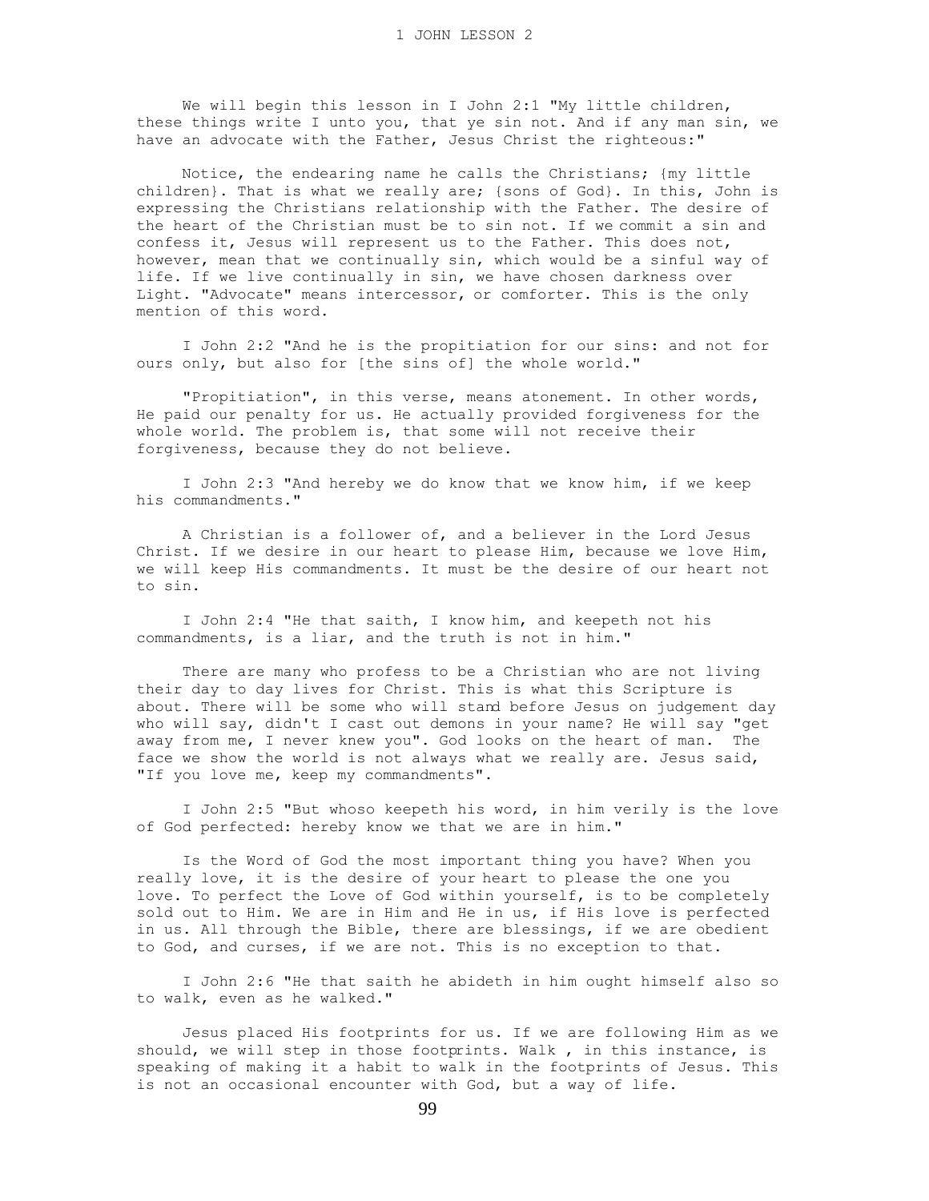We will begin this lesson in I John 2:1 "My little children, these things write I unto you, that ye sin not. And if any man sin, we have an advocate with the Father, Jesus Christ the righteous:"

Notice, the endearing name he calls the Christians; {my little children}. That is what we really are; {sons of God}. In this, John is expressing the Christians relationship with the Father. The desire of the heart of the Christian must be to sin not. If we commit a sin and confess it, Jesus will represent us to the Father. This does not, however, mean that we continually sin, which would be a sinful way of life. If we live continually in sin, we have chosen darkness over Light. "Advocate" means intercessor, or comforter. This is the only mention of this word.

I John 2:2 "And he is the propitiation for our sins: and not for ours only, but also for [the sins of] the whole world."

"Propitiation", in this verse, means atonement. In other words, He paid our penalty for us. He actually provided forgiveness for the whole world. The problem is, that some will not receive their forgiveness, because they do not believe.

I John 2:3 "And hereby we do know that we know him, if we keep his commandments."

A Christian is a follower of, and a believer in the Lord Jesus Christ. If we desire in our heart to please Him, because we love Him, we will keep His commandments. It must be the desire of our heart not to sin.

I John 2:4 "He that saith, I know him, and keepeth not his commandments, is a liar, and the truth is not in him."

There are many who profess to be a Christian who are not living their day to day lives for Christ. This is what this Scripture is about. There will be some who will stand before Jesus on judgement day who will say, didn't I cast out demons in your name? He will say "get away from me, I never knew you". God looks on the heart of man. The face we show the world is not always what we really are. Jesus said, "If you love me, keep my commandments".

I John 2:5 "But whoso keepeth his word, in him verily is the love of God perfected: hereby know we that we are in him."

Is the Word of God the most important thing you have? When you really love, it is the desire of your heart to please the one you love. To perfect the Love of God within yourself, is to be completely sold out to Him. We are in Him and He in us, if His love is perfected in us. All through the Bible, there are blessings, if we are obedient to God, and curses, if we are not. This is no exception to that.

I John 2:6 "He that saith he abideth in him ought himself also so to walk, even as he walked."

Jesus placed His footprints for us. If we are following Him as we should, we will step in those footprints. Walk , in this instance, is speaking of making it a habit to walk in the footprints of Jesus. This is not an occasional encounter with God, but a way of life.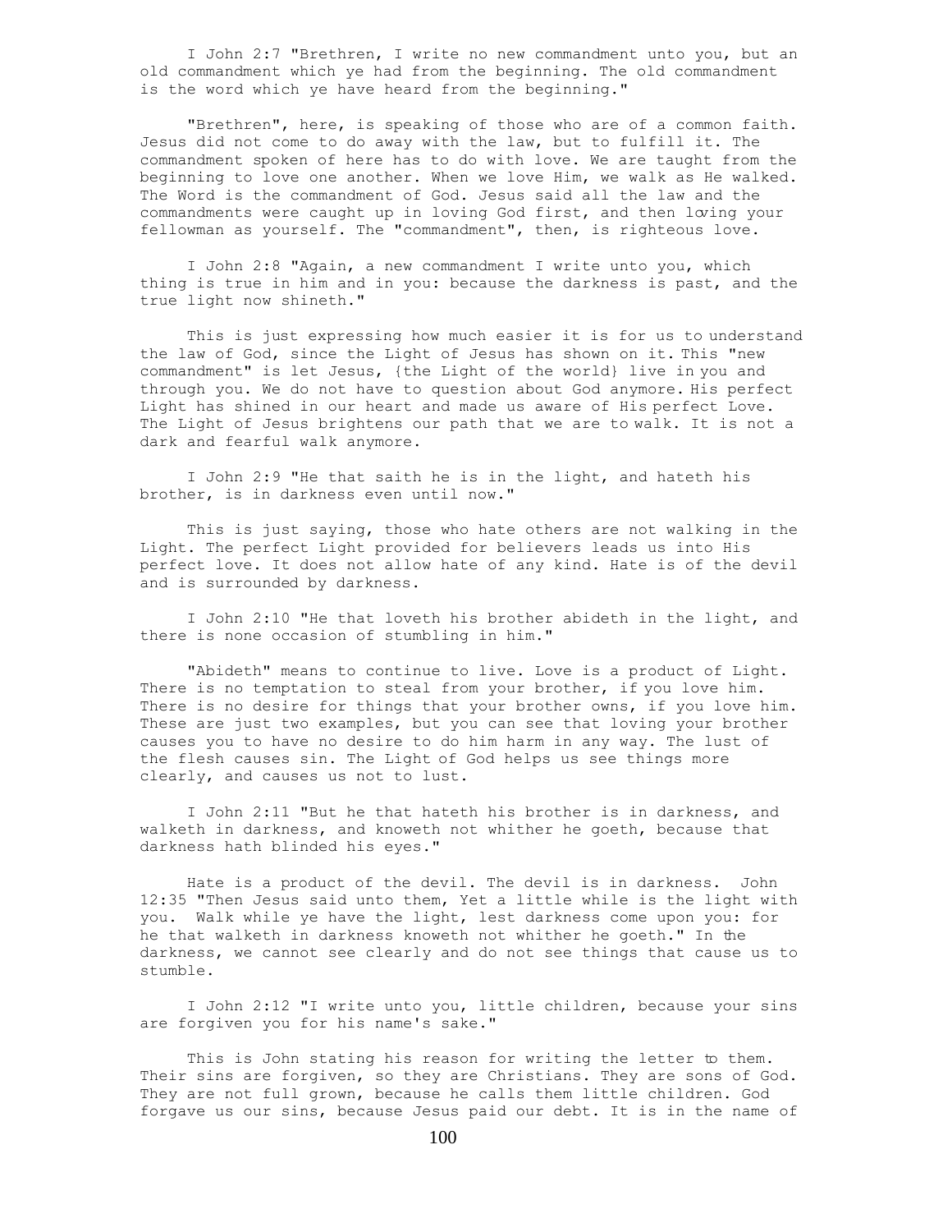I John 2:7 "Brethren, I write no new commandment unto you, but an old commandment which ye had from the beginning. The old commandment is the word which ye have heard from the beginning."

"Brethren", here, is speaking of those who are of a common faith. Jesus did not come to do away with the law, but to fulfill it. The commandment spoken of here has to do with love. We are taught from the beginning to love one another. When we love Him, we walk as He walked. The Word is the commandment of God. Jesus said all the law and the commandments were caught up in loving God first, and then loving your fellowman as yourself. The "commandment", then, is righteous love.

I John 2:8 "Again, a new commandment I write unto you, which thing is true in him and in you: because the darkness is past, and the true light now shineth."

This is just expressing how much easier it is for us to understand the law of God, since the Light of Jesus has shown on it. This "new commandment" is let Jesus, {the Light of the world} live in you and through you. We do not have to question about God anymore. His perfect Light has shined in our heart and made us aware of His perfect Love. The Light of Jesus brightens our path that we are to walk. It is not a dark and fearful walk anymore.

I John 2:9 "He that saith he is in the light, and hateth his brother, is in darkness even until now."

This is just saying, those who hate others are not walking in the Light. The perfect Light provided for believers leads us into His perfect love. It does not allow hate of any kind. Hate is of the devil and is surrounded by darkness.

I John 2:10 "He that loveth his brother abideth in the light, and there is none occasion of stumbling in him."

"Abideth" means to continue to live. Love is a product of Light. There is no temptation to steal from your brother, if you love him. There is no desire for things that your brother owns, if you love him. These are just two examples, but you can see that loving your brother causes you to have no desire to do him harm in any way. The lust of the flesh causes sin. The Light of God helps us see things more clearly, and causes us not to lust.

I John 2:11 "But he that hateth his brother is in darkness, and walketh in darkness, and knoweth not whither he goeth, because that darkness hath blinded his eyes."

Hate is a product of the devil. The devil is in darkness. John 12:35 "Then Jesus said unto them, Yet a little while is the light with you. Walk while ye have the light, lest darkness come upon you: for he that walketh in darkness knoweth not whither he goeth." In the darkness, we cannot see clearly and do not see things that cause us to stumble.

I John 2:12 "I write unto you, little children, because your sins are forgiven you for his name's sake."

This is John stating his reason for writing the letter to them. Their sins are forgiven, so they are Christians. They are sons of God. They are not full grown, because he calls them little children. God forgave us our sins, because Jesus paid our debt. It is in the name of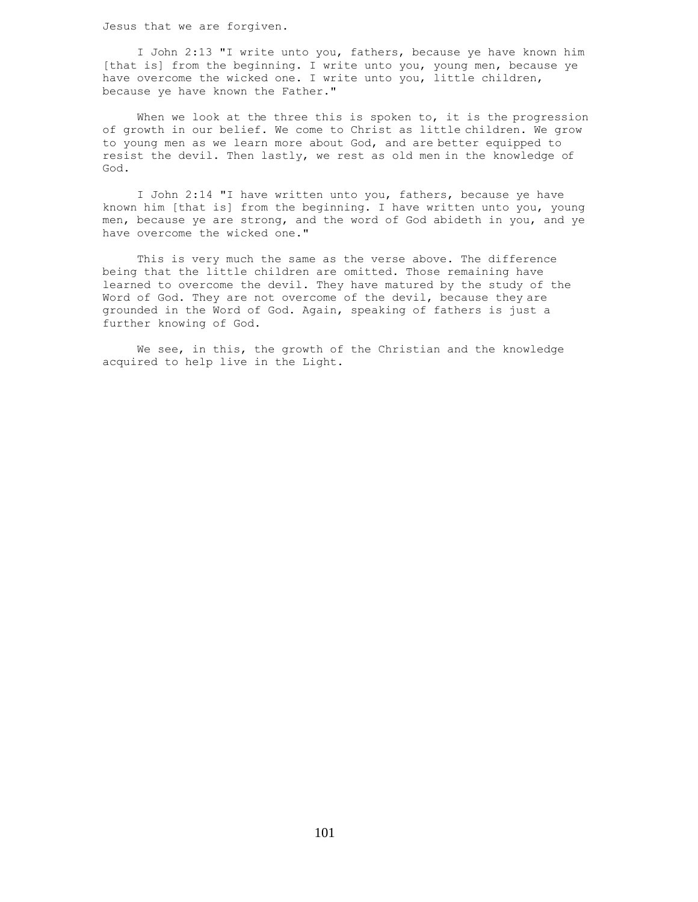Jesus that we are forgiven.

I John 2:13 "I write unto you, fathers, because ye have known him [that is] from the beginning. I write unto you, young men, because ye have overcome the wicked one. I write unto you, little children, because ye have known the Father."

When we look at the three this is spoken to, it is the progression of growth in our belief. We come to Christ as little children. We grow to young men as we learn more about God, and are better equipped to resist the devil. Then lastly, we rest as old men in the knowledge of God.

I John 2:14 "I have written unto you, fathers, because ye have known him [that is] from the beginning. I have written unto you, young men, because ye are strong, and the word of God abideth in you, and ye have overcome the wicked one."

This is very much the same as the verse above. The difference being that the little children are omitted. Those remaining have learned to overcome the devil. They have matured by the study of the Word of God. They are not overcome of the devil, because they are grounded in the Word of God. Again, speaking of fathers is just a further knowing of God.

We see, in this, the growth of the Christian and the knowledge acquired to help live in the Light.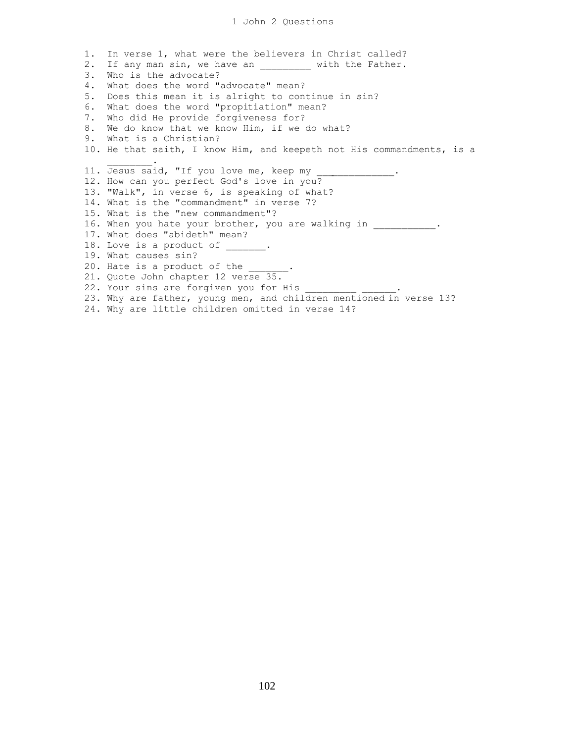# 1 John 2 Questions

1. In verse 1, what were the believers in Christ called?
2. If any man sin, we have an _________ with the Father.
3. Who is the advocate?
4. What does the word "advocate" mean?
5. Does this mean it is alright to continue in sin?
6. What does the word "propitiation" mean?
7. Who did He provide forgiveness for?
8. We do know that we know Him, if we do what?
9. What is a Christian?
10. He that saith, I know Him, and keepeth not His commandments, is a ________.
11. Jesus said, "If you love me, keep my ______________.
12. How can you perfect God's love in you?
13. "Walk", in verse 6, is speaking of what?
14. What is the "commandment" in verse 7?
15. What is the "new commandment"?
16. When you hate your brother, you are walking in ___________.
17. What does "abideth" mean?
18. Love is a product of _______.
19. What causes sin?
20. Hate is a product of the _______.
21. Quote John chapter 12 verse 35.
22. Your sins are forgiven you for His _________ ______.
23. Why are father, young men, and children mentioned in verse 13?
24. Why are little children omitted in verse 14?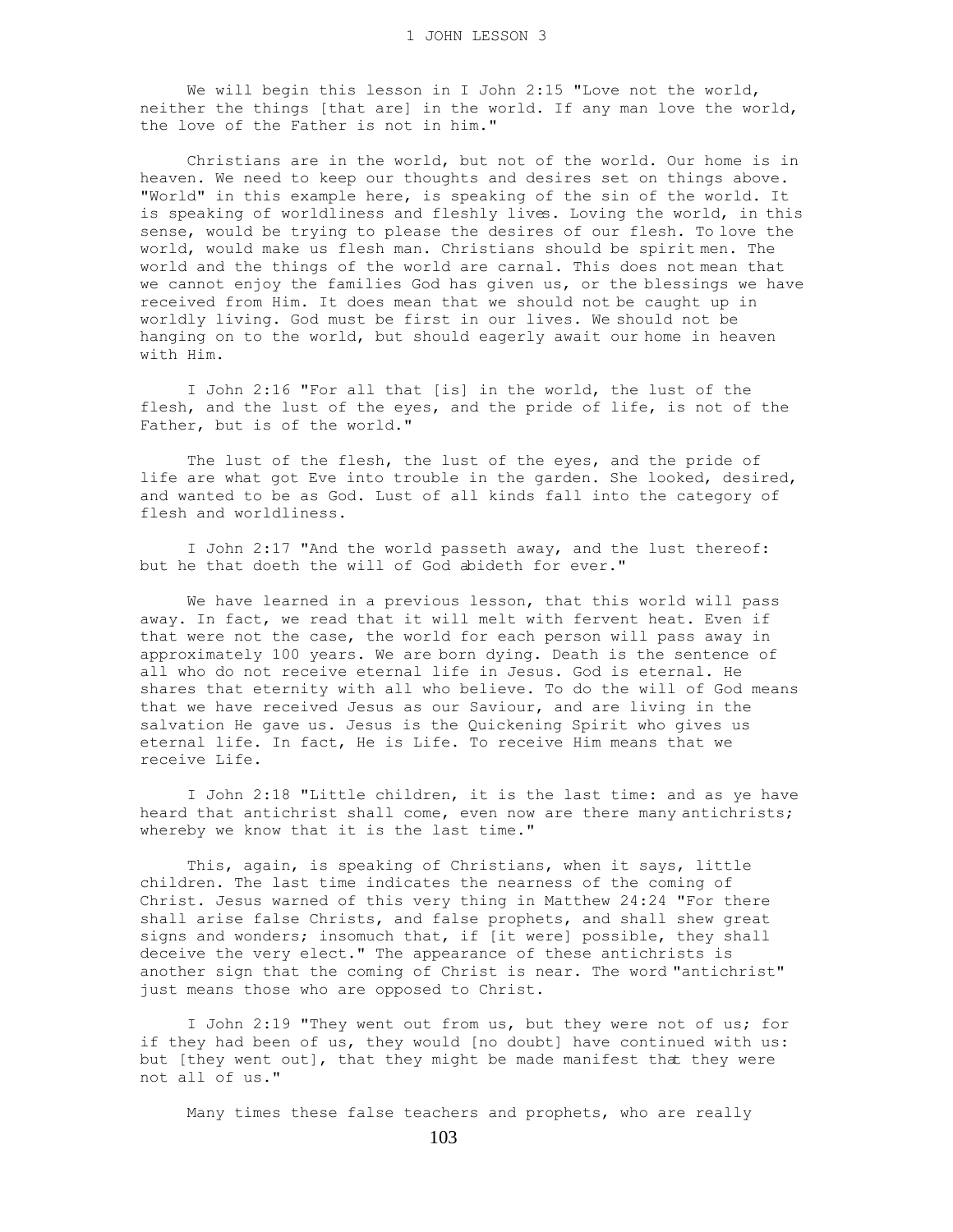# 1 JOHN LESSON 3

We will begin this lesson in I John 2:15 "Love not the world, neither the things [that are] in the world. If any man love the world, the love of the Father is not in him."

Christians are in the world, but not of the world. Our home is in heaven. We need to keep our thoughts and desires set on things above. "World" in this example here, is speaking of the sin of the world. It is speaking of worldliness and fleshly lives. Loving the world, in this sense, would be trying to please the desires of our flesh. To love the world, would make us flesh man. Christians should be spirit men. The world and the things of the world are carnal. This does not mean that we cannot enjoy the families God has given us, or the blessings we have received from Him. It does mean that we should not be caught up in worldly living. God must be first in our lives. We should not be hanging on to the world, but should eagerly await our home in heaven with Him.

I John 2:16 "For all that [is] in the world, the lust of the flesh, and the lust of the eyes, and the pride of life, is not of the Father, but is of the world."

The lust of the flesh, the lust of the eyes, and the pride of life are what got Eve into trouble in the garden. She looked, desired, and wanted to be as God. Lust of all kinds fall into the category of flesh and worldliness.

I John 2:17 "And the world passeth away, and the lust thereof: but he that doeth the will of God abideth for ever."

We have learned in a previous lesson, that this world will pass away. In fact, we read that it will melt with fervent heat. Even if that were not the case, the world for each person will pass away in approximately 100 years. We are born dying. Death is the sentence of all who do not receive eternal life in Jesus. God is eternal. He shares that eternity with all who believe. To do the will of God means that we have received Jesus as our Saviour, and are living in the salvation He gave us. Jesus is the Quickening Spirit who gives us eternal life. In fact, He is Life. To receive Him means that we receive Life.

I John 2:18 "Little children, it is the last time: and as ye have heard that antichrist shall come, even now are there many antichrists; whereby we know that it is the last time."

This, again, is speaking of Christians, when it says, little children. The last time indicates the nearness of the coming of Christ. Jesus warned of this very thing in Matthew 24:24 "For there shall arise false Christs, and false prophets, and shall shew great signs and wonders; insomuch that, if [it were] possible, they shall deceive the very elect." The appearance of these antichrists is another sign that the coming of Christ is near. The word "antichrist" just means those who are opposed to Christ.

I John 2:19 "They went out from us, but they were not of us; for if they had been of us, they would [no doubt] have continued with us: but [they went out], that they might be made manifest that they were not all of us."

Many times these false teachers and prophets, who are really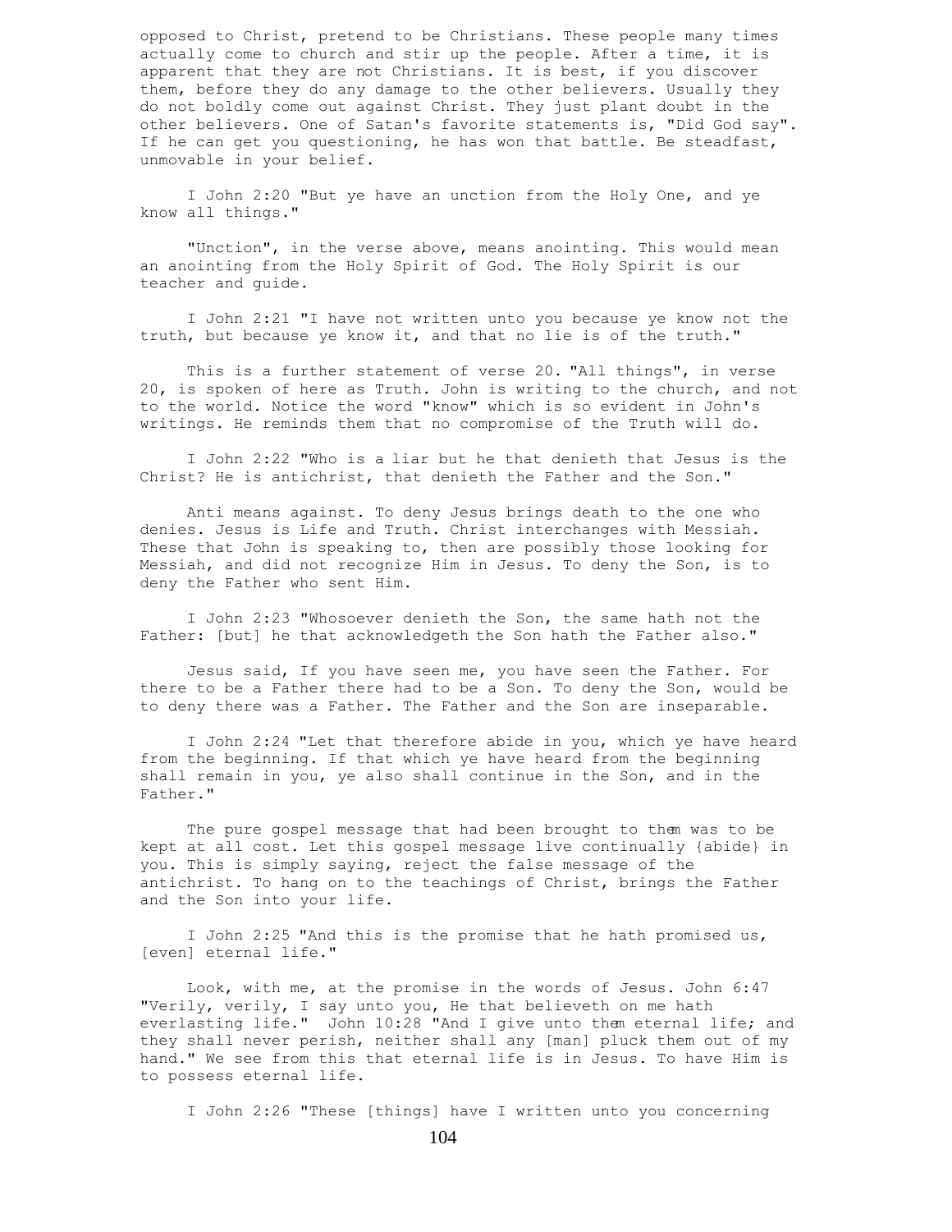opposed to Christ, pretend to be Christians. These people many times actually come to church and stir up the people. After a time, it is apparent that they are not Christians. It is best, if you discover them, before they do any damage to the other believers. Usually they do not boldly come out against Christ. They just plant doubt in the other believers. One of Satan's favorite statements is, "Did God say". If he can get you questioning, he has won that battle. Be steadfast, unmovable in your belief.

I John 2:20 "But ye have an unction from the Holy One, and ye know all things."

"Unction", in the verse above, means anointing. This would mean an anointing from the Holy Spirit of God. The Holy Spirit is our teacher and guide.

I John 2:21 "I have not written unto you because ye know not the truth, but because ye know it, and that no lie is of the truth."

This is a further statement of verse 20. "All things", in verse 20, is spoken of here as Truth. John is writing to the church, and not to the world. Notice the word "know" which is so evident in John's writings. He reminds them that no compromise of the Truth will do.

I John 2:22 "Who is a liar but he that denieth that Jesus is the Christ? He is antichrist, that denieth the Father and the Son."

Anti means against. To deny Jesus brings death to the one who denies. Jesus is Life and Truth. Christ interchanges with Messiah. These that John is speaking to, then are possibly those looking for Messiah, and did not recognize Him in Jesus. To deny the Son, is to deny the Father who sent Him.

I John 2:23 "Whosoever denieth the Son, the same hath not the Father: [but] he that acknowledgeth the Son hath the Father also."

Jesus said, If you have seen me, you have seen the Father. For there to be a Father there had to be a Son. To deny the Son, would be to deny there was a Father. The Father and the Son are inseparable.

I John 2:24 "Let that therefore abide in you, which ye have heard from the beginning. If that which ye have heard from the beginning shall remain in you, ye also shall continue in the Son, and in the Father."

The pure gospel message that had been brought to them was to be kept at all cost. Let this gospel message live continually {abide} in you. This is simply saying, reject the false message of the antichrist. To hang on to the teachings of Christ, brings the Father and the Son into your life.

I John 2:25 "And this is the promise that he hath promised us, [even] eternal life."

Look, with me, at the promise in the words of Jesus. John 6:47 "Verily, verily, I say unto you, He that believeth on me hath everlasting life." John 10:28 "And I give unto them eternal life; and they shall never perish, neither shall any [man] pluck them out of my hand." We see from this that eternal life is in Jesus. To have Him is to possess eternal life.

I John 2:26 "These [things] have I written unto you concerning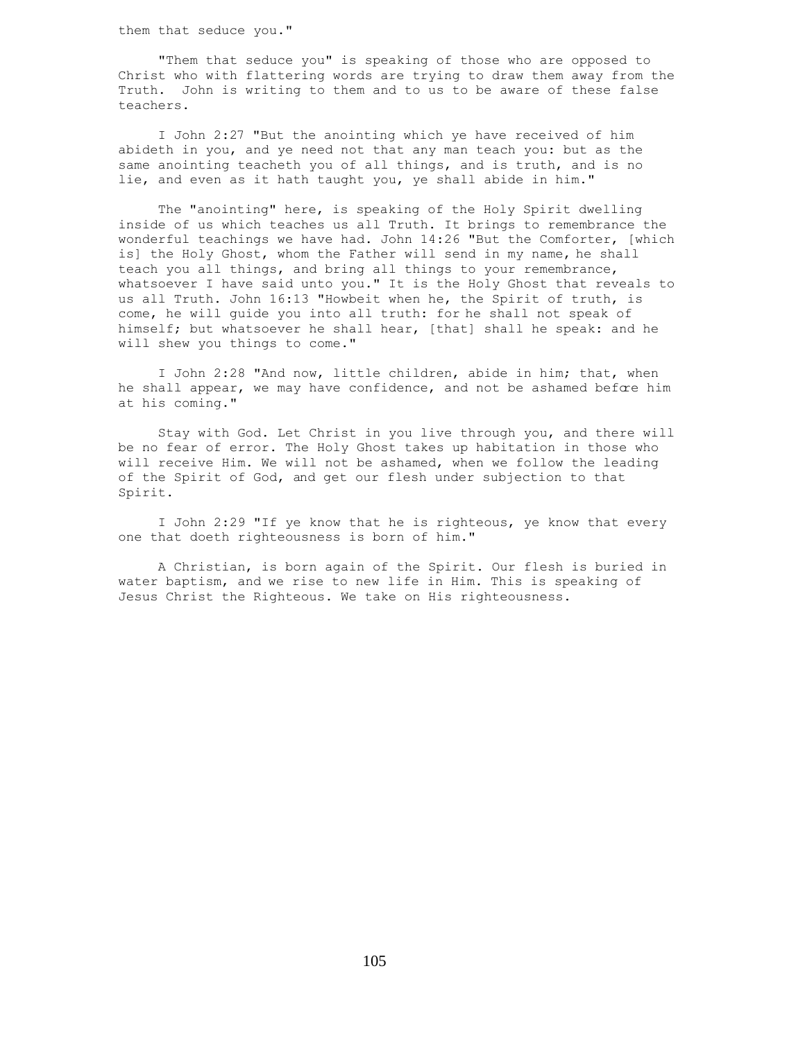them that seduce you."

"Them that seduce you" is speaking of those who are opposed to Christ who with flattering words are trying to draw them away from the Truth. John is writing to them and to us to be aware of these false teachers.

I John 2:27 "But the anointing which ye have received of him abideth in you, and ye need not that any man teach you: but as the same anointing teacheth you of all things, and is truth, and is no lie, and even as it hath taught you, ye shall abide in him."

The "anointing" here, is speaking of the Holy Spirit dwelling inside of us which teaches us all Truth. It brings to remembrance the wonderful teachings we have had. John 14:26 "But the Comforter, [which is] the Holy Ghost, whom the Father will send in my name, he shall teach you all things, and bring all things to your remembrance, whatsoever I have said unto you." It is the Holy Ghost that reveals to us all Truth. John 16:13 "Howbeit when he, the Spirit of truth, is come, he will guide you into all truth: for he shall not speak of himself; but whatsoever he shall hear, [that] shall he speak: and he will shew you things to come."

I John 2:28 "And now, little children, abide in him; that, when he shall appear, we may have confidence, and not be ashamed before him at his coming."

Stay with God. Let Christ in you live through you, and there will be no fear of error. The Holy Ghost takes up habitation in those who will receive Him. We will not be ashamed, when we follow the leading of the Spirit of God, and get our flesh under subjection to that Spirit.

I John 2:29 "If ye know that he is righteous, ye know that every one that doeth righteousness is born of him."

A Christian, is born again of the Spirit. Our flesh is buried in water baptism, and we rise to new life in Him. This is speaking of Jesus Christ the Righteous. We take on His righteousness.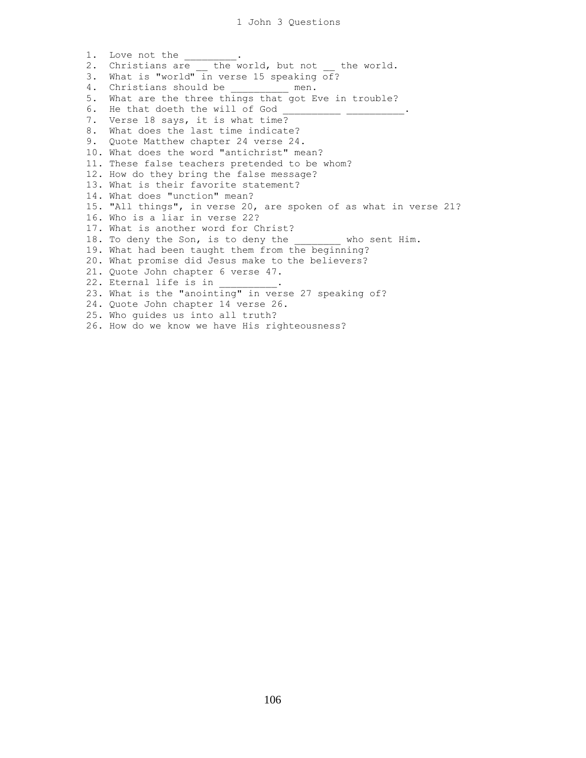# 1 John 3 Questions

1. Love not the _________.
2. Christians are __ the world, but not __ the world.
3. What is "world" in verse 15 speaking of?
4. Christians should be __________ men.
5. What are the three things that got Eve in trouble?
6. He that doeth the will of God __________ __________.
7. Verse 18 says, it is what time?
8. What does the last time indicate?
9. Quote Matthew chapter 24 verse 24.
10. What does the word "antichrist" mean?
11. These false teachers pretended to be whom?
12. How do they bring the false message?
13. What is their favorite statement?
14. What does "unction" mean?
15. "All things", in verse 20, are spoken of as what in verse 21?
16. Who is a liar in verse 22?
17. What is another word for Christ?
18. To deny the Son, is to deny the ________ who sent Him.
19. What had been taught them from the beginning?
20. What promise did Jesus make to the believers?
21. Quote John chapter 6 verse 47.
22. Eternal life is in __________.
23. What is the "anointing" in verse 27 speaking of?
24. Quote John chapter 14 verse 26.
25. Who guides us into all truth?
26. How do we know we have His righteousness?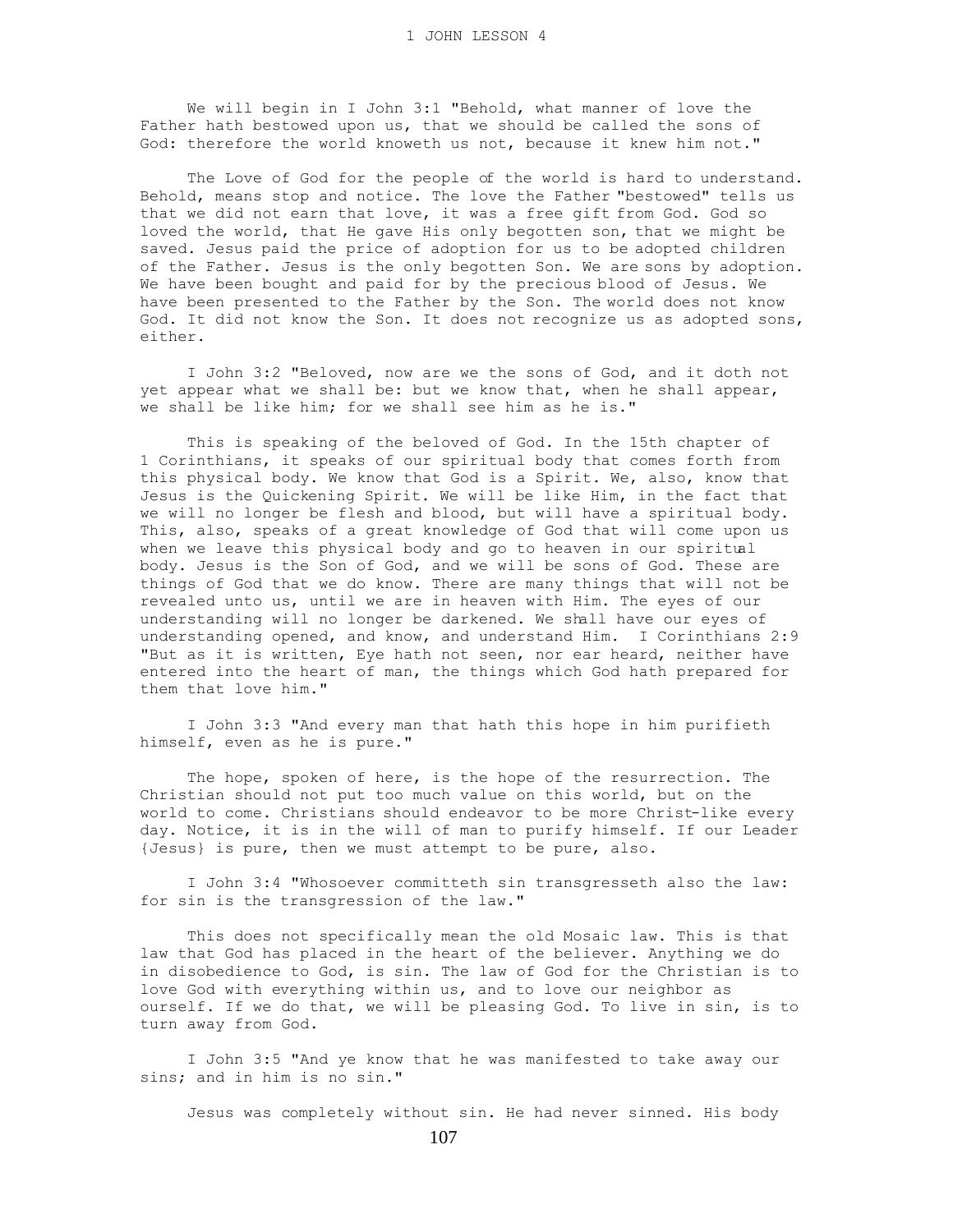We will begin in I John 3:1 "Behold, what manner of love the Father hath bestowed upon us, that we should be called the sons of God: therefore the world knoweth us not, because it knew him not."

The Love of God for the people of the world is hard to understand. Behold, means stop and notice. The love the Father "bestowed" tells us that we did not earn that love, it was a free gift from God. God so loved the world, that He gave His only begotten son, that we might be saved. Jesus paid the price of adoption for us to be adopted children of the Father. Jesus is the only begotten Son. We are sons by adoption. We have been bought and paid for by the precious blood of Jesus. We have been presented to the Father by the Son. The world does not know God. It did not know the Son. It does not recognize us as adopted sons, either.

I John 3:2 "Beloved, now are we the sons of God, and it doth not yet appear what we shall be: but we know that, when he shall appear, we shall be like him; for we shall see him as he is."

This is speaking of the beloved of God. In the 15th chapter of 1 Corinthians, it speaks of our spiritual body that comes forth from this physical body. We know that God is a Spirit. We, also, know that Jesus is the Quickening Spirit. We will be like Him, in the fact that we will no longer be flesh and blood, but will have a spiritual body. This, also, speaks of a great knowledge of God that will come upon us when we leave this physical body and go to heaven in our spiritual body. Jesus is the Son of God, and we will be sons of God. These are things of God that we do know. There are many things that will not be revealed unto us, until we are in heaven with Him. The eyes of our understanding will no longer be darkened. We shall have our eyes of understanding opened, and know, and understand Him. I Corinthians 2:9 "But as it is written, Eye hath not seen, nor ear heard, neither have entered into the heart of man, the things which God hath prepared for them that love him."

I John 3:3 "And every man that hath this hope in him purifieth himself, even as he is pure."

The hope, spoken of here, is the hope of the resurrection. The Christian should not put too much value on this world, but on the world to come. Christians should endeavor to be more Christ-like every day. Notice, it is in the will of man to purify himself. If our Leader {Jesus} is pure, then we must attempt to be pure, also.

I John 3:4 "Whosoever committeth sin transgresseth also the law: for sin is the transgression of the law."

This does not specifically mean the old Mosaic law. This is that law that God has placed in the heart of the believer. Anything we do in disobedience to God, is sin. The law of God for the Christian is to love God with everything within us, and to love our neighbor as ourself. If we do that, we will be pleasing God. To live in sin, is to turn away from God.

I John 3:5 "And ye know that he was manifested to take away our sins; and in him is no sin."

Jesus was completely without sin. He had never sinned. His body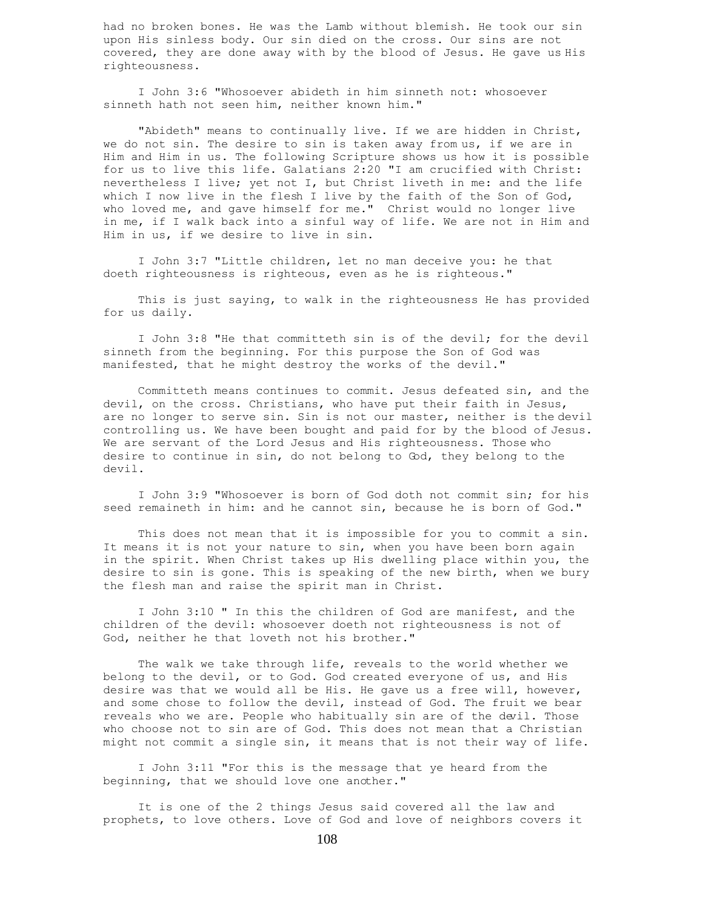had no broken bones. He was the Lamb without blemish. He took our sin upon His sinless body. Our sin died on the cross. Our sins are not covered, they are done away with by the blood of Jesus. He gave us His righteousness.

I John 3:6 "Whosoever abideth in him sinneth not: whosoever sinneth hath not seen him, neither known him."

"Abideth" means to continually live. If we are hidden in Christ, we do not sin. The desire to sin is taken away from us, if we are in Him and Him in us. The following Scripture shows us how it is possible for us to live this life. Galatians 2:20 "I am crucified with Christ: nevertheless I live; yet not I, but Christ liveth in me: and the life which I now live in the flesh I live by the faith of the Son of God, who loved me, and gave himself for me." Christ would no longer live in me, if I walk back into a sinful way of life. We are not in Him and Him in us, if we desire to live in sin.

I John 3:7 "Little children, let no man deceive you: he that doeth righteousness is righteous, even as he is righteous."

This is just saying, to walk in the righteousness He has provided for us daily.

I John 3:8 "He that committeth sin is of the devil; for the devil sinneth from the beginning. For this purpose the Son of God was manifested, that he might destroy the works of the devil."

Committeth means continues to commit. Jesus defeated sin, and the devil, on the cross. Christians, who have put their faith in Jesus, are no longer to serve sin. Sin is not our master, neither is the devil controlling us. We have been bought and paid for by the blood of Jesus. We are servant of the Lord Jesus and His righteousness. Those who desire to continue in sin, do not belong to God, they belong to the devil.

I John 3:9 "Whosoever is born of God doth not commit sin; for his seed remaineth in him: and he cannot sin, because he is born of God."

This does not mean that it is impossible for you to commit a sin. It means it is not your nature to sin, when you have been born again in the spirit. When Christ takes up His dwelling place within you, the desire to sin is gone. This is speaking of the new birth, when we bury the flesh man and raise the spirit man in Christ.

I John 3:10 " In this the children of God are manifest, and the children of the devil: whosoever doeth not righteousness is not of God, neither he that loveth not his brother."

The walk we take through life, reveals to the world whether we belong to the devil, or to God. God created everyone of us, and His desire was that we would all be His. He gave us a free will, however, and some chose to follow the devil, instead of God. The fruit we bear reveals who we are. People who habitually sin are of the devil. Those who choose not to sin are of God. This does not mean that a Christian might not commit a single sin, it means that is not their way of life.

I John 3:11 "For this is the message that ye heard from the beginning, that we should love one another."

It is one of the 2 things Jesus said covered all the law and prophets, to love others. Love of God and love of neighbors covers it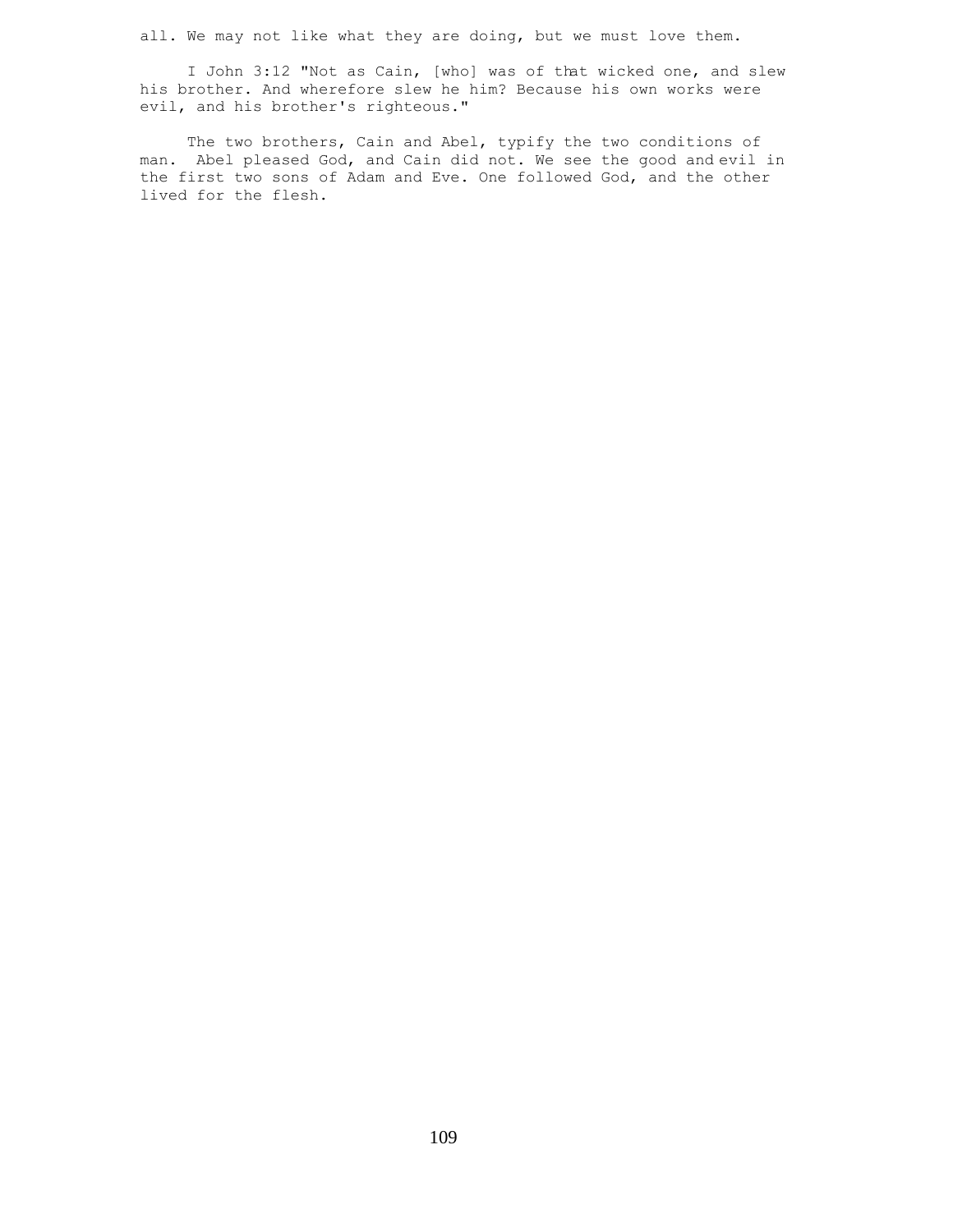all. We may not like what they are doing, but we must love them.

I John 3:12 "Not as Cain, [who] was of that wicked one, and slew his brother. And wherefore slew he him? Because his own works were evil, and his brother's righteous."

The two brothers, Cain and Abel, typify the two conditions of man. Abel pleased God, and Cain did not. We see the good and evil in the first two sons of Adam and Eve. One followed God, and the other lived for the flesh.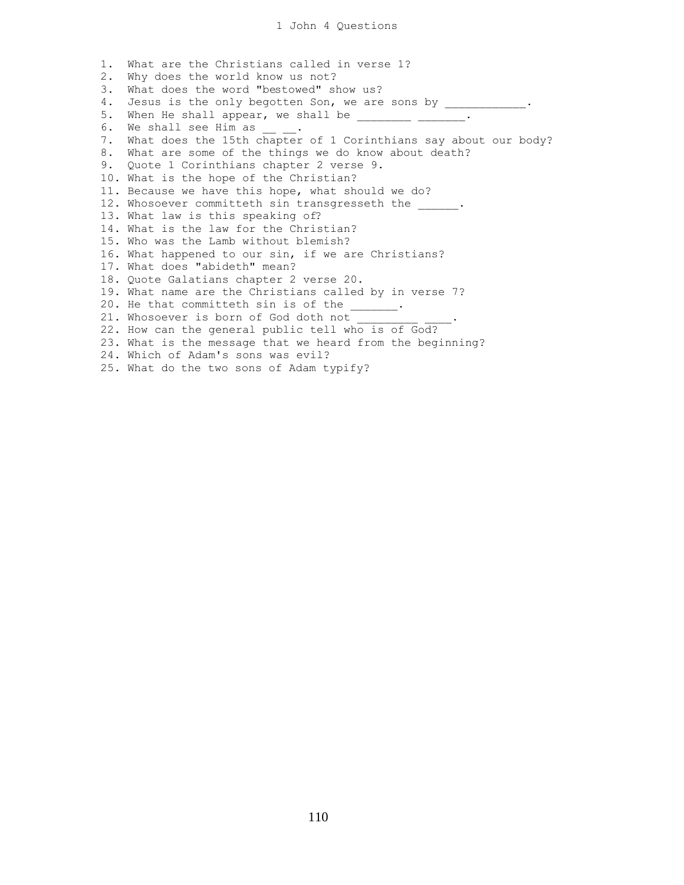# 1 John 4 Questions

1. What are the Christians called in verse 1?
2. Why does the world know us not?
3. What does the word "bestowed" show us?
4. Jesus is the only begotten Son, we are sons by ____________.
5. When He shall appear, we shall be ________ _______.
6. We shall see Him as __ __.
7. What does the 15th chapter of 1 Corinthians say about our body?
8. What are some of the things we do know about death?
9. Quote 1 Corinthians chapter 2 verse 9.
10. What is the hope of the Christian?
11. Because we have this hope, what should we do?
12. Whosoever committeth sin transgresseth the ______.
13. What law is this speaking of?
14. What is the law for the Christian?
15. Who was the Lamb without blemish?
16. What happened to our sin, if we are Christians?
17. What does "abideth" mean?
18. Quote Galatians chapter 2 verse 20.
19. What name are the Christians called by in verse 7?
20. He that committeth sin is of the _______.
21. Whosoever is born of God doth not _________ ____.
22. How can the general public tell who is of God?
23. What is the message that we heard from the beginning?
24. Which of Adam's sons was evil?
25. What do the two sons of Adam typify?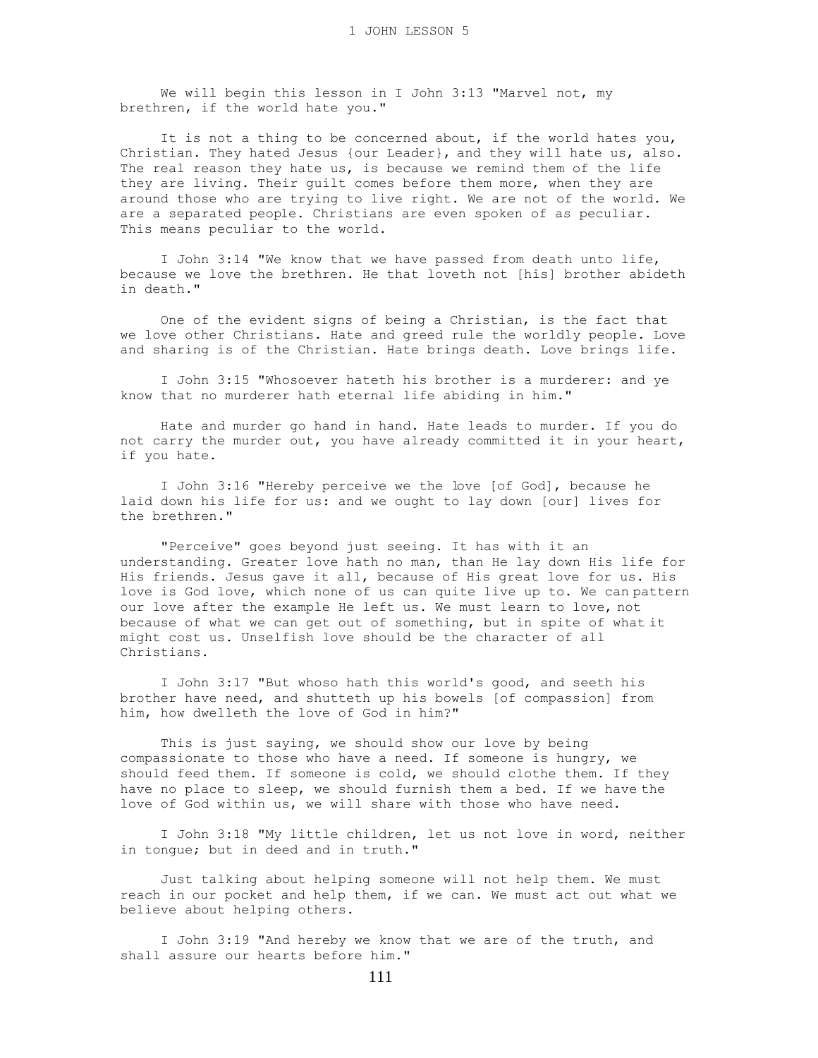We will begin this lesson in I John 3:13 "Marvel not, my brethren, if the world hate you."

It is not a thing to be concerned about, if the world hates you, Christian. They hated Jesus {our Leader}, and they will hate us, also. The real reason they hate us, is because we remind them of the life they are living. Their guilt comes before them more, when they are around those who are trying to live right. We are not of the world. We are a separated people. Christians are even spoken of as peculiar. This means peculiar to the world.

I John 3:14 "We know that we have passed from death unto life, because we love the brethren. He that loveth not [his] brother abideth in death."

One of the evident signs of being a Christian, is the fact that we love other Christians. Hate and greed rule the worldly people. Love and sharing is of the Christian. Hate brings death. Love brings life.

I John 3:15 "Whosoever hateth his brother is a murderer: and ye know that no murderer hath eternal life abiding in him."

Hate and murder go hand in hand. Hate leads to murder. If you do not carry the murder out, you have already committed it in your heart, if you hate.

I John 3:16 "Hereby perceive we the love [of God], because he laid down his life for us: and we ought to lay down [our] lives for the brethren."

"Perceive" goes beyond just seeing. It has with it an understanding. Greater love hath no man, than He lay down His life for His friends. Jesus gave it all, because of His great love for us. His love is God love, which none of us can quite live up to. We can pattern our love after the example He left us. We must learn to love, not because of what we can get out of something, but in spite of what it might cost us. Unselfish love should be the character of all Christians.

I John 3:17 "But whoso hath this world's good, and seeth his brother have need, and shutteth up his bowels [of compassion] from him, how dwelleth the love of God in him?"

This is just saying, we should show our love by being compassionate to those who have a need. If someone is hungry, we should feed them. If someone is cold, we should clothe them. If they have no place to sleep, we should furnish them a bed. If we have the love of God within us, we will share with those who have need.

I John 3:18 "My little children, let us not love in word, neither in tongue; but in deed and in truth."

Just talking about helping someone will not help them. We must reach in our pocket and help them, if we can. We must act out what we believe about helping others.

I John 3:19 "And hereby we know that we are of the truth, and shall assure our hearts before him."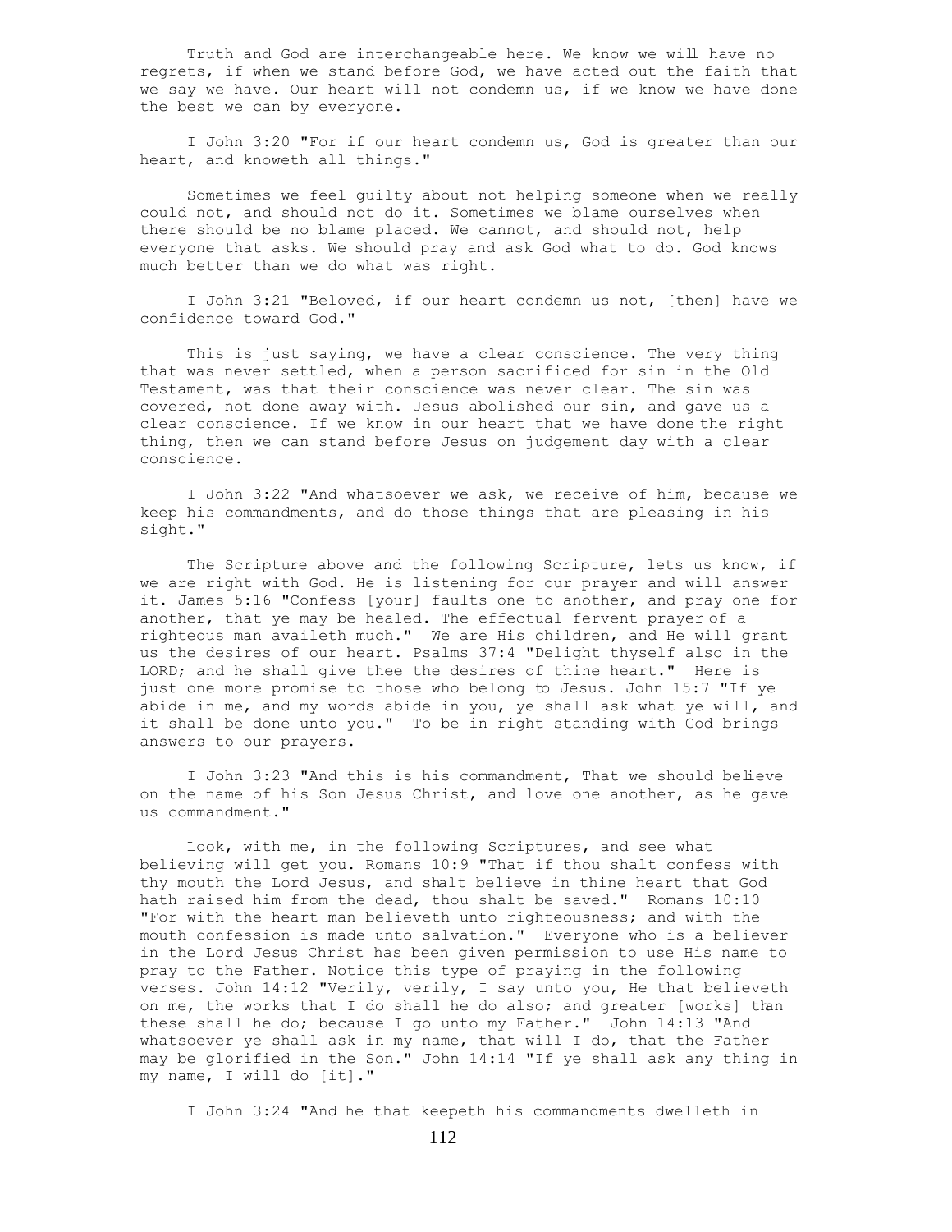Truth and God are interchangeable here. We know we will have no regrets, if when we stand before God, we have acted out the faith that we say we have. Our heart will not condemn us, if we know we have done the best we can by everyone.

I John 3:20 "For if our heart condemn us, God is greater than our heart, and knoweth all things."

Sometimes we feel guilty about not helping someone when we really could not, and should not do it. Sometimes we blame ourselves when there should be no blame placed. We cannot, and should not, help everyone that asks. We should pray and ask God what to do. God knows much better than we do what was right.

I John 3:21 "Beloved, if our heart condemn us not, [then] have we confidence toward God."

This is just saying, we have a clear conscience. The very thing that was never settled, when a person sacrificed for sin in the Old Testament, was that their conscience was never clear. The sin was covered, not done away with. Jesus abolished our sin, and gave us a clear conscience. If we know in our heart that we have done the right thing, then we can stand before Jesus on judgement day with a clear conscience.

I John 3:22 "And whatsoever we ask, we receive of him, because we keep his commandments, and do those things that are pleasing in his sight."

The Scripture above and the following Scripture, lets us know, if we are right with God. He is listening for our prayer and will answer it. James 5:16 "Confess [your] faults one to another, and pray one for another, that ye may be healed. The effectual fervent prayer of a righteous man availeth much." We are His children, and He will grant us the desires of our heart. Psalms 37:4 "Delight thyself also in the LORD; and he shall give thee the desires of thine heart." Here is just one more promise to those who belong to Jesus. John 15:7 "If ye abide in me, and my words abide in you, ye shall ask what ye will, and it shall be done unto you." To be in right standing with God brings answers to our prayers.

I John 3:23 "And this is his commandment, That we should believe on the name of his Son Jesus Christ, and love one another, as he gave us commandment."

Look, with me, in the following Scriptures, and see what believing will get you. Romans 10:9 "That if thou shalt confess with thy mouth the Lord Jesus, and shalt believe in thine heart that God hath raised him from the dead, thou shalt be saved." Romans 10:10 "For with the heart man believeth unto righteousness; and with the mouth confession is made unto salvation." Everyone who is a believer in the Lord Jesus Christ has been given permission to use His name to pray to the Father. Notice this type of praying in the following verses. John 14:12 "Verily, verily, I say unto you, He that believeth on me, the works that I do shall he do also; and greater [works] than these shall he do; because I go unto my Father." John 14:13 "And whatsoever ye shall ask in my name, that will I do, that the Father may be glorified in the Son." John 14:14 "If ye shall ask any thing in my name, I will do [it]."

I John 3:24 "And he that keepeth his commandments dwelleth in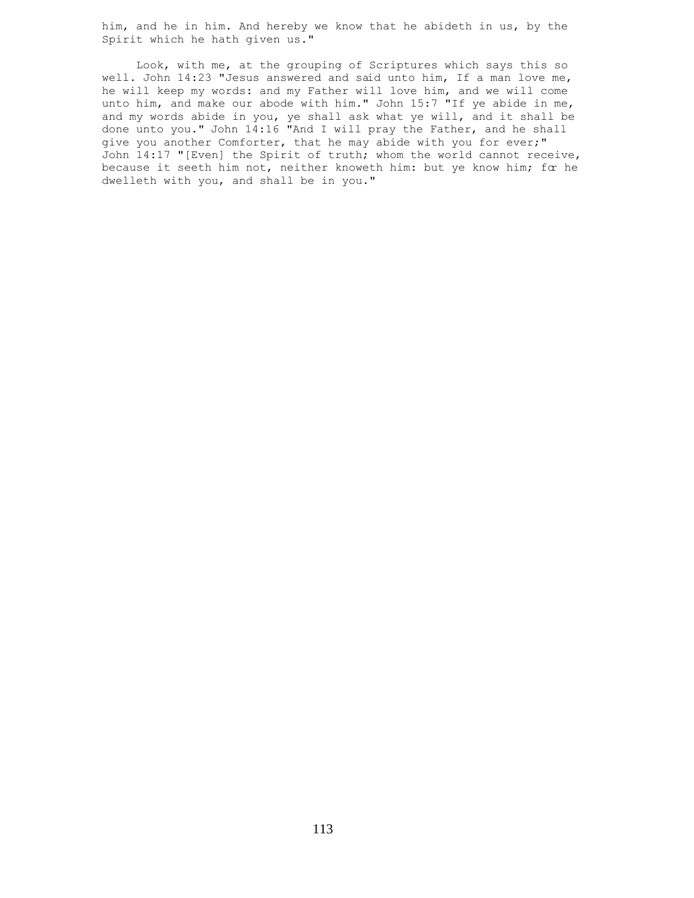him, and he in him. And hereby we know that he abideth in us, by the Spirit which he hath given us."

Look, with me, at the grouping of Scriptures which says this so well. John 14:23 "Jesus answered and said unto him, If a man love me, he will keep my words: and my Father will love him, and we will come unto him, and make our abode with him." John 15:7 "If ye abide in me, and my words abide in you, ye shall ask what ye will, and it shall be done unto you." John 14:16 "And I will pray the Father, and he shall give you another Comforter, that he may abide with you for ever;" John 14:17 "[Even] the Spirit of truth; whom the world cannot receive, because it seeth him not, neither knoweth him: but ye know him; for he dwelleth with you, and shall be in you."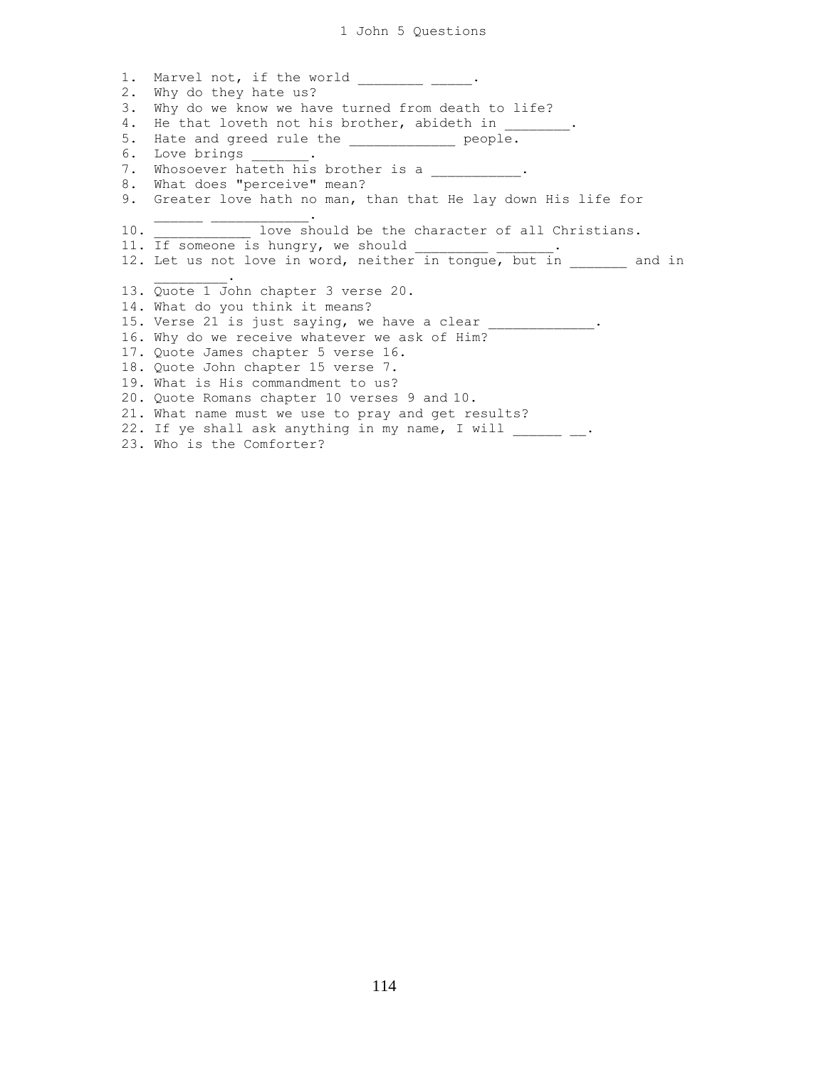# 1 John 5 Questions

1. Marvel not, if the world ________ _____.
2. Why do they hate us?
3. Why do we know we have turned from death to life?
4. He that loveth not his brother, abideth in ________.
5. Hate and greed rule the _____________ people.
6. Love brings _______.
7. Whosoever hateth his brother is a ___________.
8. What does "perceive" mean?
9. Greater love hath no man, than that He lay down His life for ______ ____________.
10. ____________ love should be the character of all Christians.
11. If someone is hungry, we should _________ _______.
12. Let us not love in word, neither in tongue, but in _______ and in _________.
13. Quote 1 John chapter 3 verse 20.
14. What do you think it means?
15. Verse 21 is just saying, we have a clear _____________.
16. Why do we receive whatever we ask of Him?
17. Quote James chapter 5 verse 16.
18. Quote John chapter 15 verse 7.
19. What is His commandment to us?
20. Quote Romans chapter 10 verses 9 and 10.
21. What name must we use to pray and get results?
22. If ye shall ask anything in my name, I will ______ __.
23. Who is the Comforter?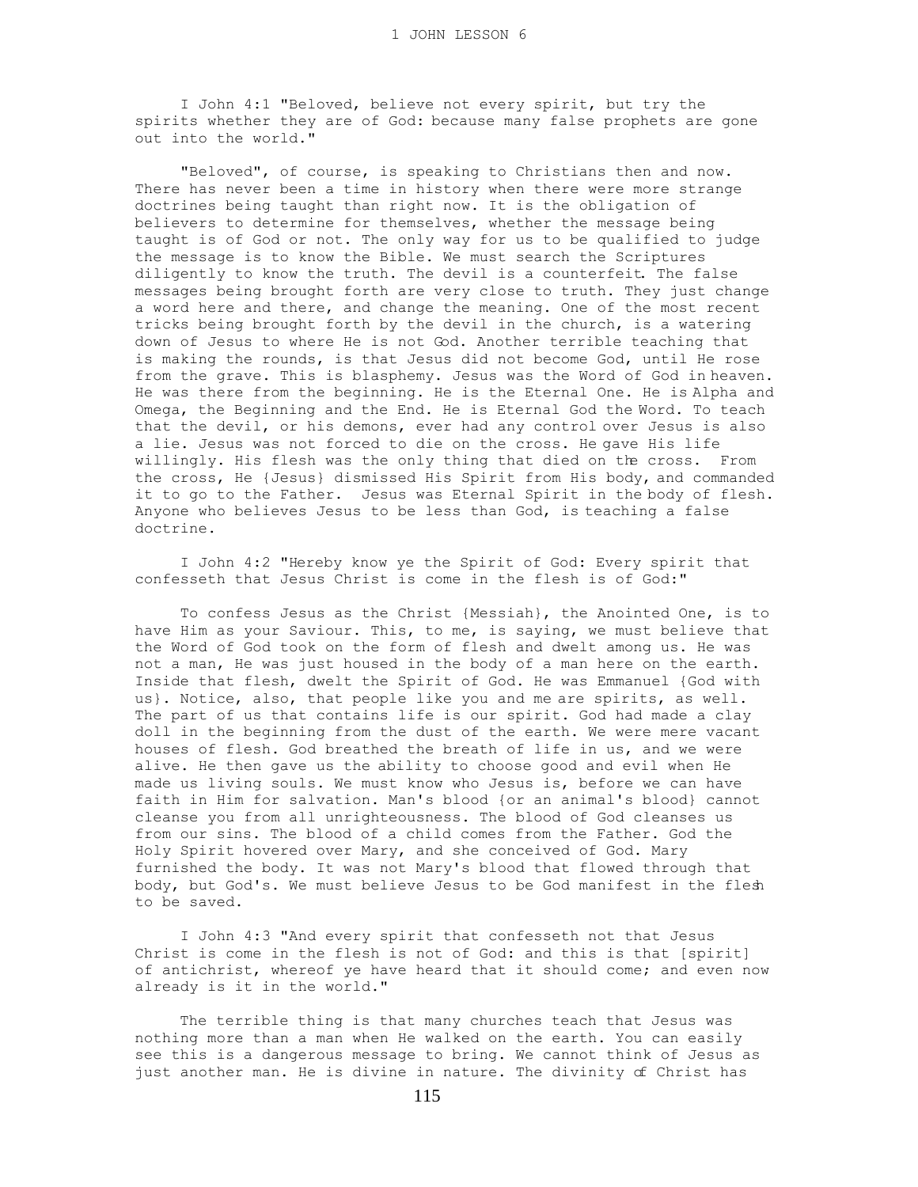I John 4:1 "Beloved, believe not every spirit, but try the spirits whether they are of God: because many false prophets are gone out into the world."

"Beloved", of course, is speaking to Christians then and now. There has never been a time in history when there were more strange doctrines being taught than right now. It is the obligation of believers to determine for themselves, whether the message being taught is of God or not. The only way for us to be qualified to judge the message is to know the Bible. We must search the Scriptures diligently to know the truth. The devil is a counterfeit. The false messages being brought forth are very close to truth. They just change a word here and there, and change the meaning. One of the most recent tricks being brought forth by the devil in the church, is a watering down of Jesus to where He is not God. Another terrible teaching that is making the rounds, is that Jesus did not become God, until He rose from the grave. This is blasphemy. Jesus was the Word of God in heaven. He was there from the beginning. He is the Eternal One. He is Alpha and Omega, the Beginning and the End. He is Eternal God the Word. To teach that the devil, or his demons, ever had any control over Jesus is also a lie. Jesus was not forced to die on the cross. He gave His life willingly. His flesh was the only thing that died on the cross. From the cross, He {Jesus} dismissed His Spirit from His body, and commanded it to go to the Father. Jesus was Eternal Spirit in the body of flesh. Anyone who believes Jesus to be less than God, is teaching a false doctrine.

I John 4:2 "Hereby know ye the Spirit of God: Every spirit that confesseth that Jesus Christ is come in the flesh is of God:"

To confess Jesus as the Christ {Messiah}, the Anointed One, is to have Him as your Saviour. This, to me, is saying, we must believe that the Word of God took on the form of flesh and dwelt among us. He was not a man, He was just housed in the body of a man here on the earth. Inside that flesh, dwelt the Spirit of God. He was Emmanuel {God with us}. Notice, also, that people like you and me are spirits, as well. The part of us that contains life is our spirit. God had made a clay doll in the beginning from the dust of the earth. We were mere vacant houses of flesh. God breathed the breath of life in us, and we were alive. He then gave us the ability to choose good and evil when He made us living souls. We must know who Jesus is, before we can have faith in Him for salvation. Man's blood {or an animal's blood} cannot cleanse you from all unrighteousness. The blood of God cleanses us from our sins. The blood of a child comes from the Father. God the Holy Spirit hovered over Mary, and she conceived of God. Mary furnished the body. It was not Mary's blood that flowed through that body, but God's. We must believe Jesus to be God manifest in the flesh to be saved.

I John 4:3 "And every spirit that confesseth not that Jesus Christ is come in the flesh is not of God: and this is that [spirit] of antichrist, whereof ye have heard that it should come; and even now already is it in the world."

The terrible thing is that many churches teach that Jesus was nothing more than a man when He walked on the earth. You can easily see this is a dangerous message to bring. We cannot think of Jesus as just another man. He is divine in nature. The divinity of Christ has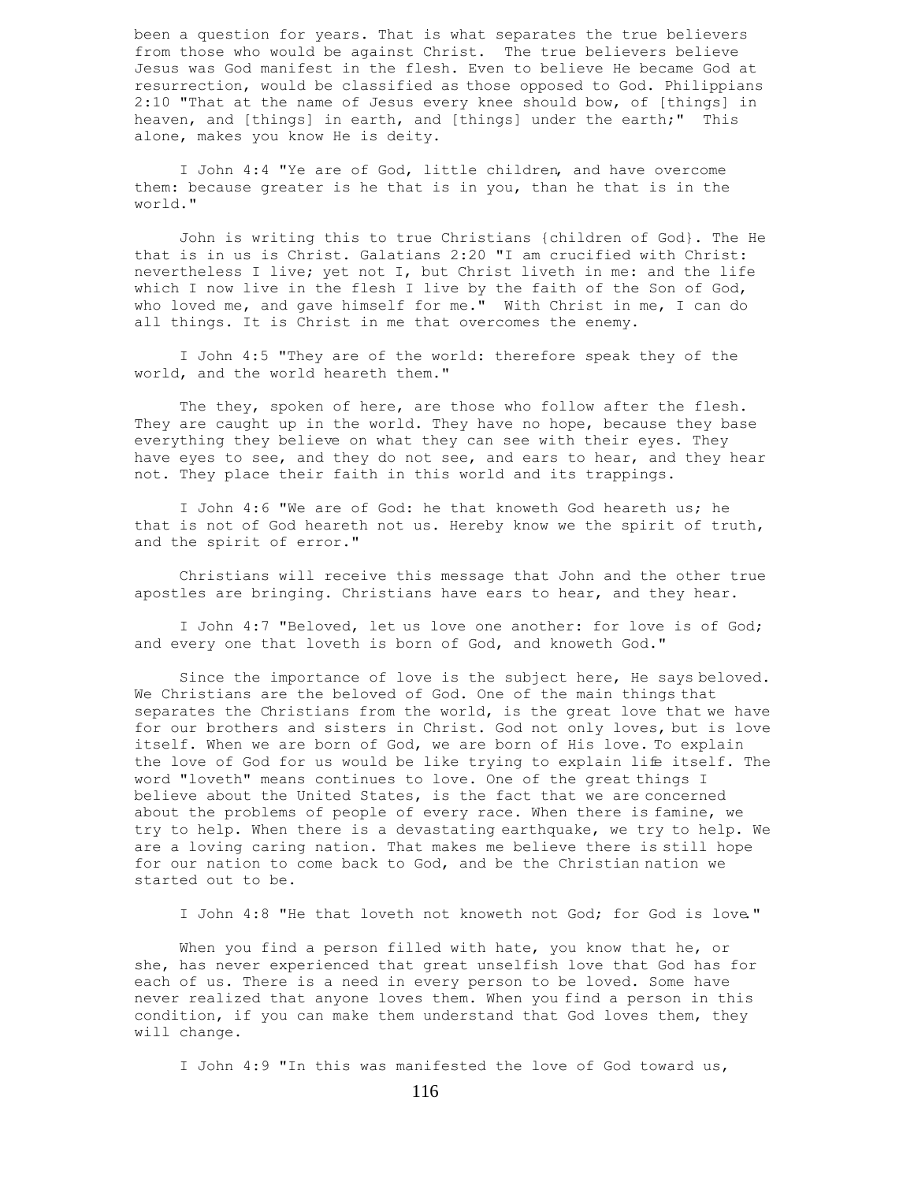been a question for years. That is what separates the true believers from those who would be against Christ. The true believers believe Jesus was God manifest in the flesh. Even to believe He became God at resurrection, would be classified as those opposed to God. Philippians 2:10 "That at the name of Jesus every knee should bow, of [things] in heaven, and [things] in earth, and [things] under the earth;" This alone, makes you know He is deity.

I John 4:4 "Ye are of God, little children, and have overcome them: because greater is he that is in you, than he that is in the world."

John is writing this to true Christians {children of God}. The He that is in us is Christ. Galatians 2:20 "I am crucified with Christ: nevertheless I live; yet not I, but Christ liveth in me: and the life which I now live in the flesh I live by the faith of the Son of God, who loved me, and gave himself for me." With Christ in me, I can do all things. It is Christ in me that overcomes the enemy.

I John 4:5 "They are of the world: therefore speak they of the world, and the world heareth them."

The they, spoken of here, are those who follow after the flesh. They are caught up in the world. They have no hope, because they base everything they believe on what they can see with their eyes. They have eyes to see, and they do not see, and ears to hear, and they hear not. They place their faith in this world and its trappings.

I John 4:6 "We are of God: he that knoweth God heareth us; he that is not of God heareth not us. Hereby know we the spirit of truth, and the spirit of error."

Christians will receive this message that John and the other true apostles are bringing. Christians have ears to hear, and they hear.

I John 4:7 "Beloved, let us love one another: for love is of God; and every one that loveth is born of God, and knoweth God."

Since the importance of love is the subject here, He says beloved. We Christians are the beloved of God. One of the main things that separates the Christians from the world, is the great love that we have for our brothers and sisters in Christ. God not only loves, but is love itself. When we are born of God, we are born of His love. To explain the love of God for us would be like trying to explain life itself. The word "loveth" means continues to love. One of the great things I believe about the United States, is the fact that we are concerned about the problems of people of every race. When there is famine, we try to help. When there is a devastating earthquake, we try to help. We are a loving caring nation. That makes me believe there is still hope for our nation to come back to God, and be the Christian nation we started out to be.

I John 4:8 "He that loveth not knoweth not God; for God is love."

When you find a person filled with hate, you know that he, or she, has never experienced that great unselfish love that God has for each of us. There is a need in every person to be loved. Some have never realized that anyone loves them. When you find a person in this condition, if you can make them understand that God loves them, they will change.

I John 4:9 "In this was manifested the love of God toward us,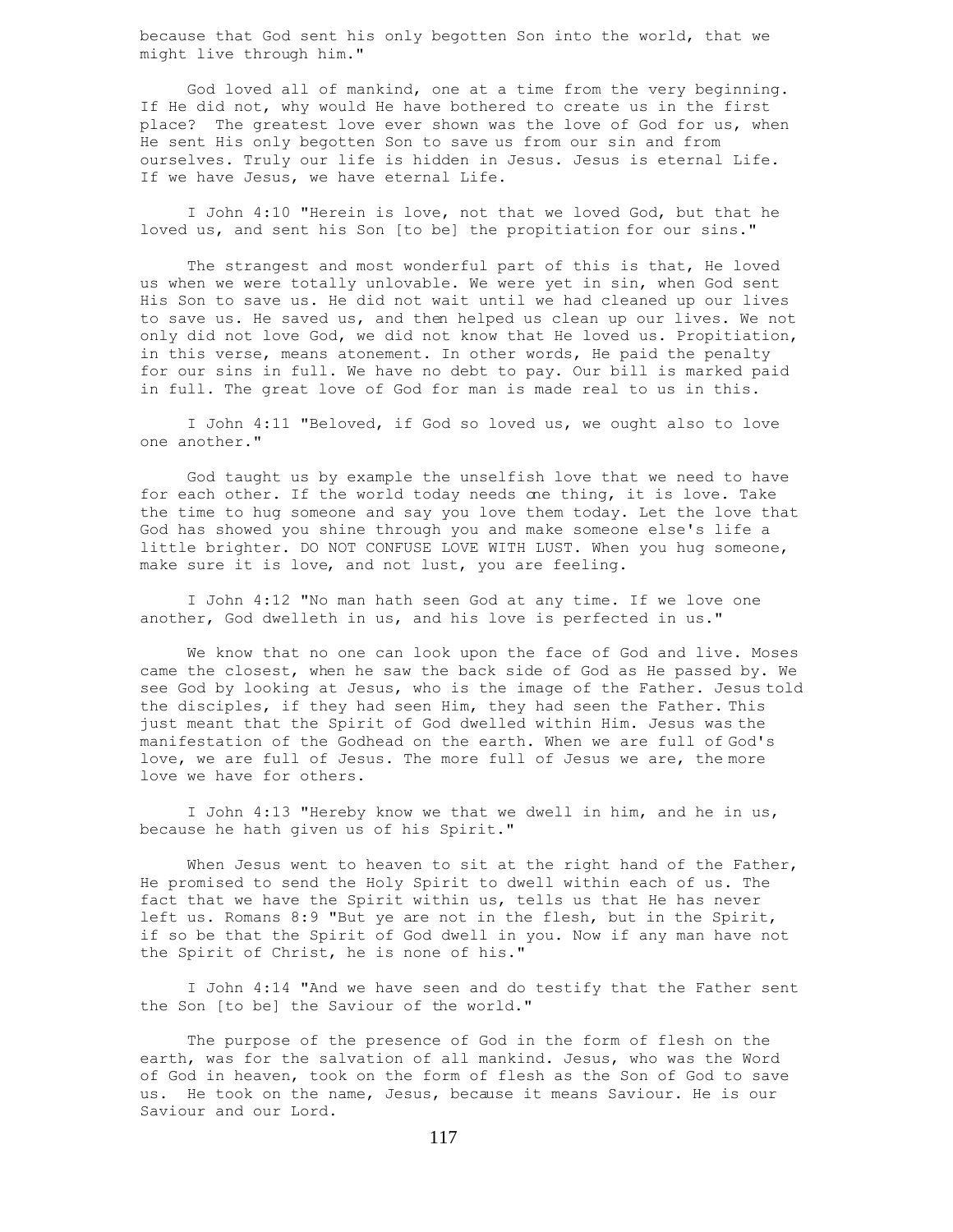because that God sent his only begotten Son into the world, that we might live through him."

God loved all of mankind, one at a time from the very beginning. If He did not, why would He have bothered to create us in the first place? The greatest love ever shown was the love of God for us, when He sent His only begotten Son to save us from our sin and from ourselves. Truly our life is hidden in Jesus. Jesus is eternal Life. If we have Jesus, we have eternal Life.

I John 4:10 "Herein is love, not that we loved God, but that he loved us, and sent his Son [to be] the propitiation for our sins."

The strangest and most wonderful part of this is that, He loved us when we were totally unlovable. We were yet in sin, when God sent His Son to save us. He did not wait until we had cleaned up our lives to save us. He saved us, and then helped us clean up our lives. We not only did not love God, we did not know that He loved us. Propitiation, in this verse, means atonement. In other words, He paid the penalty for our sins in full. We have no debt to pay. Our bill is marked paid in full. The great love of God for man is made real to us in this.

I John 4:11 "Beloved, if God so loved us, we ought also to love one another."

God taught us by example the unselfish love that we need to have for each other. If the world today needs one thing, it is love. Take the time to hug someone and say you love them today. Let the love that God has showed you shine through you and make someone else's life a little brighter. DO NOT CONFUSE LOVE WITH LUST. When you hug someone, make sure it is love, and not lust, you are feeling.

I John 4:12 "No man hath seen God at any time. If we love one another, God dwelleth in us, and his love is perfected in us."

We know that no one can look upon the face of God and live. Moses came the closest, when he saw the back side of God as He passed by. We see God by looking at Jesus, who is the image of the Father. Jesus told the disciples, if they had seen Him, they had seen the Father. This just meant that the Spirit of God dwelled within Him. Jesus was the manifestation of the Godhead on the earth. When we are full of God's love, we are full of Jesus. The more full of Jesus we are, the more love we have for others.

I John 4:13 "Hereby know we that we dwell in him, and he in us, because he hath given us of his Spirit."

When Jesus went to heaven to sit at the right hand of the Father, He promised to send the Holy Spirit to dwell within each of us. The fact that we have the Spirit within us, tells us that He has never left us. Romans 8:9 "But ye are not in the flesh, but in the Spirit, if so be that the Spirit of God dwell in you. Now if any man have not the Spirit of Christ, he is none of his."

I John 4:14 "And we have seen and do testify that the Father sent the Son [to be] the Saviour of the world."

The purpose of the presence of God in the form of flesh on the earth, was for the salvation of all mankind. Jesus, who was the Word of God in heaven, took on the form of flesh as the Son of God to save us. He took on the name, Jesus, because it means Saviour. He is our Saviour and our Lord.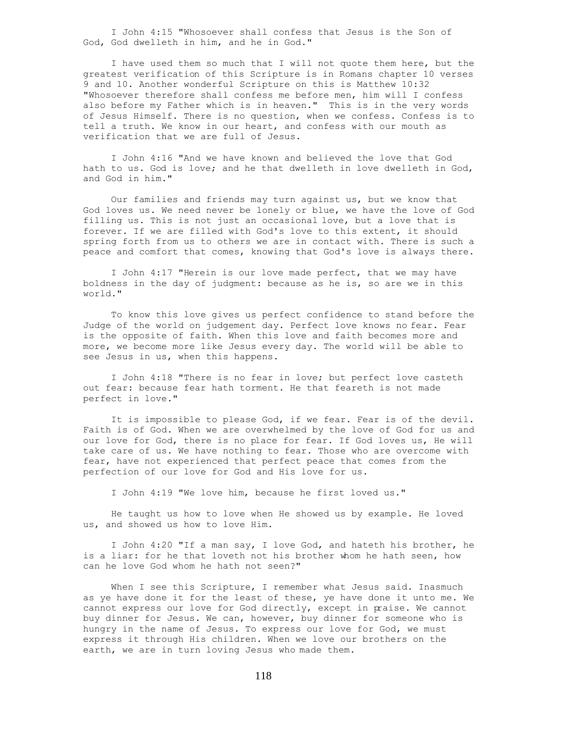I John 4:15 "Whosoever shall confess that Jesus is the Son of God, God dwelleth in him, and he in God."

I have used them so much that I will not quote them here, but the greatest verification of this Scripture is in Romans chapter 10 verses 9 and 10. Another wonderful Scripture on this is Matthew 10:32 "Whosoever therefore shall confess me before men, him will I confess also before my Father which is in heaven." This is in the very words of Jesus Himself. There is no question, when we confess. Confess is to tell a truth. We know in our heart, and confess with our mouth as verification that we are full of Jesus.

I John 4:16 "And we have known and believed the love that God hath to us. God is love; and he that dwelleth in love dwelleth in God, and God in him."

Our families and friends may turn against us, but we know that God loves us. We need never be lonely or blue, we have the love of God filling us. This is not just an occasional love, but a love that is forever. If we are filled with God's love to this extent, it should spring forth from us to others we are in contact with. There is such a peace and comfort that comes, knowing that God's love is always there.

I John 4:17 "Herein is our love made perfect, that we may have boldness in the day of judgment: because as he is, so are we in this world."

To know this love gives us perfect confidence to stand before the Judge of the world on judgement day. Perfect love knows no fear. Fear is the opposite of faith. When this love and faith becomes more and more, we become more like Jesus every day. The world will be able to see Jesus in us, when this happens.

I John 4:18 "There is no fear in love; but perfect love casteth out fear: because fear hath torment. He that feareth is not made perfect in love."

It is impossible to please God, if we fear. Fear is of the devil. Faith is of God. When we are overwhelmed by the love of God for us and our love for God, there is no place for fear. If God loves us, He will take care of us. We have nothing to fear. Those who are overcome with fear, have not experienced that perfect peace that comes from the perfection of our love for God and His love for us.

I John 4:19 "We love him, because he first loved us."

He taught us how to love when He showed us by example. He loved us, and showed us how to love Him.

I John 4:20 "If a man say, I love God, and hateth his brother, he is a liar: for he that loveth not his brother whom he hath seen, how can he love God whom he hath not seen?"

When I see this Scripture, I remember what Jesus said. Inasmuch as ye have done it for the least of these, ye have done it unto me. We cannot express our love for God directly, except in praise. We cannot buy dinner for Jesus. We can, however, buy dinner for someone who is hungry in the name of Jesus. To express our love for God, we must express it through His children. When we love our brothers on the earth, we are in turn loving Jesus who made them.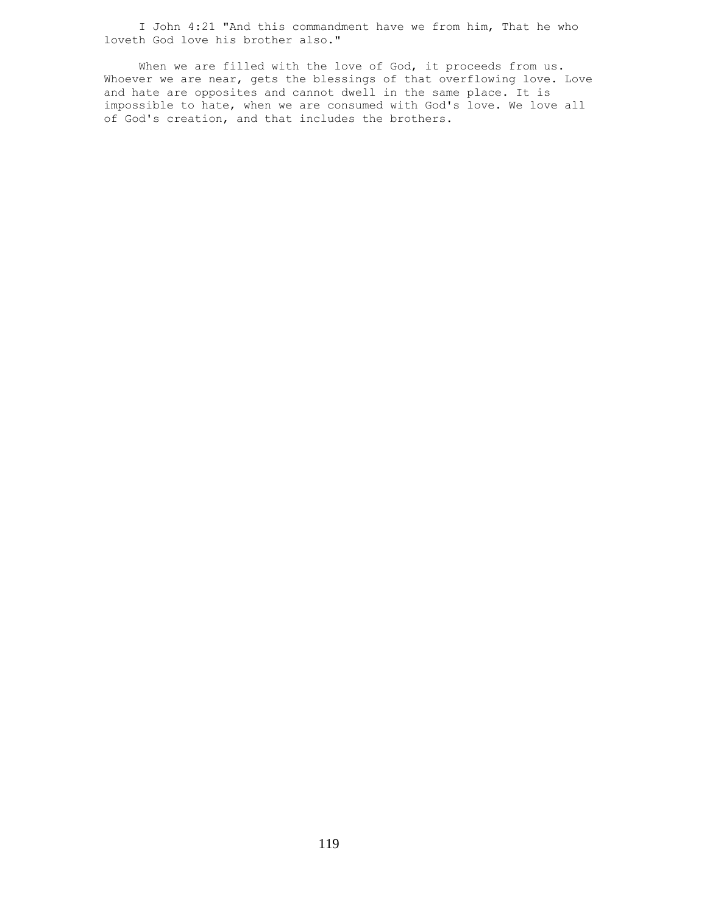I John 4:21 "And this commandment have we from him, That he who loveth God love his brother also."

When we are filled with the love of God, it proceeds from us. Whoever we are near, gets the blessings of that overflowing love. Love and hate are opposites and cannot dwell in the same place. It is impossible to hate, when we are consumed with God's love. We love all of God's creation, and that includes the brothers.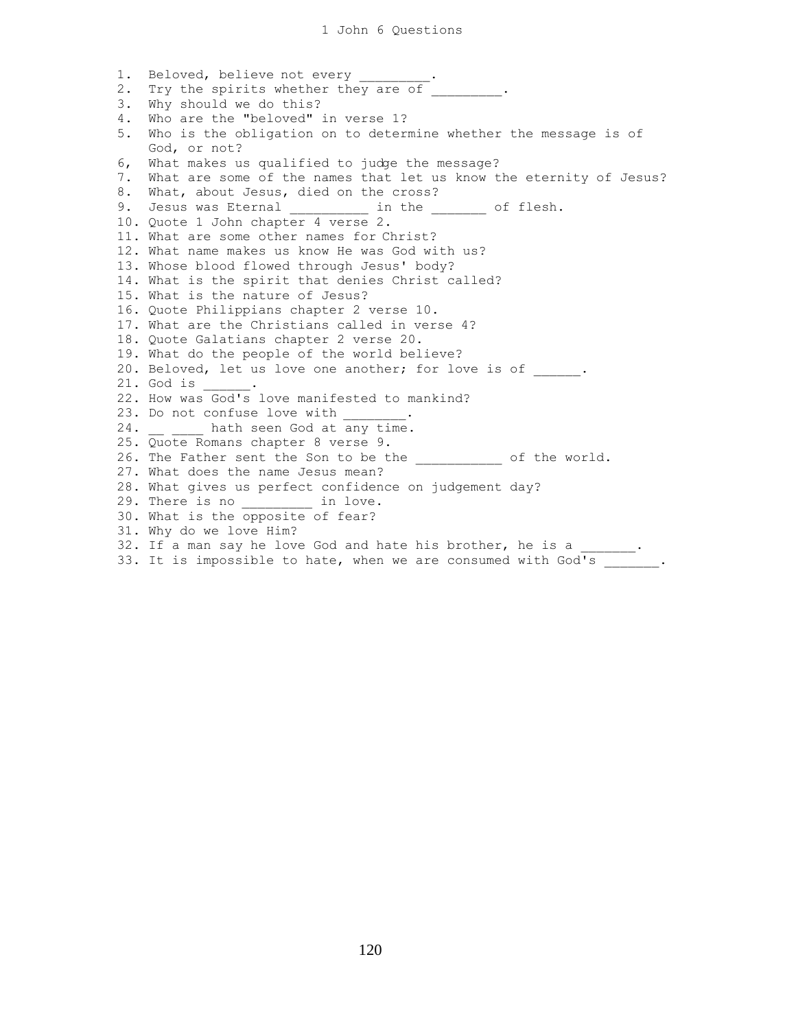# 1 John 6 Questions

1. Beloved, believe not every _________.
2. Try the spirits whether they are of _________.
3. Why should we do this?
4. Who are the "beloved" in verse 1?
5. Who is the obligation on to determine whether the message is of God, or not?
6, What makes us qualified to judge the message?
7. What are some of the names that let us know the eternity of Jesus?
8. What, about Jesus, died on the cross?
9. Jesus was Eternal __________ in the _______ of flesh.
10. Quote 1 John chapter 4 verse 2.
11. What are some other names for Christ?
12. What name makes us know He was God with us?
13. Whose blood flowed through Jesus' body?
14. What is the spirit that denies Christ called?
15. What is the nature of Jesus?
16. Quote Philippians chapter 2 verse 10.
17. What are the Christians called in verse 4?
18. Quote Galatians chapter 2 verse 20.
19. What do the people of the world believe?
20. Beloved, let us love one another; for love is of ______.
21. God is ______.
22. How was God's love manifested to mankind?
23. Do not confuse love with ________.
24. __ ____ hath seen God at any time.
25. Quote Romans chapter 8 verse 9.
26. The Father sent the Son to be the ___________ of the world.
27. What does the name Jesus mean?
28. What gives us perfect confidence on judgement day?
29. There is no _________ in love.
30. What is the opposite of fear?
31. Why do we love Him?
32. If a man say he love God and hate his brother, he is a _______.
33. It is impossible to hate, when we are consumed with God's _______.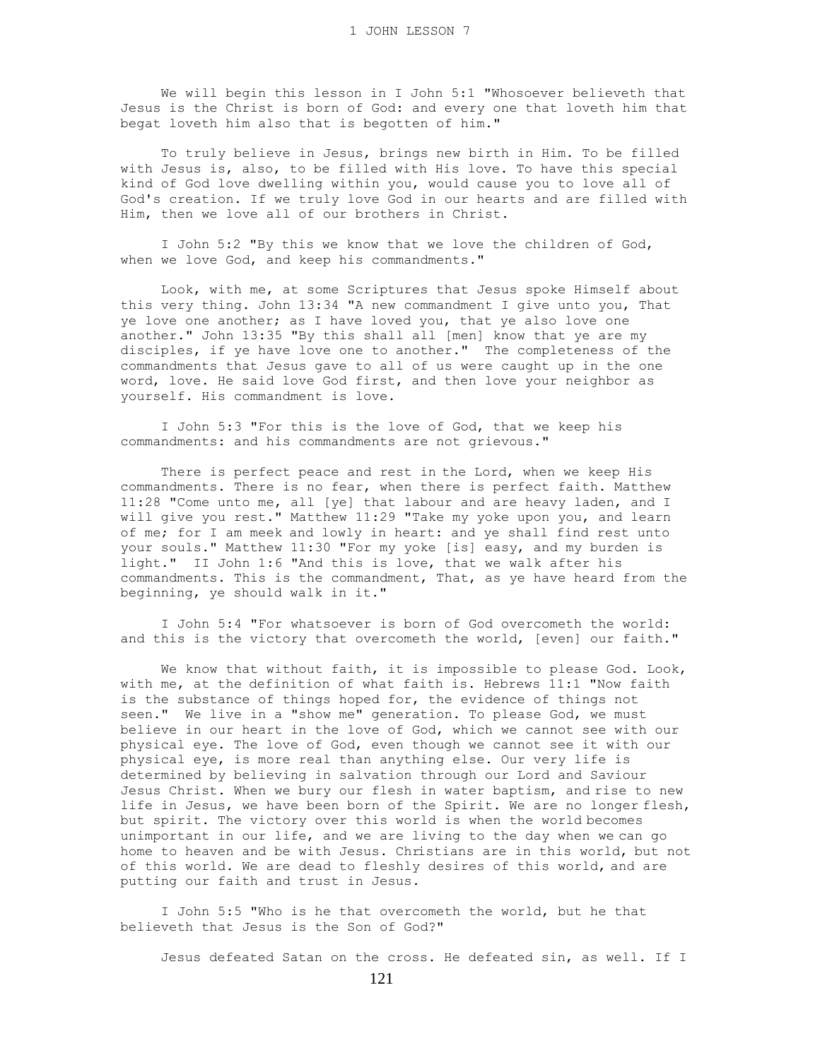We will begin this lesson in I John 5:1 "Whosoever believeth that Jesus is the Christ is born of God: and every one that loveth him that begat loveth him also that is begotten of him."

To truly believe in Jesus, brings new birth in Him. To be filled with Jesus is, also, to be filled with His love. To have this special kind of God love dwelling within you, would cause you to love all of God's creation. If we truly love God in our hearts and are filled with Him, then we love all of our brothers in Christ.

I John 5:2 "By this we know that we love the children of God, when we love God, and keep his commandments."

Look, with me, at some Scriptures that Jesus spoke Himself about this very thing. John 13:34 "A new commandment I give unto you, That ye love one another; as I have loved you, that ye also love one another." John 13:35 "By this shall all [men] know that ye are my disciples, if ye have love one to another." The completeness of the commandments that Jesus gave to all of us were caught up in the one word, love. He said love God first, and then love your neighbor as yourself. His commandment is love.

I John 5:3 "For this is the love of God, that we keep his commandments: and his commandments are not grievous."

There is perfect peace and rest in the Lord, when we keep His commandments. There is no fear, when there is perfect faith. Matthew 11:28 "Come unto me, all [ye] that labour and are heavy laden, and I will give you rest." Matthew 11:29 "Take my yoke upon you, and learn of me; for I am meek and lowly in heart: and ye shall find rest unto your souls." Matthew 11:30 "For my yoke [is] easy, and my burden is light." II John 1:6 "And this is love, that we walk after his commandments. This is the commandment, That, as ye have heard from the beginning, ye should walk in it."

I John 5:4 "For whatsoever is born of God overcometh the world: and this is the victory that overcometh the world, [even] our faith."

We know that without faith, it is impossible to please God. Look, with me, at the definition of what faith is. Hebrews 11:1 "Now faith is the substance of things hoped for, the evidence of things not seen." We live in a "show me" generation. To please God, we must believe in our heart in the love of God, which we cannot see with our physical eye. The love of God, even though we cannot see it with our physical eye, is more real than anything else. Our very life is determined by believing in salvation through our Lord and Saviour Jesus Christ. When we bury our flesh in water baptism, and rise to new life in Jesus, we have been born of the Spirit. We are no longer flesh, but spirit. The victory over this world is when the world becomes unimportant in our life, and we are living to the day when we can go home to heaven and be with Jesus. Christians are in this world, but not of this world. We are dead to fleshly desires of this world, and are putting our faith and trust in Jesus.

I John 5:5 "Who is he that overcometh the world, but he that believeth that Jesus is the Son of God?"

Jesus defeated Satan on the cross. He defeated sin, as well. If I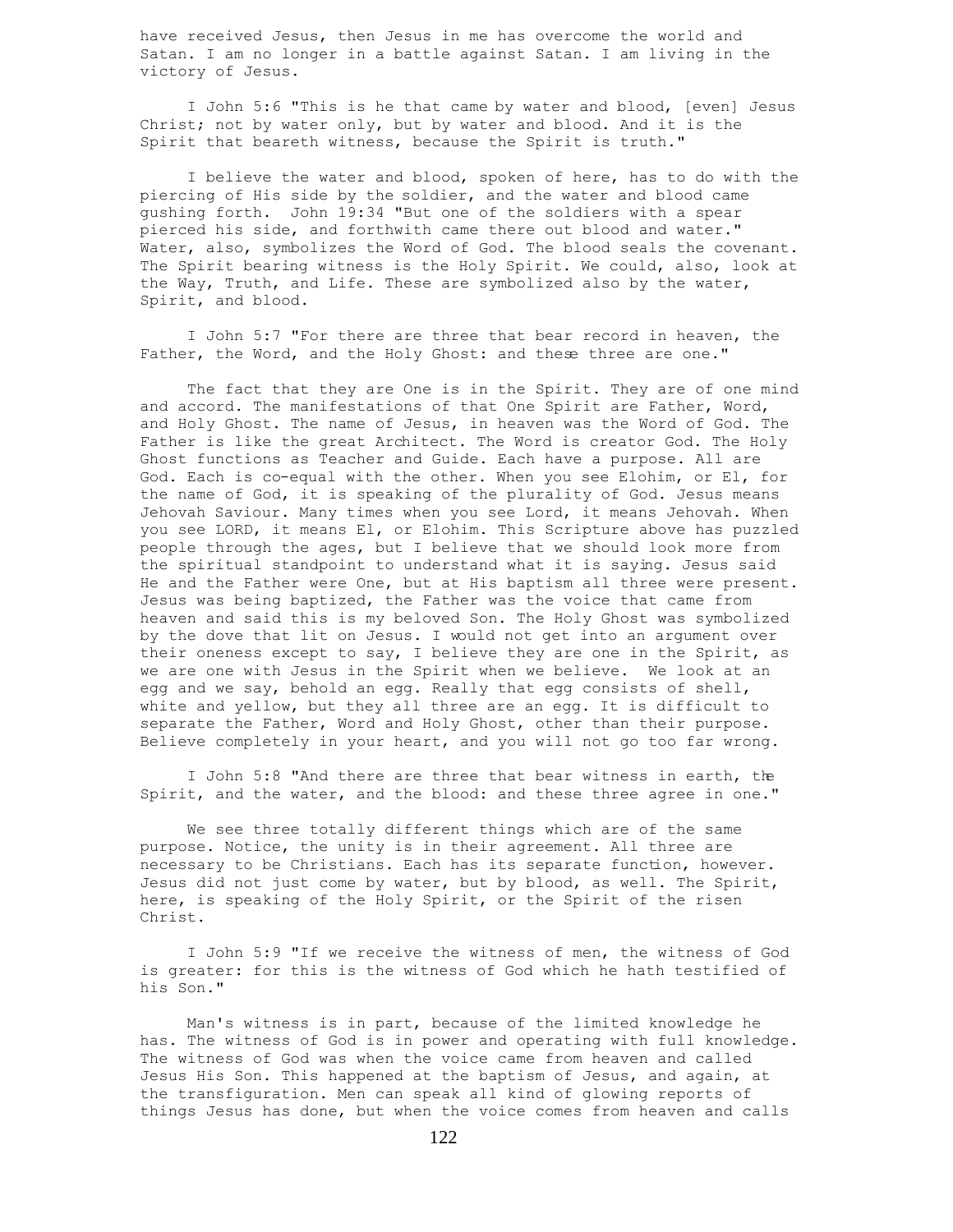have received Jesus, then Jesus in me has overcome the world and Satan. I am no longer in a battle against Satan. I am living in the victory of Jesus.

I John 5:6 "This is he that came by water and blood, [even] Jesus Christ; not by water only, but by water and blood. And it is the Spirit that beareth witness, because the Spirit is truth."

I believe the water and blood, spoken of here, has to do with the piercing of His side by the soldier, and the water and blood came gushing forth. John 19:34 "But one of the soldiers with a spear pierced his side, and forthwith came there out blood and water." Water, also, symbolizes the Word of God. The blood seals the covenant. The Spirit bearing witness is the Holy Spirit. We could, also, look at the Way, Truth, and Life. These are symbolized also by the water, Spirit, and blood.

I John 5:7 "For there are three that bear record in heaven, the Father, the Word, and the Holy Ghost: and these three are one."

The fact that they are One is in the Spirit. They are of one mind and accord. The manifestations of that One Spirit are Father, Word, and Holy Ghost. The name of Jesus, in heaven was the Word of God. The Father is like the great Architect. The Word is creator God. The Holy Ghost functions as Teacher and Guide. Each have a purpose. All are God. Each is co-equal with the other. When you see Elohim, or El, for the name of God, it is speaking of the plurality of God. Jesus means Jehovah Saviour. Many times when you see Lord, it means Jehovah. When you see LORD, it means El, or Elohim. This Scripture above has puzzled people through the ages, but I believe that we should look more from the spiritual standpoint to understand what it is saying. Jesus said He and the Father were One, but at His baptism all three were present. Jesus was being baptized, the Father was the voice that came from heaven and said this is my beloved Son. The Holy Ghost was symbolized by the dove that lit on Jesus. I would not get into an argument over their oneness except to say, I believe they are one in the Spirit, as we are one with Jesus in the Spirit when we believe. We look at an egg and we say, behold an egg. Really that egg consists of shell, white and yellow, but they all three are an egg. It is difficult to separate the Father, Word and Holy Ghost, other than their purpose. Believe completely in your heart, and you will not go too far wrong.

I John 5:8 "And there are three that bear witness in earth, the Spirit, and the water, and the blood: and these three agree in one."

We see three totally different things which are of the same purpose. Notice, the unity is in their agreement. All three are necessary to be Christians. Each has its separate function, however. Jesus did not just come by water, but by blood, as well. The Spirit, here, is speaking of the Holy Spirit, or the Spirit of the risen Christ.

I John 5:9 "If we receive the witness of men, the witness of God is greater: for this is the witness of God which he hath testified of his Son."

Man's witness is in part, because of the limited knowledge he has. The witness of God is in power and operating with full knowledge. The witness of God was when the voice came from heaven and called Jesus His Son. This happened at the baptism of Jesus, and again, at the transfiguration. Men can speak all kind of glowing reports of things Jesus has done, but when the voice comes from heaven and calls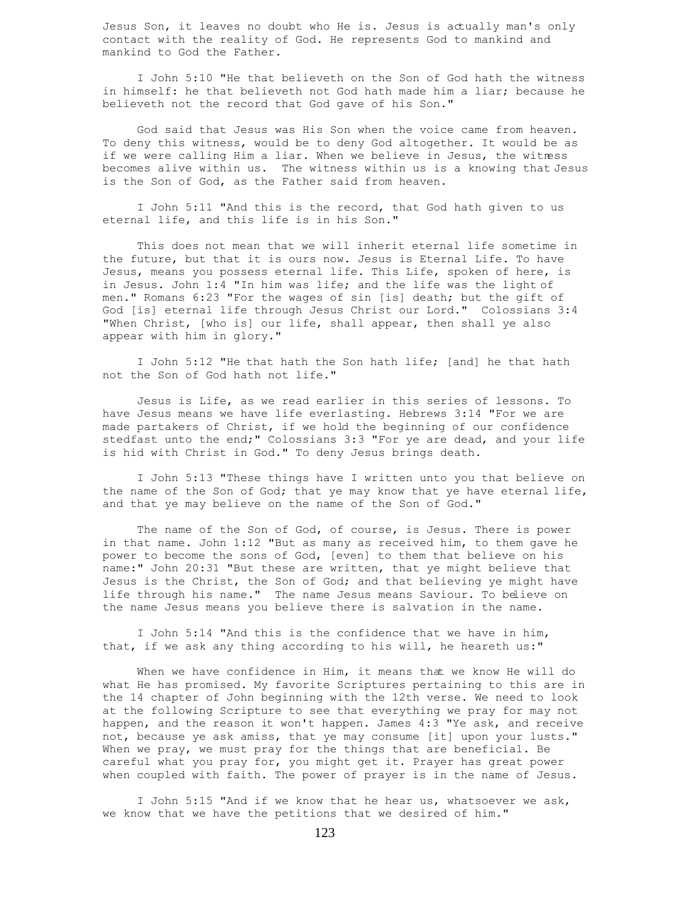Jesus Son, it leaves no doubt who He is. Jesus is actually man's only contact with the reality of God. He represents God to mankind and mankind to God the Father.

I John 5:10 "He that believeth on the Son of God hath the witness in himself: he that believeth not God hath made him a liar; because he believeth not the record that God gave of his Son."

God said that Jesus was His Son when the voice came from heaven. To deny this witness, would be to deny God altogether. It would be as if we were calling Him a liar. When we believe in Jesus, the witness becomes alive within us. The witness within us is a knowing that Jesus is the Son of God, as the Father said from heaven.

I John 5:11 "And this is the record, that God hath given to us eternal life, and this life is in his Son."

This does not mean that we will inherit eternal life sometime in the future, but that it is ours now. Jesus is Eternal Life. To have Jesus, means you possess eternal life. This Life, spoken of here, is in Jesus. John 1:4 "In him was life; and the life was the light of men." Romans 6:23 "For the wages of sin [is] death; but the gift of God [is] eternal life through Jesus Christ our Lord." Colossians 3:4 "When Christ, [who is] our life, shall appear, then shall ye also appear with him in glory."

I John 5:12 "He that hath the Son hath life; [and] he that hath not the Son of God hath not life."

Jesus is Life, as we read earlier in this series of lessons. To have Jesus means we have life everlasting. Hebrews 3:14 "For we are made partakers of Christ, if we hold the beginning of our confidence stedfast unto the end;" Colossians 3:3 "For ye are dead, and your life is hid with Christ in God." To deny Jesus brings death.

I John 5:13 "These things have I written unto you that believe on the name of the Son of God; that ye may know that ye have eternal life, and that ye may believe on the name of the Son of God."

The name of the Son of God, of course, is Jesus. There is power in that name. John 1:12 "But as many as received him, to them gave he power to become the sons of God, [even] to them that believe on his name:" John 20:31 "But these are written, that ye might believe that Jesus is the Christ, the Son of God; and that believing ye might have life through his name." The name Jesus means Saviour. To believe on the name Jesus means you believe there is salvation in the name.

I John 5:14 "And this is the confidence that we have in him, that, if we ask any thing according to his will, he heareth us:"

When we have confidence in Him, it means that we know He will do what He has promised. My favorite Scriptures pertaining to this are in the 14 chapter of John beginning with the 12th verse. We need to look at the following Scripture to see that everything we pray for may not happen, and the reason it won't happen. James 4:3 "Ye ask, and receive not, because ye ask amiss, that ye may consume [it] upon your lusts." When we pray, we must pray for the things that are beneficial. Be careful what you pray for, you might get it. Prayer has great power when coupled with faith. The power of prayer is in the name of Jesus.

I John 5:15 "And if we know that he hear us, whatsoever we ask, we know that we have the petitions that we desired of him."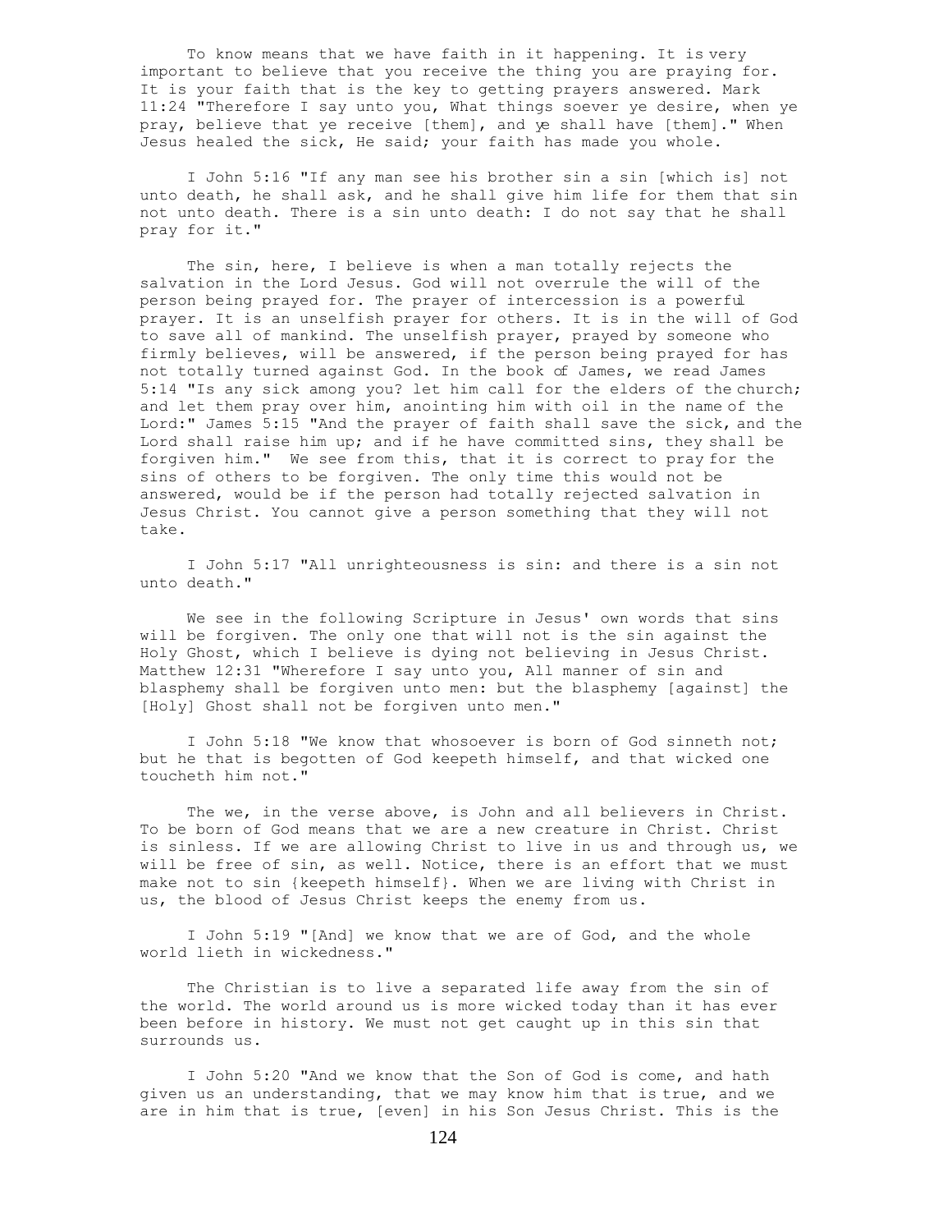To know means that we have faith in it happening. It is very important to believe that you receive the thing you are praying for. It is your faith that is the key to getting prayers answered. Mark 11:24 "Therefore I say unto you, What things soever ye desire, when ye pray, believe that ye receive [them], and ye shall have [them]." When Jesus healed the sick, He said; your faith has made you whole.

I John 5:16 "If any man see his brother sin a sin [which is] not unto death, he shall ask, and he shall give him life for them that sin not unto death. There is a sin unto death: I do not say that he shall pray for it."

The sin, here, I believe is when a man totally rejects the salvation in the Lord Jesus. God will not overrule the will of the person being prayed for. The prayer of intercession is a powerful prayer. It is an unselfish prayer for others. It is in the will of God to save all of mankind. The unselfish prayer, prayed by someone who firmly believes, will be answered, if the person being prayed for has not totally turned against God. In the book of James, we read James 5:14 "Is any sick among you? let him call for the elders of the church; and let them pray over him, anointing him with oil in the name of the Lord:" James 5:15 "And the prayer of faith shall save the sick, and the Lord shall raise him up; and if he have committed sins, they shall be forgiven him." We see from this, that it is correct to pray for the sins of others to be forgiven. The only time this would not be answered, would be if the person had totally rejected salvation in Jesus Christ. You cannot give a person something that they will not take.

I John 5:17 "All unrighteousness is sin: and there is a sin not unto death."

We see in the following Scripture in Jesus' own words that sins will be forgiven. The only one that will not is the sin against the Holy Ghost, which I believe is dying not believing in Jesus Christ. Matthew 12:31 "Wherefore I say unto you, All manner of sin and blasphemy shall be forgiven unto men: but the blasphemy [against] the [Holy] Ghost shall not be forgiven unto men."

I John 5:18 "We know that whosoever is born of God sinneth not; but he that is begotten of God keepeth himself, and that wicked one toucheth him not."

The we, in the verse above, is John and all believers in Christ. To be born of God means that we are a new creature in Christ. Christ is sinless. If we are allowing Christ to live in us and through us, we will be free of sin, as well. Notice, there is an effort that we must make not to sin {keepeth himself}. When we are living with Christ in us, the blood of Jesus Christ keeps the enemy from us.

I John 5:19 "[And] we know that we are of God, and the whole world lieth in wickedness."

The Christian is to live a separated life away from the sin of the world. The world around us is more wicked today than it has ever been before in history. We must not get caught up in this sin that surrounds us.

I John 5:20 "And we know that the Son of God is come, and hath given us an understanding, that we may know him that is true, and we are in him that is true, [even] in his Son Jesus Christ. This is the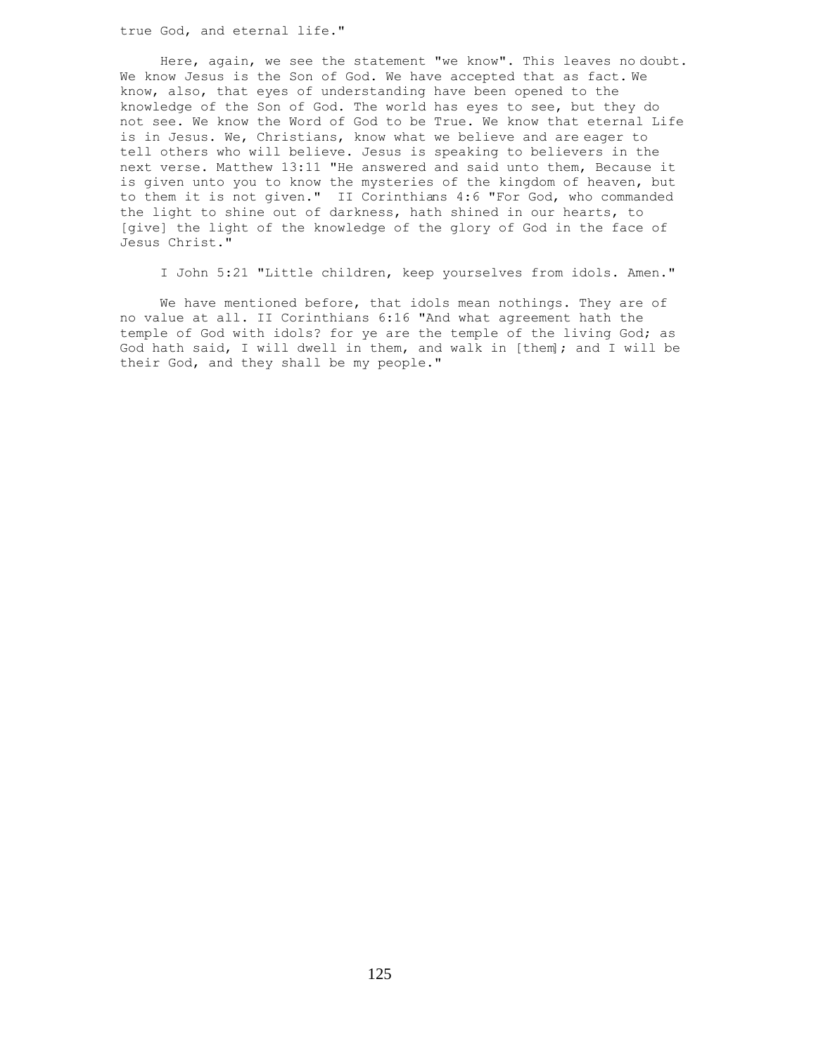true God, and eternal life."

Here, again, we see the statement "we know". This leaves no doubt. We know Jesus is the Son of God. We have accepted that as fact. We know, also, that eyes of understanding have been opened to the knowledge of the Son of God. The world has eyes to see, but they do not see. We know the Word of God to be True. We know that eternal Life is in Jesus. We, Christians, know what we believe and are eager to tell others who will believe. Jesus is speaking to believers in the next verse. Matthew 13:11 "He answered and said unto them, Because it is given unto you to know the mysteries of the kingdom of heaven, but to them it is not given." II Corinthians 4:6 "For God, who commanded the light to shine out of darkness, hath shined in our hearts, to [give] the light of the knowledge of the glory of God in the face of Jesus Christ."

I John 5:21 "Little children, keep yourselves from idols. Amen."

We have mentioned before, that idols mean nothings. They are of no value at all. II Corinthians 6:16 "And what agreement hath the temple of God with idols? for ye are the temple of the living God; as God hath said, I will dwell in them, and walk in [them]; and I will be their God, and they shall be my people."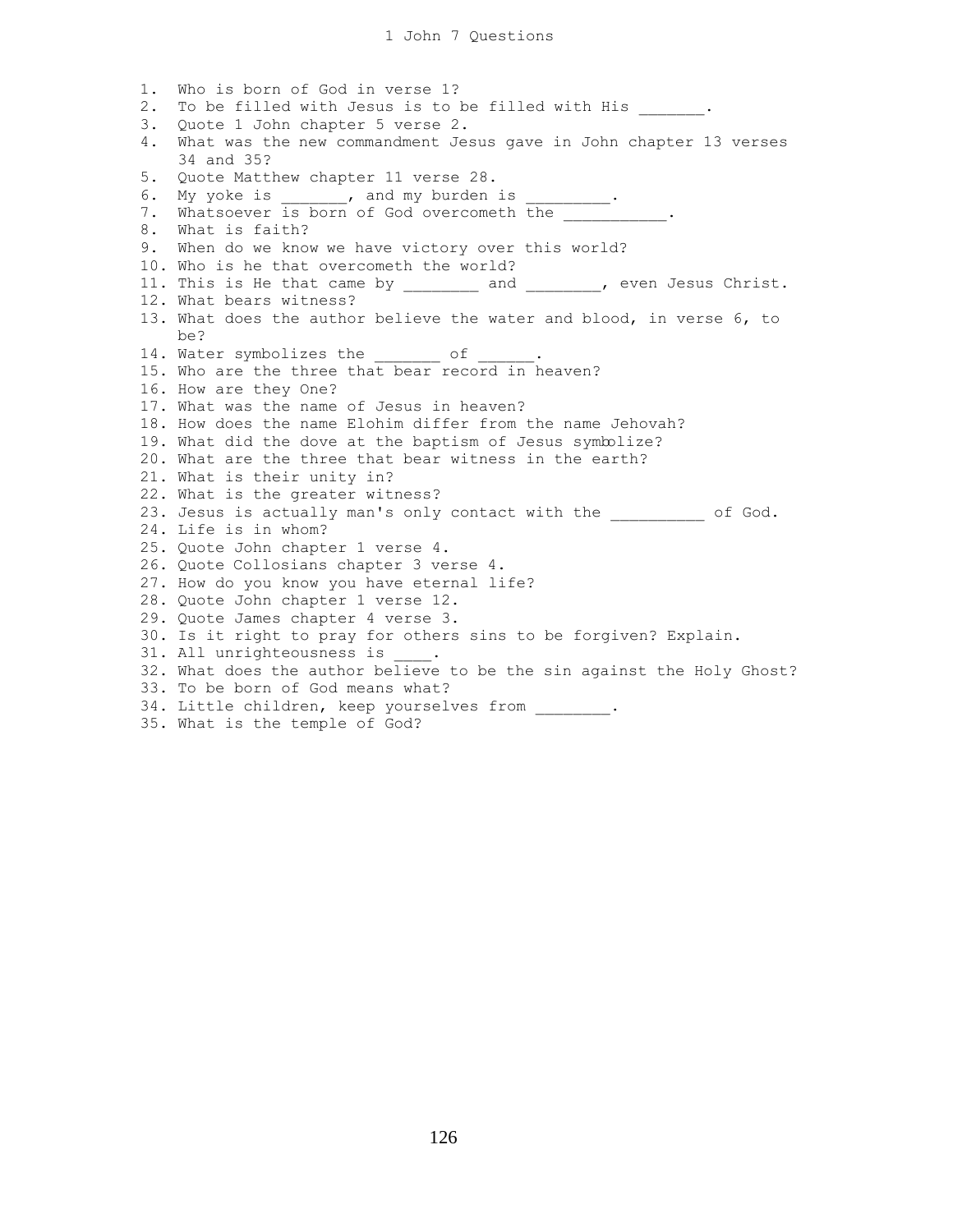# 1 John 7 Questions

1. Who is born of God in verse 1?
2. To be filled with Jesus is to be filled with His _______.
3. Quote 1 John chapter 5 verse 2.
4. What was the new commandment Jesus gave in John chapter 13 verses 34 and 35?
5. Quote Matthew chapter 11 verse 28.
6. My yoke is _______, and my burden is _________.
7. Whatsoever is born of God overcometh the ___________.
8. What is faith?
9. When do we know we have victory over this world?
10. Who is he that overcometh the world?
11. This is He that came by ________ and ________, even Jesus Christ.
12. What bears witness?
13. What does the author believe the water and blood, in verse 6, to be?
14. Water symbolizes the _______ of ______.
15. Who are the three that bear record in heaven?
16. How are they One?
17. What was the name of Jesus in heaven?
18. How does the name Elohim differ from the name Jehovah?
19. What did the dove at the baptism of Jesus symbolize?
20. What are the three that bear witness in the earth?
21. What is their unity in?
22. What is the greater witness?
23. Jesus is actually man's only contact with the __________ of God.
24. Life is in whom?
25. Quote John chapter 1 verse 4.
26. Quote Collosians chapter 3 verse 4.
27. How do you know you have eternal life?
28. Quote John chapter 1 verse 12.
29. Quote James chapter 4 verse 3.
30. Is it right to pray for others sins to be forgiven? Explain.
31. All unrighteousness is ____.
32. What does the author believe to be the sin against the Holy Ghost?
33. To be born of God means what?
34. Little children, keep yourselves from ________.
35. What is the temple of God?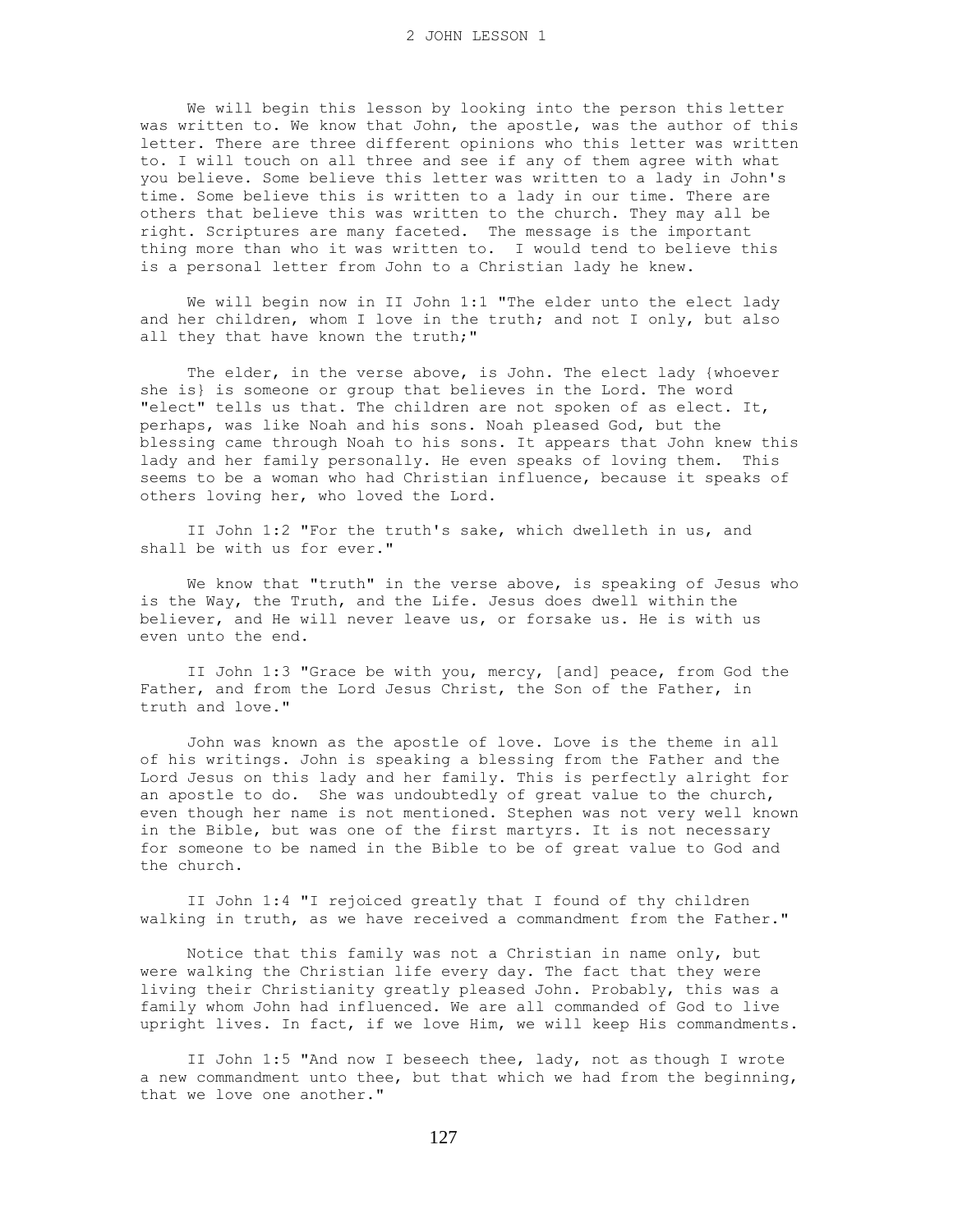# 2 JOHN LESSON 1

We will begin this lesson by looking into the person this letter was written to. We know that John, the apostle, was the author of this letter. There are three different opinions who this letter was written to. I will touch on all three and see if any of them agree with what you believe. Some believe this letter was written to a lady in John's time. Some believe this is written to a lady in our time. There are others that believe this was written to the church. They may all be right. Scriptures are many faceted. The message is the important thing more than who it was written to. I would tend to believe this is a personal letter from John to a Christian lady he knew.

We will begin now in II John 1:1 "The elder unto the elect lady and her children, whom I love in the truth; and not I only, but also all they that have known the truth;"

The elder, in the verse above, is John. The elect lady {whoever she is} is someone or group that believes in the Lord. The word "elect" tells us that. The children are not spoken of as elect. It, perhaps, was like Noah and his sons. Noah pleased God, but the blessing came through Noah to his sons. It appears that John knew this lady and her family personally. He even speaks of loving them. This seems to be a woman who had Christian influence, because it speaks of others loving her, who loved the Lord.

II John 1:2 "For the truth's sake, which dwelleth in us, and shall be with us for ever."

We know that "truth" in the verse above, is speaking of Jesus who is the Way, the Truth, and the Life. Jesus does dwell within the believer, and He will never leave us, or forsake us. He is with us even unto the end.

II John 1:3 "Grace be with you, mercy, [and] peace, from God the Father, and from the Lord Jesus Christ, the Son of the Father, in truth and love."

John was known as the apostle of love. Love is the theme in all of his writings. John is speaking a blessing from the Father and the Lord Jesus on this lady and her family. This is perfectly alright for an apostle to do. She was undoubtedly of great value to the church, even though her name is not mentioned. Stephen was not very well known in the Bible, but was one of the first martyrs. It is not necessary for someone to be named in the Bible to be of great value to God and the church.

II John 1:4 "I rejoiced greatly that I found of thy children walking in truth, as we have received a commandment from the Father."

Notice that this family was not a Christian in name only, but were walking the Christian life every day. The fact that they were living their Christianity greatly pleased John. Probably, this was a family whom John had influenced. We are all commanded of God to live upright lives. In fact, if we love Him, we will keep His commandments.

II John 1:5 "And now I beseech thee, lady, not as though I wrote a new commandment unto thee, but that which we had from the beginning, that we love one another."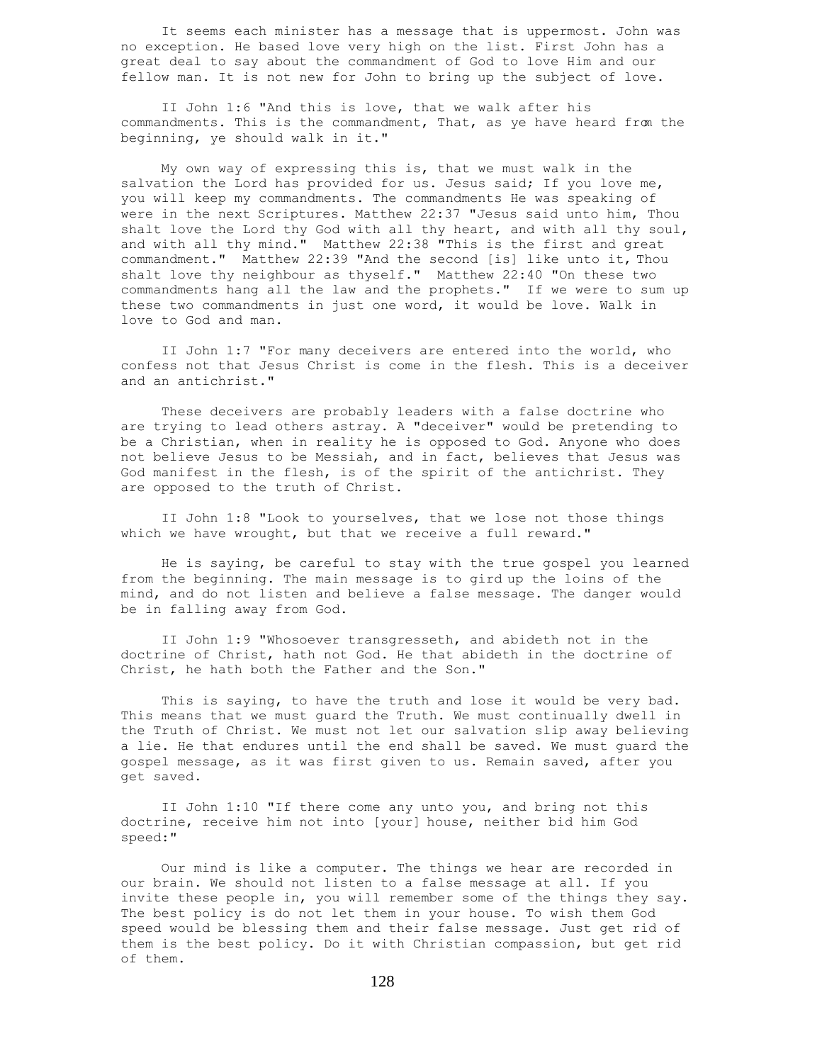It seems each minister has a message that is uppermost. John was no exception. He based love very high on the list. First John has a great deal to say about the commandment of God to love Him and our fellow man. It is not new for John to bring up the subject of love.

II John 1:6 "And this is love, that we walk after his commandments. This is the commandment, That, as ye have heard from the beginning, ye should walk in it."

My own way of expressing this is, that we must walk in the salvation the Lord has provided for us. Jesus said; If you love me, you will keep my commandments. The commandments He was speaking of were in the next Scriptures. Matthew 22:37 "Jesus said unto him, Thou shalt love the Lord thy God with all thy heart, and with all thy soul, and with all thy mind." Matthew 22:38 "This is the first and great commandment." Matthew 22:39 "And the second [is] like unto it, Thou shalt love thy neighbour as thyself." Matthew 22:40 "On these two commandments hang all the law and the prophets." If we were to sum up these two commandments in just one word, it would be love. Walk in love to God and man.

II John 1:7 "For many deceivers are entered into the world, who confess not that Jesus Christ is come in the flesh. This is a deceiver and an antichrist."

These deceivers are probably leaders with a false doctrine who are trying to lead others astray. A "deceiver" would be pretending to be a Christian, when in reality he is opposed to God. Anyone who does not believe Jesus to be Messiah, and in fact, believes that Jesus was God manifest in the flesh, is of the spirit of the antichrist. They are opposed to the truth of Christ.

II John 1:8 "Look to yourselves, that we lose not those things which we have wrought, but that we receive a full reward."

He is saying, be careful to stay with the true gospel you learned from the beginning. The main message is to gird up the loins of the mind, and do not listen and believe a false message. The danger would be in falling away from God.

II John 1:9 "Whosoever transgresseth, and abideth not in the doctrine of Christ, hath not God. He that abideth in the doctrine of Christ, he hath both the Father and the Son."

This is saying, to have the truth and lose it would be very bad. This means that we must guard the Truth. We must continually dwell in the Truth of Christ. We must not let our salvation slip away believing a lie. He that endures until the end shall be saved. We must guard the gospel message, as it was first given to us. Remain saved, after you get saved.

II John 1:10 "If there come any unto you, and bring not this doctrine, receive him not into [your] house, neither bid him God speed:"

Our mind is like a computer. The things we hear are recorded in our brain. We should not listen to a false message at all. If you invite these people in, you will remember some of the things they say. The best policy is do not let them in your house. To wish them God speed would be blessing them and their false message. Just get rid of them is the best policy. Do it with Christian compassion, but get rid of them.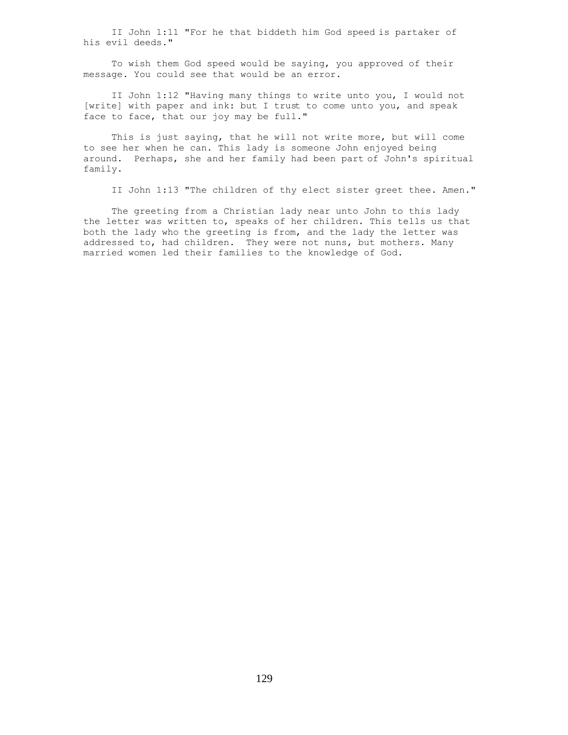II John 1:11 "For he that biddeth him God speed is partaker of his evil deeds."

To wish them God speed would be saying, you approved of their message. You could see that would be an error.

II John 1:12 "Having many things to write unto you, I would not [write] with paper and ink: but I trust to come unto you, and speak face to face, that our joy may be full."

This is just saying, that he will not write more, but will come to see her when he can. This lady is someone John enjoyed being around. Perhaps, she and her family had been part of John's spiritual family.

II John 1:13 "The children of thy elect sister greet thee. Amen."

The greeting from a Christian lady near unto John to this lady the letter was written to, speaks of her children. This tells us that both the lady who the greeting is from, and the lady the letter was addressed to, had children. They were not nuns, but mothers. Many married women led their families to the knowledge of God.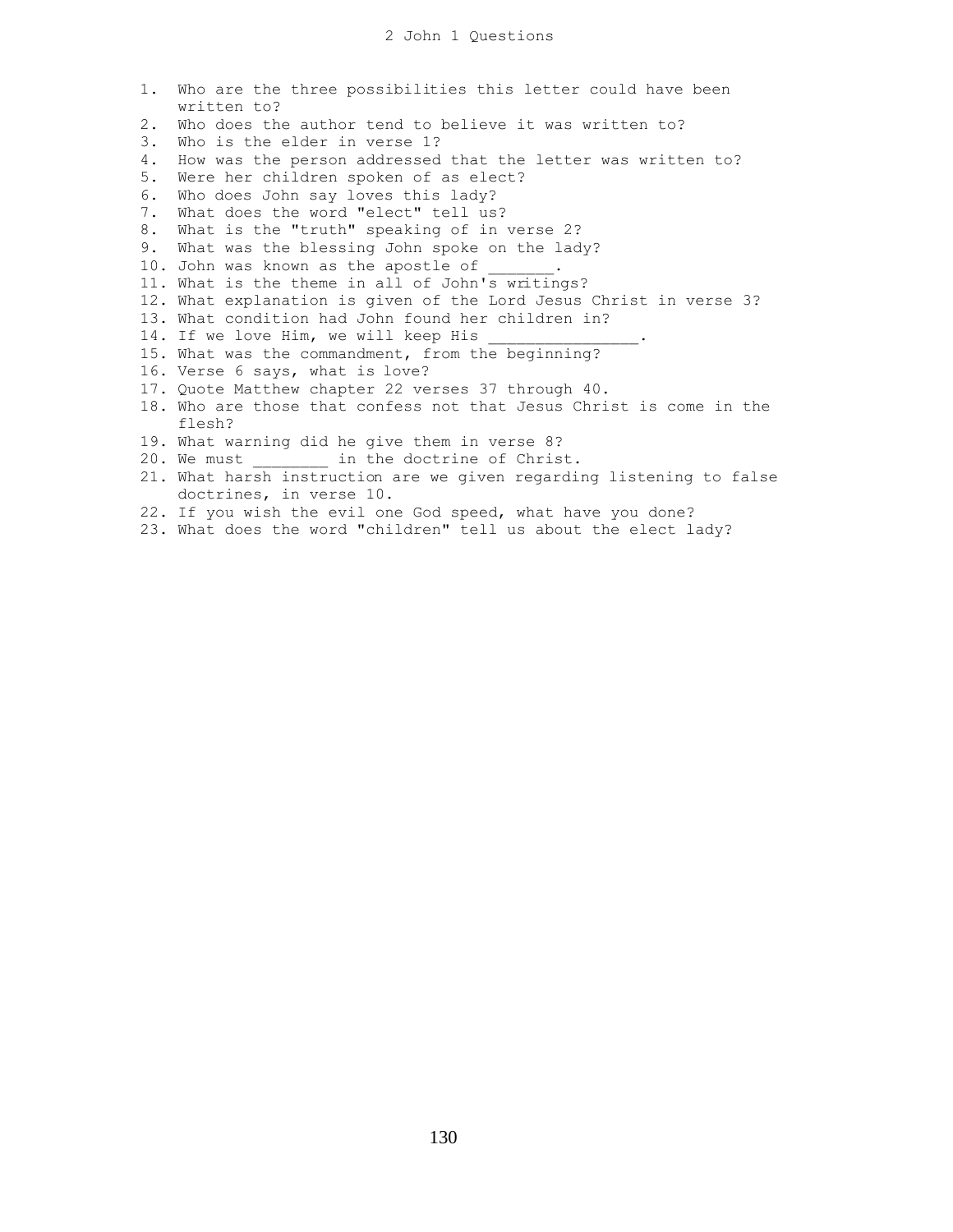# 2 John 1 Questions

1. Who are the three possibilities this letter could have been written to?
2. Who does the author tend to believe it was written to?
3. Who is the elder in verse 1?
4. How was the person addressed that the letter was written to?
5. Were her children spoken of as elect?
6. Who does John say loves this lady?
7. What does the word "elect" tell us?
8. What is the "truth" speaking of in verse 2?
9. What was the blessing John spoke on the lady?
10. John was known as the apostle of _______.
11. What is the theme in all of John's writings?
12. What explanation is given of the Lord Jesus Christ in verse 3?
13. What condition had John found her children in?
14. If we love Him, we will keep His ________________.
15. What was the commandment, from the beginning?
16. Verse 6 says, what is love?
17. Quote Matthew chapter 22 verses 37 through 40.
18. Who are those that confess not that Jesus Christ is come in the flesh?
19. What warning did he give them in verse 8?
20. We must ________ in the doctrine of Christ.
21. What harsh instruction are we given regarding listening to false doctrines, in verse 10.
22. If you wish the evil one God speed, what have you done?
23. What does the word "children" tell us about the elect lady?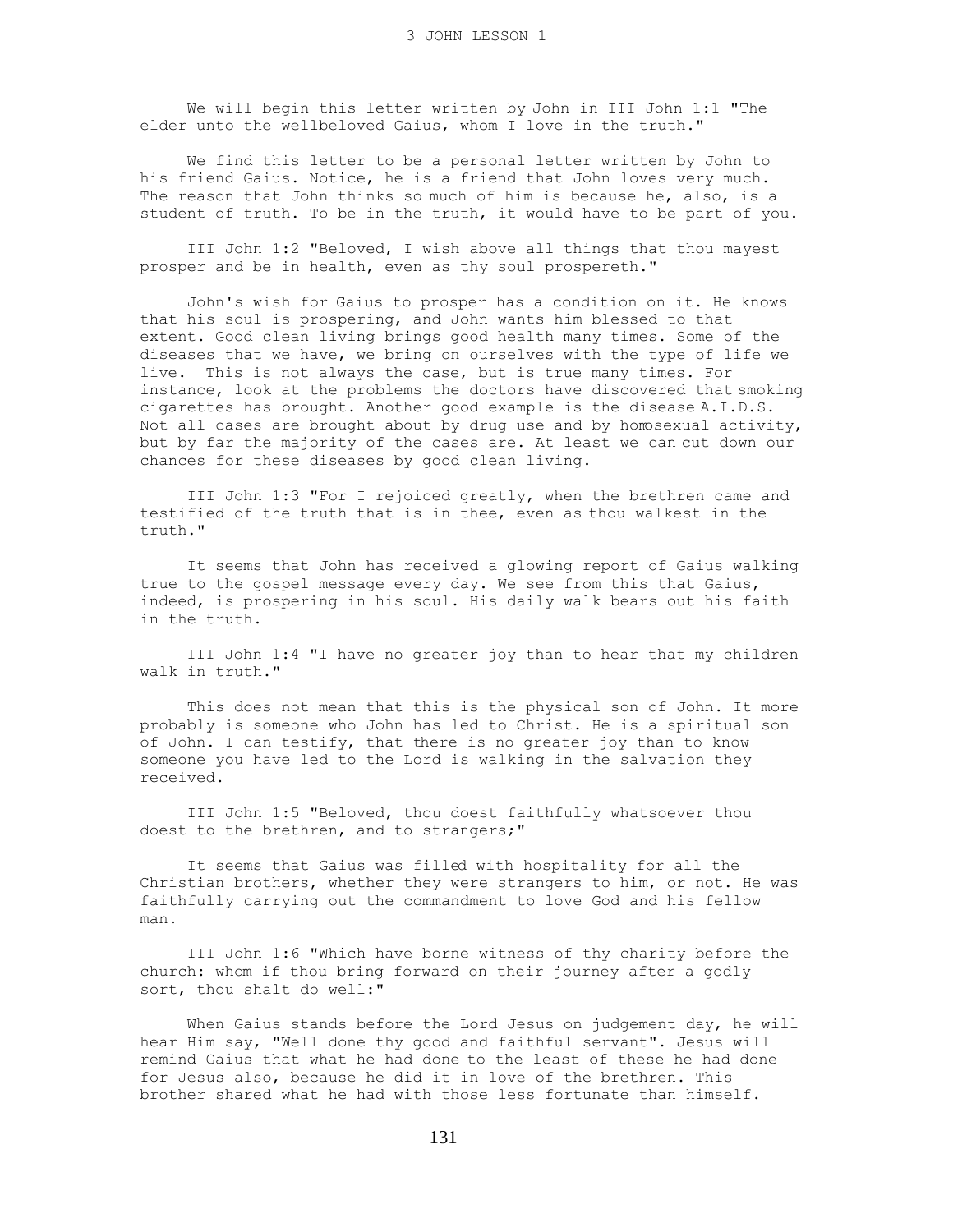# 3 JOHN LESSON 1

We will begin this letter written by John in III John 1:1 "The elder unto the wellbeloved Gaius, whom I love in the truth."

We find this letter to be a personal letter written by John to his friend Gaius. Notice, he is a friend that John loves very much. The reason that John thinks so much of him is because he, also, is a student of truth. To be in the truth, it would have to be part of you.

III John 1:2 "Beloved, I wish above all things that thou mayest prosper and be in health, even as thy soul prospereth."

John's wish for Gaius to prosper has a condition on it. He knows that his soul is prospering, and John wants him blessed to that extent. Good clean living brings good health many times. Some of the diseases that we have, we bring on ourselves with the type of life we live. This is not always the case, but is true many times. For instance, look at the problems the doctors have discovered that smoking cigarettes has brought. Another good example is the disease A.I.D.S. Not all cases are brought about by drug use and by homosexual activity, but by far the majority of the cases are. At least we can cut down our chances for these diseases by good clean living.

III John 1:3 "For I rejoiced greatly, when the brethren came and testified of the truth that is in thee, even as thou walkest in the truth."

It seems that John has received a glowing report of Gaius walking true to the gospel message every day. We see from this that Gaius, indeed, is prospering in his soul. His daily walk bears out his faith in the truth.

III John 1:4 "I have no greater joy than to hear that my children walk in truth."

This does not mean that this is the physical son of John. It more probably is someone who John has led to Christ. He is a spiritual son of John. I can testify, that there is no greater joy than to know someone you have led to the Lord is walking in the salvation they received.

III John 1:5 "Beloved, thou doest faithfully whatsoever thou doest to the brethren, and to strangers;"

It seems that Gaius was filled with hospitality for all the Christian brothers, whether they were strangers to him, or not. He was faithfully carrying out the commandment to love God and his fellow man.

III John 1:6 "Which have borne witness of thy charity before the church: whom if thou bring forward on their journey after a godly sort, thou shalt do well:"

When Gaius stands before the Lord Jesus on judgement day, he will hear Him say, "Well done thy good and faithful servant". Jesus will remind Gaius that what he had done to the least of these he had done for Jesus also, because he did it in love of the brethren. This brother shared what he had with those less fortunate than himself.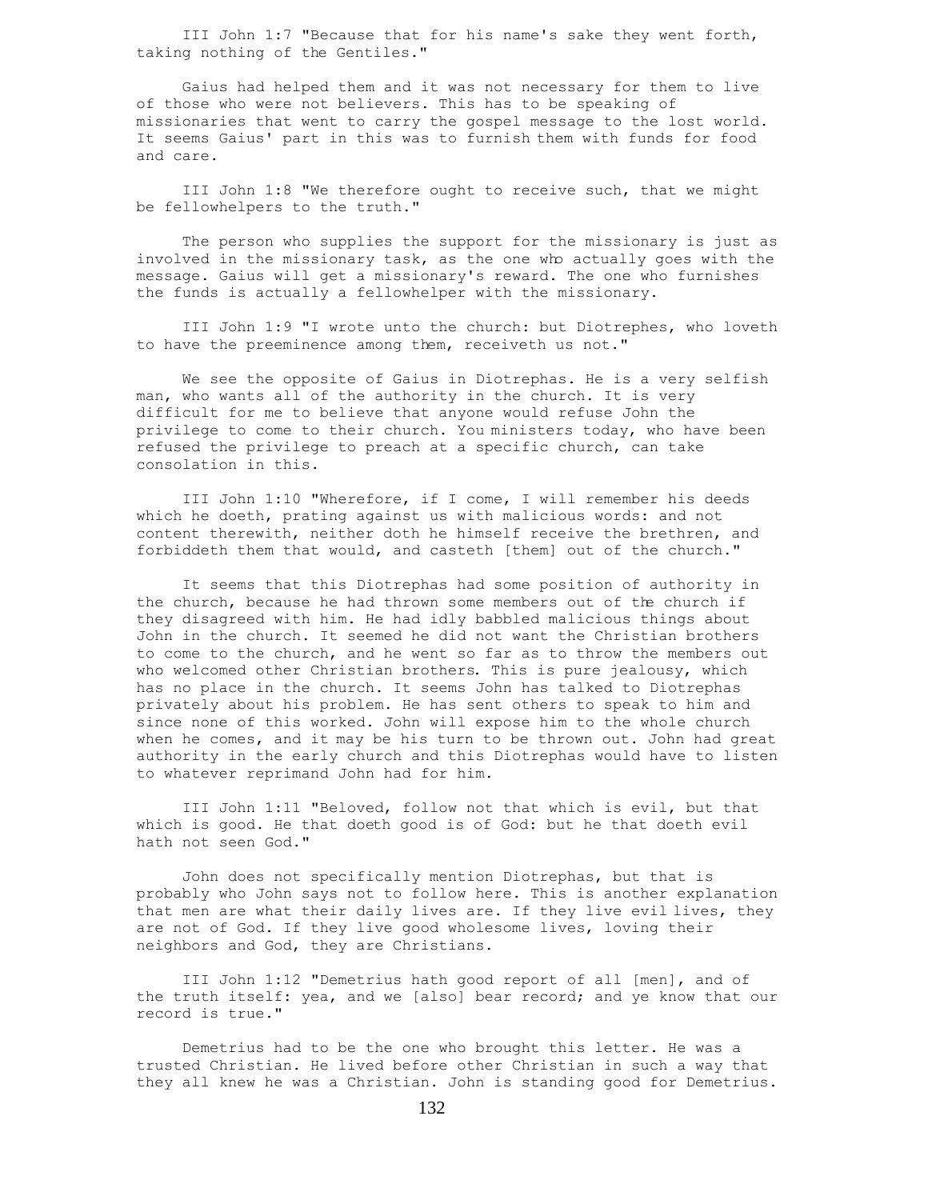III John 1:7 "Because that for his name's sake they went forth, taking nothing of the Gentiles."

Gaius had helped them and it was not necessary for them to live of those who were not believers. This has to be speaking of missionaries that went to carry the gospel message to the lost world. It seems Gaius' part in this was to furnish them with funds for food and care.

III John 1:8 "We therefore ought to receive such, that we might be fellowhelpers to the truth."

The person who supplies the support for the missionary is just as involved in the missionary task, as the one who actually goes with the message. Gaius will get a missionary's reward. The one who furnishes the funds is actually a fellowhelper with the missionary.

III John 1:9 "I wrote unto the church: but Diotrephes, who loveth to have the preeminence among them, receiveth us not."

We see the opposite of Gaius in Diotrephas. He is a very selfish man, who wants all of the authority in the church. It is very difficult for me to believe that anyone would refuse John the privilege to come to their church. You ministers today, who have been refused the privilege to preach at a specific church, can take consolation in this.

III John 1:10 "Wherefore, if I come, I will remember his deeds which he doeth, prating against us with malicious words: and not content therewith, neither doth he himself receive the brethren, and forbiddeth them that would, and casteth [them] out of the church."

It seems that this Diotrephas had some position of authority in the church, because he had thrown some members out of the church if they disagreed with him. He had idly babbled malicious things about John in the church. It seemed he did not want the Christian brothers to come to the church, and he went so far as to throw the members out who welcomed other Christian brothers. This is pure jealousy, which has no place in the church. It seems John has talked to Diotrephas privately about his problem. He has sent others to speak to him and since none of this worked. John will expose him to the whole church when he comes, and it may be his turn to be thrown out. John had great authority in the early church and this Diotrephas would have to listen to whatever reprimand John had for him.

III John 1:11 "Beloved, follow not that which is evil, but that which is good. He that doeth good is of God: but he that doeth evil hath not seen God."

John does not specifically mention Diotrephas, but that is probably who John says not to follow here. This is another explanation that men are what their daily lives are. If they live evil lives, they are not of God. If they live good wholesome lives, loving their neighbors and God, they are Christians.

III John 1:12 "Demetrius hath good report of all [men], and of the truth itself: yea, and we [also] bear record; and ye know that our record is true."

Demetrius had to be the one who brought this letter. He was a trusted Christian. He lived before other Christian in such a way that they all knew he was a Christian. John is standing good for Demetrius.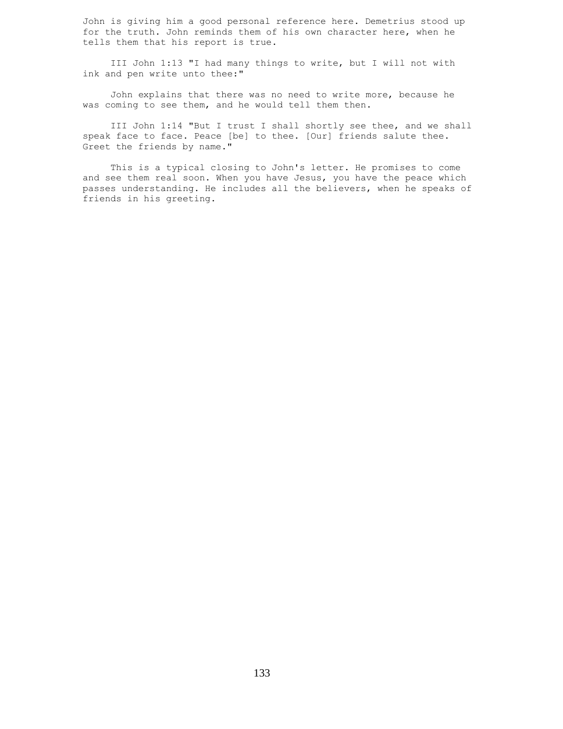John is giving him a good personal reference here. Demetrius stood up for the truth. John reminds them of his own character here, when he tells them that his report is true.

III John 1:13 "I had many things to write, but I will not with ink and pen write unto thee:"

John explains that there was no need to write more, because he was coming to see them, and he would tell them then.

III John 1:14 "But I trust I shall shortly see thee, and we shall speak face to face. Peace [be] to thee. [Our] friends salute thee. Greet the friends by name."

This is a typical closing to John's letter. He promises to come and see them real soon. When you have Jesus, you have the peace which passes understanding. He includes all the believers, when he speaks of friends in his greeting.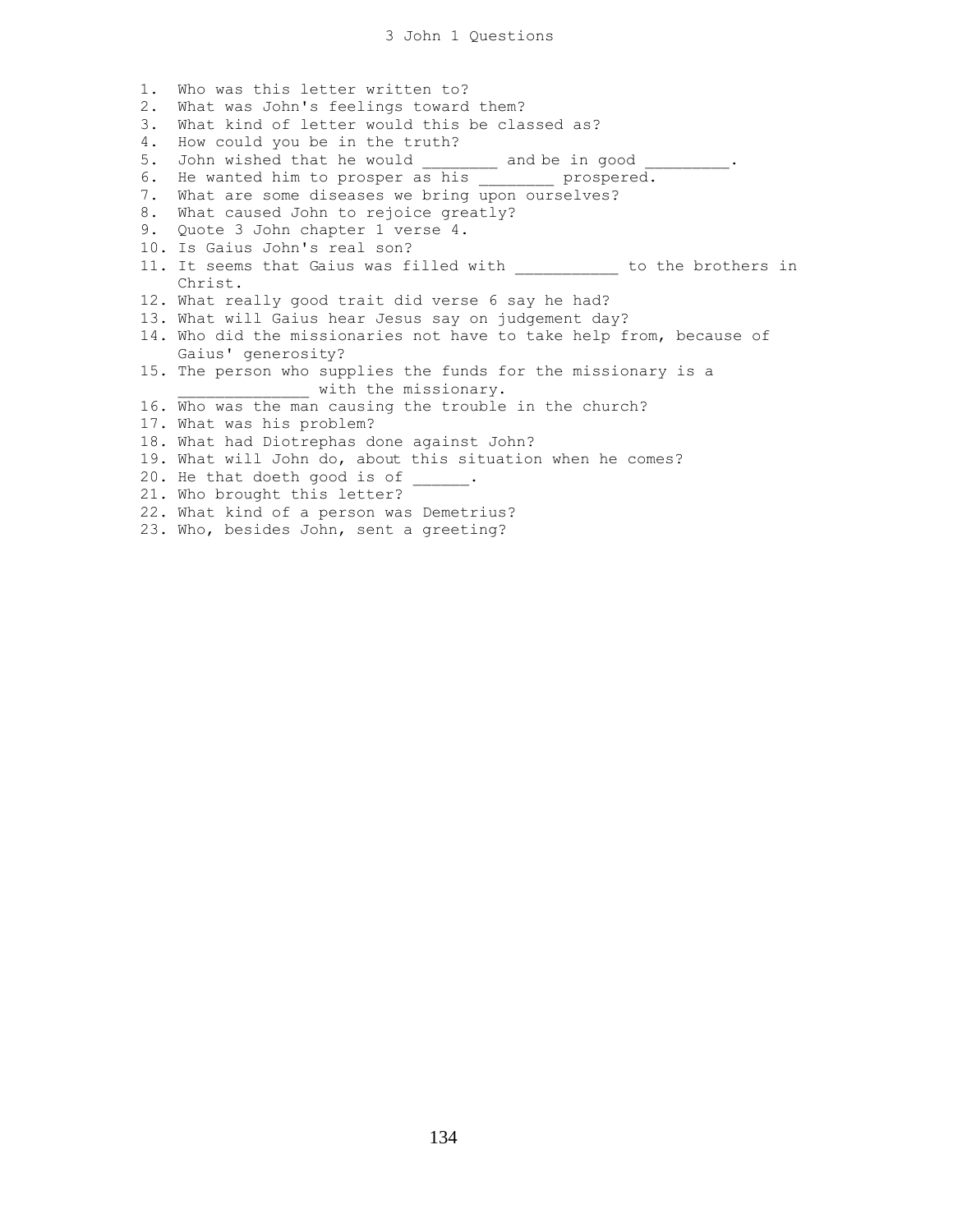# 3 John 1 Questions

1. Who was this letter written to?
2. What was John's feelings toward them?
3. What kind of letter would this be classed as?
4. How could you be in the truth?
5. John wished that he would ________ and be in good _________.
6. He wanted him to prosper as his ________ prospered.
7. What are some diseases we bring upon ourselves?
8. What caused John to rejoice greatly?
9. Quote 3 John chapter 1 verse 4.
10. Is Gaius John's real son?
11. It seems that Gaius was filled with ___________ to the brothers in Christ.
12. What really good trait did verse 6 say he had?
13. What will Gaius hear Jesus say on judgement day?
14. Who did the missionaries not have to take help from, because of Gaius' generosity?
15. The person who supplies the funds for the missionary is a ______________ with the missionary.
16. Who was the man causing the trouble in the church?
17. What was his problem?
18. What had Diotrephas done against John?
19. What will John do, about this situation when he comes?
20. He that doeth good is of ______.
21. Who brought this letter?
22. What kind of a person was Demetrius?
23. Who, besides John, sent a greeting?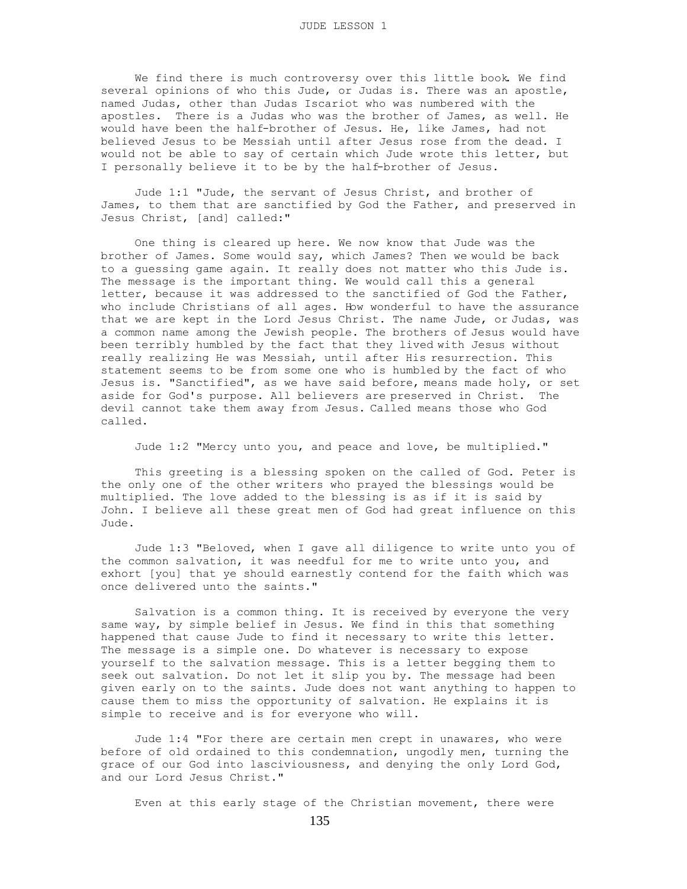# JUDE LESSON 1

We find there is much controversy over this little book. We find several opinions of who this Jude, or Judas is. There was an apostle, named Judas, other than Judas Iscariot who was numbered with the apostles. There is a Judas who was the brother of James, as well. He would have been the half-brother of Jesus. He, like James, had not believed Jesus to be Messiah until after Jesus rose from the dead. I would not be able to say of certain which Jude wrote this letter, but I personally believe it to be by the half-brother of Jesus.

Jude 1:1 "Jude, the servant of Jesus Christ, and brother of James, to them that are sanctified by God the Father, and preserved in Jesus Christ, [and] called:"

One thing is cleared up here. We now know that Jude was the brother of James. Some would say, which James? Then we would be back to a guessing game again. It really does not matter who this Jude is. The message is the important thing. We would call this a general letter, because it was addressed to the sanctified of God the Father, who include Christians of all ages. How wonderful to have the assurance that we are kept in the Lord Jesus Christ. The name Jude, or Judas, was a common name among the Jewish people. The brothers of Jesus would have been terribly humbled by the fact that they lived with Jesus without really realizing He was Messiah, until after His resurrection. This statement seems to be from some one who is humbled by the fact of who Jesus is. "Sanctified", as we have said before, means made holy, or set aside for God's purpose. All believers are preserved in Christ. The devil cannot take them away from Jesus. Called means those who God called.

Jude 1:2 "Mercy unto you, and peace and love, be multiplied."

This greeting is a blessing spoken on the called of God. Peter is the only one of the other writers who prayed the blessings would be multiplied. The love added to the blessing is as if it is said by John. I believe all these great men of God had great influence on this Jude.

Jude 1:3 "Beloved, when I gave all diligence to write unto you of the common salvation, it was needful for me to write unto you, and exhort [you] that ye should earnestly contend for the faith which was once delivered unto the saints."

Salvation is a common thing. It is received by everyone the very same way, by simple belief in Jesus. We find in this that something happened that cause Jude to find it necessary to write this letter. The message is a simple one. Do whatever is necessary to expose yourself to the salvation message. This is a letter begging them to seek out salvation. Do not let it slip you by. The message had been given early on to the saints. Jude does not want anything to happen to cause them to miss the opportunity of salvation. He explains it is simple to receive and is for everyone who will.

Jude 1:4 "For there are certain men crept in unawares, who were before of old ordained to this condemnation, ungodly men, turning the grace of our God into lasciviousness, and denying the only Lord God, and our Lord Jesus Christ."

Even at this early stage of the Christian movement, there were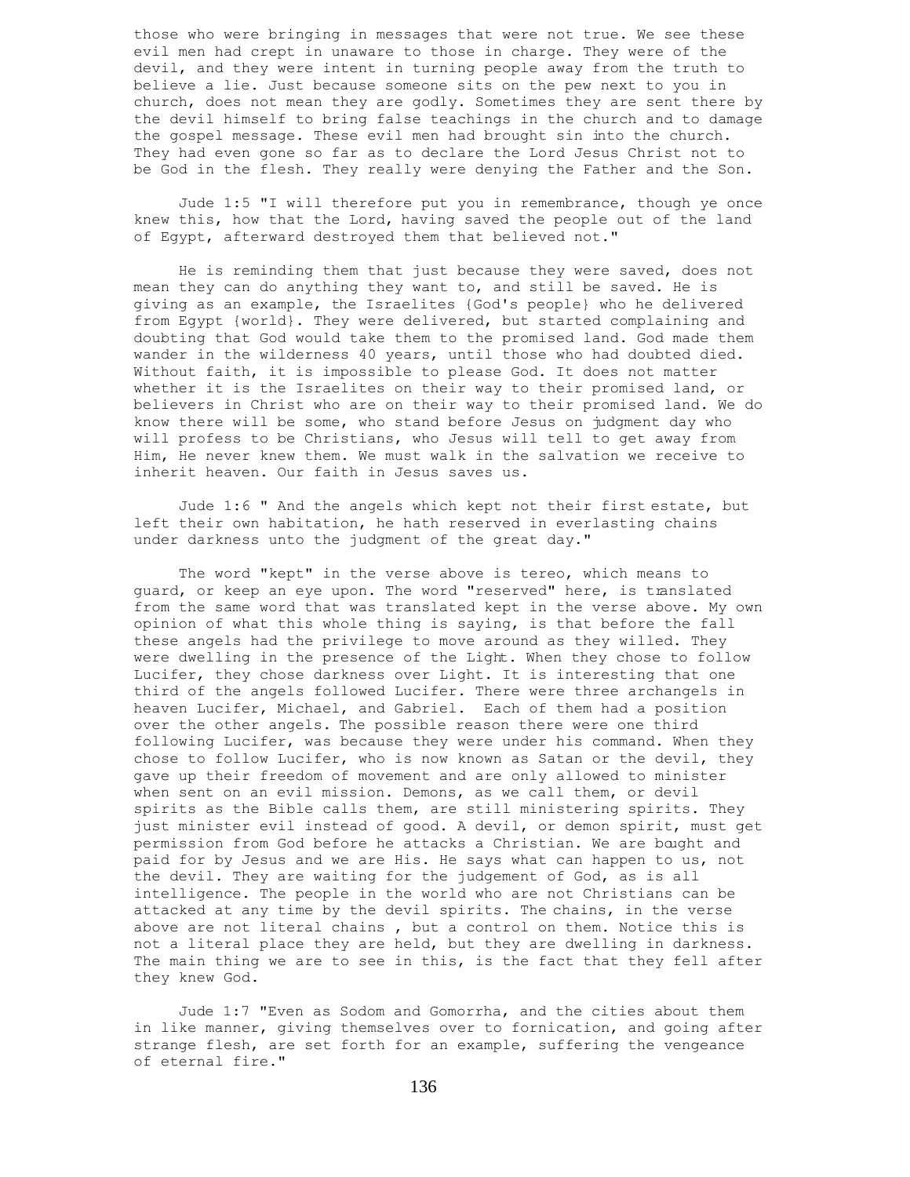those who were bringing in messages that were not true. We see these evil men had crept in unaware to those in charge. They were of the devil, and they were intent in turning people away from the truth to believe a lie. Just because someone sits on the pew next to you in church, does not mean they are godly. Sometimes they are sent there by the devil himself to bring false teachings in the church and to damage the gospel message. These evil men had brought sin into the church. They had even gone so far as to declare the Lord Jesus Christ not to be God in the flesh. They really were denying the Father and the Son.

Jude 1:5 "I will therefore put you in remembrance, though ye once knew this, how that the Lord, having saved the people out of the land of Egypt, afterward destroyed them that believed not."

He is reminding them that just because they were saved, does not mean they can do anything they want to, and still be saved. He is giving as an example, the Israelites {God's people} who he delivered from Egypt {world}. They were delivered, but started complaining and doubting that God would take them to the promised land. God made them wander in the wilderness 40 years, until those who had doubted died. Without faith, it is impossible to please God. It does not matter whether it is the Israelites on their way to their promised land, or believers in Christ who are on their way to their promised land. We do know there will be some, who stand before Jesus on judgment day who will profess to be Christians, who Jesus will tell to get away from Him, He never knew them. We must walk in the salvation we receive to inherit heaven. Our faith in Jesus saves us.

Jude 1:6 " And the angels which kept not their first estate, but left their own habitation, he hath reserved in everlasting chains under darkness unto the judgment of the great day."

The word "kept" in the verse above is tereo, which means to guard, or keep an eye upon. The word "reserved" here, is translated from the same word that was translated kept in the verse above. My own opinion of what this whole thing is saying, is that before the fall these angels had the privilege to move around as they willed. They were dwelling in the presence of the Light. When they chose to follow Lucifer, they chose darkness over Light. It is interesting that one third of the angels followed Lucifer. There were three archangels in heaven Lucifer, Michael, and Gabriel. Each of them had a position over the other angels. The possible reason there were one third following Lucifer, was because they were under his command. When they chose to follow Lucifer, who is now known as Satan or the devil, they gave up their freedom of movement and are only allowed to minister when sent on an evil mission. Demons, as we call them, or devil spirits as the Bible calls them, are still ministering spirits. They just minister evil instead of good. A devil, or demon spirit, must get permission from God before he attacks a Christian. We are bought and paid for by Jesus and we are His. He says what can happen to us, not the devil. They are waiting for the judgement of God, as is all intelligence. The people in the world who are not Christians can be attacked at any time by the devil spirits. The chains, in the verse above are not literal chains , but a control on them. Notice this is not a literal place they are held, but they are dwelling in darkness. The main thing we are to see in this, is the fact that they fell after they knew God.

Jude 1:7 "Even as Sodom and Gomorrha, and the cities about them in like manner, giving themselves over to fornication, and going after strange flesh, are set forth for an example, suffering the vengeance of eternal fire."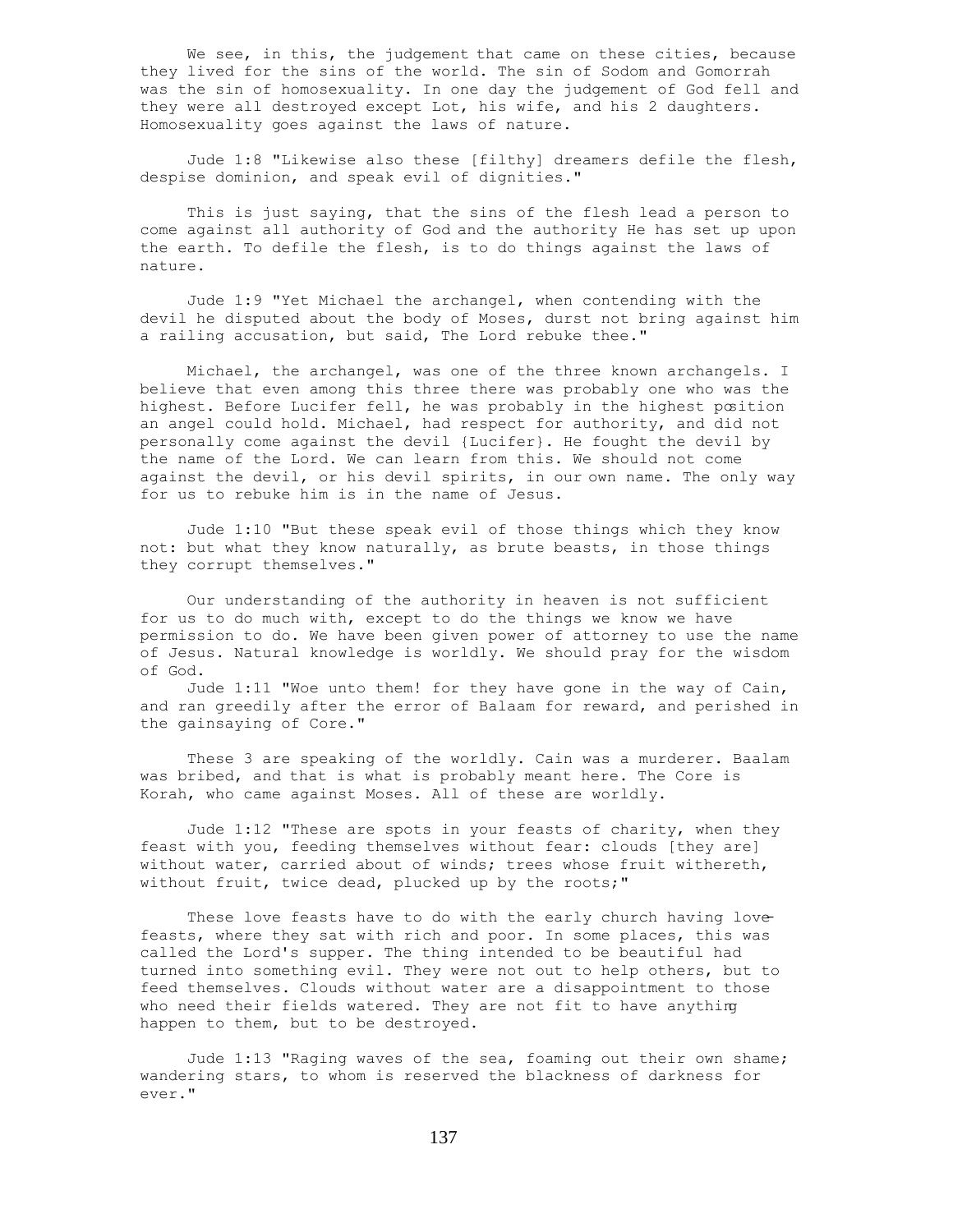We see, in this, the judgement that came on these cities, because they lived for the sins of the world. The sin of Sodom and Gomorrah was the sin of homosexuality. In one day the judgement of God fell and they were all destroyed except Lot, his wife, and his 2 daughters. Homosexuality goes against the laws of nature.

Jude 1:8 "Likewise also these [filthy] dreamers defile the flesh, despise dominion, and speak evil of dignities."

This is just saying, that the sins of the flesh lead a person to come against all authority of God and the authority He has set up upon the earth. To defile the flesh, is to do things against the laws of nature.

Jude 1:9 "Yet Michael the archangel, when contending with the devil he disputed about the body of Moses, durst not bring against him a railing accusation, but said, The Lord rebuke thee."

Michael, the archangel, was one of the three known archangels. I believe that even among this three there was probably one who was the highest. Before Lucifer fell, he was probably in the highest position an angel could hold. Michael, had respect for authority, and did not personally come against the devil {Lucifer}. He fought the devil by the name of the Lord. We can learn from this. We should not come against the devil, or his devil spirits, in our own name. The only way for us to rebuke him is in the name of Jesus.

Jude 1:10 "But these speak evil of those things which they know not: but what they know naturally, as brute beasts, in those things they corrupt themselves."

Our understanding of the authority in heaven is not sufficient for us to do much with, except to do the things we know we have permission to do. We have been given power of attorney to use the name of Jesus. Natural knowledge is worldly. We should pray for the wisdom of God.

Jude 1:11 "Woe unto them! for they have gone in the way of Cain, and ran greedily after the error of Balaam for reward, and perished in the gainsaying of Core."

These 3 are speaking of the worldly. Cain was a murderer. Baalam was bribed, and that is what is probably meant here. The Core is Korah, who came against Moses. All of these are worldly.

Jude 1:12 "These are spots in your feasts of charity, when they feast with you, feeding themselves without fear: clouds [they are] without water, carried about of winds; trees whose fruit withereth, without fruit, twice dead, plucked up by the roots;"

These love feasts have to do with the early church having love-feasts, where they sat with rich and poor. In some places, this was called the Lord's supper. The thing intended to be beautiful had turned into something evil. They were not out to help others, but to feed themselves. Clouds without water are a disappointment to those who need their fields watered. They are not fit to have anything happen to them, but to be destroyed.

Jude 1:13 "Raging waves of the sea, foaming out their own shame; wandering stars, to whom is reserved the blackness of darkness for ever."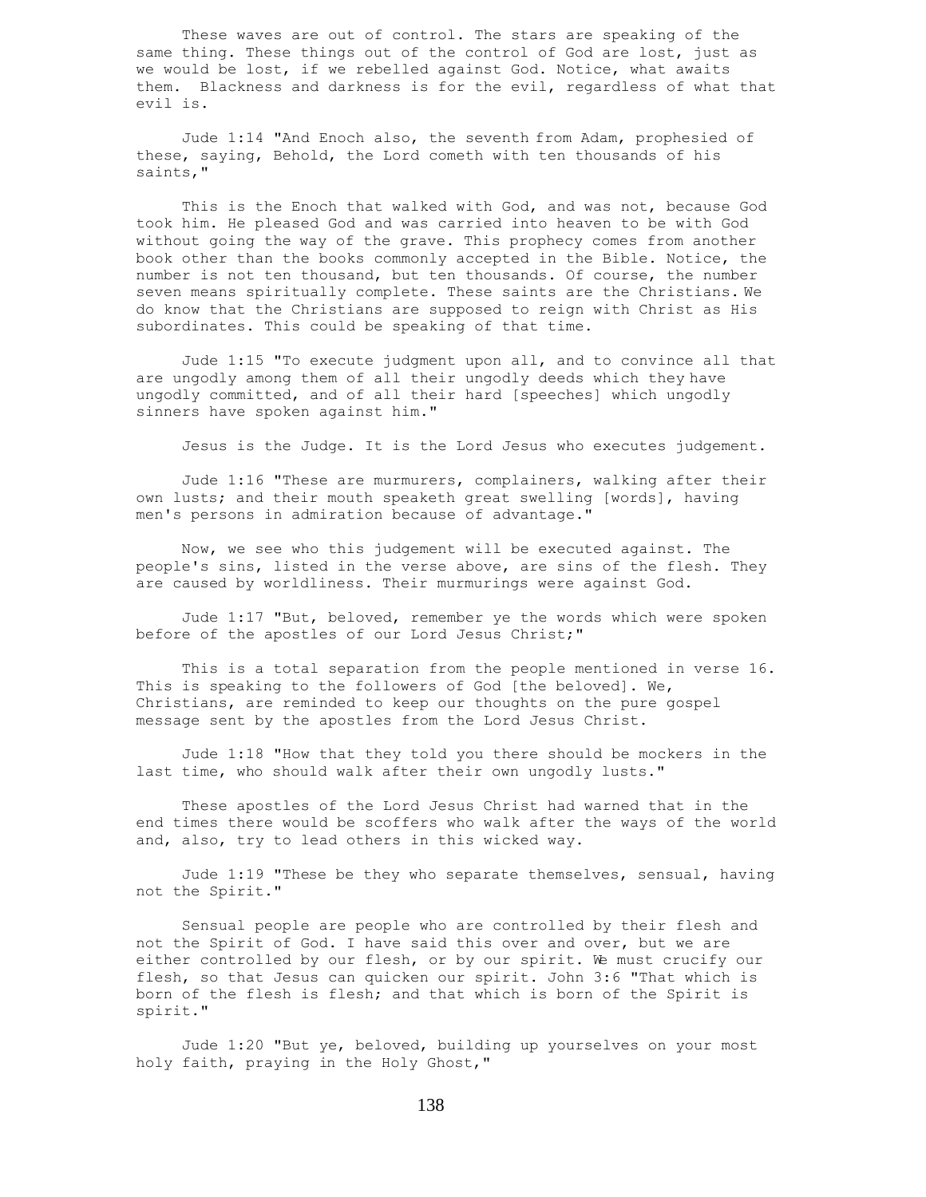These waves are out of control. The stars are speaking of the same thing. These things out of the control of God are lost, just as we would be lost, if we rebelled against God. Notice, what awaits them. Blackness and darkness is for the evil, regardless of what that evil is.

Jude 1:14 "And Enoch also, the seventh from Adam, prophesied of these, saying, Behold, the Lord cometh with ten thousands of his saints,"

This is the Enoch that walked with God, and was not, because God took him. He pleased God and was carried into heaven to be with God without going the way of the grave. This prophecy comes from another book other than the books commonly accepted in the Bible. Notice, the number is not ten thousand, but ten thousands. Of course, the number seven means spiritually complete. These saints are the Christians. We do know that the Christians are supposed to reign with Christ as His subordinates. This could be speaking of that time.

Jude 1:15 "To execute judgment upon all, and to convince all that are ungodly among them of all their ungodly deeds which they have ungodly committed, and of all their hard [speeches] which ungodly sinners have spoken against him."

Jesus is the Judge. It is the Lord Jesus who executes judgement.

Jude 1:16 "These are murmurers, complainers, walking after their own lusts; and their mouth speaketh great swelling [words], having men's persons in admiration because of advantage."

Now, we see who this judgement will be executed against. The people's sins, listed in the verse above, are sins of the flesh. They are caused by worldliness. Their murmurings were against God.

Jude 1:17 "But, beloved, remember ye the words which were spoken before of the apostles of our Lord Jesus Christ;"

This is a total separation from the people mentioned in verse 16. This is speaking to the followers of God [the beloved]. We, Christians, are reminded to keep our thoughts on the pure gospel message sent by the apostles from the Lord Jesus Christ.

Jude 1:18 "How that they told you there should be mockers in the last time, who should walk after their own ungodly lusts."

These apostles of the Lord Jesus Christ had warned that in the end times there would be scoffers who walk after the ways of the world and, also, try to lead others in this wicked way.

Jude 1:19 "These be they who separate themselves, sensual, having not the Spirit."

Sensual people are people who are controlled by their flesh and not the Spirit of God. I have said this over and over, but we are either controlled by our flesh, or by our spirit. We must crucify our flesh, so that Jesus can quicken our spirit. John 3:6 "That which is born of the flesh is flesh; and that which is born of the Spirit is spirit."

Jude 1:20 "But ye, beloved, building up yourselves on your most holy faith, praying in the Holy Ghost,"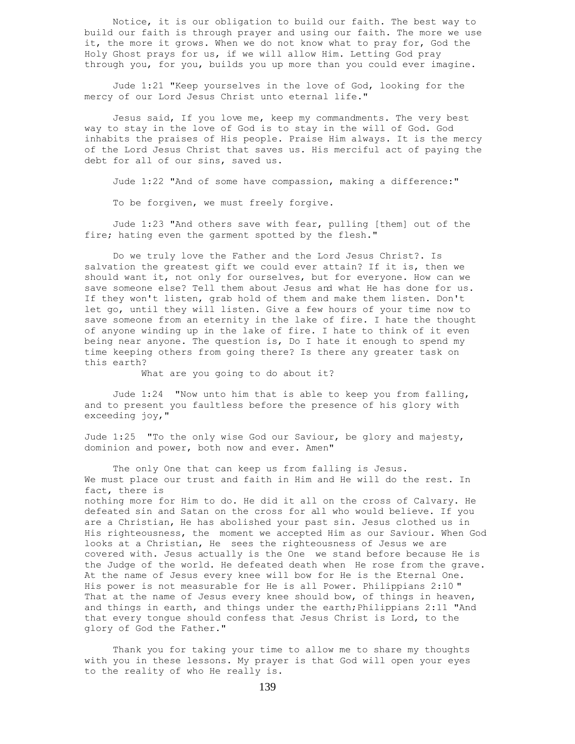Notice, it is our obligation to build our faith. The best way to build our faith is through prayer and using our faith. The more we use it, the more it grows. When we do not know what to pray for, God the Holy Ghost prays for us, if we will allow Him. Letting God pray through you, for you, builds you up more than you could ever imagine.

Jude 1:21 "Keep yourselves in the love of God, looking for the mercy of our Lord Jesus Christ unto eternal life."

Jesus said, If you love me, keep my commandments. The very best way to stay in the love of God is to stay in the will of God. God inhabits the praises of His people. Praise Him always. It is the mercy of the Lord Jesus Christ that saves us. His merciful act of paying the debt for all of our sins, saved us.

Jude 1:22 "And of some have compassion, making a difference:"

To be forgiven, we must freely forgive.

Jude 1:23 "And others save with fear, pulling [them] out of the fire; hating even the garment spotted by the flesh."

Do we truly love the Father and the Lord Jesus Christ?. Is salvation the greatest gift we could ever attain? If it is, then we should want it, not only for ourselves, but for everyone. How can we save someone else? Tell them about Jesus and what He has done for us. If they won't listen, grab hold of them and make them listen. Don't let go, until they will listen. Give a few hours of your time now to save someone from an eternity in the lake of fire. I hate the thought of anyone winding up in the lake of fire. I hate to think of it even being near anyone. The question is, Do I hate it enough to spend my time keeping others from going there? Is there any greater task on this earth?

What are you going to do about it?

Jude 1:24 "Now unto him that is able to keep you from falling, and to present you faultless before the presence of his glory with exceeding joy,"

Jude 1:25 "To the only wise God our Saviour, be glory and majesty, dominion and power, both now and ever. Amen"

The only One that can keep us from falling is Jesus. We must place our trust and faith in Him and He will do the rest. In fact, there is nothing more for Him to do. He did it all on the cross of Calvary. He defeated sin and Satan on the cross for all who would believe. If you are a Christian, He has abolished your past sin. Jesus clothed us in His righteousness, the moment we accepted Him as our Saviour. When God looks at a Christian, He sees the righteousness of Jesus we are covered with. Jesus actually is the One we stand before because He is the Judge of the world. He defeated death when He rose from the grave. At the name of Jesus every knee will bow for He is the Eternal One. His power is not measurable for He is all Power. Philippians 2:10 " That at the name of Jesus every knee should bow, of things in heaven, and things in earth, and things under the earth;Philippians 2:11 "And that every tongue should confess that Jesus Christ is Lord, to the glory of God the Father."

Thank you for taking your time to allow me to share my thoughts with you in these lessons. My prayer is that God will open your eyes to the reality of who He really is.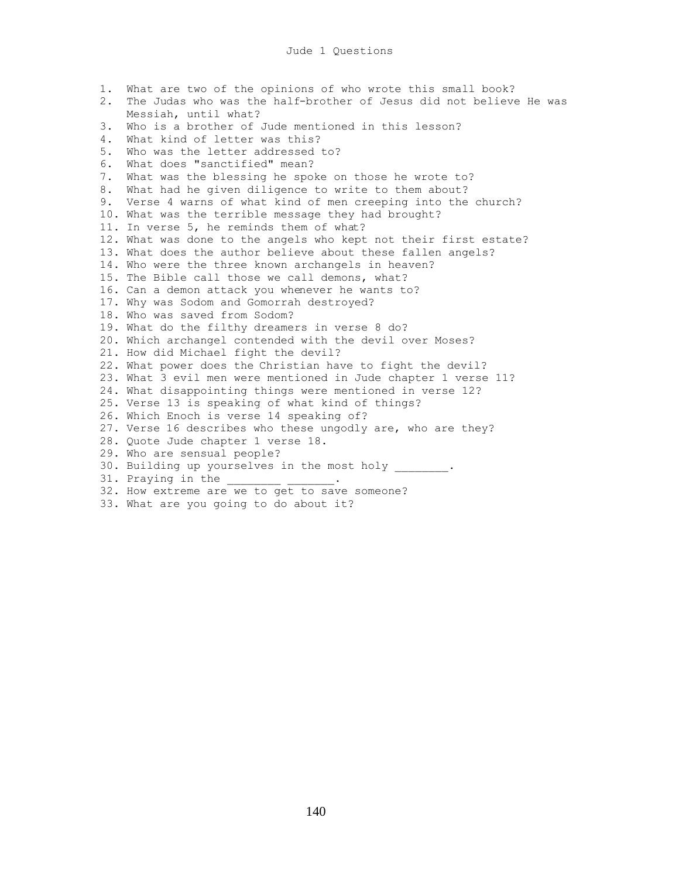# Jude 1 Questions

1. What are two of the opinions of who wrote this small book?
2. The Judas who was the half-brother of Jesus did not believe He was Messiah, until what?
3. Who is a brother of Jude mentioned in this lesson?
4. What kind of letter was this?
5. Who was the letter addressed to?
6. What does "sanctified" mean?
7. What was the blessing he spoke on those he wrote to?
8. What had he given diligence to write to them about?
9. Verse 4 warns of what kind of men creeping into the church?
10. What was the terrible message they had brought?
11. In verse 5, he reminds them of what?
12. What was done to the angels who kept not their first estate?
13. What does the author believe about these fallen angels?
14. Who were the three known archangels in heaven?
15. The Bible call those we call demons, what?
16. Can a demon attack you whenever he wants to?
17. Why was Sodom and Gomorrah destroyed?
18. Who was saved from Sodom?
19. What do the filthy dreamers in verse 8 do?
20. Which archangel contended with the devil over Moses?
21. How did Michael fight the devil?
22. What power does the Christian have to fight the devil?
23. What 3 evil men were mentioned in Jude chapter 1 verse 11?
24. What disappointing things were mentioned in verse 12?
25. Verse 13 is speaking of what kind of things?
26. Which Enoch is verse 14 speaking of?
27. Verse 16 describes who these ungodly are, who are they?
28. Quote Jude chapter 1 verse 18.
29. Who are sensual people?
30. Building up yourselves in the most holy ________.
31. Praying in the ________ _______.
32. How extreme are we to get to save someone?
33. What are you going to do about it?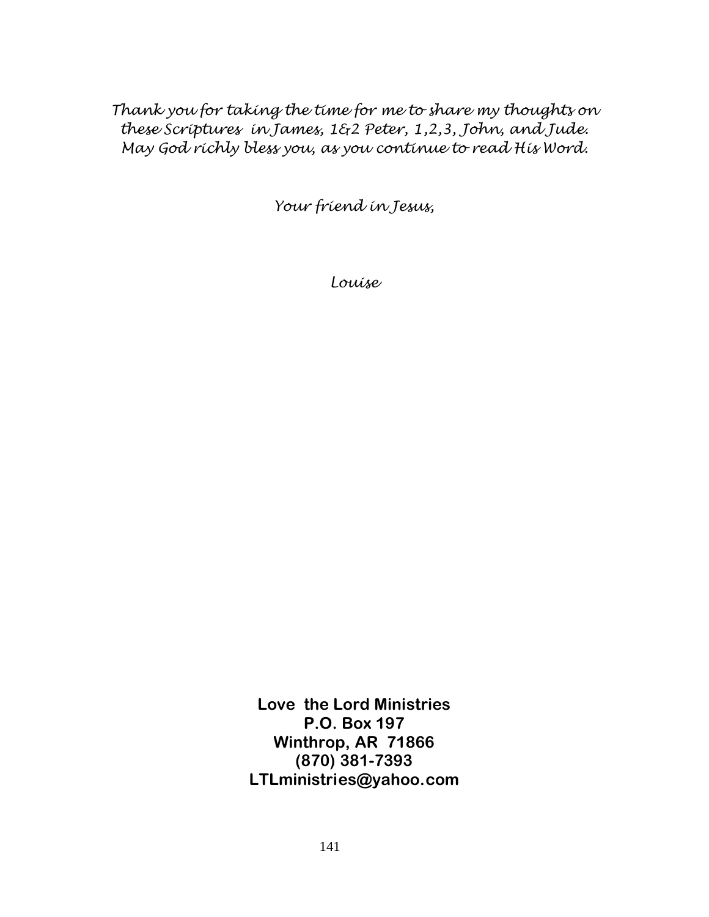*Thank you for taking the time for me to share my thoughts on these Scriptures in James, 1&2 Peter, 1,2,3, John, and Jude. May God richly bless you, as you continue to read His Word.*

*Your friend in Jesus,*

*Louise*

**Love the Lord Ministries**
**P.O. Box 197**
**Winthrop, AR 71866**
**(870) 381-7393**
**LTLministries@yahoo.com**